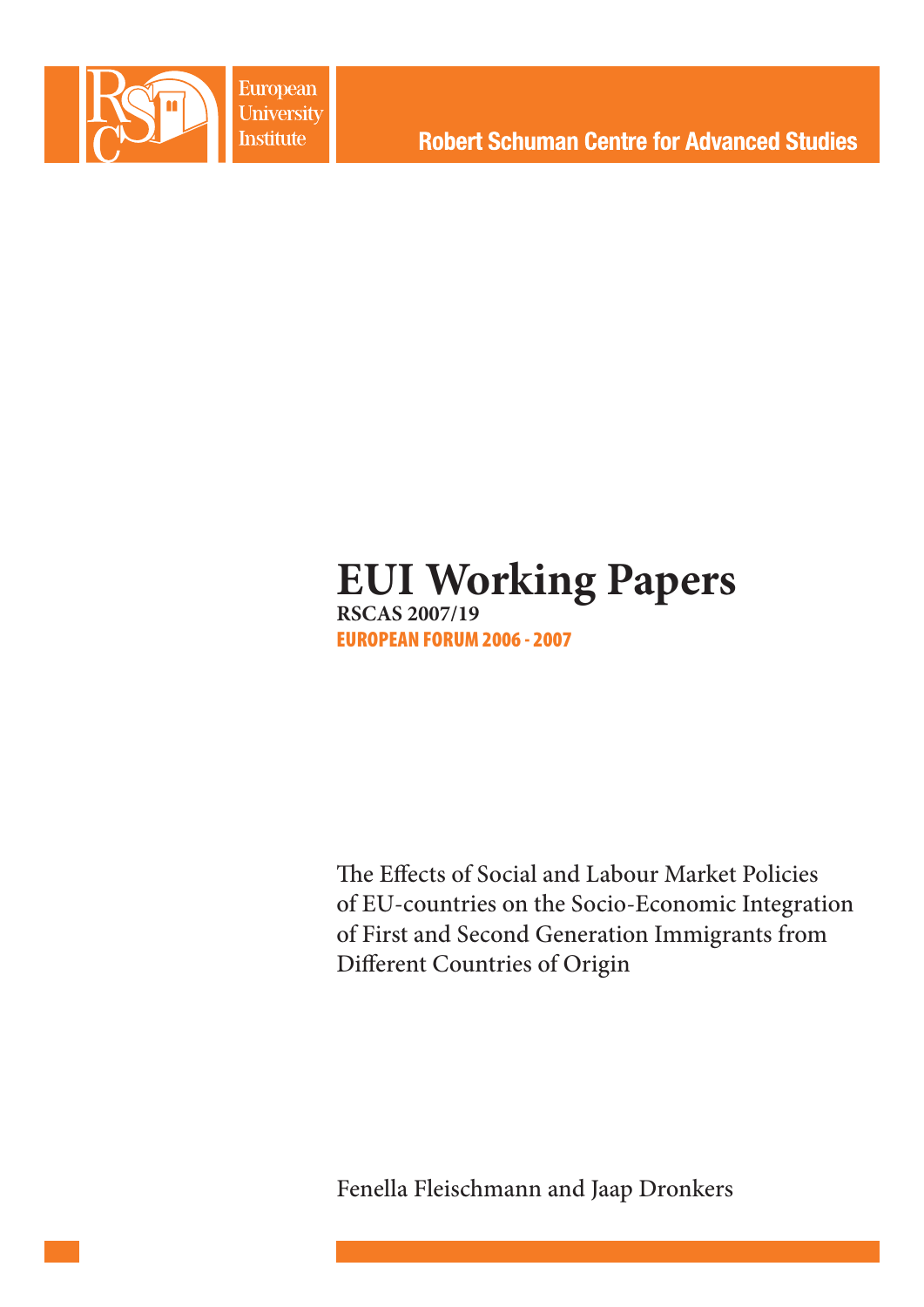European University Institute

Robert Schuman Centre for Advanced Studies

# EUI Working Papers

**RSCAS 2007/19**

**EUROPEAN FORUM 2006 - 2007**

The Effects of Social and Labour Market Policies of EU-countries on the Socio-Economic Integration of First and Second Generation Immigrants from Different Countries of Origin

Fenella Fleischmann and Jaap Dronkers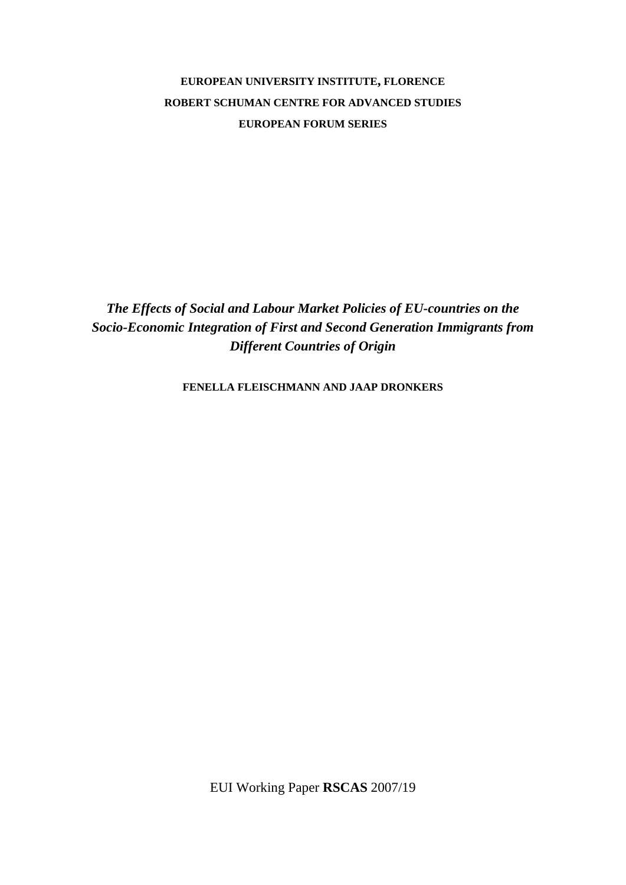**EUROPEAN UNIVERSITY INSTITUTE, FLORENCE**
**ROBERT SCHUMAN CENTRE FOR ADVANCED STUDIES**
**EUROPEAN FORUM SERIES**

# *The Effects of Social and Labour Market Policies of EU-countries on the Socio-Economic Integration of First and Second Generation Immigrants from Different Countries of Origin*

**FENELLA FLEISCHMANN AND JAAP DRONKERS**

EUI Working Paper **RSCAS** 2007/19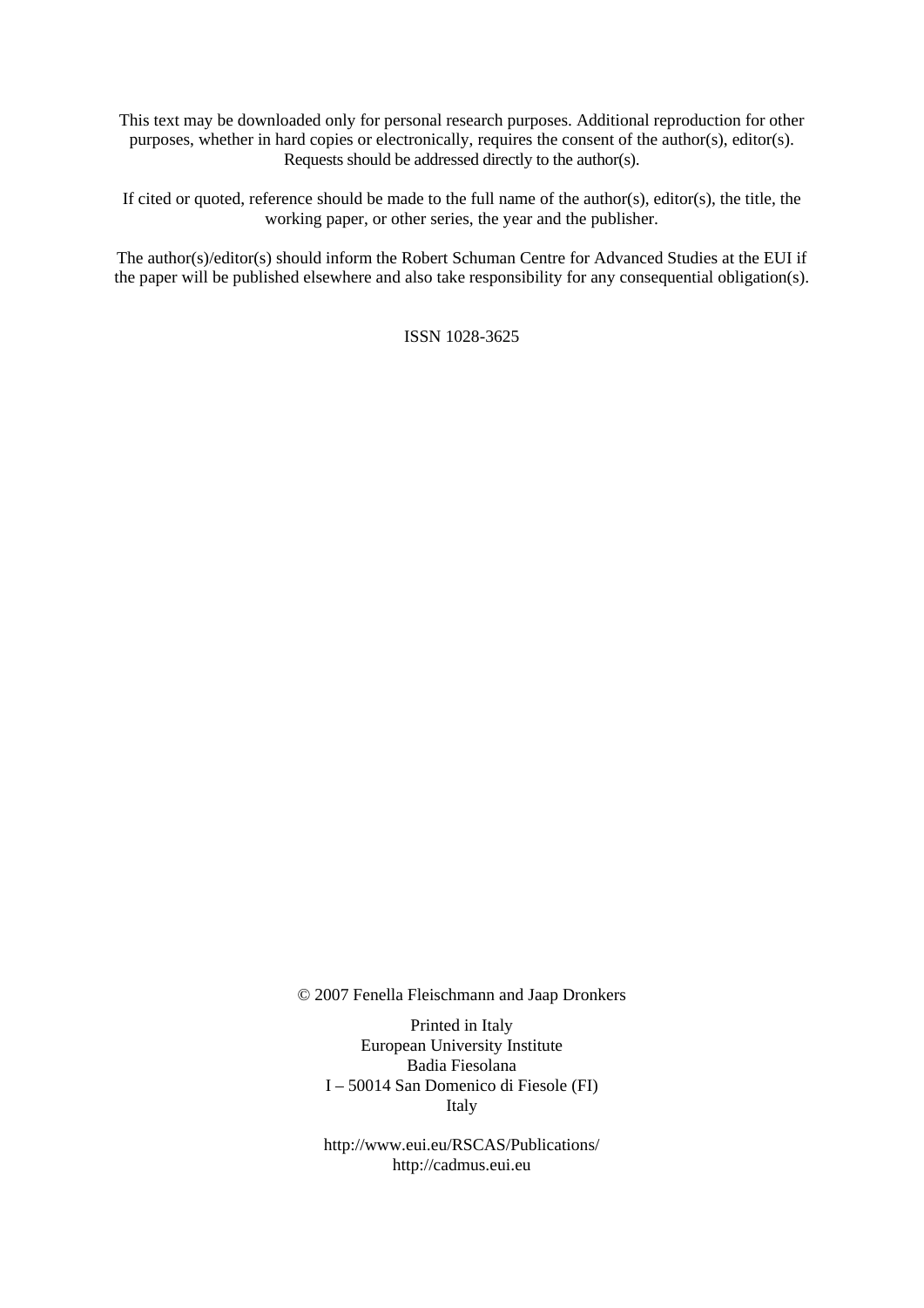This text may be downloaded only for personal research purposes. Additional reproduction for other purposes, whether in hard copies or electronically, requires the consent of the author(s), editor(s). Requests should be addressed directly to the author(s).

If cited or quoted, reference should be made to the full name of the author(s), editor(s), the title, the working paper, or other series, the year and the publisher.

The author(s)/editor(s) should inform the Robert Schuman Centre for Advanced Studies at the EUI if the paper will be published elsewhere and also take responsibility for any consequential obligation(s).

ISSN 1028-3625

© 2007 Fenella Fleischmann and Jaap Dronkers

Printed in Italy  
European University Institute  
Badia Fiesolana  
I – 50014 San Domenico di Fiesole (FI)  
Italy

http://www.eui.eu/RSCAS/Publications/  
http://cadmus.eui.eu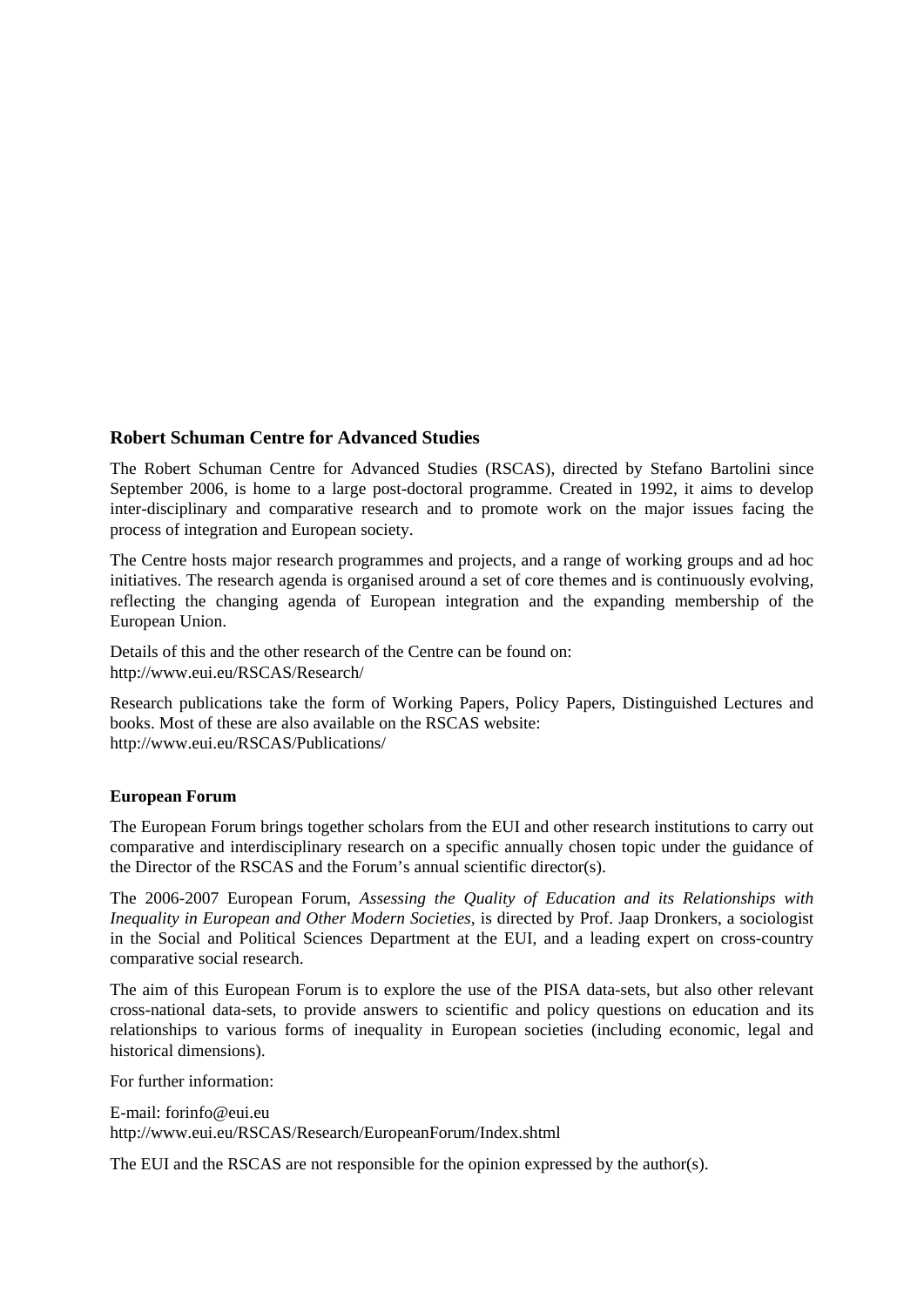## Robert Schuman Centre for Advanced Studies

The Robert Schuman Centre for Advanced Studies (RSCAS), directed by Stefano Bartolini since September 2006, is home to a large post-doctoral programme. Created in 1992, it aims to develop inter-disciplinary and comparative research and to promote work on the major issues facing the process of integration and European society.

The Centre hosts major research programmes and projects, and a range of working groups and ad hoc initiatives. The research agenda is organised around a set of core themes and is continuously evolving, reflecting the changing agenda of European integration and the expanding membership of the European Union.

Details of this and the other research of the Centre can be found on:
http://www.eui.eu/RSCAS/Research/

Research publications take the form of Working Papers, Policy Papers, Distinguished Lectures and books. Most of these are also available on the RSCAS website:
http://www.eui.eu/RSCAS/Publications/

### European Forum

The European Forum brings together scholars from the EUI and other research institutions to carry out comparative and interdisciplinary research on a specific annually chosen topic under the guidance of the Director of the RSCAS and the Forum's annual scientific director(s).

The 2006-2007 European Forum, *Assessing the Quality of Education and its Relationships with Inequality in European and Other Modern Societies*, is directed by Prof. Jaap Dronkers, a sociologist in the Social and Political Sciences Department at the EUI, and a leading expert on cross-country comparative social research.

The aim of this European Forum is to explore the use of the PISA data-sets, but also other relevant cross-national data-sets, to provide answers to scientific and policy questions on education and its relationships to various forms of inequality in European societies (including economic, legal and historical dimensions).

For further information:

E-mail: forinfo@eui.eu
http://www.eui.eu/RSCAS/Research/EuropeanForum/Index.shtml

The EUI and the RSCAS are not responsible for the opinion expressed by the author(s).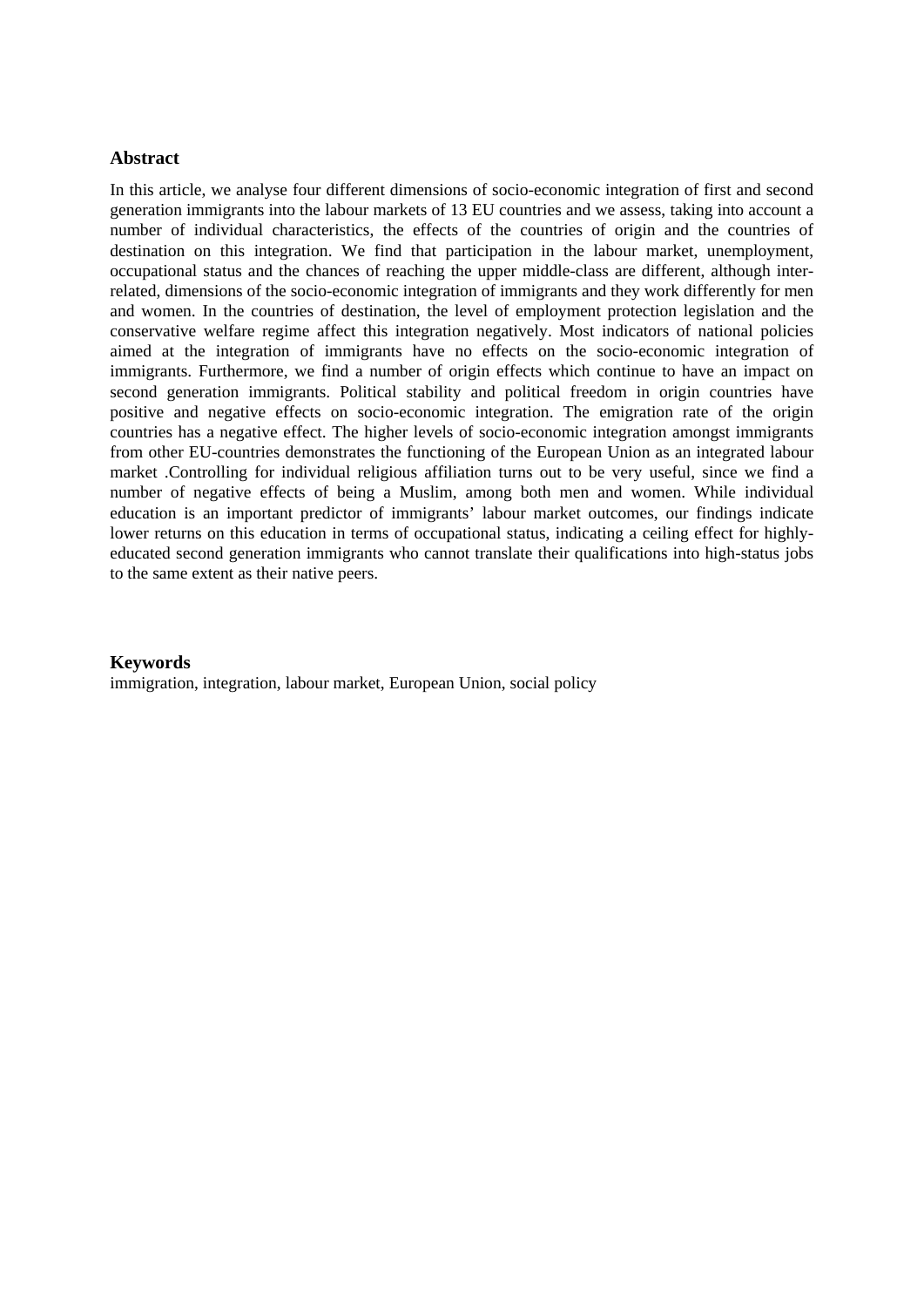## Abstract

In this article, we analyse four different dimensions of socio-economic integration of first and second generation immigrants into the labour markets of 13 EU countries and we assess, taking into account a number of individual characteristics, the effects of the countries of origin and the countries of destination on this integration. We find that participation in the labour market, unemployment, occupational status and the chances of reaching the upper middle-class are different, although inter-related, dimensions of the socio-economic integration of immigrants and they work differently for men and women. In the countries of destination, the level of employment protection legislation and the conservative welfare regime affect this integration negatively. Most indicators of national policies aimed at the integration of immigrants have no effects on the socio-economic integration of immigrants. Furthermore, we find a number of origin effects which continue to have an impact on second generation immigrants. Political stability and political freedom in origin countries have positive and negative effects on socio-economic integration. The emigration rate of the origin countries has a negative effect. The higher levels of socio-economic integration amongst immigrants from other EU-countries demonstrates the functioning of the European Union as an integrated labour market .Controlling for individual religious affiliation turns out to be very useful, since we find a number of negative effects of being a Muslim, among both men and women. While individual education is an important predictor of immigrants' labour market outcomes, our findings indicate lower returns on this education in terms of occupational status, indicating a ceiling effect for highly-educated second generation immigrants who cannot translate their qualifications into high-status jobs to the same extent as their native peers.

## Keywords

immigration, integration, labour market, European Union, social policy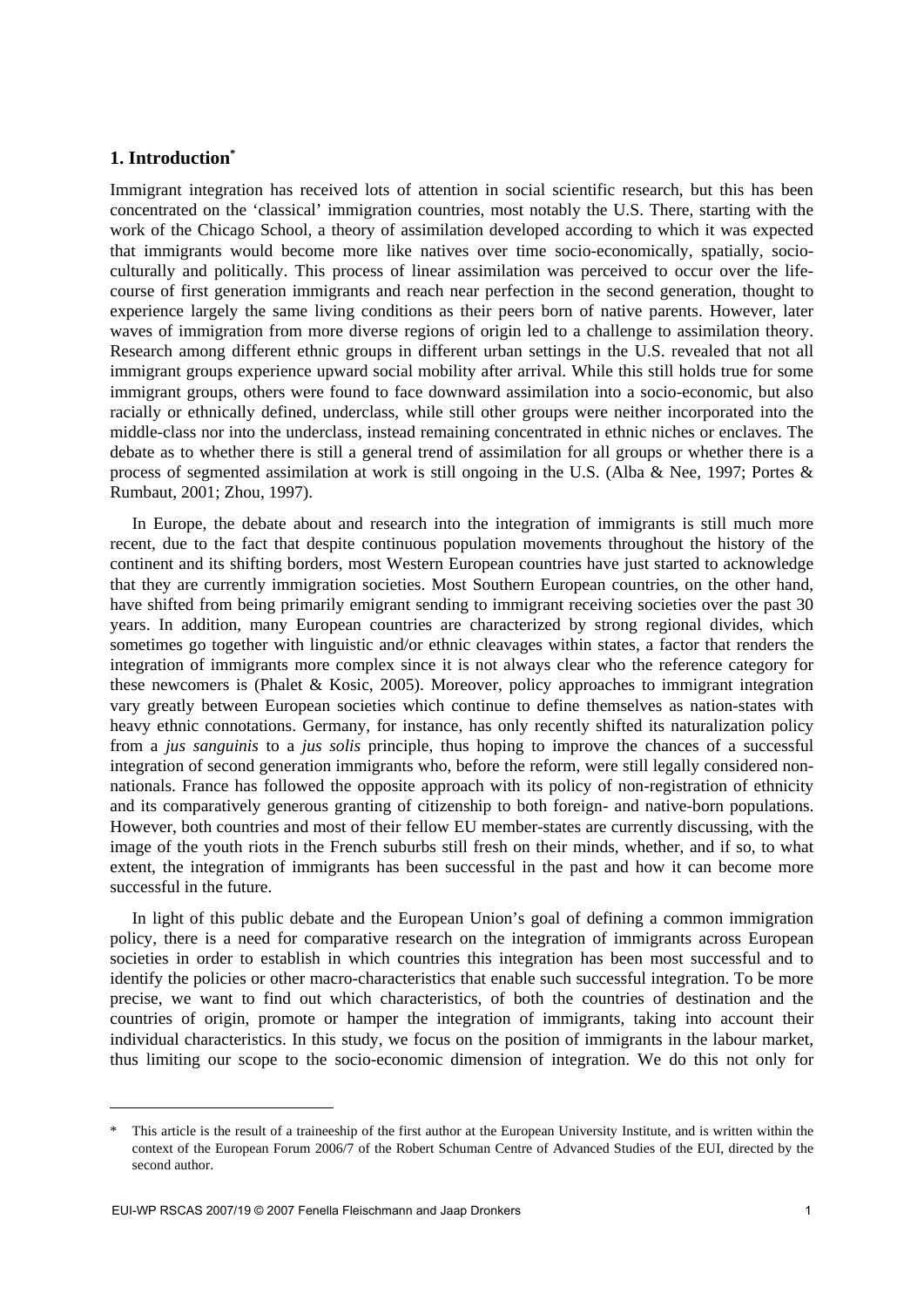## 1. Introduction*

Immigrant integration has received lots of attention in social scientific research, but this has been concentrated on the 'classical' immigration countries, most notably the U.S. There, starting with the work of the Chicago School, a theory of assimilation developed according to which it was expected that immigrants would become more like natives over time socio-economically, spatially, socio-culturally and politically. This process of linear assimilation was perceived to occur over the life-course of first generation immigrants and reach near perfection in the second generation, thought to experience largely the same living conditions as their peers born of native parents. However, later waves of immigration from more diverse regions of origin led to a challenge to assimilation theory. Research among different ethnic groups in different urban settings in the U.S. revealed that not all immigrant groups experience upward social mobility after arrival. While this still holds true for some immigrant groups, others were found to face downward assimilation into a socio-economic, but also racially or ethnically defined, underclass, while still other groups were neither incorporated into the middle-class nor into the underclass, instead remaining concentrated in ethnic niches or enclaves. The debate as to whether there is still a general trend of assimilation for all groups or whether there is a process of segmented assimilation at work is still ongoing in the U.S. (Alba & Nee, 1997; Portes & Rumbaut, 2001; Zhou, 1997).

In Europe, the debate about and research into the integration of immigrants is still much more recent, due to the fact that despite continuous population movements throughout the history of the continent and its shifting borders, most Western European countries have just started to acknowledge that they are currently immigration societies. Most Southern European countries, on the other hand, have shifted from being primarily emigrant sending to immigrant receiving societies over the past 30 years. In addition, many European countries are characterized by strong regional divides, which sometimes go together with linguistic and/or ethnic cleavages within states, a factor that renders the integration of immigrants more complex since it is not always clear who the reference category for these newcomers is (Phalet & Kosic, 2005). Moreover, policy approaches to immigrant integration vary greatly between European societies which continue to define themselves as nation-states with heavy ethnic connotations. Germany, for instance, has only recently shifted its naturalization policy from a *jus sanguinis* to a *jus solis* principle, thus hoping to improve the chances of a successful integration of second generation immigrants who, before the reform, were still legally considered non-nationals. France has followed the opposite approach with its policy of non-registration of ethnicity and its comparatively generous granting of citizenship to both foreign- and native-born populations. However, both countries and most of their fellow EU member-states are currently discussing, with the image of the youth riots in the French suburbs still fresh on their minds, whether, and if so, to what extent, the integration of immigrants has been successful in the past and how it can become more successful in the future.

In light of this public debate and the European Union's goal of defining a common immigration policy, there is a need for comparative research on the integration of immigrants across European societies in order to establish in which countries this integration has been most successful and to identify the policies or other macro-characteristics that enable such successful integration. To be more precise, we want to find out which characteristics, of both the countries of destination and the countries of origin, promote or hamper the integration of immigrants, taking into account their individual characteristics. In this study, we focus on the position of immigrants in the labour market, thus limiting our scope to the socio-economic dimension of integration. We do this not only for

---

\* This article is the result of a traineeship of the first author at the European University Institute, and is written within the context of the European Forum 2006/7 of the Robert Schuman Centre of Advanced Studies of the EUI, directed by the second author.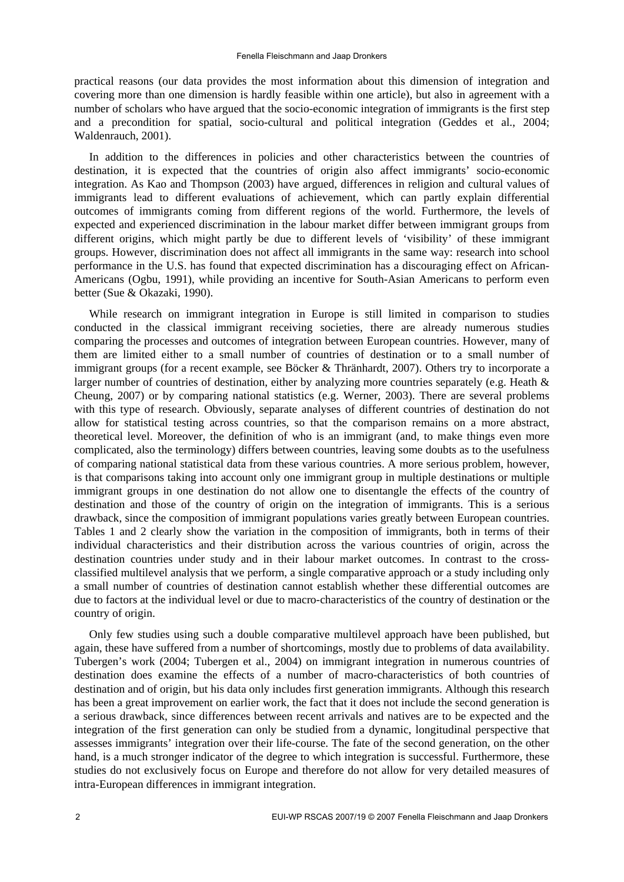practical reasons (our data provides the most information about this dimension of integration and covering more than one dimension is hardly feasible within one article), but also in agreement with a number of scholars who have argued that the socio-economic integration of immigrants is the first step and a precondition for spatial, socio-cultural and political integration (Geddes et al., 2004; Waldenrauch, 2001).

In addition to the differences in policies and other characteristics between the countries of destination, it is expected that the countries of origin also affect immigrants' socio-economic integration. As Kao and Thompson (2003) have argued, differences in religion and cultural values of immigrants lead to different evaluations of achievement, which can partly explain differential outcomes of immigrants coming from different regions of the world. Furthermore, the levels of expected and experienced discrimination in the labour market differ between immigrant groups from different origins, which might partly be due to different levels of 'visibility' of these immigrant groups. However, discrimination does not affect all immigrants in the same way: research into school performance in the U.S. has found that expected discrimination has a discouraging effect on African-Americans (Ogbu, 1991), while providing an incentive for South-Asian Americans to perform even better (Sue & Okazaki, 1990).

While research on immigrant integration in Europe is still limited in comparison to studies conducted in the classical immigrant receiving societies, there are already numerous studies comparing the processes and outcomes of integration between European countries. However, many of them are limited either to a small number of countries of destination or to a small number of immigrant groups (for a recent example, see Böcker & Thränhardt, 2007). Others try to incorporate a larger number of countries of destination, either by analyzing more countries separately (e.g. Heath & Cheung, 2007) or by comparing national statistics (e.g. Werner, 2003). There are several problems with this type of research. Obviously, separate analyses of different countries of destination do not allow for statistical testing across countries, so that the comparison remains on a more abstract, theoretical level. Moreover, the definition of who is an immigrant (and, to make things even more complicated, also the terminology) differs between these countries, leaving some doubts as to the usefulness of comparing national statistical data from these various countries. A more serious problem, however, is that comparisons taking into account only one immigrant group in multiple destinations or multiple immigrant groups in one destination do not allow one to disentangle the effects of the country of destination and those of the country of origin on the integration of immigrants. This is a serious drawback, since the composition of immigrant populations varies greatly between European countries. Tables 1 and 2 clearly show the variation in the composition of immigrants, both in terms of their individual characteristics and their distribution across the various countries of origin, across the destination countries under study and in their labour market outcomes. In contrast to the cross-classified multilevel analysis that we perform, a single comparative approach or a study including only a small number of countries of destination cannot establish whether these differential outcomes are due to factors at the individual level or due to macro-characteristics of the country of destination or the country of origin.

Only few studies using such a double comparative multilevel approach have been published, but again, these have suffered from a number of shortcomings, mostly due to problems of data availability. Tubergen's work (2004; Tubergen et al., 2004) on immigrant integration in numerous countries of destination does examine the effects of a number of macro-characteristics of both countries of destination and of origin, but his data only includes first generation immigrants. Although this research has been a great improvement on earlier work, the fact that it does not include the second generation is a serious drawback, since differences between recent arrivals and natives are to be expected and the integration of the first generation can only be studied from a dynamic, longitudinal perspective that assesses immigrants' integration over their life-course. The fate of the second generation, on the other hand, is a much stronger indicator of the degree to which integration is successful. Furthermore, these studies do not exclusively focus on Europe and therefore do not allow for very detailed measures of intra-European differences in immigrant integration.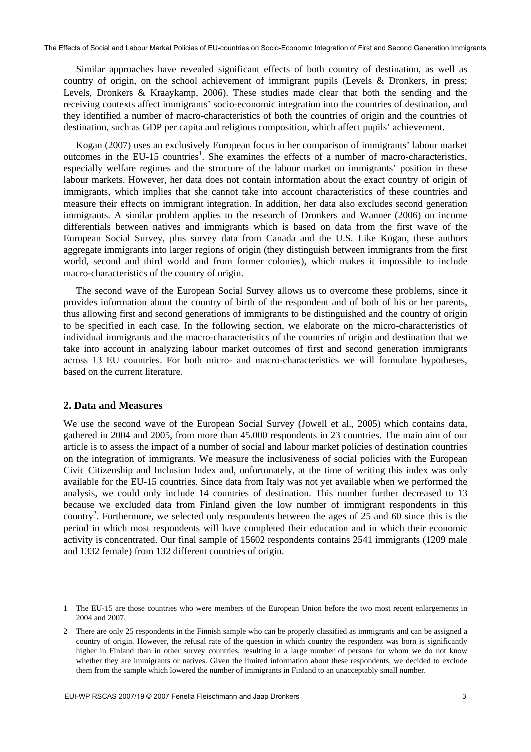Similar approaches have revealed significant effects of both country of destination, as well as country of origin, on the school achievement of immigrant pupils (Levels & Dronkers, in press; Levels, Dronkers & Kraaykamp, 2006). These studies made clear that both the sending and the receiving contexts affect immigrants' socio-economic integration into the countries of destination, and they identified a number of macro-characteristics of both the countries of origin and the countries of destination, such as GDP per capita and religious composition, which affect pupils' achievement.

Kogan (2007) uses an exclusively European focus in her comparison of immigrants' labour market outcomes in the EU-15 countries[1]. She examines the effects of a number of macro-characteristics, especially welfare regimes and the structure of the labour market on immigrants' position in these labour markets. However, her data does not contain information about the exact country of origin of immigrants, which implies that she cannot take into account characteristics of these countries and measure their effects on immigrant integration. In addition, her data also excludes second generation immigrants. A similar problem applies to the research of Dronkers and Wanner (2006) on income differentials between natives and immigrants which is based on data from the first wave of the European Social Survey, plus survey data from Canada and the U.S. Like Kogan, these authors aggregate immigrants into larger regions of origin (they distinguish between immigrants from the first world, second and third world and from former colonies), which makes it impossible to include macro-characteristics of the country of origin.

The second wave of the European Social Survey allows us to overcome these problems, since it provides information about the country of birth of the respondent and of both of his or her parents, thus allowing first and second generations of immigrants to be distinguished and the country of origin to be specified in each case. In the following section, we elaborate on the micro-characteristics of individual immigrants and the macro-characteristics of the countries of origin and destination that we take into account in analyzing labour market outcomes of first and second generation immigrants across 13 EU countries. For both micro- and macro-characteristics we will formulate hypotheses, based on the current literature.

## 2. Data and Measures

We use the second wave of the European Social Survey (Jowell et al., 2005) which contains data, gathered in 2004 and 2005, from more than 45.000 respondents in 23 countries. The main aim of our article is to assess the impact of a number of social and labour market policies of destination countries on the integration of immigrants. We measure the inclusiveness of social policies with the European Civic Citizenship and Inclusion Index and, unfortunately, at the time of writing this index was only available for the EU-15 countries. Since data from Italy was not yet available when we performed the analysis, we could only include 14 countries of destination. This number further decreased to 13 because we excluded data from Finland given the low number of immigrant respondents in this country[2]. Furthermore, we selected only respondents between the ages of 25 and 60 since this is the period in which most respondents will have completed their education and in which their economic activity is concentrated. Our final sample of 15602 respondents contains 2541 immigrants (1209 male and 1332 female) from 132 different countries of origin.

---

1 The EU-15 are those countries who were members of the European Union before the two most recent enlargements in 2004 and 2007.

2 There are only 25 respondents in the Finnish sample who can be properly classified as immigrants and can be assigned a country of origin. However, the refusal rate of the question in which country the respondent was born is significantly higher in Finland than in other survey countries, resulting in a large number of persons for whom we do not know whether they are immigrants or natives. Given the limited information about these respondents, we decided to exclude them from the sample which lowered the number of immigrants in Finland to an unacceptably small number.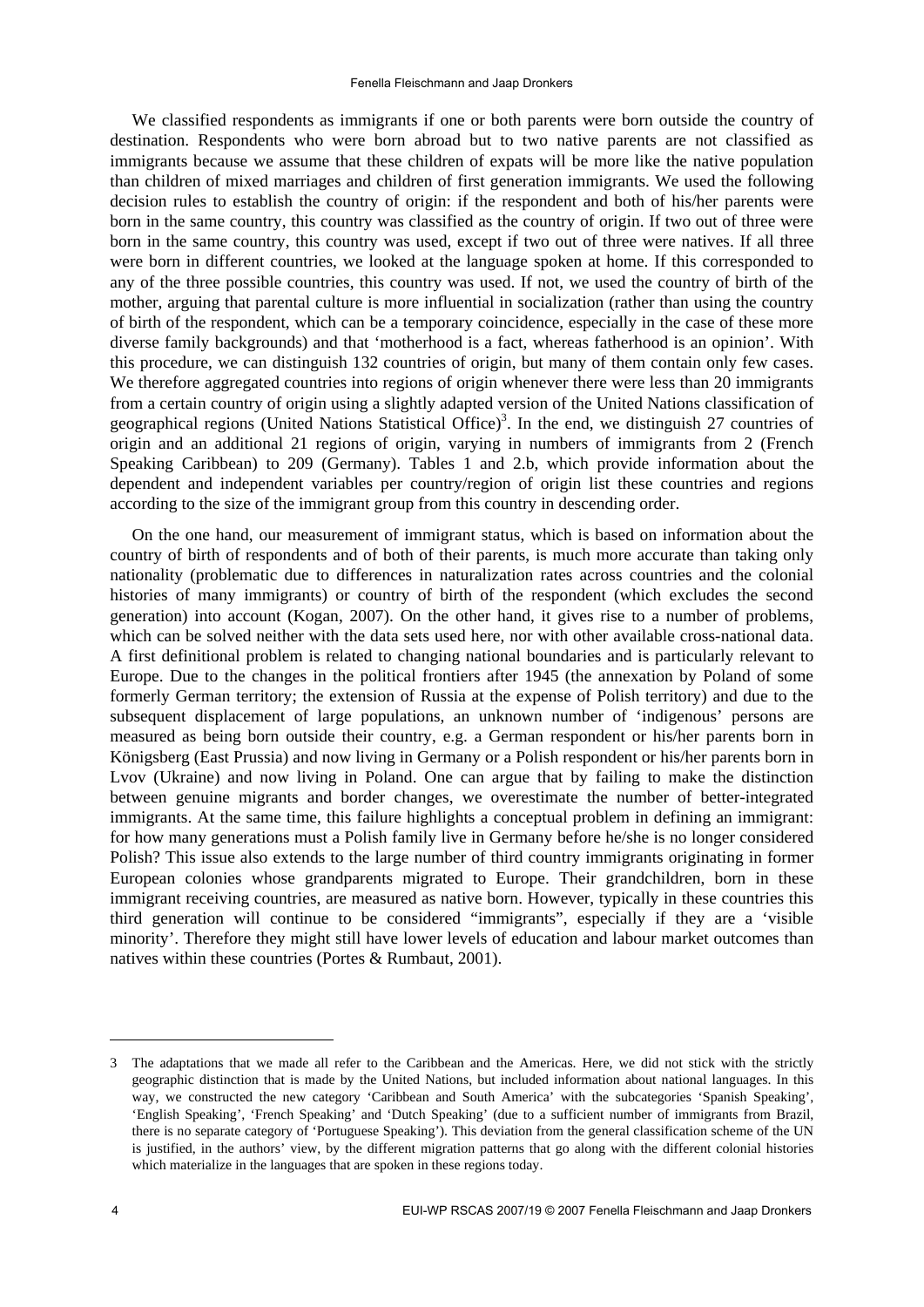We classified respondents as immigrants if one or both parents were born outside the country of destination. Respondents who were born abroad but to two native parents are not classified as immigrants because we assume that these children of expats will be more like the native population than children of mixed marriages and children of first generation immigrants. We used the following decision rules to establish the country of origin: if the respondent and both of his/her parents were born in the same country, this country was classified as the country of origin. If two out of three were born in the same country, this country was used, except if two out of three were natives. If all three were born in different countries, we looked at the language spoken at home. If this corresponded to any of the three possible countries, this country was used. If not, we used the country of birth of the mother, arguing that parental culture is more influential in socialization (rather than using the country of birth of the respondent, which can be a temporary coincidence, especially in the case of these more diverse family backgrounds) and that 'motherhood is a fact, whereas fatherhood is an opinion'. With this procedure, we can distinguish 132 countries of origin, but many of them contain only few cases. We therefore aggregated countries into regions of origin whenever there were less than 20 immigrants from a certain country of origin using a slightly adapted version of the United Nations classification of geographical regions (United Nations Statistical Office)[3]. In the end, we distinguish 27 countries of origin and an additional 21 regions of origin, varying in numbers of immigrants from 2 (French Speaking Caribbean) to 209 (Germany). Tables 1 and 2.b, which provide information about the dependent and independent variables per country/region of origin list these countries and regions according to the size of the immigrant group from this country in descending order.

On the one hand, our measurement of immigrant status, which is based on information about the country of birth of respondents and of both of their parents, is much more accurate than taking only nationality (problematic due to differences in naturalization rates across countries and the colonial histories of many immigrants) or country of birth of the respondent (which excludes the second generation) into account (Kogan, 2007). On the other hand, it gives rise to a number of problems, which can be solved neither with the data sets used here, nor with other available cross-national data. A first definitional problem is related to changing national boundaries and is particularly relevant to Europe. Due to the changes in the political frontiers after 1945 (the annexation by Poland of some formerly German territory; the extension of Russia at the expense of Polish territory) and due to the subsequent displacement of large populations, an unknown number of 'indigenous' persons are measured as being born outside their country, e.g. a German respondent or his/her parents born in Königsberg (East Prussia) and now living in Germany or a Polish respondent or his/her parents born in Lvov (Ukraine) and now living in Poland. One can argue that by failing to make the distinction between genuine migrants and border changes, we overestimate the number of better-integrated immigrants. At the same time, this failure highlights a conceptual problem in defining an immigrant: for how many generations must a Polish family live in Germany before he/she is no longer considered Polish? This issue also extends to the large number of third country immigrants originating in former European colonies whose grandparents migrated to Europe. Their grandchildren, born in these immigrant receiving countries, are measured as native born. However, typically in these countries this third generation will continue to be considered "immigrants", especially if they are a 'visible minority'. Therefore they might still have lower levels of education and labour market outcomes than natives within these countries (Portes & Rumbaut, 2001).

---

3 The adaptations that we made all refer to the Caribbean and the Americas. Here, we did not stick with the strictly geographic distinction that is made by the United Nations, but included information about national languages. In this way, we constructed the new category 'Caribbean and South America' with the subcategories 'Spanish Speaking', 'English Speaking', 'French Speaking' and 'Dutch Speaking' (due to a sufficient number of immigrants from Brazil, there is no separate category of 'Portuguese Speaking'). This deviation from the general classification scheme of the UN is justified, in the authors' view, by the different migration patterns that go along with the different colonial histories which materialize in the languages that are spoken in these regions today.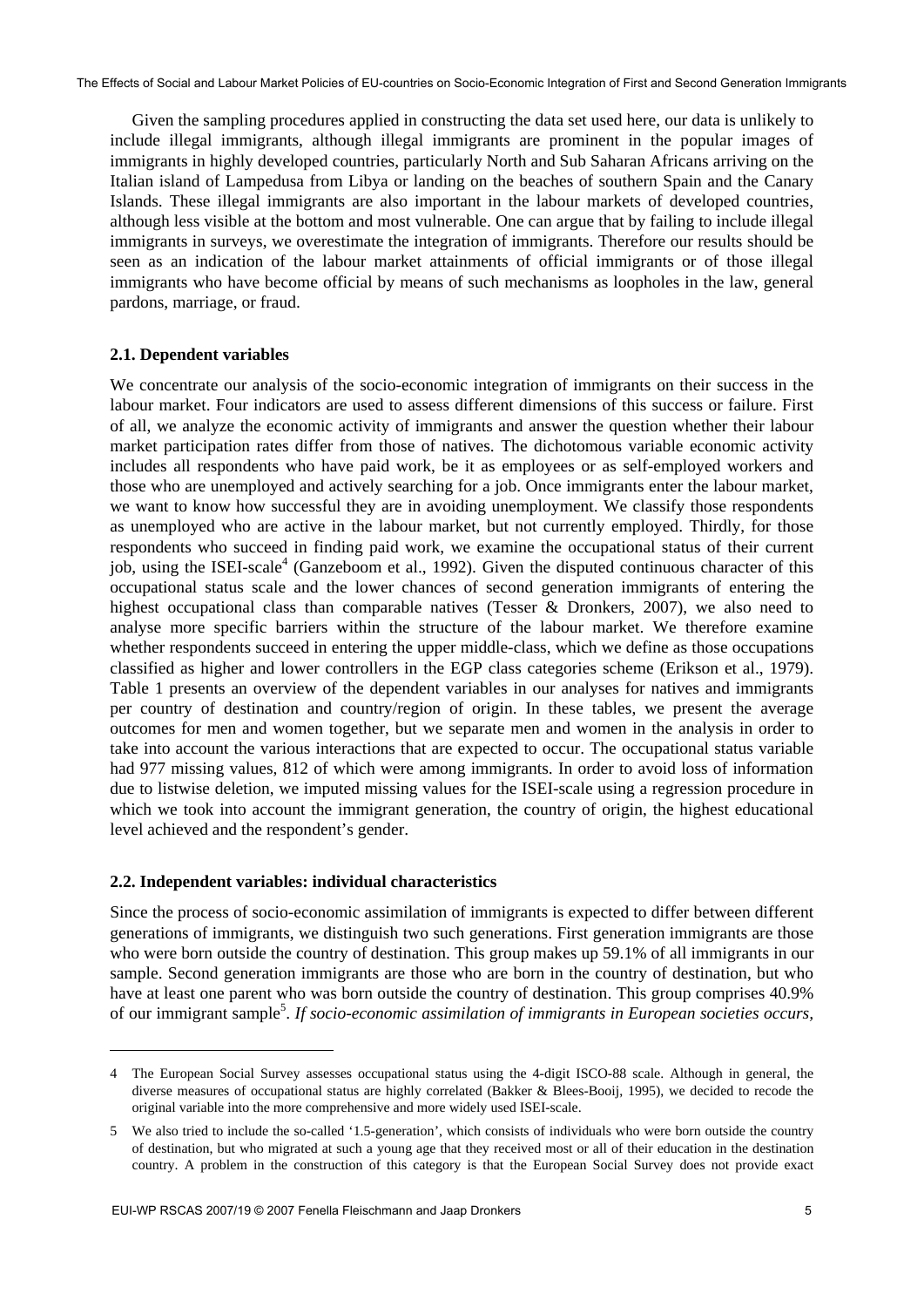Given the sampling procedures applied in constructing the data set used here, our data is unlikely to include illegal immigrants, although illegal immigrants are prominent in the popular images of immigrants in highly developed countries, particularly North and Sub Saharan Africans arriving on the Italian island of Lampedusa from Libya or landing on the beaches of southern Spain and the Canary Islands. These illegal immigrants are also important in the labour markets of developed countries, although less visible at the bottom and most vulnerable. One can argue that by failing to include illegal immigrants in surveys, we overestimate the integration of immigrants. Therefore our results should be seen as an indication of the labour market attainments of official immigrants or of those illegal immigrants who have become official by means of such mechanisms as loopholes in the law, general pardons, marriage, or fraud.

### 2.1. Dependent variables

We concentrate our analysis of the socio-economic integration of immigrants on their success in the labour market. Four indicators are used to assess different dimensions of this success or failure. First of all, we analyze the economic activity of immigrants and answer the question whether their labour market participation rates differ from those of natives. The dichotomous variable economic activity includes all respondents who have paid work, be it as employees or as self-employed workers and those who are unemployed and actively searching for a job. Once immigrants enter the labour market, we want to know how successful they are in avoiding unemployment. We classify those respondents as unemployed who are active in the labour market, but not currently employed. Thirdly, for those respondents who succeed in finding paid work, we examine the occupational status of their current job, using the ISEI-scale[4] (Ganzeboom et al., 1992). Given the disputed continuous character of this occupational status scale and the lower chances of second generation immigrants of entering the highest occupational class than comparable natives (Tesser & Dronkers, 2007), we also need to analyse more specific barriers within the structure of the labour market. We therefore examine whether respondents succeed in entering the upper middle-class, which we define as those occupations classified as higher and lower controllers in the EGP class categories scheme (Erikson et al., 1979). Table 1 presents an overview of the dependent variables in our analyses for natives and immigrants per country of destination and country/region of origin. In these tables, we present the average outcomes for men and women together, but we separate men and women in the analysis in order to take into account the various interactions that are expected to occur. The occupational status variable had 977 missing values, 812 of which were among immigrants. In order to avoid loss of information due to listwise deletion, we imputed missing values for the ISEI-scale using a regression procedure in which we took into account the immigrant generation, the country of origin, the highest educational level achieved and the respondent's gender.

### 2.2. Independent variables: individual characteristics

Since the process of socio-economic assimilation of immigrants is expected to differ between different generations of immigrants, we distinguish two such generations. First generation immigrants are those who were born outside the country of destination. This group makes up 59.1% of all immigrants in our sample. Second generation immigrants are those who are born in the country of destination, but who have at least one parent who was born outside the country of destination. This group comprises 40.9% of our immigrant sample[5]. *If socio-economic assimilation of immigrants in European societies occurs,*

---

4 The European Social Survey assesses occupational status using the 4-digit ISCO-88 scale. Although in general, the diverse measures of occupational status are highly correlated (Bakker & Blees-Booij, 1995), we decided to recode the original variable into the more comprehensive and more widely used ISEI-scale.

5 We also tried to include the so-called '1.5-generation', which consists of individuals who were born outside the country of destination, but who migrated at such a young age that they received most or all of their education in the destination country. A problem in the construction of this category is that the European Social Survey does not provide exact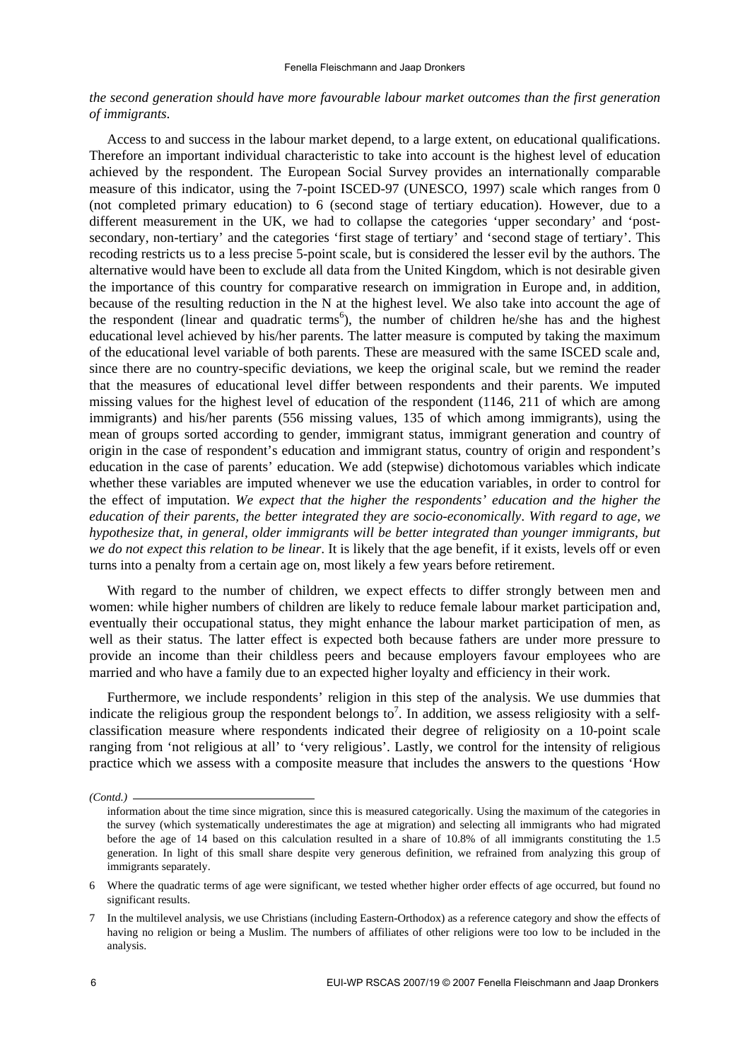*the second generation should have more favourable labour market outcomes than the first generation of immigrants.*

Access to and success in the labour market depend, to a large extent, on educational qualifications. Therefore an important individual characteristic to take into account is the highest level of education achieved by the respondent. The European Social Survey provides an internationally comparable measure of this indicator, using the 7-point ISCED-97 (UNESCO, 1997) scale which ranges from 0 (not completed primary education) to 6 (second stage of tertiary education). However, due to a different measurement in the UK, we had to collapse the categories 'upper secondary' and 'post-secondary, non-tertiary' and the categories 'first stage of tertiary' and 'second stage of tertiary'. This recoding restricts us to a less precise 5-point scale, but is considered the lesser evil by the authors. The alternative would have been to exclude all data from the United Kingdom, which is not desirable given the importance of this country for comparative research on immigration in Europe and, in addition, because of the resulting reduction in the N at the highest level. We also take into account the age of the respondent (linear and quadratic terms[6]), the number of children he/she has and the highest educational level achieved by his/her parents. The latter measure is computed by taking the maximum of the educational level variable of both parents. These are measured with the same ISCED scale and, since there are no country-specific deviations, we keep the original scale, but we remind the reader that the measures of educational level differ between respondents and their parents. We imputed missing values for the highest level of education of the respondent (1146, 211 of which are among immigrants) and his/her parents (556 missing values, 135 of which among immigrants), using the mean of groups sorted according to gender, immigrant status, immigrant generation and country of origin in the case of respondent's education and immigrant status, country of origin and respondent's education in the case of parents' education. We add (stepwise) dichotomous variables which indicate whether these variables are imputed whenever we use the education variables, in order to control for the effect of imputation. *We expect that the higher the respondents' education and the higher the education of their parents, the better integrated they are socio-economically. With regard to age, we hypothesize that, in general, older immigrants will be better integrated than younger immigrants, but we do not expect this relation to be linear.* It is likely that the age benefit, if it exists, levels off or even turns into a penalty from a certain age on, most likely a few years before retirement.

With regard to the number of children, we expect effects to differ strongly between men and women: while higher numbers of children are likely to reduce female labour market participation and, eventually their occupational status, they might enhance the labour market participation of men, as well as their status. The latter effect is expected both because fathers are under more pressure to provide an income than their childless peers and because employers favour employees who are married and who have a family due to an expected higher loyalty and efficiency in their work.

Furthermore, we include respondents' religion in this step of the analysis. We use dummies that indicate the religious group the respondent belongs to[7]. In addition, we assess religiosity with a self-classification measure where respondents indicated their degree of religiosity on a 10-point scale ranging from 'not religious at all' to 'very religious'. Lastly, we control for the intensity of religious practice which we assess with a composite measure that includes the answers to the questions 'How

*(Contd.)*

information about the time since migration, since this is measured categorically. Using the maximum of the categories in the survey (which systematically underestimates the age at migration) and selecting all immigrants who had migrated before the age of 14 based on this calculation resulted in a share of 10.8% of all immigrants constituting the 1.5 generation. In light of this small share despite very generous definition, we refrained from analyzing this group of immigrants separately.

6 Where the quadratic terms of age were significant, we tested whether higher order effects of age occurred, but found no significant results.

7 In the multilevel analysis, we use Christians (including Eastern-Orthodox) as a reference category and show the effects of having no religion or being a Muslim. The numbers of affiliates of other religions were too low to be included in the analysis.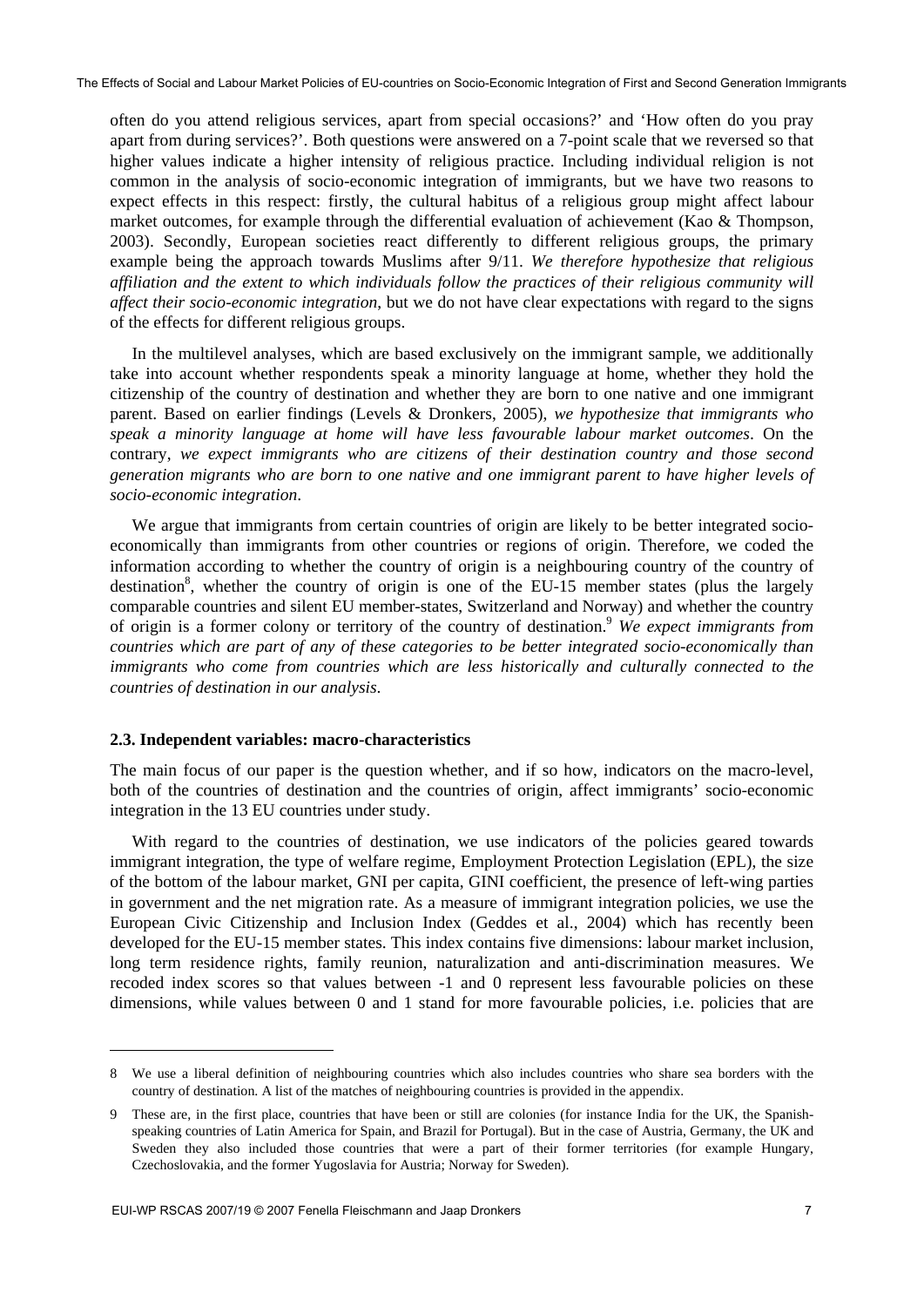often do you attend religious services, apart from special occasions?' and 'How often do you pray apart from during services?'. Both questions were answered on a 7-point scale that we reversed so that higher values indicate a higher intensity of religious practice. Including individual religion is not common in the analysis of socio-economic integration of immigrants, but we have two reasons to expect effects in this respect: firstly, the cultural habitus of a religious group might affect labour market outcomes, for example through the differential evaluation of achievement (Kao & Thompson, 2003). Secondly, European societies react differently to different religious groups, the primary example being the approach towards Muslims after 9/11. *We therefore hypothesize that religious affiliation and the extent to which individuals follow the practices of their religious community will affect their socio-economic integration*, but we do not have clear expectations with regard to the signs of the effects for different religious groups.

In the multilevel analyses, which are based exclusively on the immigrant sample, we additionally take into account whether respondents speak a minority language at home, whether they hold the citizenship of the country of destination and whether they are born to one native and one immigrant parent. Based on earlier findings (Levels & Dronkers, 2005), *we hypothesize that immigrants who speak a minority language at home will have less favourable labour market outcomes*. On the contrary, *we expect immigrants who are citizens of their destination country and those second generation migrants who are born to one native and one immigrant parent to have higher levels of socio-economic integration*.

We argue that immigrants from certain countries of origin are likely to be better integrated socio-economically than immigrants from other countries or regions of origin. Therefore, we coded the information according to whether the country of origin is a neighbouring country of the country of destination[8], whether the country of origin is one of the EU-15 member states (plus the largely comparable countries and silent EU member-states, Switzerland and Norway) and whether the country of origin is a former colony or territory of the country of destination.[9] *We expect immigrants from countries which are part of any of these categories to be better integrated socio-economically than immigrants who come from countries which are less historically and culturally connected to the countries of destination in our analysis.*

### 2.3. Independent variables: macro-characteristics

The main focus of our paper is the question whether, and if so how, indicators on the macro-level, both of the countries of destination and the countries of origin, affect immigrants' socio-economic integration in the 13 EU countries under study.

With regard to the countries of destination, we use indicators of the policies geared towards immigrant integration, the type of welfare regime, Employment Protection Legislation (EPL), the size of the bottom of the labour market, GNI per capita, GINI coefficient, the presence of left-wing parties in government and the net migration rate. As a measure of immigrant integration policies, we use the European Civic Citizenship and Inclusion Index (Geddes et al., 2004) which has recently been developed for the EU-15 member states. This index contains five dimensions: labour market inclusion, long term residence rights, family reunion, naturalization and anti-discrimination measures. We recoded index scores so that values between -1 and 0 represent less favourable policies on these dimensions, while values between 0 and 1 stand for more favourable policies, i.e. policies that are

---

8 We use a liberal definition of neighbouring countries which also includes countries who share sea borders with the country of destination. A list of the matches of neighbouring countries is provided in the appendix.

9 These are, in the first place, countries that have been or still are colonies (for instance India for the UK, the Spanish-speaking countries of Latin America for Spain, and Brazil for Portugal). But in the case of Austria, Germany, the UK and Sweden they also included those countries that were a part of their former territories (for example Hungary, Czechoslovakia, and the former Yugoslavia for Austria; Norway for Sweden).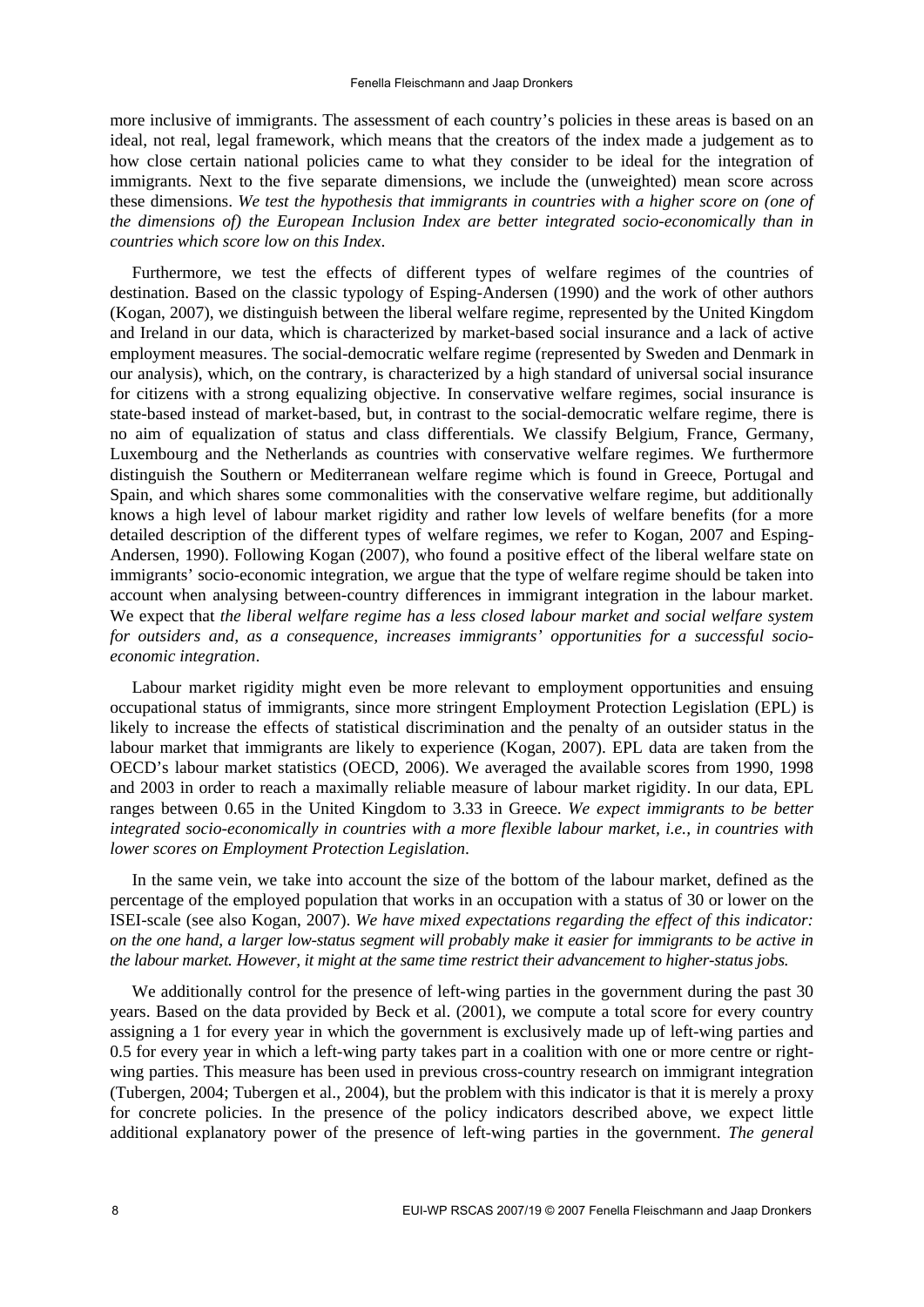more inclusive of immigrants. The assessment of each country's policies in these areas is based on an ideal, not real, legal framework, which means that the creators of the index made a judgement as to how close certain national policies came to what they consider to be ideal for the integration of immigrants. Next to the five separate dimensions, we include the (unweighted) mean score across these dimensions. *We test the hypothesis that immigrants in countries with a higher score on (one of the dimensions of) the European Inclusion Index are better integrated socio-economically than in countries which score low on this Index*.

Furthermore, we test the effects of different types of welfare regimes of the countries of destination. Based on the classic typology of Esping-Andersen (1990) and the work of other authors (Kogan, 2007), we distinguish between the liberal welfare regime, represented by the United Kingdom and Ireland in our data, which is characterized by market-based social insurance and a lack of active employment measures. The social-democratic welfare regime (represented by Sweden and Denmark in our analysis), which, on the contrary, is characterized by a high standard of universal social insurance for citizens with a strong equalizing objective. In conservative welfare regimes, social insurance is state-based instead of market-based, but, in contrast to the social-democratic welfare regime, there is no aim of equalization of status and class differentials. We classify Belgium, France, Germany, Luxembourg and the Netherlands as countries with conservative welfare regimes. We furthermore distinguish the Southern or Mediterranean welfare regime which is found in Greece, Portugal and Spain, and which shares some commonalities with the conservative welfare regime, but additionally knows a high level of labour market rigidity and rather low levels of welfare benefits (for a more detailed description of the different types of welfare regimes, we refer to Kogan, 2007 and Esping-Andersen, 1990). Following Kogan (2007), who found a positive effect of the liberal welfare state on immigrants' socio-economic integration, we argue that the type of welfare regime should be taken into account when analysing between-country differences in immigrant integration in the labour market. We expect that *the liberal welfare regime has a less closed labour market and social welfare system for outsiders and, as a consequence, increases immigrants' opportunities for a successful socio-economic integration*.

Labour market rigidity might even be more relevant to employment opportunities and ensuing occupational status of immigrants, since more stringent Employment Protection Legislation (EPL) is likely to increase the effects of statistical discrimination and the penalty of an outsider status in the labour market that immigrants are likely to experience (Kogan, 2007). EPL data are taken from the OECD's labour market statistics (OECD, 2006). We averaged the available scores from 1990, 1998 and 2003 in order to reach a maximally reliable measure of labour market rigidity. In our data, EPL ranges between 0.65 in the United Kingdom to 3.33 in Greece. *We expect immigrants to be better integrated socio-economically in countries with a more flexible labour market, i.e., in countries with lower scores on Employment Protection Legislation*.

In the same vein, we take into account the size of the bottom of the labour market, defined as the percentage of the employed population that works in an occupation with a status of 30 or lower on the ISEI-scale (see also Kogan, 2007). *We have mixed expectations regarding the effect of this indicator: on the one hand, a larger low-status segment will probably make it easier for immigrants to be active in the labour market. However, it might at the same time restrict their advancement to higher-status jobs.*

We additionally control for the presence of left-wing parties in the government during the past 30 years. Based on the data provided by Beck et al. (2001), we compute a total score for every country assigning a 1 for every year in which the government is exclusively made up of left-wing parties and 0.5 for every year in which a left-wing party takes part in a coalition with one or more centre or right-wing parties. This measure has been used in previous cross-country research on immigrant integration (Tubergen, 2004; Tubergen et al., 2004), but the problem with this indicator is that it is merely a proxy for concrete policies. In the presence of the policy indicators described above, we expect little additional explanatory power of the presence of left-wing parties in the government. *The general*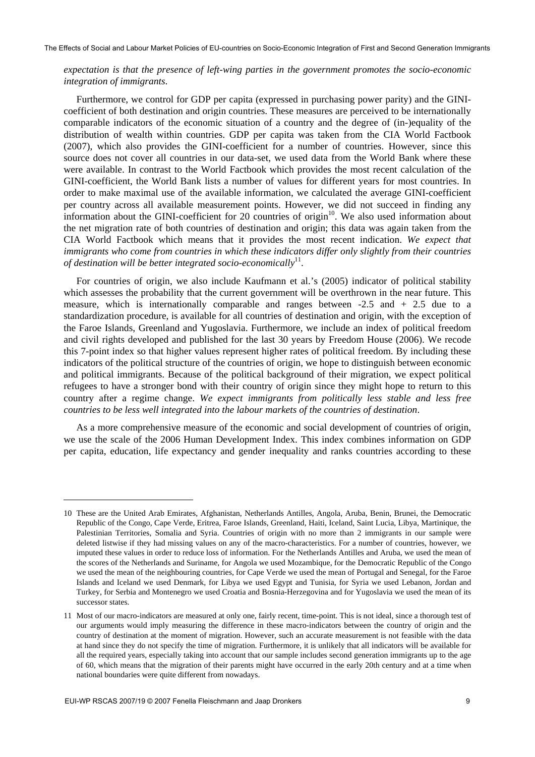*expectation is that the presence of left-wing parties in the government promotes the socio-economic integration of immigrants*.

Furthermore, we control for GDP per capita (expressed in purchasing power parity) and the GINI-coefficient of both destination and origin countries. These measures are perceived to be internationally comparable indicators of the economic situation of a country and the degree of (in-)equality of the distribution of wealth within countries. GDP per capita was taken from the CIA World Factbook (2007), which also provides the GINI-coefficient for a number of countries. However, since this source does not cover all countries in our data-set, we used data from the World Bank where these were available. In contrast to the World Factbook which provides the most recent calculation of the GINI-coefficient, the World Bank lists a number of values for different years for most countries. In order to make maximal use of the available information, we calculated the average GINI-coefficient per country across all available measurement points. However, we did not succeed in finding any information about the GINI-coefficient for 20 countries of origin[10]. We also used information about the net migration rate of both countries of destination and origin; this data was again taken from the CIA World Factbook which means that it provides the most recent indication. *We expect that immigrants who come from countries in which these indicators differ only slightly from their countries of destination will be better integrated socio-economically*[11].

For countries of origin, we also include Kaufmann et al.'s (2005) indicator of political stability which assesses the probability that the current government will be overthrown in the near future. This measure, which is internationally comparable and ranges between -2.5 and + 2.5 due to a standardization procedure, is available for all countries of destination and origin, with the exception of the Faroe Islands, Greenland and Yugoslavia. Furthermore, we include an index of political freedom and civil rights developed and published for the last 30 years by Freedom House (2006). We recode this 7-point index so that higher values represent higher rates of political freedom. By including these indicators of the political structure of the countries of origin, we hope to distinguish between economic and political immigrants. Because of the political background of their migration, we expect political refugees to have a stronger bond with their country of origin since they might hope to return to this country after a regime change. *We expect immigrants from politically less stable and less free countries to be less well integrated into the labour markets of the countries of destination*.

As a more comprehensive measure of the economic and social development of countries of origin, we use the scale of the 2006 Human Development Index. This index combines information on GDP per capita, education, life expectancy and gender inequality and ranks countries according to these

---

10 These are the United Arab Emirates, Afghanistan, Netherlands Antilles, Angola, Aruba, Benin, Brunei, the Democratic Republic of the Congo, Cape Verde, Eritrea, Faroe Islands, Greenland, Haiti, Iceland, Saint Lucia, Libya, Martinique, the Palestinian Territories, Somalia and Syria. Countries of origin with no more than 2 immigrants in our sample were deleted listwise if they had missing values on any of the macro-characteristics. For a number of countries, however, we imputed these values in order to reduce loss of information. For the Netherlands Antilles and Aruba, we used the mean of the scores of the Netherlands and Suriname, for Angola we used Mozambique, for the Democratic Republic of the Congo we used the mean of the neighbouring countries, for Cape Verde we used the mean of Portugal and Senegal, for the Faroe Islands and Iceland we used Denmark, for Libya we used Egypt and Tunisia, for Syria we used Lebanon, Jordan and Turkey, for Serbia and Montenegro we used Croatia and Bosnia-Herzegovina and for Yugoslavia we used the mean of its successor states.

11 Most of our macro-indicators are measured at only one, fairly recent, time-point. This is not ideal, since a thorough test of our arguments would imply measuring the difference in these macro-indicators between the country of origin and the country of destination at the moment of migration. However, such an accurate measurement is not feasible with the data at hand since they do not specify the time of migration. Furthermore, it is unlikely that all indicators will be available for all the required years, especially taking into account that our sample includes second generation immigrants up to the age of 60, which means that the migration of their parents might have occurred in the early 20th century and at a time when national boundaries were quite different from nowadays.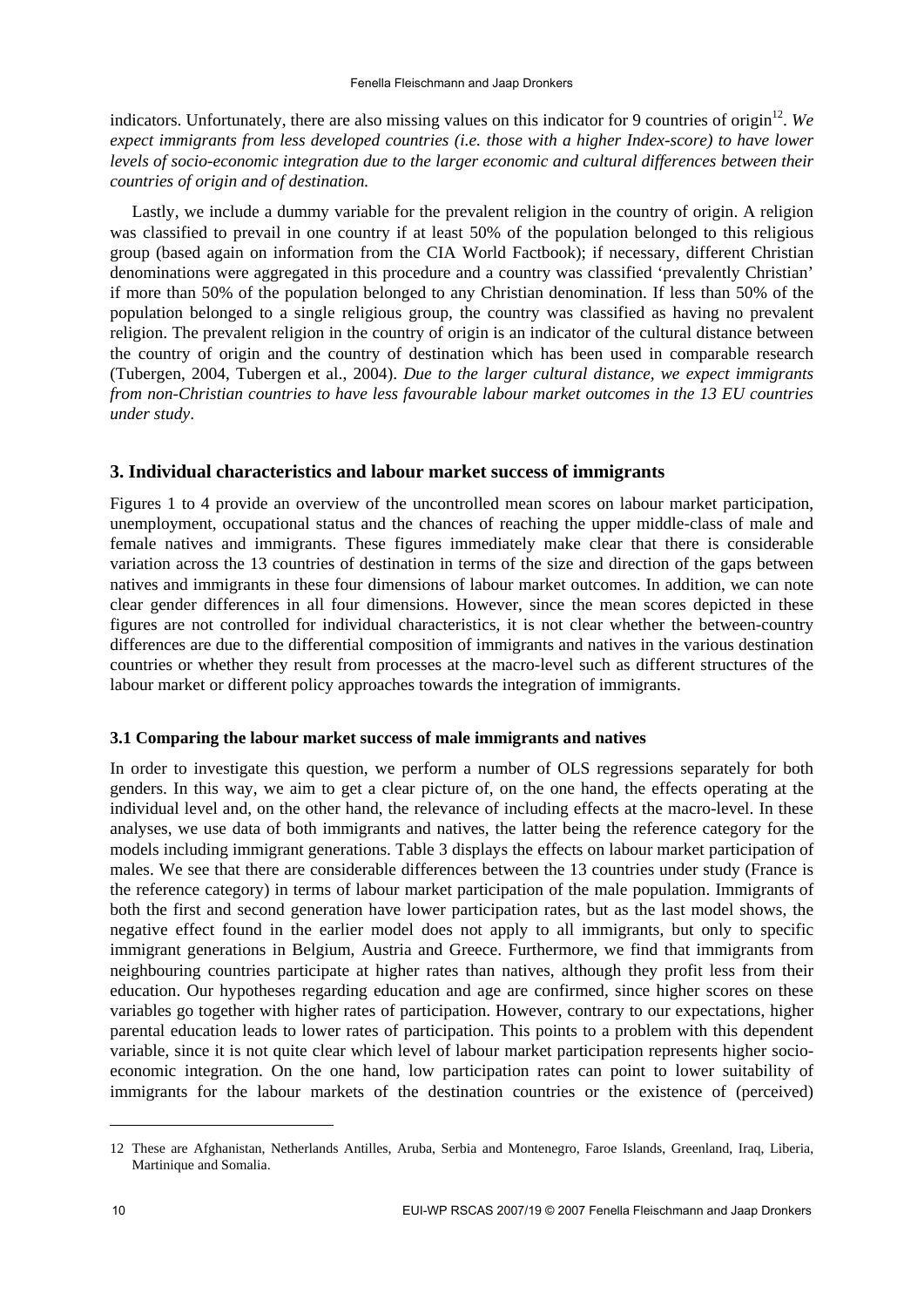indicators. Unfortunately, there are also missing values on this indicator for 9 countries of origin[12]. *We expect immigrants from less developed countries (i.e. those with a higher Index-score) to have lower levels of socio-economic integration due to the larger economic and cultural differences between their countries of origin and of destination.*

Lastly, we include a dummy variable for the prevalent religion in the country of origin. A religion was classified to prevail in one country if at least 50% of the population belonged to this religious group (based again on information from the CIA World Factbook); if necessary, different Christian denominations were aggregated in this procedure and a country was classified 'prevalently Christian' if more than 50% of the population belonged to any Christian denomination. If less than 50% of the population belonged to a single religious group, the country was classified as having no prevalent religion. The prevalent religion in the country of origin is an indicator of the cultural distance between the country of origin and the country of destination which has been used in comparable research (Tubergen, 2004, Tubergen et al., 2004). *Due to the larger cultural distance, we expect immigrants from non-Christian countries to have less favourable labour market outcomes in the 13 EU countries under study*.

## 3. Individual characteristics and labour market success of immigrants

Figures 1 to 4 provide an overview of the uncontrolled mean scores on labour market participation, unemployment, occupational status and the chances of reaching the upper middle-class of male and female natives and immigrants. These figures immediately make clear that there is considerable variation across the 13 countries of destination in terms of the size and direction of the gaps between natives and immigrants in these four dimensions of labour market outcomes. In addition, we can note clear gender differences in all four dimensions. However, since the mean scores depicted in these figures are not controlled for individual characteristics, it is not clear whether the between-country differences are due to the differential composition of immigrants and natives in the various destination countries or whether they result from processes at the macro-level such as different structures of the labour market or different policy approaches towards the integration of immigrants.

### 3.1 Comparing the labour market success of male immigrants and natives

In order to investigate this question, we perform a number of OLS regressions separately for both genders. In this way, we aim to get a clear picture of, on the one hand, the effects operating at the individual level and, on the other hand, the relevance of including effects at the macro-level. In these analyses, we use data of both immigrants and natives, the latter being the reference category for the models including immigrant generations. Table 3 displays the effects on labour market participation of males. We see that there are considerable differences between the 13 countries under study (France is the reference category) in terms of labour market participation of the male population. Immigrants of both the first and second generation have lower participation rates, but as the last model shows, the negative effect found in the earlier model does not apply to all immigrants, but only to specific immigrant generations in Belgium, Austria and Greece. Furthermore, we find that immigrants from neighbouring countries participate at higher rates than natives, although they profit less from their education. Our hypotheses regarding education and age are confirmed, since higher scores on these variables go together with higher rates of participation. However, contrary to our expectations, higher parental education leads to lower rates of participation. This points to a problem with this dependent variable, since it is not quite clear which level of labour market participation represents higher socio-economic integration. On the one hand, low participation rates can point to lower suitability of immigrants for the labour markets of the destination countries or the existence of (perceived)

12 These are Afghanistan, Netherlands Antilles, Aruba, Serbia and Montenegro, Faroe Islands, Greenland, Iraq, Liberia, Martinique and Somalia.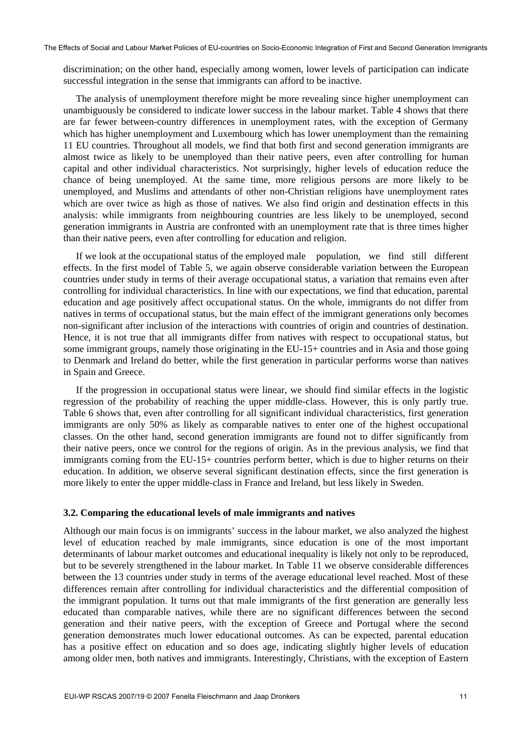discrimination; on the other hand, especially among women, lower levels of participation can indicate successful integration in the sense that immigrants can afford to be inactive.

The analysis of unemployment therefore might be more revealing since higher unemployment can unambiguously be considered to indicate lower success in the labour market. Table 4 shows that there are far fewer between-country differences in unemployment rates, with the exception of Germany which has higher unemployment and Luxembourg which has lower unemployment than the remaining 11 EU countries. Throughout all models, we find that both first and second generation immigrants are almost twice as likely to be unemployed than their native peers, even after controlling for human capital and other individual characteristics. Not surprisingly, higher levels of education reduce the chance of being unemployed. At the same time, more religious persons are more likely to be unemployed, and Muslims and attendants of other non-Christian religions have unemployment rates which are over twice as high as those of natives. We also find origin and destination effects in this analysis: while immigrants from neighbouring countries are less likely to be unemployed, second generation immigrants in Austria are confronted with an unemployment rate that is three times higher than their native peers, even after controlling for education and religion.

If we look at the occupational status of the employed male population, we find still different effects. In the first model of Table 5, we again observe considerable variation between the European countries under study in terms of their average occupational status, a variation that remains even after controlling for individual characteristics. In line with our expectations, we find that education, parental education and age positively affect occupational status. On the whole, immigrants do not differ from natives in terms of occupational status, but the main effect of the immigrant generations only becomes non-significant after inclusion of the interactions with countries of origin and countries of destination. Hence, it is not true that all immigrants differ from natives with respect to occupational status, but some immigrant groups, namely those originating in the EU-15+ countries and in Asia and those going to Denmark and Ireland do better, while the first generation in particular performs worse than natives in Spain and Greece.

If the progression in occupational status were linear, we should find similar effects in the logistic regression of the probability of reaching the upper middle-class. However, this is only partly true. Table 6 shows that, even after controlling for all significant individual characteristics, first generation immigrants are only 50% as likely as comparable natives to enter one of the highest occupational classes. On the other hand, second generation immigrants are found not to differ significantly from their native peers, once we control for the regions of origin. As in the previous analysis, we find that immigrants coming from the EU-15+ countries perform better, which is due to higher returns on their education. In addition, we observe several significant destination effects, since the first generation is more likely to enter the upper middle-class in France and Ireland, but less likely in Sweden.

### 3.2. Comparing the educational levels of male immigrants and natives

Although our main focus is on immigrants' success in the labour market, we also analyzed the highest level of education reached by male immigrants, since education is one of the most important determinants of labour market outcomes and educational inequality is likely not only to be reproduced, but to be severely strengthened in the labour market. In Table 11 we observe considerable differences between the 13 countries under study in terms of the average educational level reached. Most of these differences remain after controlling for individual characteristics and the differential composition of the immigrant population. It turns out that male immigrants of the first generation are generally less educated than comparable natives, while there are no significant differences between the second generation and their native peers, with the exception of Greece and Portugal where the second generation demonstrates much lower educational outcomes. As can be expected, parental education has a positive effect on education and so does age, indicating slightly higher levels of education among older men, both natives and immigrants. Interestingly, Christians, with the exception of Eastern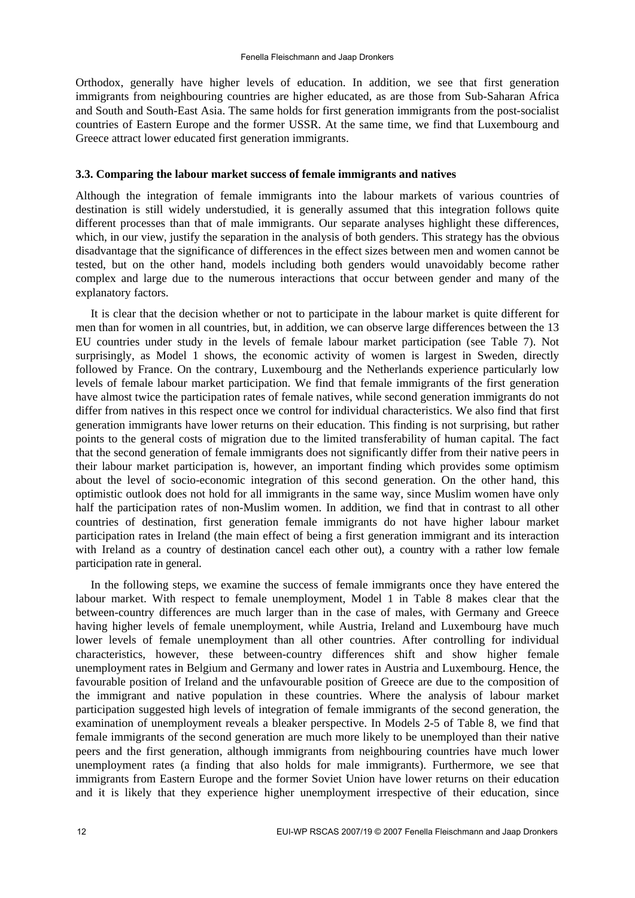Orthodox, generally have higher levels of education. In addition, we see that first generation immigrants from neighbouring countries are higher educated, as are those from Sub-Saharan Africa and South and South-East Asia. The same holds for first generation immigrants from the post-socialist countries of Eastern Europe and the former USSR. At the same time, we find that Luxembourg and Greece attract lower educated first generation immigrants.

### 3.3. Comparing the labour market success of female immigrants and natives

Although the integration of female immigrants into the labour markets of various countries of destination is still widely understudied, it is generally assumed that this integration follows quite different processes than that of male immigrants. Our separate analyses highlight these differences, which, in our view, justify the separation in the analysis of both genders. This strategy has the obvious disadvantage that the significance of differences in the effect sizes between men and women cannot be tested, but on the other hand, models including both genders would unavoidably become rather complex and large due to the numerous interactions that occur between gender and many of the explanatory factors.

It is clear that the decision whether or not to participate in the labour market is quite different for men than for women in all countries, but, in addition, we can observe large differences between the 13 EU countries under study in the levels of female labour market participation (see Table 7). Not surprisingly, as Model 1 shows, the economic activity of women is largest in Sweden, directly followed by France. On the contrary, Luxembourg and the Netherlands experience particularly low levels of female labour market participation. We find that female immigrants of the first generation have almost twice the participation rates of female natives, while second generation immigrants do not differ from natives in this respect once we control for individual characteristics. We also find that first generation immigrants have lower returns on their education. This finding is not surprising, but rather points to the general costs of migration due to the limited transferability of human capital. The fact that the second generation of female immigrants does not significantly differ from their native peers in their labour market participation is, however, an important finding which provides some optimism about the level of socio-economic integration of this second generation. On the other hand, this optimistic outlook does not hold for all immigrants in the same way, since Muslim women have only half the participation rates of non-Muslim women. In addition, we find that in contrast to all other countries of destination, first generation female immigrants do not have higher labour market participation rates in Ireland (the main effect of being a first generation immigrant and its interaction with Ireland as a country of destination cancel each other out), a country with a rather low female participation rate in general.

In the following steps, we examine the success of female immigrants once they have entered the labour market. With respect to female unemployment, Model 1 in Table 8 makes clear that the between-country differences are much larger than in the case of males, with Germany and Greece having higher levels of female unemployment, while Austria, Ireland and Luxembourg have much lower levels of female unemployment than all other countries. After controlling for individual characteristics, however, these between-country differences shift and show higher female unemployment rates in Belgium and Germany and lower rates in Austria and Luxembourg. Hence, the favourable position of Ireland and the unfavourable position of Greece are due to the composition of the immigrant and native population in these countries. Where the analysis of labour market participation suggested high levels of integration of female immigrants of the second generation, the examination of unemployment reveals a bleaker perspective. In Models 2-5 of Table 8, we find that female immigrants of the second generation are much more likely to be unemployed than their native peers and the first generation, although immigrants from neighbouring countries have much lower unemployment rates (a finding that also holds for male immigrants). Furthermore, we see that immigrants from Eastern Europe and the former Soviet Union have lower returns on their education and it is likely that they experience higher unemployment irrespective of their education, since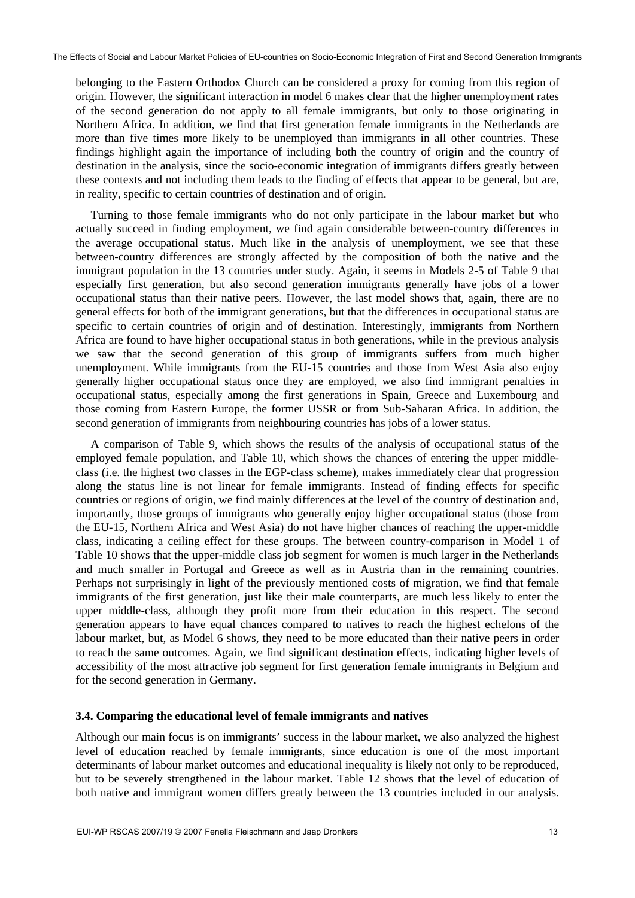belonging to the Eastern Orthodox Church can be considered a proxy for coming from this region of origin. However, the significant interaction in model 6 makes clear that the higher unemployment rates of the second generation do not apply to all female immigrants, but only to those originating in Northern Africa. In addition, we find that first generation female immigrants in the Netherlands are more than five times more likely to be unemployed than immigrants in all other countries. These findings highlight again the importance of including both the country of origin and the country of destination in the analysis, since the socio-economic integration of immigrants differs greatly between these contexts and not including them leads to the finding of effects that appear to be general, but are, in reality, specific to certain countries of destination and of origin.

Turning to those female immigrants who do not only participate in the labour market but who actually succeed in finding employment, we find again considerable between-country differences in the average occupational status. Much like in the analysis of unemployment, we see that these between-country differences are strongly affected by the composition of both the native and the immigrant population in the 13 countries under study. Again, it seems in Models 2-5 of Table 9 that especially first generation, but also second generation immigrants generally have jobs of a lower occupational status than their native peers. However, the last model shows that, again, there are no general effects for both of the immigrant generations, but that the differences in occupational status are specific to certain countries of origin and of destination. Interestingly, immigrants from Northern Africa are found to have higher occupational status in both generations, while in the previous analysis we saw that the second generation of this group of immigrants suffers from much higher unemployment. While immigrants from the EU-15 countries and those from West Asia also enjoy generally higher occupational status once they are employed, we also find immigrant penalties in occupational status, especially among the first generations in Spain, Greece and Luxembourg and those coming from Eastern Europe, the former USSR or from Sub-Saharan Africa. In addition, the second generation of immigrants from neighbouring countries has jobs of a lower status.

A comparison of Table 9, which shows the results of the analysis of occupational status of the employed female population, and Table 10, which shows the chances of entering the upper middle-class (i.e. the highest two classes in the EGP-class scheme), makes immediately clear that progression along the status line is not linear for female immigrants. Instead of finding effects for specific countries or regions of origin, we find mainly differences at the level of the country of destination and, importantly, those groups of immigrants who generally enjoy higher occupational status (those from the EU-15, Northern Africa and West Asia) do not have higher chances of reaching the upper-middle class, indicating a ceiling effect for these groups. The between country-comparison in Model 1 of Table 10 shows that the upper-middle class job segment for women is much larger in the Netherlands and much smaller in Portugal and Greece as well as in Austria than in the remaining countries. Perhaps not surprisingly in light of the previously mentioned costs of migration, we find that female immigrants of the first generation, just like their male counterparts, are much less likely to enter the upper middle-class, although they profit more from their education in this respect. The second generation appears to have equal chances compared to natives to reach the highest echelons of the labour market, but, as Model 6 shows, they need to be more educated than their native peers in order to reach the same outcomes. Again, we find significant destination effects, indicating higher levels of accessibility of the most attractive job segment for first generation female immigrants in Belgium and for the second generation in Germany.

### 3.4. Comparing the educational level of female immigrants and natives

Although our main focus is on immigrants' success in the labour market, we also analyzed the highest level of education reached by female immigrants, since education is one of the most important determinants of labour market outcomes and educational inequality is likely not only to be reproduced, but to be severely strengthened in the labour market. Table 12 shows that the level of education of both native and immigrant women differs greatly between the 13 countries included in our analysis.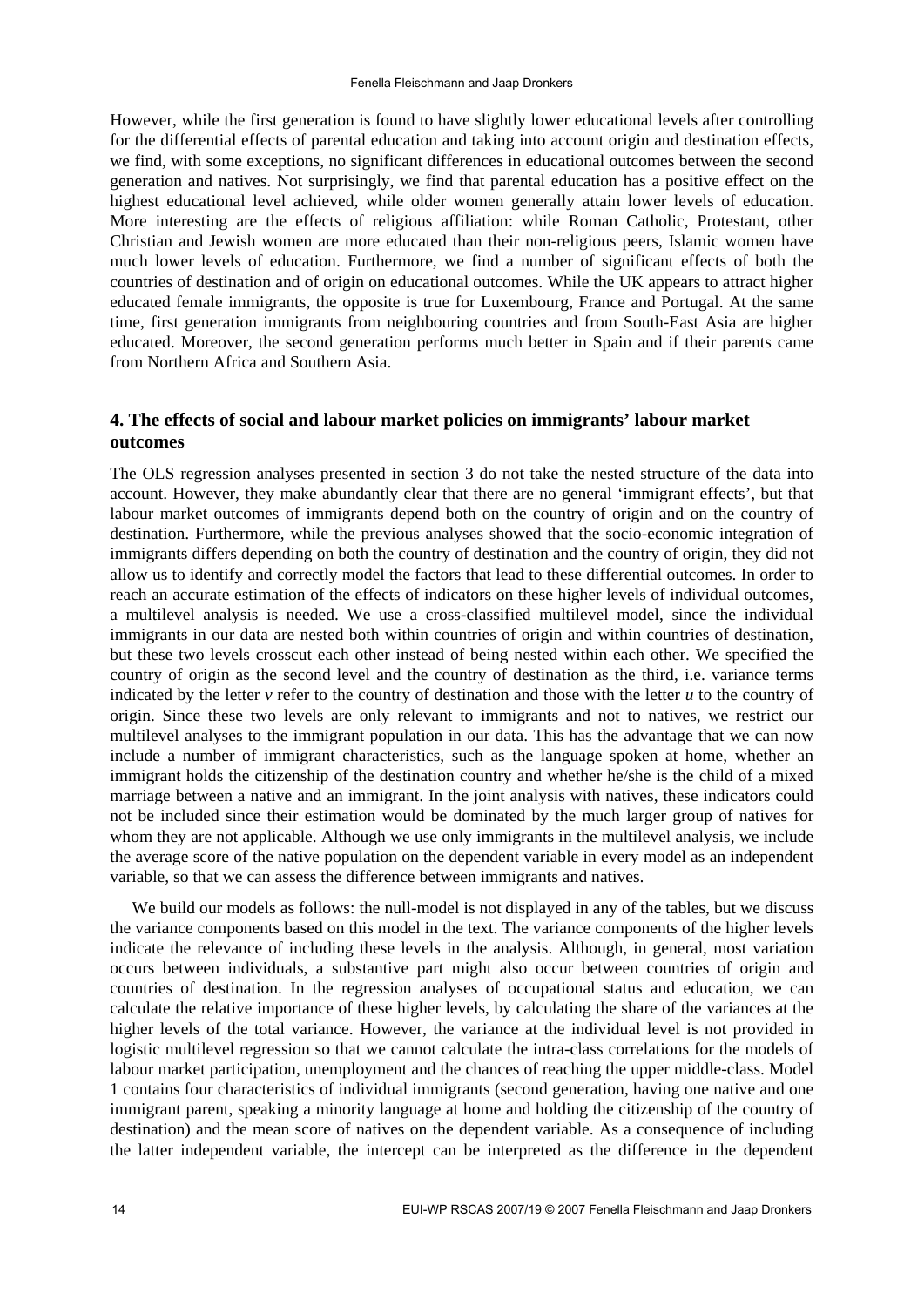However, while the first generation is found to have slightly lower educational levels after controlling for the differential effects of parental education and taking into account origin and destination effects, we find, with some exceptions, no significant differences in educational outcomes between the second generation and natives. Not surprisingly, we find that parental education has a positive effect on the highest educational level achieved, while older women generally attain lower levels of education. More interesting are the effects of religious affiliation: while Roman Catholic, Protestant, other Christian and Jewish women are more educated than their non-religious peers, Islamic women have much lower levels of education. Furthermore, we find a number of significant effects of both the countries of destination and of origin on educational outcomes. While the UK appears to attract higher educated female immigrants, the opposite is true for Luxembourg, France and Portugal. At the same time, first generation immigrants from neighbouring countries and from South-East Asia are higher educated. Moreover, the second generation performs much better in Spain and if their parents came from Northern Africa and Southern Asia.

## 4. The effects of social and labour market policies on immigrants' labour market outcomes

The OLS regression analyses presented in section 3 do not take the nested structure of the data into account. However, they make abundantly clear that there are no general 'immigrant effects', but that labour market outcomes of immigrants depend both on the country of origin and on the country of destination. Furthermore, while the previous analyses showed that the socio-economic integration of immigrants differs depending on both the country of destination and the country of origin, they did not allow us to identify and correctly model the factors that lead to these differential outcomes. In order to reach an accurate estimation of the effects of indicators on these higher levels of individual outcomes, a multilevel analysis is needed. We use a cross-classified multilevel model, since the individual immigrants in our data are nested both within countries of origin and within countries of destination, but these two levels crosscut each other instead of being nested within each other. We specified the country of origin as the second level and the country of destination as the third, i.e. variance terms indicated by the letter *v* refer to the country of destination and those with the letter *u* to the country of origin. Since these two levels are only relevant to immigrants and not to natives, we restrict our multilevel analyses to the immigrant population in our data. This has the advantage that we can now include a number of immigrant characteristics, such as the language spoken at home, whether an immigrant holds the citizenship of the destination country and whether he/she is the child of a mixed marriage between a native and an immigrant. In the joint analysis with natives, these indicators could not be included since their estimation would be dominated by the much larger group of natives for whom they are not applicable. Although we use only immigrants in the multilevel analysis, we include the average score of the native population on the dependent variable in every model as an independent variable, so that we can assess the difference between immigrants and natives.

We build our models as follows: the null-model is not displayed in any of the tables, but we discuss the variance components based on this model in the text. The variance components of the higher levels indicate the relevance of including these levels in the analysis. Although, in general, most variation occurs between individuals, a substantive part might also occur between countries of origin and countries of destination. In the regression analyses of occupational status and education, we can calculate the relative importance of these higher levels, by calculating the share of the variances at the higher levels of the total variance. However, the variance at the individual level is not provided in logistic multilevel regression so that we cannot calculate the intra-class correlations for the models of labour market participation, unemployment and the chances of reaching the upper middle-class. Model 1 contains four characteristics of individual immigrants (second generation, having one native and one immigrant parent, speaking a minority language at home and holding the citizenship of the country of destination) and the mean score of natives on the dependent variable. As a consequence of including the latter independent variable, the intercept can be interpreted as the difference in the dependent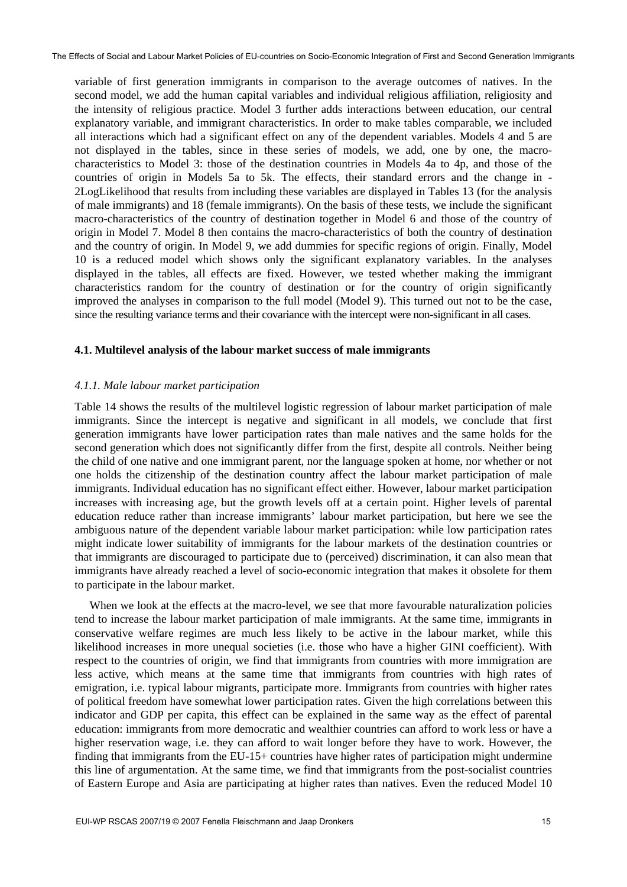variable of first generation immigrants in comparison to the average outcomes of natives. In the second model, we add the human capital variables and individual religious affiliation, religiosity and the intensity of religious practice. Model 3 further adds interactions between education, our central explanatory variable, and immigrant characteristics. In order to make tables comparable, we included all interactions which had a significant effect on any of the dependent variables. Models 4 and 5 are not displayed in the tables, since in these series of models, we add, one by one, the macro-characteristics to Model 3: those of the destination countries in Models 4a to 4p, and those of the countries of origin in Models 5a to 5k. The effects, their standard errors and the change in -2LogLikelihood that results from including these variables are displayed in Tables 13 (for the analysis of male immigrants) and 18 (female immigrants). On the basis of these tests, we include the significant macro-characteristics of the country of destination together in Model 6 and those of the country of origin in Model 7. Model 8 then contains the macro-characteristics of both the country of destination and the country of origin. In Model 9, we add dummies for specific regions of origin. Finally, Model 10 is a reduced model which shows only the significant explanatory variables. In the analyses displayed in the tables, all effects are fixed. However, we tested whether making the immigrant characteristics random for the country of destination or for the country of origin significantly improved the analyses in comparison to the full model (Model 9). This turned out not to be the case, since the resulting variance terms and their covariance with the intercept were non-significant in all cases.

### 4.1. Multilevel analysis of the labour market success of male immigrants

#### *4.1.1. Male labour market participation*

Table 14 shows the results of the multilevel logistic regression of labour market participation of male immigrants. Since the intercept is negative and significant in all models, we conclude that first generation immigrants have lower participation rates than male natives and the same holds for the second generation which does not significantly differ from the first, despite all controls. Neither being the child of one native and one immigrant parent, nor the language spoken at home, nor whether or not one holds the citizenship of the destination country affect the labour market participation of male immigrants. Individual education has no significant effect either. However, labour market participation increases with increasing age, but the growth levels off at a certain point. Higher levels of parental education reduce rather than increase immigrants' labour market participation, but here we see the ambiguous nature of the dependent variable labour market participation: while low participation rates might indicate lower suitability of immigrants for the labour markets of the destination countries or that immigrants are discouraged to participate due to (perceived) discrimination, it can also mean that immigrants have already reached a level of socio-economic integration that makes it obsolete for them to participate in the labour market.

When we look at the effects at the macro-level, we see that more favourable naturalization policies tend to increase the labour market participation of male immigrants. At the same time, immigrants in conservative welfare regimes are much less likely to be active in the labour market, while this likelihood increases in more unequal societies (i.e. those who have a higher GINI coefficient). With respect to the countries of origin, we find that immigrants from countries with more immigration are less active, which means at the same time that immigrants from countries with high rates of emigration, i.e. typical labour migrants, participate more. Immigrants from countries with higher rates of political freedom have somewhat lower participation rates. Given the high correlations between this indicator and GDP per capita, this effect can be explained in the same way as the effect of parental education: immigrants from more democratic and wealthier countries can afford to work less or have a higher reservation wage, i.e. they can afford to wait longer before they have to work. However, the finding that immigrants from the EU-15+ countries have higher rates of participation might undermine this line of argumentation. At the same time, we find that immigrants from the post-socialist countries of Eastern Europe and Asia are participating at higher rates than natives. Even the reduced Model 10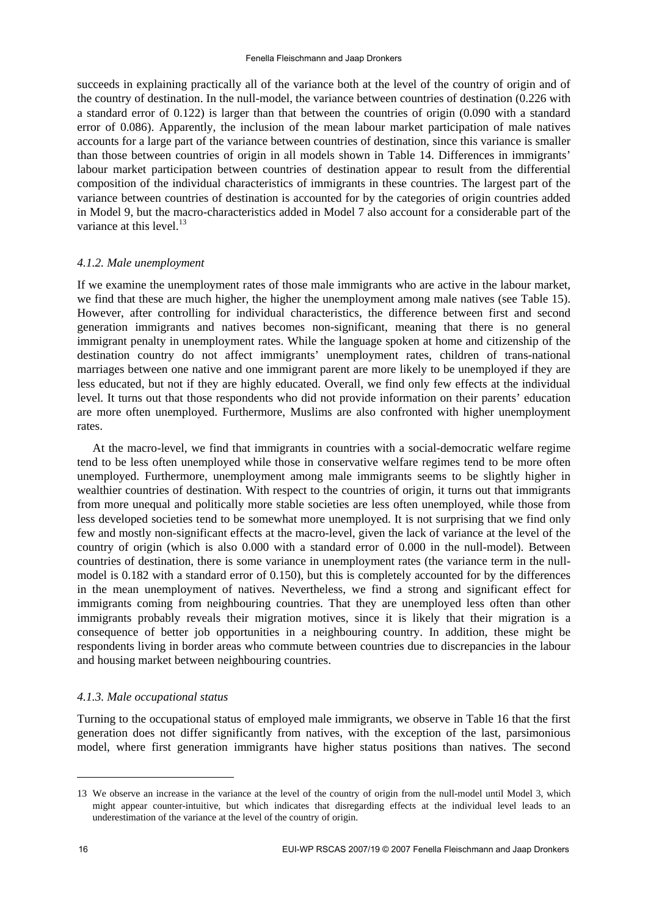succeeds in explaining practically all of the variance both at the level of the country of origin and of the country of destination. In the null-model, the variance between countries of destination (0.226 with a standard error of 0.122) is larger than that between the countries of origin (0.090 with a standard error of 0.086). Apparently, the inclusion of the mean labour market participation of male natives accounts for a large part of the variance between countries of destination, since this variance is smaller than those between countries of origin in all models shown in Table 14. Differences in immigrants' labour market participation between countries of destination appear to result from the differential composition of the individual characteristics of immigrants in these countries. The largest part of the variance between countries of destination is accounted for by the categories of origin countries added in Model 9, but the macro-characteristics added in Model 7 also account for a considerable part of the variance at this level.[13]

#### *4.1.2. Male unemployment*

If we examine the unemployment rates of those male immigrants who are active in the labour market, we find that these are much higher, the higher the unemployment among male natives (see Table 15). However, after controlling for individual characteristics, the difference between first and second generation immigrants and natives becomes non-significant, meaning that there is no general immigrant penalty in unemployment rates. While the language spoken at home and citizenship of the destination country do not affect immigrants' unemployment rates, children of trans-national marriages between one native and one immigrant parent are more likely to be unemployed if they are less educated, but not if they are highly educated. Overall, we find only few effects at the individual level. It turns out that those respondents who did not provide information on their parents' education are more often unemployed. Furthermore, Muslims are also confronted with higher unemployment rates.

At the macro-level, we find that immigrants in countries with a social-democratic welfare regime tend to be less often unemployed while those in conservative welfare regimes tend to be more often unemployed. Furthermore, unemployment among male immigrants seems to be slightly higher in wealthier countries of destination. With respect to the countries of origin, it turns out that immigrants from more unequal and politically more stable societies are less often unemployed, while those from less developed societies tend to be somewhat more unemployed. It is not surprising that we find only few and mostly non-significant effects at the macro-level, given the lack of variance at the level of the country of origin (which is also 0.000 with a standard error of 0.000 in the null-model). Between countries of destination, there is some variance in unemployment rates (the variance term in the null-model is 0.182 with a standard error of 0.150), but this is completely accounted for by the differences in the mean unemployment of natives. Nevertheless, we find a strong and significant effect for immigrants coming from neighbouring countries. That they are unemployed less often than other immigrants probably reveals their migration motives, since it is likely that their migration is a consequence of better job opportunities in a neighbouring country. In addition, these might be respondents living in border areas who commute between countries due to discrepancies in the labour and housing market between neighbouring countries.

#### *4.1.3. Male occupational status*

Turning to the occupational status of employed male immigrants, we observe in Table 16 that the first generation does not differ significantly from natives, with the exception of the last, parsimonious model, where first generation immigrants have higher status positions than natives. The second

---

[13] We observe an increase in the variance at the level of the country of origin from the null-model until Model 3, which might appear counter-intuitive, but which indicates that disregarding effects at the individual level leads to an underestimation of the variance at the level of the country of origin.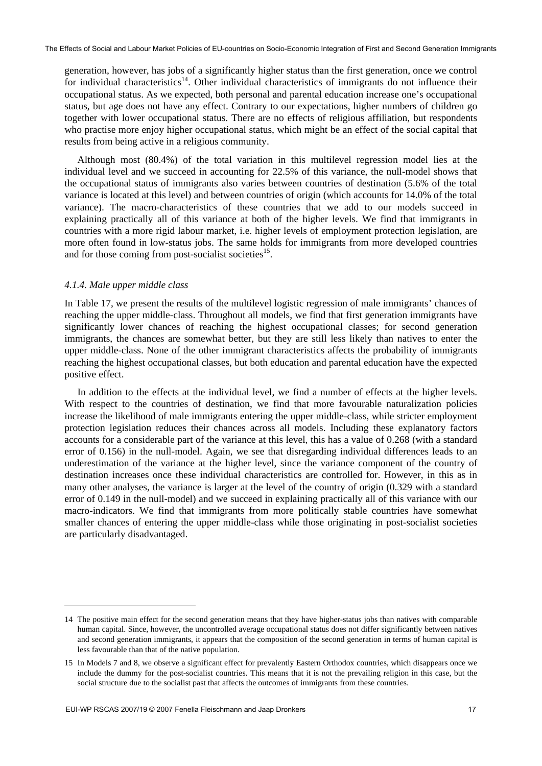generation, however, has jobs of a significantly higher status than the first generation, once we control for individual characteristics[14]. Other individual characteristics of immigrants do not influence their occupational status. As we expected, both personal and parental education increase one's occupational status, but age does not have any effect. Contrary to our expectations, higher numbers of children go together with lower occupational status. There are no effects of religious affiliation, but respondents who practise more enjoy higher occupational status, which might be an effect of the social capital that results from being active in a religious community.

Although most (80.4%) of the total variation in this multilevel regression model lies at the individual level and we succeed in accounting for 22.5% of this variance, the null-model shows that the occupational status of immigrants also varies between countries of destination (5.6% of the total variance is located at this level) and between countries of origin (which accounts for 14.0% of the total variance). The macro-characteristics of these countries that we add to our models succeed in explaining practically all of this variance at both of the higher levels. We find that immigrants in countries with a more rigid labour market, i.e. higher levels of employment protection legislation, are more often found in low-status jobs. The same holds for immigrants from more developed countries and for those coming from post-socialist societies[15].

#### *4.1.4. Male upper middle class*

In Table 17, we present the results of the multilevel logistic regression of male immigrants' chances of reaching the upper middle-class. Throughout all models, we find that first generation immigrants have significantly lower chances of reaching the highest occupational classes; for second generation immigrants, the chances are somewhat better, but they are still less likely than natives to enter the upper middle-class. None of the other immigrant characteristics affects the probability of immigrants reaching the highest occupational classes, but both education and parental education have the expected positive effect.

In addition to the effects at the individual level, we find a number of effects at the higher levels. With respect to the countries of destination, we find that more favourable naturalization policies increase the likelihood of male immigrants entering the upper middle-class, while stricter employment protection legislation reduces their chances across all models. Including these explanatory factors accounts for a considerable part of the variance at this level, this has a value of 0.268 (with a standard error of 0.156) in the null-model. Again, we see that disregarding individual differences leads to an underestimation of the variance at the higher level, since the variance component of the country of destination increases once these individual characteristics are controlled for. However, in this as in many other analyses, the variance is larger at the level of the country of origin (0.329 with a standard error of 0.149 in the null-model) and we succeed in explaining practically all of this variance with our macro-indicators. We find that immigrants from more politically stable countries have somewhat smaller chances of entering the upper middle-class while those originating in post-socialist societies are particularly disadvantaged.

---

14 The positive main effect for the second generation means that they have higher-status jobs than natives with comparable human capital. Since, however, the uncontrolled average occupational status does not differ significantly between natives and second generation immigrants, it appears that the composition of the second generation in terms of human capital is less favourable than that of the native population.

15 In Models 7 and 8, we observe a significant effect for prevalently Eastern Orthodox countries, which disappears once we include the dummy for the post-socialist countries. This means that it is not the prevailing religion in this case, but the social structure due to the socialist past that affects the outcomes of immigrants from these countries.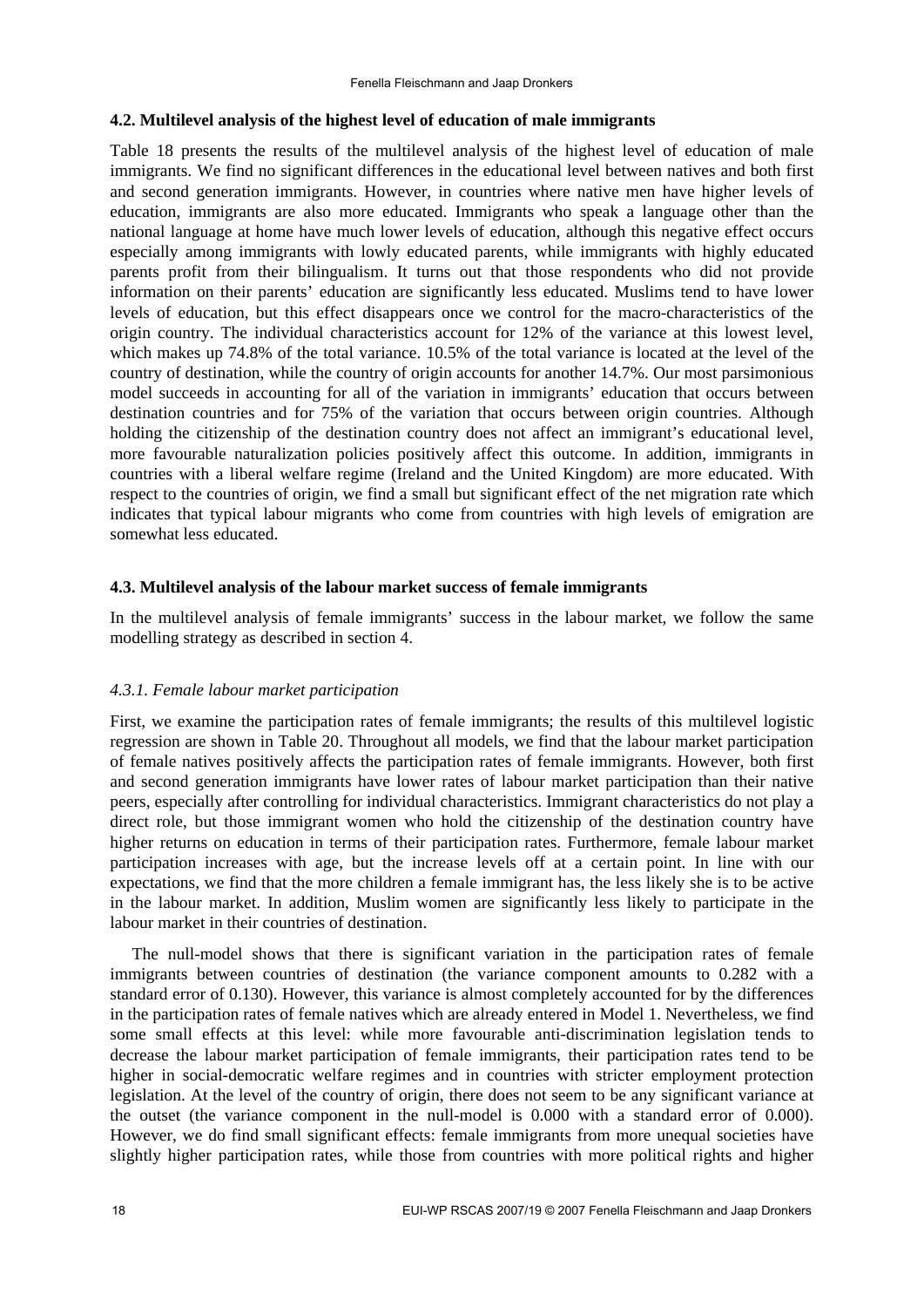### 4.2. Multilevel analysis of the highest level of education of male immigrants

Table 18 presents the results of the multilevel analysis of the highest level of education of male immigrants. We find no significant differences in the educational level between natives and both first and second generation immigrants. However, in countries where native men have higher levels of education, immigrants are also more educated. Immigrants who speak a language other than the national language at home have much lower levels of education, although this negative effect occurs especially among immigrants with lowly educated parents, while immigrants with highly educated parents profit from their bilingualism. It turns out that those respondents who did not provide information on their parents' education are significantly less educated. Muslims tend to have lower levels of education, but this effect disappears once we control for the macro-characteristics of the origin country. The individual characteristics account for 12% of the variance at this lowest level, which makes up 74.8% of the total variance. 10.5% of the total variance is located at the level of the country of destination, while the country of origin accounts for another 14.7%. Our most parsimonious model succeeds in accounting for all of the variation in immigrants' education that occurs between destination countries and for 75% of the variation that occurs between origin countries. Although holding the citizenship of the destination country does not affect an immigrant's educational level, more favourable naturalization policies positively affect this outcome. In addition, immigrants in countries with a liberal welfare regime (Ireland and the United Kingdom) are more educated. With respect to the countries of origin, we find a small but significant effect of the net migration rate which indicates that typical labour migrants who come from countries with high levels of emigration are somewhat less educated.

### 4.3. Multilevel analysis of the labour market success of female immigrants

In the multilevel analysis of female immigrants' success in the labour market, we follow the same modelling strategy as described in section 4.

#### *4.3.1. Female labour market participation*

First, we examine the participation rates of female immigrants; the results of this multilevel logistic regression are shown in Table 20. Throughout all models, we find that the labour market participation of female natives positively affects the participation rates of female immigrants. However, both first and second generation immigrants have lower rates of labour market participation than their native peers, especially after controlling for individual characteristics. Immigrant characteristics do not play a direct role, but those immigrant women who hold the citizenship of the destination country have higher returns on education in terms of their participation rates. Furthermore, female labour market participation increases with age, but the increase levels off at a certain point. In line with our expectations, we find that the more children a female immigrant has, the less likely she is to be active in the labour market. In addition, Muslim women are significantly less likely to participate in the labour market in their countries of destination.

The null-model shows that there is significant variation in the participation rates of female immigrants between countries of destination (the variance component amounts to 0.282 with a standard error of 0.130). However, this variance is almost completely accounted for by the differences in the participation rates of female natives which are already entered in Model 1. Nevertheless, we find some small effects at this level: while more favourable anti-discrimination legislation tends to decrease the labour market participation of female immigrants, their participation rates tend to be higher in social-democratic welfare regimes and in countries with stricter employment protection legislation. At the level of the country of origin, there does not seem to be any significant variance at the outset (the variance component in the null-model is 0.000 with a standard error of 0.000). However, we do find small significant effects: female immigrants from more unequal societies have slightly higher participation rates, while those from countries with more political rights and higher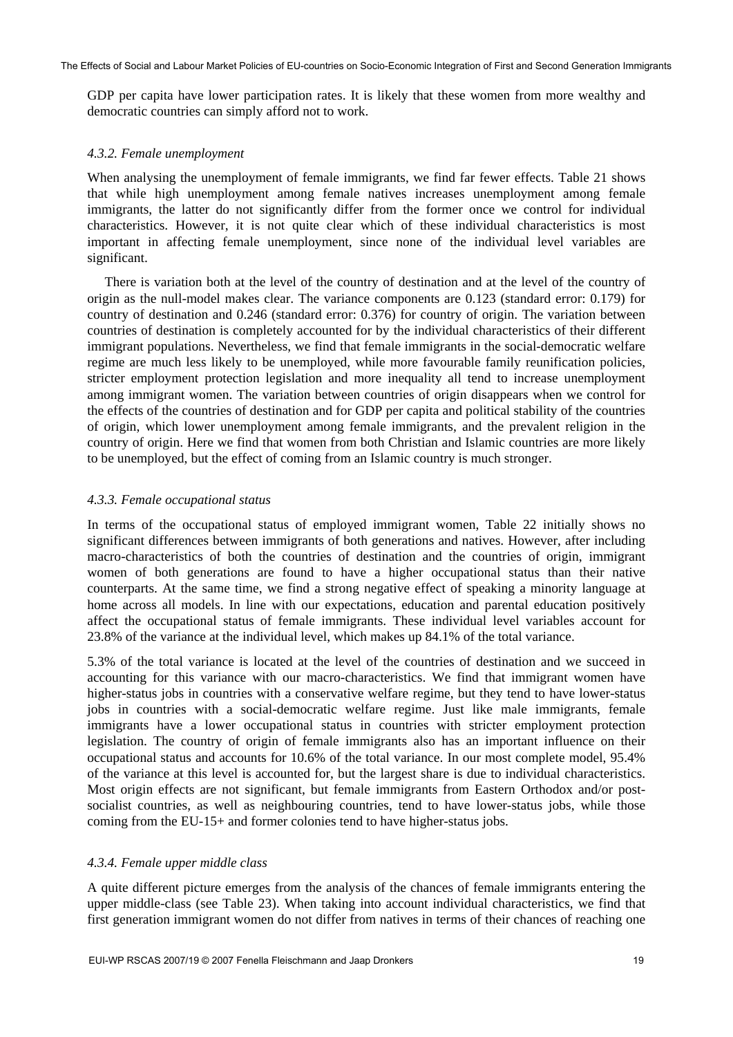GDP per capita have lower participation rates. It is likely that these women from more wealthy and democratic countries can simply afford not to work.

#### *4.3.2. Female unemployment*

When analysing the unemployment of female immigrants, we find far fewer effects. Table 21 shows that while high unemployment among female natives increases unemployment among female immigrants, the latter do not significantly differ from the former once we control for individual characteristics. However, it is not quite clear which of these individual characteristics is most important in affecting female unemployment, since none of the individual level variables are significant.

There is variation both at the level of the country of destination and at the level of the country of origin as the null-model makes clear. The variance components are 0.123 (standard error: 0.179) for country of destination and 0.246 (standard error: 0.376) for country of origin. The variation between countries of destination is completely accounted for by the individual characteristics of their different immigrant populations. Nevertheless, we find that female immigrants in the social-democratic welfare regime are much less likely to be unemployed, while more favourable family reunification policies, stricter employment protection legislation and more inequality all tend to increase unemployment among immigrant women. The variation between countries of origin disappears when we control for the effects of the countries of destination and for GDP per capita and political stability of the countries of origin, which lower unemployment among female immigrants, and the prevalent religion in the country of origin. Here we find that women from both Christian and Islamic countries are more likely to be unemployed, but the effect of coming from an Islamic country is much stronger.

#### *4.3.3. Female occupational status*

In terms of the occupational status of employed immigrant women, Table 22 initially shows no significant differences between immigrants of both generations and natives. However, after including macro-characteristics of both the countries of destination and the countries of origin, immigrant women of both generations are found to have a higher occupational status than their native counterparts. At the same time, we find a strong negative effect of speaking a minority language at home across all models. In line with our expectations, education and parental education positively affect the occupational status of female immigrants. These individual level variables account for 23.8% of the variance at the individual level, which makes up 84.1% of the total variance.

5.3% of the total variance is located at the level of the countries of destination and we succeed in accounting for this variance with our macro-characteristics. We find that immigrant women have higher-status jobs in countries with a conservative welfare regime, but they tend to have lower-status jobs in countries with a social-democratic welfare regime. Just like male immigrants, female immigrants have a lower occupational status in countries with stricter employment protection legislation. The country of origin of female immigrants also has an important influence on their occupational status and accounts for 10.6% of the total variance. In our most complete model, 95.4% of the variance at this level is accounted for, but the largest share is due to individual characteristics. Most origin effects are not significant, but female immigrants from Eastern Orthodox and/or post-socialist countries, as well as neighbouring countries, tend to have lower-status jobs, while those coming from the EU-15+ and former colonies tend to have higher-status jobs.

#### *4.3.4. Female upper middle class*

A quite different picture emerges from the analysis of the chances of female immigrants entering the upper middle-class (see Table 23). When taking into account individual characteristics, we find that first generation immigrant women do not differ from natives in terms of their chances of reaching one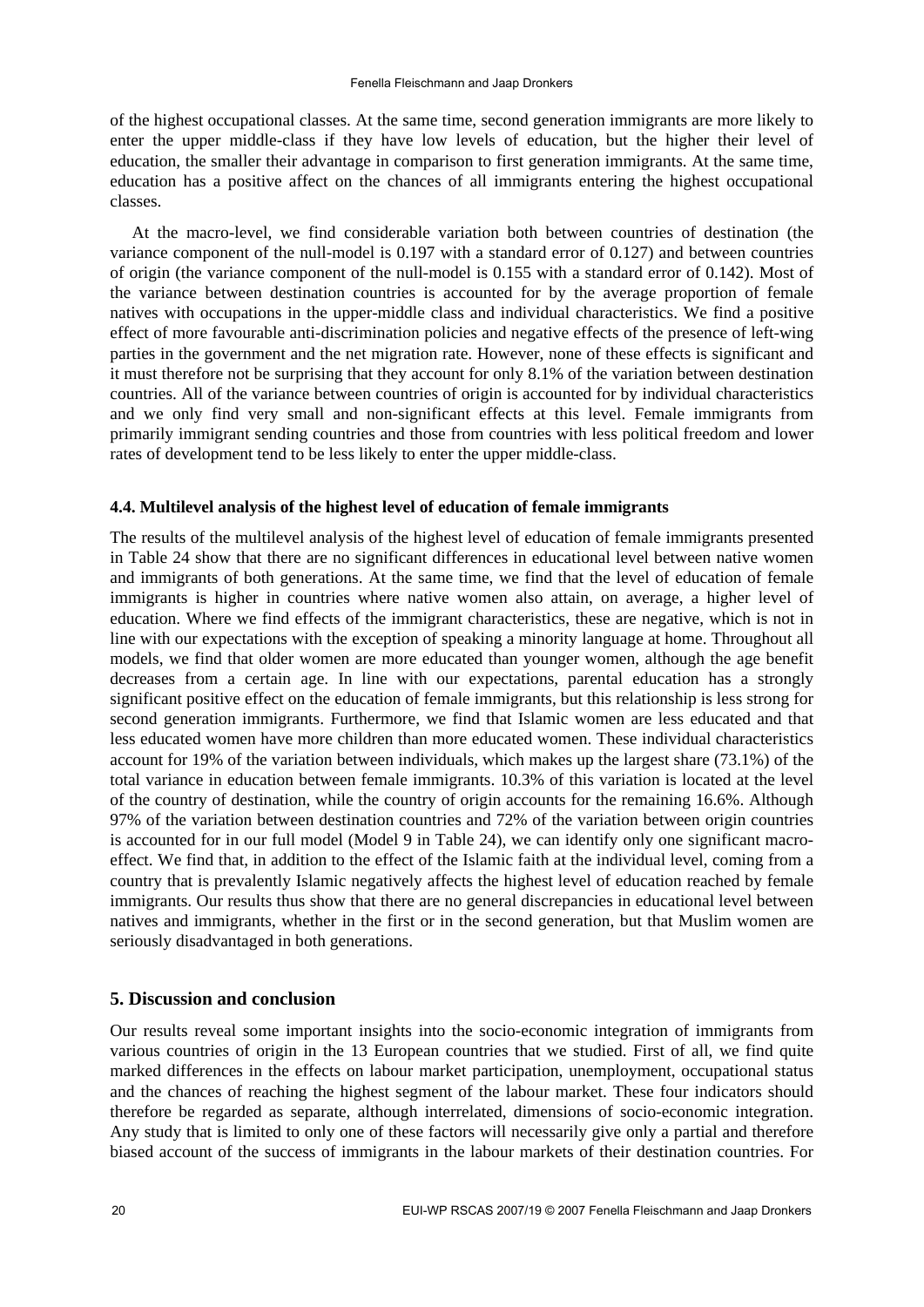of the highest occupational classes. At the same time, second generation immigrants are more likely to enter the upper middle-class if they have low levels of education, but the higher their level of education, the smaller their advantage in comparison to first generation immigrants. At the same time, education has a positive affect on the chances of all immigrants entering the highest occupational classes.

At the macro-level, we find considerable variation both between countries of destination (the variance component of the null-model is 0.197 with a standard error of 0.127) and between countries of origin (the variance component of the null-model is 0.155 with a standard error of 0.142). Most of the variance between destination countries is accounted for by the average proportion of female natives with occupations in the upper-middle class and individual characteristics. We find a positive effect of more favourable anti-discrimination policies and negative effects of the presence of left-wing parties in the government and the net migration rate. However, none of these effects is significant and it must therefore not be surprising that they account for only 8.1% of the variation between destination countries. All of the variance between countries of origin is accounted for by individual characteristics and we only find very small and non-significant effects at this level. Female immigrants from primarily immigrant sending countries and those from countries with less political freedom and lower rates of development tend to be less likely to enter the upper middle-class.

### 4.4. Multilevel analysis of the highest level of education of female immigrants

The results of the multilevel analysis of the highest level of education of female immigrants presented in Table 24 show that there are no significant differences in educational level between native women and immigrants of both generations. At the same time, we find that the level of education of female immigrants is higher in countries where native women also attain, on average, a higher level of education. Where we find effects of the immigrant characteristics, these are negative, which is not in line with our expectations with the exception of speaking a minority language at home. Throughout all models, we find that older women are more educated than younger women, although the age benefit decreases from a certain age. In line with our expectations, parental education has a strongly significant positive effect on the education of female immigrants, but this relationship is less strong for second generation immigrants. Furthermore, we find that Islamic women are less educated and that less educated women have more children than more educated women. These individual characteristics account for 19% of the variation between individuals, which makes up the largest share (73.1%) of the total variance in education between female immigrants. 10.3% of this variation is located at the level of the country of destination, while the country of origin accounts for the remaining 16.6%. Although 97% of the variation between destination countries and 72% of the variation between origin countries is accounted for in our full model (Model 9 in Table 24), we can identify only one significant macro-effect. We find that, in addition to the effect of the Islamic faith at the individual level, coming from a country that is prevalently Islamic negatively affects the highest level of education reached by female immigrants. Our results thus show that there are no general discrepancies in educational level between natives and immigrants, whether in the first or in the second generation, but that Muslim women are seriously disadvantaged in both generations.

## 5. Discussion and conclusion

Our results reveal some important insights into the socio-economic integration of immigrants from various countries of origin in the 13 European countries that we studied. First of all, we find quite marked differences in the effects on labour market participation, unemployment, occupational status and the chances of reaching the highest segment of the labour market. These four indicators should therefore be regarded as separate, although interrelated, dimensions of socio-economic integration. Any study that is limited to only one of these factors will necessarily give only a partial and therefore biased account of the success of immigrants in the labour markets of their destination countries. For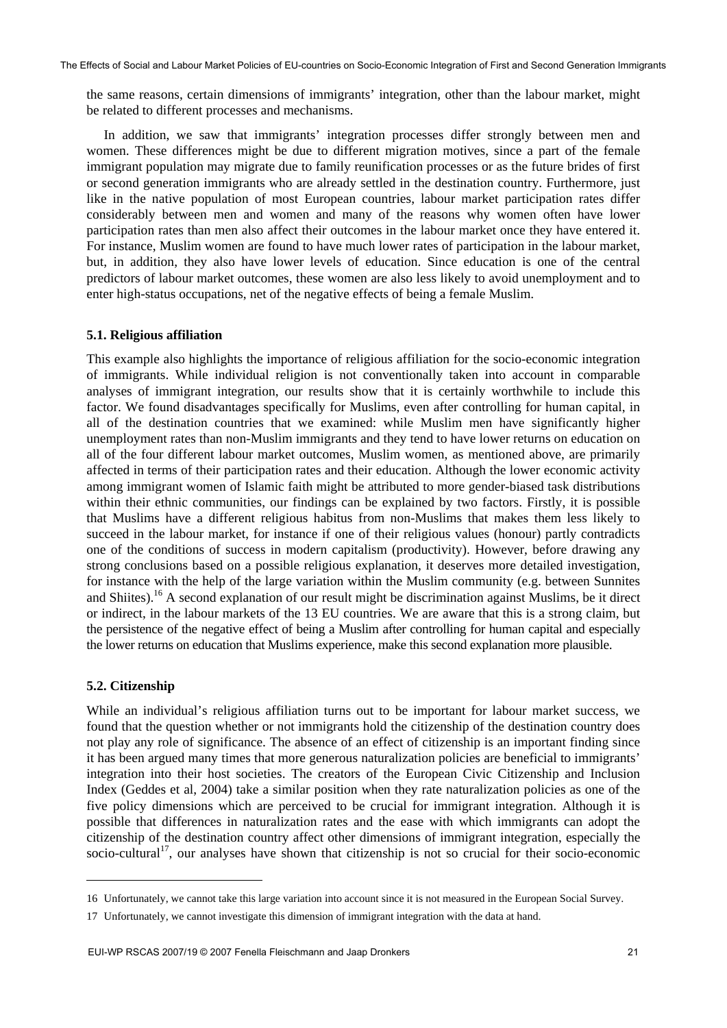the same reasons, certain dimensions of immigrants' integration, other than the labour market, might be related to different processes and mechanisms.

In addition, we saw that immigrants' integration processes differ strongly between men and women. These differences might be due to different migration motives, since a part of the female immigrant population may migrate due to family reunification processes or as the future brides of first or second generation immigrants who are already settled in the destination country. Furthermore, just like in the native population of most European countries, labour market participation rates differ considerably between men and women and many of the reasons why women often have lower participation rates than men also affect their outcomes in the labour market once they have entered it. For instance, Muslim women are found to have much lower rates of participation in the labour market, but, in addition, they also have lower levels of education. Since education is one of the central predictors of labour market outcomes, these women are also less likely to avoid unemployment and to enter high-status occupations, net of the negative effects of being a female Muslim.

### 5.1. Religious affiliation

This example also highlights the importance of religious affiliation for the socio-economic integration of immigrants. While individual religion is not conventionally taken into account in comparable analyses of immigrant integration, our results show that it is certainly worthwhile to include this factor. We found disadvantages specifically for Muslims, even after controlling for human capital, in all of the destination countries that we examined: while Muslim men have significantly higher unemployment rates than non-Muslim immigrants and they tend to have lower returns on education on all of the four different labour market outcomes, Muslim women, as mentioned above, are primarily affected in terms of their participation rates and their education. Although the lower economic activity among immigrant women of Islamic faith might be attributed to more gender-biased task distributions within their ethnic communities, our findings can be explained by two factors. Firstly, it is possible that Muslims have a different religious habitus from non-Muslims that makes them less likely to succeed in the labour market, for instance if one of their religious values (honour) partly contradicts one of the conditions of success in modern capitalism (productivity). However, before drawing any strong conclusions based on a possible religious explanation, it deserves more detailed investigation, for instance with the help of the large variation within the Muslim community (e.g. between Sunnites and Shiites).[16] A second explanation of our result might be discrimination against Muslims, be it direct or indirect, in the labour markets of the 13 EU countries. We are aware that this is a strong claim, but the persistence of the negative effect of being a Muslim after controlling for human capital and especially the lower returns on education that Muslims experience, make this second explanation more plausible.

### 5.2. Citizenship

While an individual's religious affiliation turns out to be important for labour market success, we found that the question whether or not immigrants hold the citizenship of the destination country does not play any role of significance. The absence of an effect of citizenship is an important finding since it has been argued many times that more generous naturalization policies are beneficial to immigrants' integration into their host societies. The creators of the European Civic Citizenship and Inclusion Index (Geddes et al, 2004) take a similar position when they rate naturalization policies as one of the five policy dimensions which are perceived to be crucial for immigrant integration. Although it is possible that differences in naturalization rates and the ease with which immigrants can adopt the citizenship of the destination country affect other dimensions of immigrant integration, especially the socio-cultural[17], our analyses have shown that citizenship is not so crucial for their socio-economic

---

16 Unfortunately, we cannot take this large variation into account since it is not measured in the European Social Survey.

17 Unfortunately, we cannot investigate this dimension of immigrant integration with the data at hand.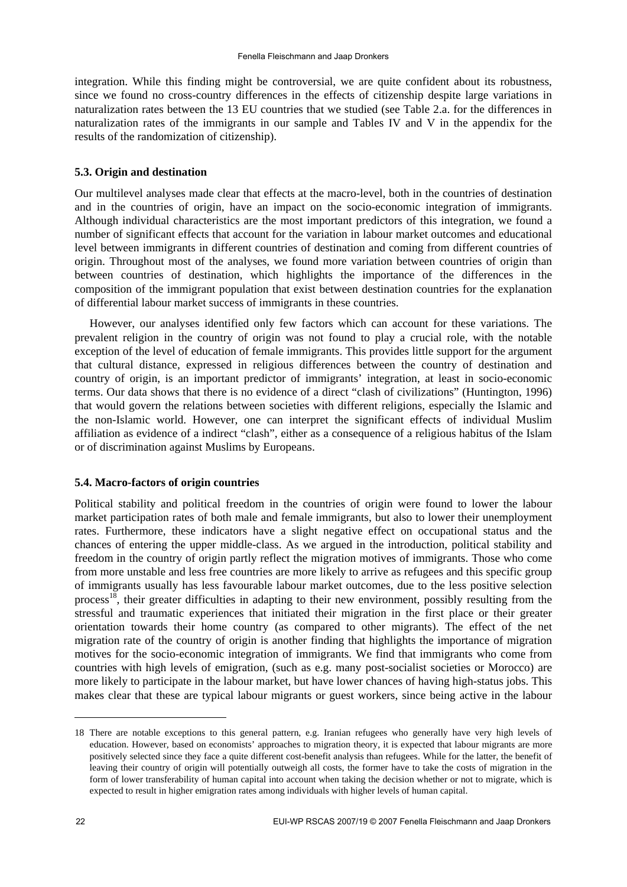integration. While this finding might be controversial, we are quite confident about its robustness, since we found no cross-country differences in the effects of citizenship despite large variations in naturalization rates between the 13 EU countries that we studied (see Table 2.a. for the differences in naturalization rates of the immigrants in our sample and Tables IV and V in the appendix for the results of the randomization of citizenship).

### 5.3. Origin and destination

Our multilevel analyses made clear that effects at the macro-level, both in the countries of destination and in the countries of origin, have an impact on the socio-economic integration of immigrants. Although individual characteristics are the most important predictors of this integration, we found a number of significant effects that account for the variation in labour market outcomes and educational level between immigrants in different countries of destination and coming from different countries of origin. Throughout most of the analyses, we found more variation between countries of origin than between countries of destination, which highlights the importance of the differences in the composition of the immigrant population that exist between destination countries for the explanation of differential labour market success of immigrants in these countries.

However, our analyses identified only few factors which can account for these variations. The prevalent religion in the country of origin was not found to play a crucial role, with the notable exception of the level of education of female immigrants. This provides little support for the argument that cultural distance, expressed in religious differences between the country of destination and country of origin, is an important predictor of immigrants' integration, at least in socio-economic terms. Our data shows that there is no evidence of a direct "clash of civilizations" (Huntington, 1996) that would govern the relations between societies with different religions, especially the Islamic and the non-Islamic world. However, one can interpret the significant effects of individual Muslim affiliation as evidence of a indirect "clash", either as a consequence of a religious habitus of the Islam or of discrimination against Muslims by Europeans.

### 5.4. Macro-factors of origin countries

Political stability and political freedom in the countries of origin were found to lower the labour market participation rates of both male and female immigrants, but also to lower their unemployment rates. Furthermore, these indicators have a slight negative effect on occupational status and the chances of entering the upper middle-class. As we argued in the introduction, political stability and freedom in the country of origin partly reflect the migration motives of immigrants. Those who come from more unstable and less free countries are more likely to arrive as refugees and this specific group of immigrants usually has less favourable labour market outcomes, due to the less positive selection process[18], their greater difficulties in adapting to their new environment, possibly resulting from the stressful and traumatic experiences that initiated their migration in the first place or their greater orientation towards their home country (as compared to other migrants). The effect of the net migration rate of the country of origin is another finding that highlights the importance of migration motives for the socio-economic integration of immigrants. We find that immigrants who come from countries with high levels of emigration, (such as e.g. many post-socialist societies or Morocco) are more likely to participate in the labour market, but have lower chances of having high-status jobs. This makes clear that these are typical labour migrants or guest workers, since being active in the labour

---

18 There are notable exceptions to this general pattern, e.g. Iranian refugees who generally have very high levels of education. However, based on economists' approaches to migration theory, it is expected that labour migrants are more positively selected since they face a quite different cost-benefit analysis than refugees. While for the latter, the benefit of leaving their country of origin will potentially outweigh all costs, the former have to take the costs of migration in the form of lower transferability of human capital into account when taking the decision whether or not to migrate, which is expected to result in higher emigration rates among individuals with higher levels of human capital.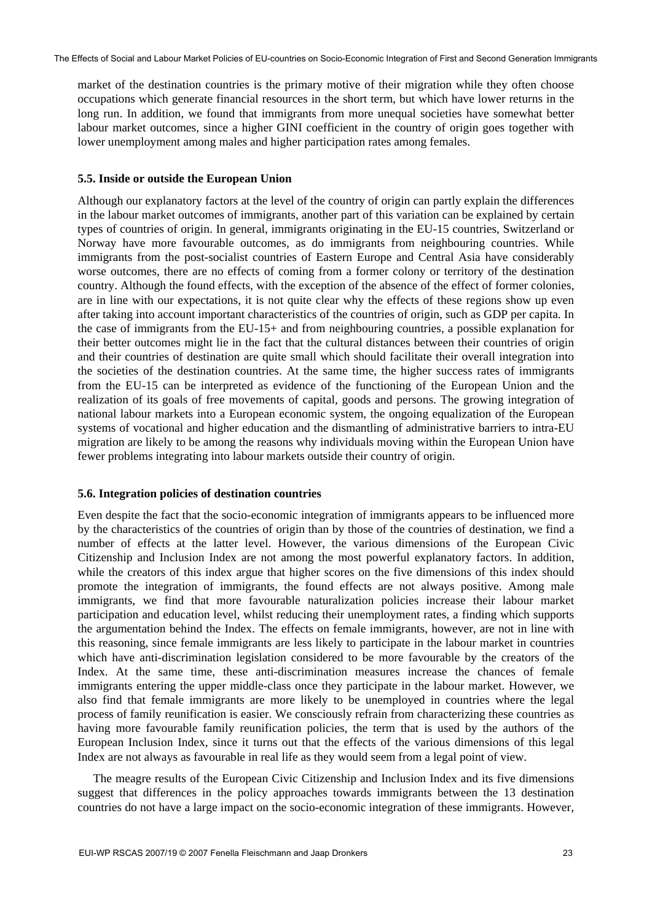market of the destination countries is the primary motive of their migration while they often choose occupations which generate financial resources in the short term, but which have lower returns in the long run. In addition, we found that immigrants from more unequal societies have somewhat better labour market outcomes, since a higher GINI coefficient in the country of origin goes together with lower unemployment among males and higher participation rates among females.

### 5.5. Inside or outside the European Union

Although our explanatory factors at the level of the country of origin can partly explain the differences in the labour market outcomes of immigrants, another part of this variation can be explained by certain types of countries of origin. In general, immigrants originating in the EU-15 countries, Switzerland or Norway have more favourable outcomes, as do immigrants from neighbouring countries. While immigrants from the post-socialist countries of Eastern Europe and Central Asia have considerably worse outcomes, there are no effects of coming from a former colony or territory of the destination country. Although the found effects, with the exception of the absence of the effect of former colonies, are in line with our expectations, it is not quite clear why the effects of these regions show up even after taking into account important characteristics of the countries of origin, such as GDP per capita. In the case of immigrants from the EU-15+ and from neighbouring countries, a possible explanation for their better outcomes might lie in the fact that the cultural distances between their countries of origin and their countries of destination are quite small which should facilitate their overall integration into the societies of the destination countries. At the same time, the higher success rates of immigrants from the EU-15 can be interpreted as evidence of the functioning of the European Union and the realization of its goals of free movements of capital, goods and persons. The growing integration of national labour markets into a European economic system, the ongoing equalization of the European systems of vocational and higher education and the dismantling of administrative barriers to intra-EU migration are likely to be among the reasons why individuals moving within the European Union have fewer problems integrating into labour markets outside their country of origin.

### 5.6. Integration policies of destination countries

Even despite the fact that the socio-economic integration of immigrants appears to be influenced more by the characteristics of the countries of origin than by those of the countries of destination, we find a number of effects at the latter level. However, the various dimensions of the European Civic Citizenship and Inclusion Index are not among the most powerful explanatory factors. In addition, while the creators of this index argue that higher scores on the five dimensions of this index should promote the integration of immigrants, the found effects are not always positive. Among male immigrants, we find that more favourable naturalization policies increase their labour market participation and education level, whilst reducing their unemployment rates, a finding which supports the argumentation behind the Index. The effects on female immigrants, however, are not in line with this reasoning, since female immigrants are less likely to participate in the labour market in countries which have anti-discrimination legislation considered to be more favourable by the creators of the Index. At the same time, these anti-discrimination measures increase the chances of female immigrants entering the upper middle-class once they participate in the labour market. However, we also find that female immigrants are more likely to be unemployed in countries where the legal process of family reunification is easier. We consciously refrain from characterizing these countries as having more favourable family reunification policies, the term that is used by the authors of the European Inclusion Index, since it turns out that the effects of the various dimensions of this legal Index are not always as favourable in real life as they would seem from a legal point of view.

The meagre results of the European Civic Citizenship and Inclusion Index and its five dimensions suggest that differences in the policy approaches towards immigrants between the 13 destination countries do not have a large impact on the socio-economic integration of these immigrants. However,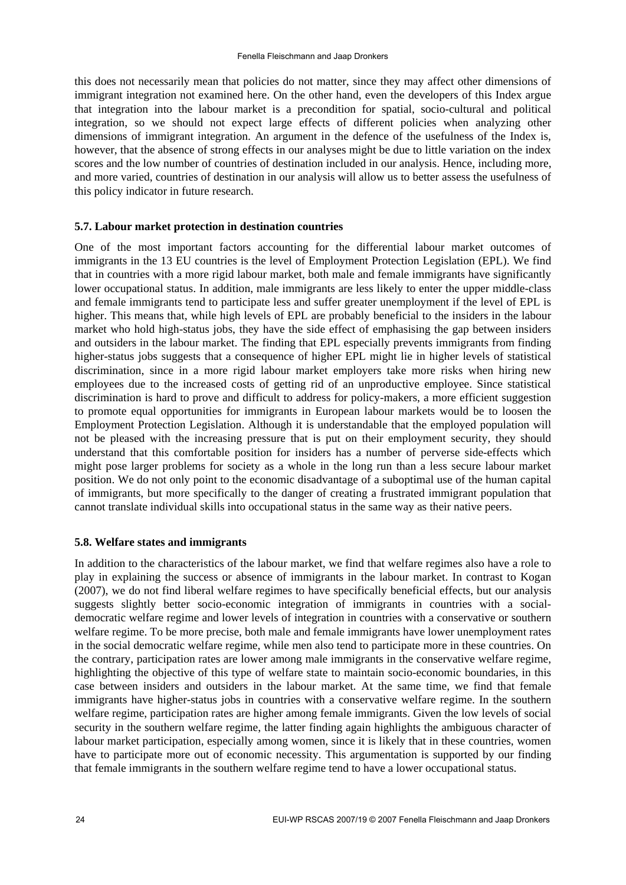this does not necessarily mean that policies do not matter, since they may affect other dimensions of immigrant integration not examined here. On the other hand, even the developers of this Index argue that integration into the labour market is a precondition for spatial, socio-cultural and political integration, so we should not expect large effects of different policies when analyzing other dimensions of immigrant integration. An argument in the defence of the usefulness of the Index is, however, that the absence of strong effects in our analyses might be due to little variation on the index scores and the low number of countries of destination included in our analysis. Hence, including more, and more varied, countries of destination in our analysis will allow us to better assess the usefulness of this policy indicator in future research.

### 5.7. Labour market protection in destination countries

One of the most important factors accounting for the differential labour market outcomes of immigrants in the 13 EU countries is the level of Employment Protection Legislation (EPL). We find that in countries with a more rigid labour market, both male and female immigrants have significantly lower occupational status. In addition, male immigrants are less likely to enter the upper middle-class and female immigrants tend to participate less and suffer greater unemployment if the level of EPL is higher. This means that, while high levels of EPL are probably beneficial to the insiders in the labour market who hold high-status jobs, they have the side effect of emphasising the gap between insiders and outsiders in the labour market. The finding that EPL especially prevents immigrants from finding higher-status jobs suggests that a consequence of higher EPL might lie in higher levels of statistical discrimination, since in a more rigid labour market employers take more risks when hiring new employees due to the increased costs of getting rid of an unproductive employee. Since statistical discrimination is hard to prove and difficult to address for policy-makers, a more efficient suggestion to promote equal opportunities for immigrants in European labour markets would be to loosen the Employment Protection Legislation. Although it is understandable that the employed population will not be pleased with the increasing pressure that is put on their employment security, they should understand that this comfortable position for insiders has a number of perverse side-effects which might pose larger problems for society as a whole in the long run than a less secure labour market position. We do not only point to the economic disadvantage of a suboptimal use of the human capital of immigrants, but more specifically to the danger of creating a frustrated immigrant population that cannot translate individual skills into occupational status in the same way as their native peers.

### 5.8. Welfare states and immigrants

In addition to the characteristics of the labour market, we find that welfare regimes also have a role to play in explaining the success or absence of immigrants in the labour market. In contrast to Kogan (2007), we do not find liberal welfare regimes to have specifically beneficial effects, but our analysis suggests slightly better socio-economic integration of immigrants in countries with a social-democratic welfare regime and lower levels of integration in countries with a conservative or southern welfare regime. To be more precise, both male and female immigrants have lower unemployment rates in the social democratic welfare regime, while men also tend to participate more in these countries. On the contrary, participation rates are lower among male immigrants in the conservative welfare regime, highlighting the objective of this type of welfare state to maintain socio-economic boundaries, in this case between insiders and outsiders in the labour market. At the same time, we find that female immigrants have higher-status jobs in countries with a conservative welfare regime. In the southern welfare regime, participation rates are higher among female immigrants. Given the low levels of social security in the southern welfare regime, the latter finding again highlights the ambiguous character of labour market participation, especially among women, since it is likely that in these countries, women have to participate more out of economic necessity. This argumentation is supported by our finding that female immigrants in the southern welfare regime tend to have a lower occupational status.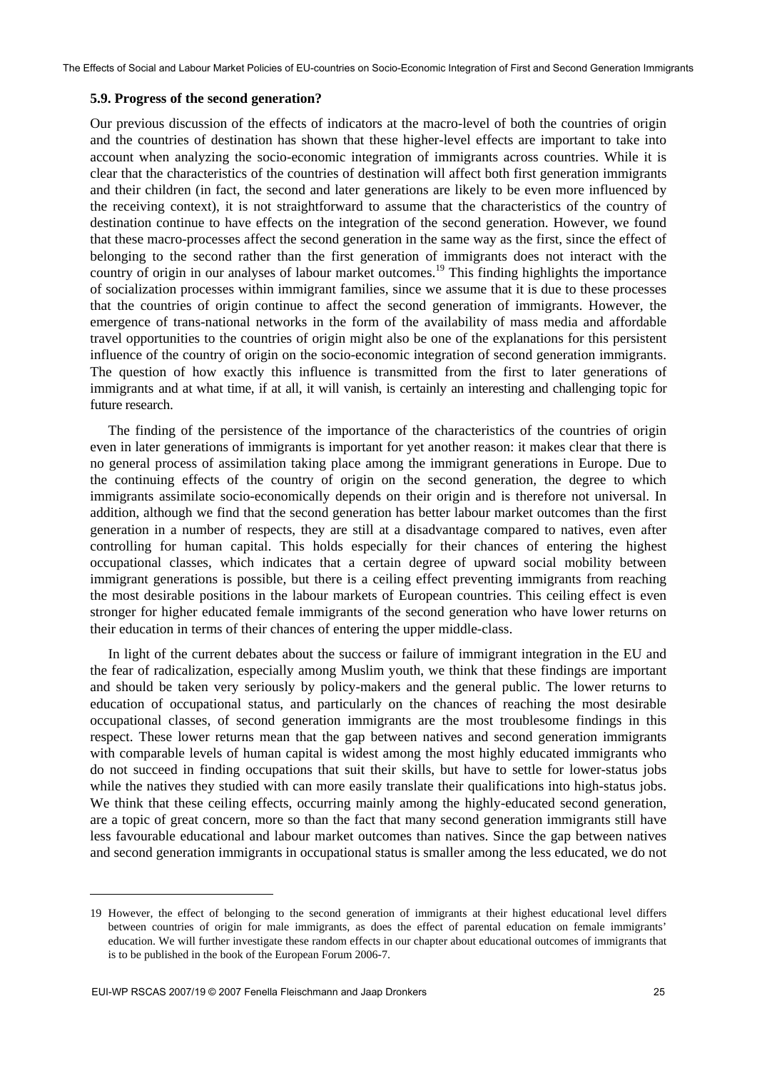### 5.9. Progress of the second generation?

Our previous discussion of the effects of indicators at the macro-level of both the countries of origin and the countries of destination has shown that these higher-level effects are important to take into account when analyzing the socio-economic integration of immigrants across countries. While it is clear that the characteristics of the countries of destination will affect both first generation immigrants and their children (in fact, the second and later generations are likely to be even more influenced by the receiving context), it is not straightforward to assume that the characteristics of the country of destination continue to have effects on the integration of the second generation. However, we found that these macro-processes affect the second generation in the same way as the first, since the effect of belonging to the second rather than the first generation of immigrants does not interact with the country of origin in our analyses of labour market outcomes.[19] This finding highlights the importance of socialization processes within immigrant families, since we assume that it is due to these processes that the countries of origin continue to affect the second generation of immigrants. However, the emergence of trans-national networks in the form of the availability of mass media and affordable travel opportunities to the countries of origin might also be one of the explanations for this persistent influence of the country of origin on the socio-economic integration of second generation immigrants. The question of how exactly this influence is transmitted from the first to later generations of immigrants and at what time, if at all, it will vanish, is certainly an interesting and challenging topic for future research.

The finding of the persistence of the importance of the characteristics of the countries of origin even in later generations of immigrants is important for yet another reason: it makes clear that there is no general process of assimilation taking place among the immigrant generations in Europe. Due to the continuing effects of the country of origin on the second generation, the degree to which immigrants assimilate socio-economically depends on their origin and is therefore not universal. In addition, although we find that the second generation has better labour market outcomes than the first generation in a number of respects, they are still at a disadvantage compared to natives, even after controlling for human capital. This holds especially for their chances of entering the highest occupational classes, which indicates that a certain degree of upward social mobility between immigrant generations is possible, but there is a ceiling effect preventing immigrants from reaching the most desirable positions in the labour markets of European countries. This ceiling effect is even stronger for higher educated female immigrants of the second generation who have lower returns on their education in terms of their chances of entering the upper middle-class.

In light of the current debates about the success or failure of immigrant integration in the EU and the fear of radicalization, especially among Muslim youth, we think that these findings are important and should be taken very seriously by policy-makers and the general public. The lower returns to education of occupational status, and particularly on the chances of reaching the most desirable occupational classes, of second generation immigrants are the most troublesome findings in this respect. These lower returns mean that the gap between natives and second generation immigrants with comparable levels of human capital is widest among the most highly educated immigrants who do not succeed in finding occupations that suit their skills, but have to settle for lower-status jobs while the natives they studied with can more easily translate their qualifications into high-status jobs. We think that these ceiling effects, occurring mainly among the highly-educated second generation, are a topic of great concern, more so than the fact that many second generation immigrants still have less favourable educational and labour market outcomes than natives. Since the gap between natives and second generation immigrants in occupational status is smaller among the less educated, we do not

---

19 However, the effect of belonging to the second generation of immigrants at their highest educational level differs between countries of origin for male immigrants, as does the effect of parental education on female immigrants' education. We will further investigate these random effects in our chapter about educational outcomes of immigrants that is to be published in the book of the European Forum 2006-7.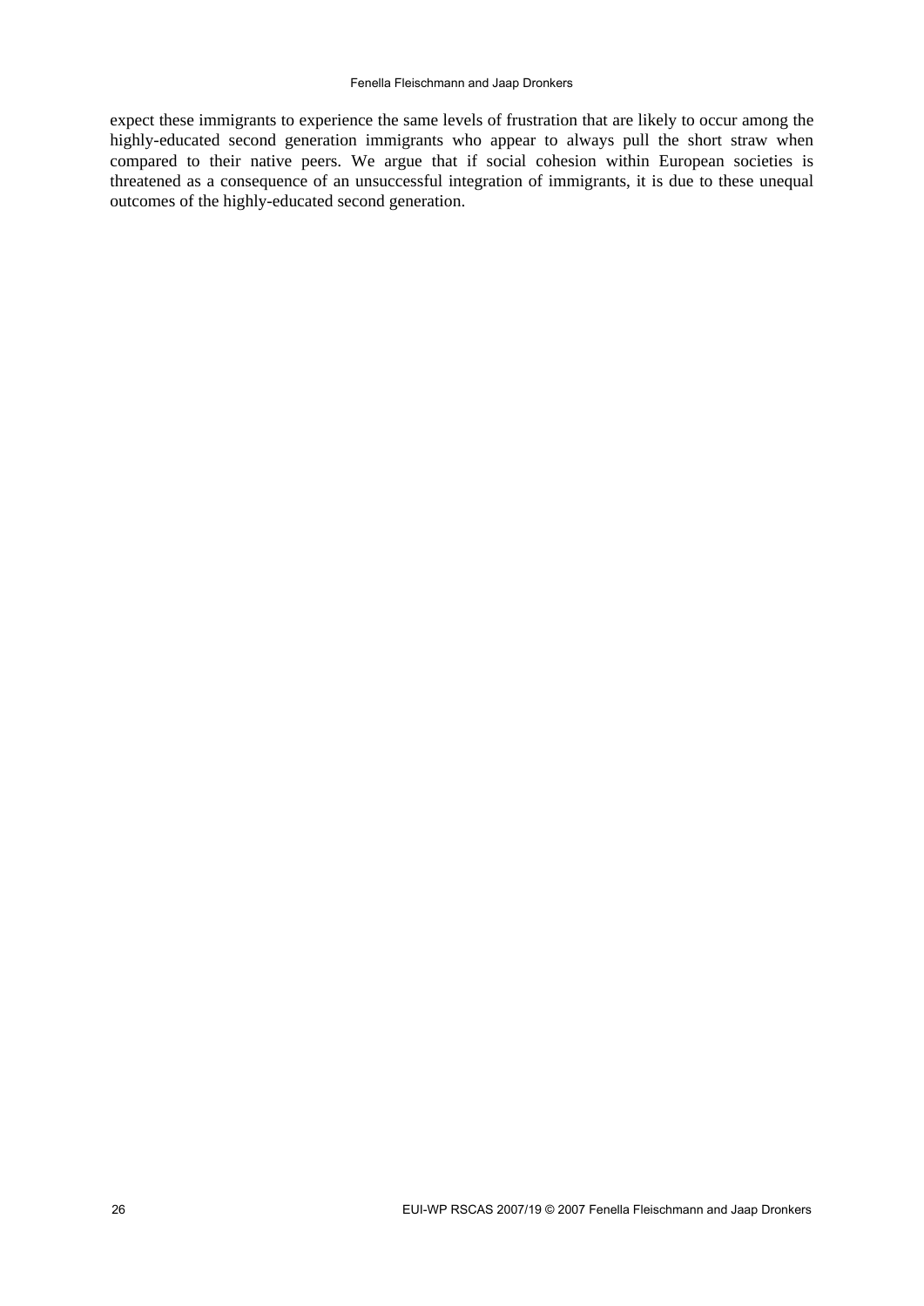expect these immigrants to experience the same levels of frustration that are likely to occur among the highly-educated second generation immigrants who appear to always pull the short straw when compared to their native peers. We argue that if social cohesion within European societies is threatened as a consequence of an unsuccessful integration of immigrants, it is due to these unequal outcomes of the highly-educated second generation.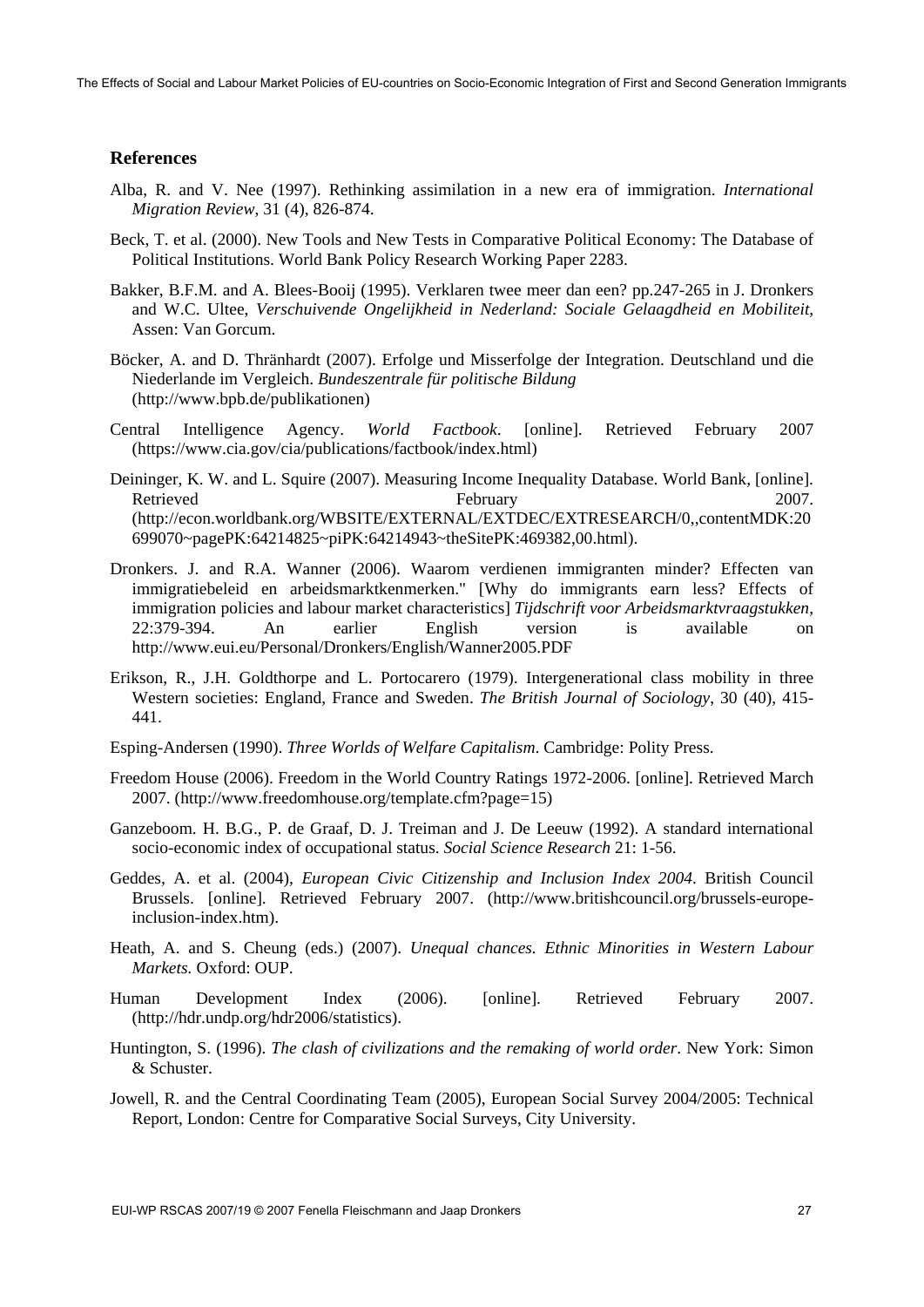## References

Alba, R. and V. Nee (1997). Rethinking assimilation in a new era of immigration. *International Migration Review*, 31 (4), 826-874.

Beck, T. et al. (2000). New Tools and New Tests in Comparative Political Economy: The Database of Political Institutions. World Bank Policy Research Working Paper 2283.

Bakker, B.F.M. and A. Blees-Booij (1995). Verklaren twee meer dan een? pp.247-265 in J. Dronkers and W.C. Ultee, *Verschuivende Ongelijkheid in Nederland: Sociale Gelaagdheid en Mobiliteit*, Assen: Van Gorcum.

Böcker, A. and D. Thränhardt (2007). Erfolge und Misserfolge der Integration. Deutschland und die Niederlande im Vergleich. *Bundeszentrale für politische Bildung* (http://www.bpb.de/publikationen)

Central Intelligence Agency. *World Factbook*. [online]. Retrieved February 2007 (https://www.cia.gov/cia/publications/factbook/index.html)

Deininger, K. W. and L. Squire (2007). Measuring Income Inequality Database. World Bank, [online]. Retrieved February 2007. (http://econ.worldbank.org/WBSITE/EXTERNAL/EXTDEC/EXTRESEARCH/0,,contentMDK:20699070~pagePK:64214825~piPK:64214943~theSitePK:469382,00.html).

Dronkers. J. and R.A. Wanner (2006). Waarom verdienen immigranten minder? Effecten van immigratiebeleid en arbeidsmarktkenmerken." [Why do immigrants earn less? Effects of immigration policies and labour market characteristics] *Tijdschrift voor Arbeidsmarktvraagstukken*, 22:379-394. An earlier English version is available on http://www.eui.eu/Personal/Dronkers/English/Wanner2005.PDF

Erikson, R., J.H. Goldthorpe and L. Portocarero (1979). Intergenerational class mobility in three Western societies: England, France and Sweden. *The British Journal of Sociology*, 30 (40), 415-441.

Esping-Andersen (1990). *Three Worlds of Welfare Capitalism*. Cambridge: Polity Press.

Freedom House (2006). Freedom in the World Country Ratings 1972-2006. [online]. Retrieved March 2007. (http://www.freedomhouse.org/template.cfm?page=15)

Ganzeboom. H. B.G., P. de Graaf, D. J. Treiman and J. De Leeuw (1992). A standard international socio-economic index of occupational status. *Social Science Research* 21: 1-56.

Geddes, A. et al. (2004), *European Civic Citizenship and Inclusion Index 2004*. British Council Brussels. [online]. Retrieved February 2007. (http://www.britishcouncil.org/brussels-europe-inclusion-index.htm).

Heath, A. and S. Cheung (eds.) (2007). *Unequal chances. Ethnic Minorities in Western Labour Markets.* Oxford: OUP.

Human Development Index (2006). [online]. Retrieved February 2007. (http://hdr.undp.org/hdr2006/statistics).

Huntington, S. (1996). *The clash of civilizations and the remaking of world order*. New York: Simon & Schuster.

Jowell, R. and the Central Coordinating Team (2005), European Social Survey 2004/2005: Technical Report, London: Centre for Comparative Social Surveys, City University.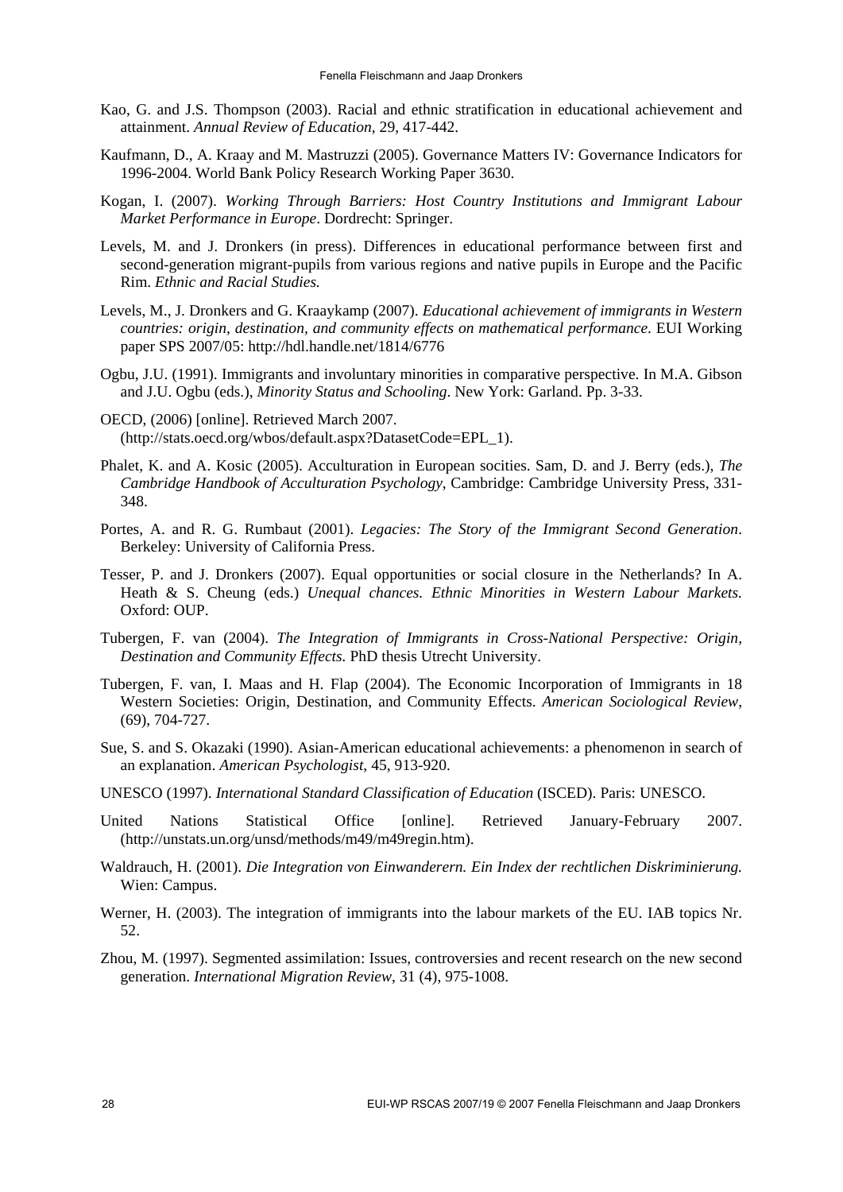Kao, G. and J.S. Thompson (2003). Racial and ethnic stratification in educational achievement and attainment. *Annual Review of Education*, 29, 417-442.

Kaufmann, D., A. Kraay and M. Mastruzzi (2005). Governance Matters IV: Governance Indicators for 1996-2004. World Bank Policy Research Working Paper 3630.

Kogan, I. (2007). *Working Through Barriers: Host Country Institutions and Immigrant Labour Market Performance in Europe*. Dordrecht: Springer.

Levels, M. and J. Dronkers (in press). Differences in educational performance between first and second-generation migrant-pupils from various regions and native pupils in Europe and the Pacific Rim. *Ethnic and Racial Studies.*

Levels, M., J. Dronkers and G. Kraaykamp (2007). *Educational achievement of immigrants in Western countries: origin, destination, and community effects on mathematical performance*. EUI Working paper SPS 2007/05: http://hdl.handle.net/1814/6776

Ogbu, J.U. (1991). Immigrants and involuntary minorities in comparative perspective. In M.A. Gibson and J.U. Ogbu (eds.), *Minority Status and Schooling*. New York: Garland. Pp. 3-33.

OECD, (2006) [online]. Retrieved March 2007. (http://stats.oecd.org/wbos/default.aspx?DatasetCode=EPL_1).

Phalet, K. and A. Kosic (2005). Acculturation in European socities. Sam, D. and J. Berry (eds.), *The Cambridge Handbook of Acculturation Psychology*, Cambridge: Cambridge University Press, 331-348.

Portes, A. and R. G. Rumbaut (2001). *Legacies: The Story of the Immigrant Second Generation*. Berkeley: University of California Press.

Tesser, P. and J. Dronkers (2007). Equal opportunities or social closure in the Netherlands? In A. Heath & S. Cheung (eds.) *Unequal chances. Ethnic Minorities in Western Labour Markets.* Oxford: OUP.

Tubergen, F. van (2004). *The Integration of Immigrants in Cross-National Perspective: Origin, Destination and Community Effects*. PhD thesis Utrecht University.

Tubergen, F. van, I. Maas and H. Flap (2004). The Economic Incorporation of Immigrants in 18 Western Societies: Origin, Destination, and Community Effects. *American Sociological Review*, (69), 704-727.

Sue, S. and S. Okazaki (1990). Asian-American educational achievements: a phenomenon in search of an explanation. *American Psychologist*, 45, 913-920.

UNESCO (1997). *International Standard Classification of Education* (ISCED). Paris: UNESCO.

United Nations Statistical Office [online]. Retrieved January-February 2007. (http://unstats.un.org/unsd/methods/m49/m49regin.htm).

Waldrauch, H. (2001). *Die Integration von Einwanderern. Ein Index der rechtlichen Diskriminierung.* Wien: Campus.

Werner, H. (2003). The integration of immigrants into the labour markets of the EU. IAB topics Nr. 52.

Zhou, M. (1997). Segmented assimilation: Issues, controversies and recent research on the new second generation. *International Migration Review*, 31 (4), 975-1008.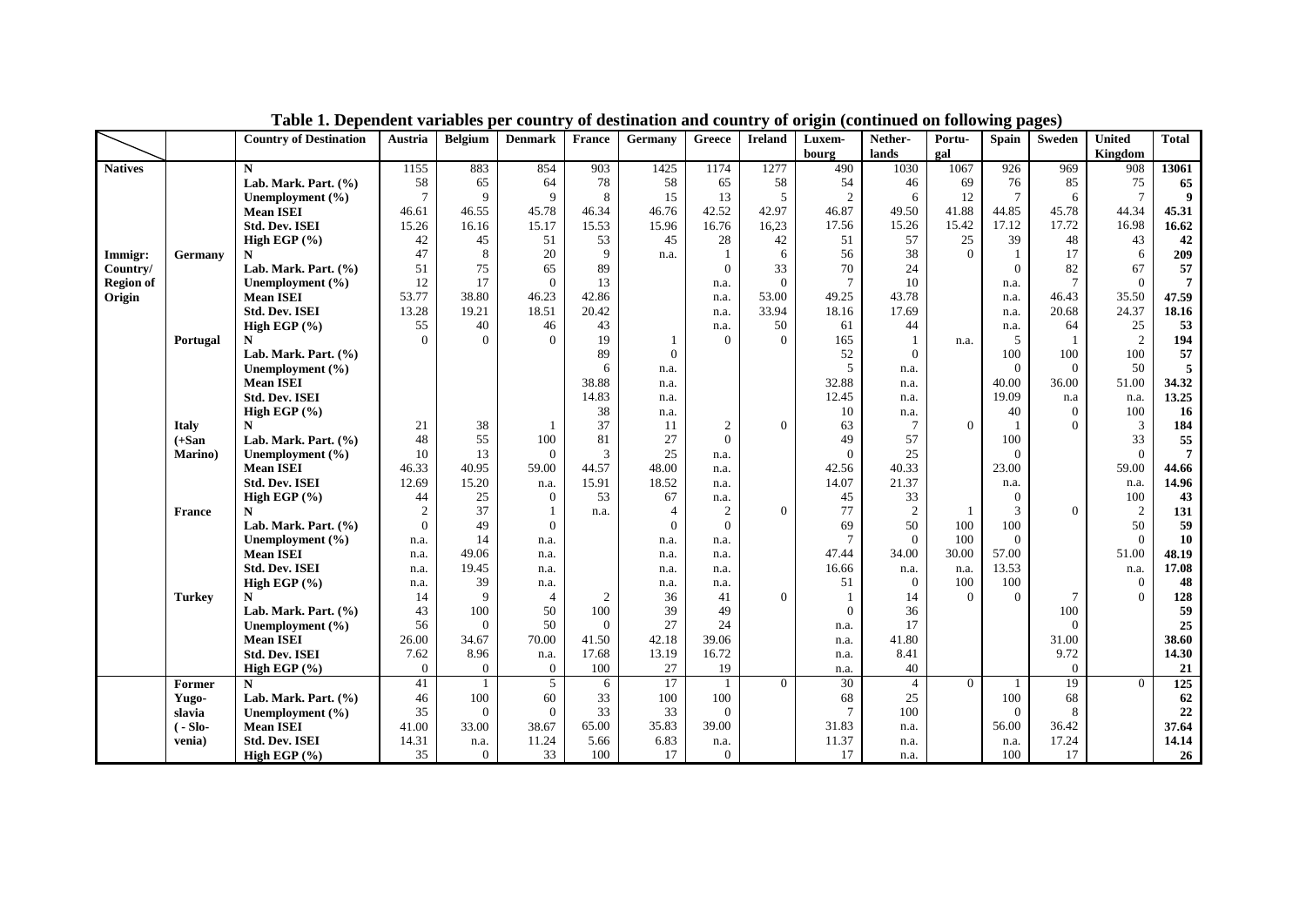**Table 1. Dependent variables per country of destination and country of origin (continued on following pages)**

| | | Country of Destination | Austria | Belgium | Denmark | France | Germany | Greece | Ireland | Luxembourg | Netherlands | Portugal | Spain | Sweden | United Kingdom | Total |
|---|---|---|---|---|---|---|---|---|---|---|---|---|---|---|---|---|
| **Natives** | | **N** | 1155 | 883 | 854 | 903 | 1425 | 1174 | 1277 | 490 | 1030 | 1067 | 926 | 969 | 908 | **13061** |
| | | **Lab. Mark. Part. (%)** | 58 | 65 | 64 | 78 | 58 | 65 | 58 | 54 | 46 | 69 | 76 | 85 | 75 | **65** |
| | | **Unemployment (%)** | 7 | 9 | 9 | 8 | 15 | 13 | 5 | 2 | 6 | 12 | 7 | 6 | 7 | **9** |
| | | **Mean ISEI** | 46.61 | 46.55 | 45.78 | 46.34 | 46.76 | 42.52 | 42.97 | 46.87 | 49.50 | 41.88 | 44.85 | 45.78 | 44.34 | **45.31** |
| | | **Std. Dev. ISEI** | 15.26 | 16.16 | 15.17 | 15.53 | 15.96 | 16.76 | 16,23 | 17.56 | 15.26 | 15.42 | 17.12 | 17.72 | 16.98 | **16.62** |
| | | **High EGP (%)** | 42 | 45 | 51 | 53 | 45 | 28 | 42 | 51 | 57 | 25 | 39 | 48 | 43 | **42** |
| **Immigr: Country/ Region of Origin** | **Germany** | **N** | 47 | 8 | 20 | 9 | n.a. | 1 | 6 | 56 | 38 | 0 | 1 | 17 | 6 | **209** |
| | | **Lab. Mark. Part. (%)** | 51 | 75 | 65 | 89 | | 0 | 33 | 70 | 24 | | 0 | 82 | 67 | **57** |
| | | **Unemployment (%)** | 12 | 17 | 0 | 13 | | n.a. | 0 | 7 | 10 | | n.a. | 7 | 0 | **7** |
| | | **Mean ISEI** | 53.77 | 38.80 | 46.23 | 42.86 | | n.a. | 53.00 | 49.25 | 43.78 | | n.a. | 46.43 | 35.50 | **47.59** |
| | | **Std. Dev. ISEI** | 13.28 | 19.21 | 18.51 | 20.42 | | n.a. | 33.94 | 18.16 | 17.69 | | n.a. | 20.68 | 24.37 | **18.16** |
| | | **High EGP (%)** | 55 | 40 | 46 | 43 | | n.a. | 50 | 61 | 44 | | n.a. | 64 | 25 | **53** |
| | **Portugal** | **N** | 0 | 0 | 0 | 19 | 1 | 0 | 0 | 165 | 1 | n.a. | 5 | 1 | 2 | **194** |
| | | **Lab. Mark. Part. (%)** | | | | 89 | 0 | | | 52 | 0 | | 100 | 100 | 100 | **57** |
| | | **Unemployment (%)** | | | | 6 | n.a. | | | 5 | n.a. | | 0 | 0 | 50 | **5** |
| | | **Mean ISEI** | | | | 38.88 | n.a. | | | 32.88 | n.a. | | 40.00 | 36.00 | 51.00 | **34.32** |
| | | **Std. Dev. ISEI** | | | | 14.83 | n.a. | | | 12.45 | n.a. | | 19.09 | n.a | n.a. | **13.25** |
| | | **High EGP (%)** | | | | 38 | n.a. | | | 10 | n.a. | | 40 | 0 | 100 | **16** |
| | **Italy (+San Marino)** | **N** | 21 | 38 | 1 | 37 | 11 | 2 | 0 | 63 | 7 | 0 | 1 | 0 | 3 | **184** |
| | | **Lab. Mark. Part. (%)** | 48 | 55 | 100 | 81 | 27 | 0 | | 49 | 57 | | 100 | | 33 | **55** |
| | | **Unemployment (%)** | 10 | 13 | 0 | 3 | 25 | n.a. | | 0 | 25 | | 0 | | 0 | **7** |
| | | **Mean ISEI** | 46.33 | 40.95 | 59.00 | 44.57 | 48.00 | n.a. | | 42.56 | 40.33 | | 23.00 | | 59.00 | **44.66** |
| | | **Std. Dev. ISEI** | 12.69 | 15.20 | n.a. | 15.91 | 18.52 | n.a. | | 14.07 | 21.37 | | n.a. | | n.a. | **14.96** |
| | | **High EGP (%)** | 44 | 25 | 0 | 53 | 67 | n.a. | | 45 | 33 | | 0 | | 100 | **43** |
| | **France** | **N** | 2 | 37 | 1 | n.a. | 4 | 2 | 0 | 77 | 2 | 1 | 3 | 0 | 2 | **131** |
| | | **Lab. Mark. Part. (%)** | 0 | 49 | 0 | | 0 | 0 | | 69 | 50 | 100 | 100 | | 50 | **59** |
| | | **Unemployment (%)** | n.a. | 14 | n.a. | | n.a. | n.a. | | 7 | 0 | 100 | 0 | | 0 | **10** |
| | | **Mean ISEI** | n.a. | 49.06 | n.a. | | n.a. | n.a. | | 47.44 | 34.00 | 30.00 | 57.00 | | 51.00 | **48.19** |
| | | **Std. Dev. ISEI** | n.a. | 19.45 | n.a. | | n.a. | n.a. | | 16.66 | n.a. | n.a. | 13.53 | | n.a. | **17.08** |
| | | **High EGP (%)** | n.a. | 39 | n.a. | | n.a. | n.a. | | 51 | 0 | 100 | 100 | | 0 | **48** |
| | **Turkey** | **N** | 14 | 9 | 4 | 2 | 36 | 41 | 0 | 1 | 14 | 0 | 0 | 7 | 0 | **128** |
| | | **Lab. Mark. Part. (%)** | 43 | 100 | 50 | 100 | 39 | 49 | | 0 | 36 | | | 100 | | **59** |
| | | **Unemployment (%)** | 56 | 0 | 50 | 0 | 27 | 24 | | n.a. | 17 | | | 0 | | **25** |
| | | **Mean ISEI** | 26.00 | 34.67 | 70.00 | 41.50 | 42.18 | 39.06 | | n.a. | 41.80 | | | 31.00 | | **38.60** |
| | | **Std. Dev. ISEI** | 7.62 | 8.96 | n.a. | 17.68 | 13.19 | 16.72 | | n.a. | 8.41 | | | 9.72 | | **14.30** |
| | | **High EGP (%)** | 0 | 0 | 0 | 100 | 27 | 19 | | n.a. | 40 | | | 0 | | **21** |
| | **Former Yugoslavia (- Slovenia)** | **N** | 41 | 1 | 5 | 6 | 17 | 1 | 0 | 30 | 4 | 0 | 1 | 19 | 0 | **125** |
| | | **Lab. Mark. Part. (%)** | 46 | 100 | 60 | 33 | 100 | 100 | | 68 | 25 | | 100 | 68 | | **62** |
| | | **Unemployment (%)** | 35 | 0 | 0 | 33 | 33 | 0 | | 7 | 100 | | 0 | 8 | | **22** |
| | | **Mean ISEI** | 41.00 | 33.00 | 38.67 | 65.00 | 35.83 | 39.00 | | 31.83 | n.a. | | 56.00 | 36.42 | | **37.64** |
| | | **Std. Dev. ISEI** | 14.31 | n.a. | 11.24 | 5.66 | 6.83 | n.a. | | 11.37 | n.a. | | n.a. | 17.24 | | **14.14** |
| | | **High EGP (%)** | 35 | 0 | 33 | 100 | 17 | 0 | | 17 | n.a. | | 100 | 17 | | **26** |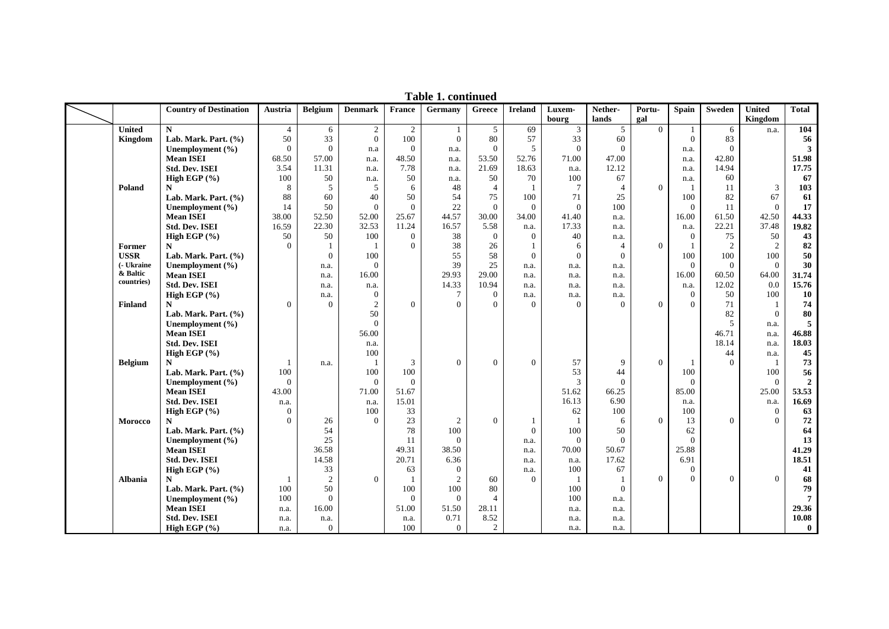**Table 1. continued**

| | Country of Destination | Austria | Belgium | Denmark | France | Germany | Greece | Ireland | Luxem-bourg | Nether-lands | Portu-gal | Spain | Sweden | United Kingdom | Total |
|---|---|---|---|---|---|---|---|---|---|---|---|---|---|---|---|
| **United Kingdom** | **N** | 4 | 6 | 2 | 2 | 1 | 5 | 69 | 3 | 5 | 0 | 1 | 6 | n.a. | **104** |
| | **Lab. Mark. Part. (%)** | 50 | 33 | 0 | 100 | 0 | 80 | 57 | 33 | 60 | | 0 | 83 | | **56** |
| | **Unemployment (%)** | 0 | 0 | n.a | 0 | n.a. | 0 | 5 | 0 | 0 | | n.a. | 0 | | **3** |
| | **Mean ISEI** | 68.50 | 57.00 | n.a. | 48.50 | n.a. | 53.50 | 52.76 | 71.00 | 47.00 | | n.a. | 42.80 | | **51.98** |
| | **Std. Dev. ISEI** | 3.54 | 11.31 | n.a. | 7.78 | n.a. | 21.69 | 18.63 | n.a. | 12.12 | | n.a. | 14.94 | | **17.75** |
| | **High EGP (%)** | 100 | 50 | n.a. | 50 | n.a. | 50 | 70 | 100 | 67 | | n.a. | 60 | | **67** |
| **Poland** | **N** | 8 | 5 | 5 | 6 | 48 | 4 | 1 | 7 | 4 | 0 | 1 | 11 | 3 | **103** |
| | **Lab. Mark. Part. (%)** | 88 | 60 | 40 | 50 | 54 | 75 | 100 | 71 | 25 | | 100 | 82 | 67 | **61** |
| | **Unemployment (%)** | 14 | 50 | 0 | 0 | 22 | 0 | 0 | 0 | 100 | | 0 | 11 | 0 | **17** |
| | **Mean ISEI** | 38.00 | 52.50 | 52.00 | 25.67 | 44.57 | 30.00 | 34.00 | 41.40 | n.a. | | 16.00 | 61.50 | 42.50 | **44.33** |
| | **Std. Dev. ISEI** | 16.59 | 22.30 | 32.53 | 11.24 | 16.57 | 5.58 | n.a. | 17.33 | n.a. | | n.a. | 22.21 | 37.48 | **19.82** |
| | **High EGP (%)** | 50 | 50 | 100 | 0 | 38 | 0 | 0 | 40 | n.a. | | 0 | 75 | 50 | **43** |
| **Former USSR** (- Ukraine & Baltic countries) | **N** | 0 | 1 | 1 | 0 | 38 | 26 | 1 | 6 | 4 | 0 | 1 | 2 | 2 | **82** |
| | **Lab. Mark. Part. (%)** | | 0 | 100 | | 55 | 58 | 0 | 0 | 0 | | 100 | 100 | 100 | **50** |
| | **Unemployment (%)** | | n.a. | 0 | | 39 | 25 | n.a. | n.a. | n.a. | | 0 | 0 | 0 | **30** |
| | **Mean ISEI** | | n.a. | 16.00 | | 29.93 | 29.00 | n.a. | n.a. | n.a. | | 16.00 | 60.50 | 64.00 | **31.74** |
| | **Std. Dev. ISEI** | | n.a. | n.a. | | 14.33 | 10.94 | n.a. | n.a. | n.a. | | n.a. | 12.02 | 0.0 | **15.76** |
| | **High EGP (%)** | | n.a. | 0 | | 7 | 0 | n.a. | n.a. | n.a. | | 0 | 50 | 100 | **10** |
| **Finland** | **N** | 0 | 0 | 2 | 0 | 0 | 0 | 0 | 0 | 0 | 0 | 0 | 71 | 1 | **74** |
| | **Lab. Mark. Part. (%)** | | | 50 | | | | | | | | | 82 | 0 | **80** |
| | **Unemployment (%)** | | | 0 | | | | | | | | | 5 | n.a. | **5** |
| | **Mean ISEI** | | | 56.00 | | | | | | | | | 46.71 | n.a. | **46.88** |
| | **Std. Dev. ISEI** | | | n.a. | | | | | | | | | 18.14 | n.a. | **18.03** |
| | **High EGP (%)** | | | 100 | | | | | | | | | 44 | n.a. | **45** |
| **Belgium** | **N** | 1 | n.a. | 1 | 3 | 0 | 0 | 0 | 57 | 9 | 0 | 1 | 0 | 1 | **73** |
| | **Lab. Mark. Part. (%)** | 100 | | 100 | 100 | | | | 53 | 44 | | 100 | | 100 | **56** |
| | **Unemployment (%)** | 0 | | 0 | 0 | | | | 3 | 0 | | 0 | | 0 | **2** |
| | **Mean ISEI** | 43.00 | | 71.00 | 51.67 | | | | 51.62 | 66.25 | | 85.00 | | 25.00 | **53.53** |
| | **Std. Dev. ISEI** | n.a. | | n.a. | 15.01 | | | | 16.13 | 6.90 | | n.a. | | n.a. | **16.69** |
| | **High EGP (%)** | 0 | | 100 | 33 | | | | 62 | 100 | | 100 | | 0 | **63** |
| **Morocco** | **N** | 0 | 26 | 0 | 23 | 2 | 0 | 1 | 1 | 6 | 0 | 13 | 0 | 0 | **72** |
| | **Lab. Mark. Part. (%)** | | 54 | | 78 | 100 | | 0 | 100 | 50 | | 62 | | | **64** |
| | **Unemployment (%)** | | 25 | | 11 | 0 | | n.a. | 0 | 0 | | 0 | | | **13** |
| | **Mean ISEI** | | 36.58 | | 49.31 | 38.50 | | n.a. | 70.00 | 50.67 | | 25.88 | | | **41.29** |
| | **Std. Dev. ISEI** | | 14.58 | | 20.71 | 6.36 | | n.a. | n.a. | 17.62 | | 6.91 | | | **18.51** |
| | **High EGP (%)** | | 33 | | 63 | 0 | | n.a. | 100 | 67 | | 0 | | | **41** |
| **Albania** | **N** | 1 | 2 | 0 | 1 | 2 | 60 | 0 | 1 | 1 | 0 | 0 | 0 | 0 | **68** |
| | **Lab. Mark. Part. (%)** | 100 | 50 | | 100 | 100 | 80 | | 100 | 0 | | | | | **79** |
| | **Unemployment (%)** | 100 | 0 | | 0 | 0 | 4 | | 100 | n.a. | | | | | **7** |
| | **Mean ISEI** | n.a. | 16.00 | | 51.00 | 51.50 | 28.11 | | n.a. | n.a. | | | | | **29.36** |
| | **Std. Dev. ISEI** | n.a. | n.a. | | n.a. | 0.71 | 8.52 | | n.a. | n.a. | | | | | **10.08** |
| | **High EGP (%)** | n.a. | 0 | | 100 | 0 | 2 | | n.a. | n.a. | | | | | **0** |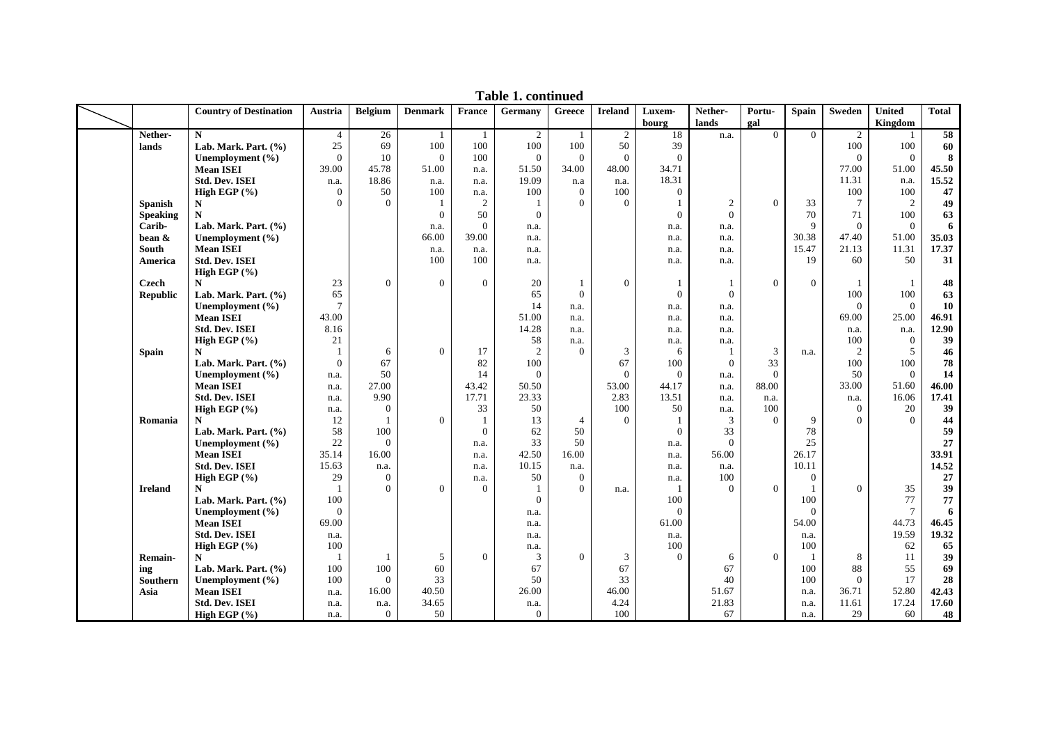**Table 1. continued**

| | Country of Destination | Austria | Belgium | Denmark | France | Germany | Greece | Ireland | Luxem-bourg | Nether-lands | Portu-gal | Spain | Sweden | United Kingdom | Total |
|---|---|---|---|---|---|---|---|---|---|---|---|---|---|---|---|
| **Nether-lands** | **N** | 4 | 26 | 1 | 1 | 2 | 1 | 2 | 18 | n.a. | 0 | 0 | 2 | 1 | **58** |
| | **Lab. Mark. Part. (%)** | 25 | 69 | 100 | 100 | 100 | 100 | 50 | 39 | | | | 100 | 100 | **60** |
| | **Unemployment (%)** | 0 | 10 | 0 | 100 | 0 | 0 | 0 | 0 | | | | 0 | 0 | **8** |
| | **Mean ISEI** | 39.00 | 45.78 | 51.00 | n.a. | 51.50 | 34.00 | 48.00 | 34.71 | | | | 77.00 | 51.00 | **45.50** |
| | **Std. Dev. ISEI** | n.a. | 18.86 | n.a. | n.a. | 19.09 | n.a | n.a. | 18.31 | | | | 11.31 | n.a. | **15.52** |
| | **High EGP (%)** | 0 | 50 | 100 | n.a. | 100 | 0 | 100 | 0 | | | | 100 | 100 | **47** |
| **Spanish Speaking Carib-bean & South America** | **N** | 0 | 0 | 1 | 2 | 1 | 0 | 0 | 1 | 2 | 0 | 33 | 7 | 2 | **49** |
| | **N** | | | 0 | 50 | 0 | | | 0 | 0 | | 70 | 71 | 100 | **63** |
| | **Lab. Mark. Part. (%)** | | | n.a. | 0 | n.a. | | | n.a. | n.a. | | 9 | 0 | 0 | **6** |
| | **Unemployment (%)** | | | 66.00 | 39.00 | n.a. | | | n.a. | n.a. | | 30.38 | 47.40 | 51.00 | **35.03** |
| | **Mean ISEI** | | | n.a. | n.a. | n.a. | | | n.a. | n.a. | | 15.47 | 21.13 | 11.31 | **17.37** |
| | **Std. Dev. ISEI** | | | 100 | 100 | n.a. | | | n.a. | n.a. | | 19 | 60 | 50 | **31** |
| | **High EGP (%)** | | | | | | | | | | | | | | |
| **Czech Republic** | **N** | 23 | 0 | 0 | 0 | 20 | 1 | 0 | 1 | 1 | 0 | 0 | 1 | 1 | **48** |
| | **Lab. Mark. Part. (%)** | 65 | | | | 65 | 0 | | 0 | 0 | | | 100 | 100 | **63** |
| | **Unemployment (%)** | 7 | | | | 14 | n.a. | | n.a. | n.a. | | | 0 | 0 | **10** |
| | **Mean ISEI** | 43.00 | | | | 51.00 | n.a. | | n.a. | n.a. | | | 69.00 | 25.00 | **46.91** |
| | **Std. Dev. ISEI** | 8.16 | | | | 14.28 | n.a. | | n.a. | n.a. | | | n.a. | n.a. | **12.90** |
| | **High EGP (%)** | 21 | | | | 58 | n.a. | | n.a. | n.a. | | | 100 | 0 | **39** |
| **Spain** | **N** | 1 | 6 | 0 | 17 | 2 | 0 | 3 | 6 | 1 | 3 | n.a. | 2 | 5 | **46** |
| | **Lab. Mark. Part. (%)** | 0 | 67 | | 82 | 100 | | 67 | 100 | 0 | 33 | | 100 | 100 | **78** |
| | **Unemployment (%)** | n.a. | 50 | | 14 | 0 | | 0 | 0 | n.a. | 0 | | 50 | 0 | **14** |
| | **Mean ISEI** | n.a. | 27.00 | | 43.42 | 50.50 | | 53.00 | 44.17 | n.a. | 88.00 | | 33.00 | 51.60 | **46.00** |
| | **Std. Dev. ISEI** | n.a. | 9.90 | | 17.71 | 23.33 | | 2.83 | 13.51 | n.a. | n.a. | | n.a. | 16.06 | **17.41** |
| | **High EGP (%)** | n.a. | 0 | | 33 | 50 | | 100 | 50 | n.a. | 100 | | 0 | 20 | **39** |
| **Romania** | **N** | 12 | 1 | 0 | 1 | 13 | 4 | 0 | 1 | 3 | 0 | 9 | 0 | 0 | **44** |
| | **Lab. Mark. Part. (%)** | 58 | 100 | | 0 | 62 | 50 | | 0 | 33 | | 78 | | | **59** |
| | **Unemployment (%)** | 22 | 0 | | n.a. | 33 | 50 | | n.a. | 0 | | 25 | | | **27** |
| | **Mean ISEI** | 35.14 | 16.00 | | n.a. | 42.50 | 16.00 | | n.a. | 56.00 | | 26.17 | | | **33.91** |
| | **Std. Dev. ISEI** | 15.63 | n.a. | | n.a. | 10.15 | n.a. | | n.a. | n.a. | | 10.11 | | | **14.52** |
| | **High EGP (%)** | 29 | 0 | | n.a. | 50 | 0 | | n.a. | 100 | | 0 | | | **27** |
| **Ireland** | **N** | 1 | 0 | 0 | 0 | 1 | 0 | n.a. | 1 | 0 | 0 | 1 | 0 | 35 | **39** |
| | **Lab. Mark. Part. (%)** | 100 | | | | 0 | | | 100 | | | 100 | | 77 | **77** |
| | **Unemployment (%)** | 0 | | | | n.a. | | | 0 | | | 0 | | 7 | **6** |
| | **Mean ISEI** | 69.00 | | | | n.a. | | | 61.00 | | | 54.00 | | 44.73 | **46.45** |
| | **Std. Dev. ISEI** | n.a. | | | | n.a. | | | n.a. | | | n.a. | | 19.59 | **19.32** |
| | **High EGP (%)** | 100 | | | | n.a. | | | 100 | | | 100 | | 62 | **65** |
| **Remain-ing Southern Asia** | **N** | 1 | 1 | 5 | 0 | 3 | 0 | 3 | 0 | 6 | 0 | 1 | 8 | 11 | **39** |
| | **Lab. Mark. Part. (%)** | 100 | 100 | 60 | | 67 | | 67 | | 67 | | 100 | 88 | 55 | **69** |
| | **Unemployment (%)** | 100 | 0 | 33 | | 50 | | 33 | | 40 | | 100 | 0 | 17 | **28** |
| | **Mean ISEI** | n.a. | 16.00 | 40.50 | | 26.00 | | 46.00 | | 51.67 | | n.a. | 36.71 | 52.80 | **42.43** |
| | **Std. Dev. ISEI** | n.a. | n.a. | 34.65 | | n.a. | | 4.24 | | 21.83 | | n.a. | 11.61 | 17.24 | **17.60** |
| | **High EGP (%)** | n.a. | 0 | 50 | | 0 | | 100 | | 67 | | n.a. | 29 | 60 | **48** |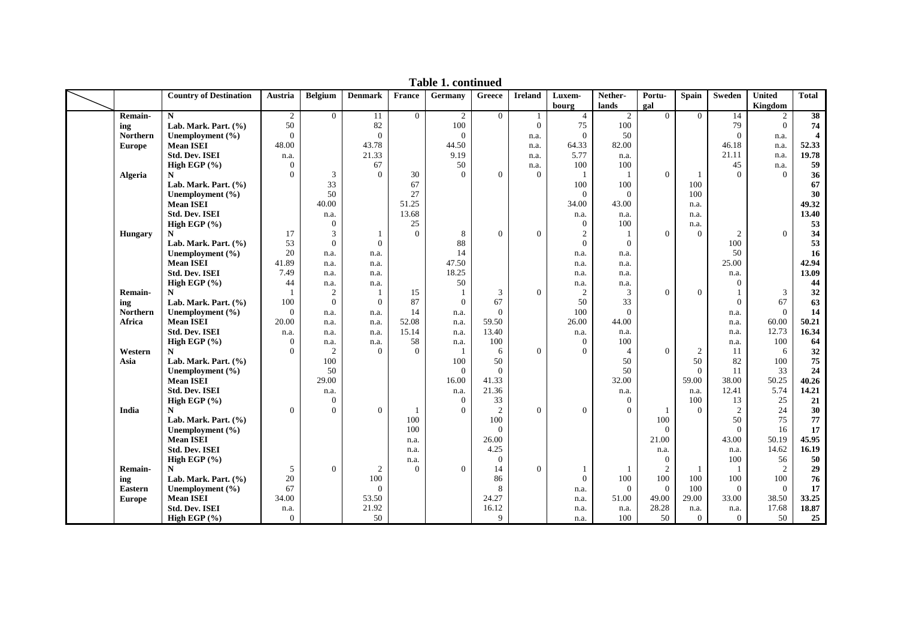**Table 1. continued**

| | | Country of Destination | Austria | Belgium | Denmark | France | Germany | Greece | Ireland | Luxem-bourg | Nether-lands | Portu-gal | Spain | Sweden | United Kingdom | Total |
|---|---|---|---|---|---|---|---|---|---|---|---|---|---|---|---|---|
| | **Remaining Northern Europe** | **N** | 2 | 0 | 11 | 0 | 2 | 0 | 1 | 4 | 2 | 0 | 0 | 14 | 2 | **38** |
| | | **Lab. Mark. Part. (%)** | 50 | | 82 | | 100 | | 0 | 75 | 100 | | | 79 | 0 | **74** |
| | | **Unemployment (%)** | 0 | | 0 | | 0 | | n.a. | 0 | 50 | | | 0 | n.a. | **4** |
| | | **Mean ISEI** | 48.00 | | 43.78 | | 44.50 | | n.a. | 64.33 | 82.00 | | | 46.18 | n.a. | **52.33** |
| | | **Std. Dev. ISEI** | n.a. | | 21.33 | | 9.19 | | n.a. | 5.77 | n.a. | | | 21.11 | n.a. | **19.78** |
| | | **High EGP (%)** | 0 | | 67 | | 50 | | n.a. | 100 | 100 | | | 45 | n.a. | **59** |
| | **Algeria** | **N** | 0 | 3 | 0 | 30 | 0 | 0 | 0 | 1 | 1 | 0 | 1 | 0 | 0 | **36** |
| | | **Lab. Mark. Part. (%)** | | 33 | | 67 | | | | 100 | 100 | | 100 | | | **67** |
| | | **Unemployment (%)** | | 50 | | 27 | | | | 0 | 0 | | 100 | | | **30** |
| | | **Mean ISEI** | | 40.00 | | 51.25 | | | | 34.00 | 43.00 | | n.a. | | | **49.32** |
| | | **Std. Dev. ISEI** | | n.a. | | 13.68 | | | | n.a. | n.a. | | n.a. | | | **13.40** |
| | | **High EGP (%)** | | 0 | | 25 | | | | 0 | 100 | | n.a. | | | **53** |
| | **Hungary** | **N** | 17 | 3 | 1 | 0 | 8 | 0 | 0 | 2 | 1 | 0 | 0 | 2 | 0 | **34** |
| | | **Lab. Mark. Part. (%)** | 53 | 0 | 0 | | 88 | | | 0 | 0 | | | 100 | | **53** |
| | | **Unemployment (%)** | 20 | n.a. | n.a. | | 14 | | | n.a. | n.a. | | | 50 | | **16** |
| | | **Mean ISEI** | 41.89 | n.a. | n.a. | | 47.50 | | | n.a. | n.a. | | | 25.00 | | **42.94** |
| | | **Std. Dev. ISEI** | 7.49 | n.a. | n.a. | | 18.25 | | | n.a. | n.a. | | | n.a. | | **13.09** |
| | | **High EGP (%)** | 44 | n.a. | n.a. | | 50 | | | n.a. | n.a. | | | 0 | | **44** |
| | **Remaining Northern Africa** | **N** | 1 | 2 | 1 | 15 | 1 | 3 | 0 | 2 | 3 | 0 | 0 | 1 | 3 | **32** |
| | | **Lab. Mark. Part. (%)** | 100 | 0 | 0 | 87 | 0 | 67 | | 50 | 33 | | | 0 | 67 | **63** |
| | | **Unemployment (%)** | 0 | n.a. | n.a. | 14 | n.a. | 0 | | 100 | 0 | | | n.a. | 0 | **14** |
| | | **Mean ISEI** | 20.00 | n.a. | n.a. | 52.08 | n.a. | 59.50 | | 26.00 | 44.00 | | | n.a. | 60.00 | **50.21** |
| | | **Std. Dev. ISEI** | n.a. | n.a. | n.a. | 15.14 | n.a. | 13.40 | | n.a. | n.a. | | | n.a. | 12.73 | **16.34** |
| | | **High EGP (%)** | 0 | n.a. | n.a. | 58 | n.a. | 100 | | 0 | 100 | | | n.a. | 100 | **64** |
| | **Western Asia** | **N** | 0 | 2 | 0 | 0 | 1 | 6 | 0 | 0 | 4 | 0 | 2 | 11 | 6 | **32** |
| | | **Lab. Mark. Part. (%)** | | 100 | | | 100 | 50 | | | 50 | | 50 | 82 | 100 | **75** |
| | | **Unemployment (%)** | | 50 | | | 0 | 0 | | | 50 | | 0 | 11 | 33 | **24** |
| | | **Mean ISEI** | | 29.00 | | | 16.00 | 41.33 | | | 32.00 | | 59.00 | 38.00 | 50.25 | **40.26** |
| | | **Std. Dev. ISEI** | | n.a. | | | n.a. | 21.36 | | | n.a. | | n.a. | 12.41 | 5.74 | **14.21** |
| | | **High EGP (%)** | | 0 | | | 0 | 33 | | | 0 | | 100 | 13 | 25 | **21** |
| | **India** | **N** | 0 | 0 | 0 | 1 | 0 | 2 | 0 | 0 | 0 | 1 | 0 | 2 | 24 | **30** |
| | | **Lab. Mark. Part. (%)** | | | | 100 | | 100 | | | | 100 | | 50 | 75 | **77** |
| | | **Unemployment (%)** | | | | 100 | | 0 | | | | 0 | | 0 | 16 | **17** |
| | | **Mean ISEI** | | | | n.a. | | 26.00 | | | | 21.00 | | 43.00 | 50.19 | **45.95** |
| | | **Std. Dev. ISEI** | | | | n.a. | | 4.25 | | | | n.a. | | n.a. | 14.62 | **16.19** |
| | | **High EGP (%)** | | | | n.a. | | 0 | | | | 0 | | 100 | 56 | **50** |
| | **Remaining Eastern Europe** | **N** | 5 | 0 | 2 | 0 | 0 | 14 | 0 | 1 | 1 | 2 | 1 | 1 | 2 | **29** |
| | | **Lab. Mark. Part. (%)** | 20 | | 100 | | | 86 | | 0 | 100 | 100 | 100 | 100 | 100 | **76** |
| | | **Unemployment (%)** | 67 | | 0 | | | 8 | | n.a. | 0 | 0 | 100 | 0 | 0 | **17** |
| | | **Mean ISEI** | 34.00 | | 53.50 | | | 24.27 | | n.a. | 51.00 | 49.00 | 29.00 | 33.00 | 38.50 | **33.25** |
| | | **Std. Dev. ISEI** | n.a. | | 21.92 | | | 16.12 | | n.a. | n.a. | 28.28 | n.a. | n.a. | 17.68 | **18.87** |
| | | **High EGP (%)** | 0 | | 50 | | | 9 | | n.a. | 100 | 50 | 0 | 0 | 50 | **25** |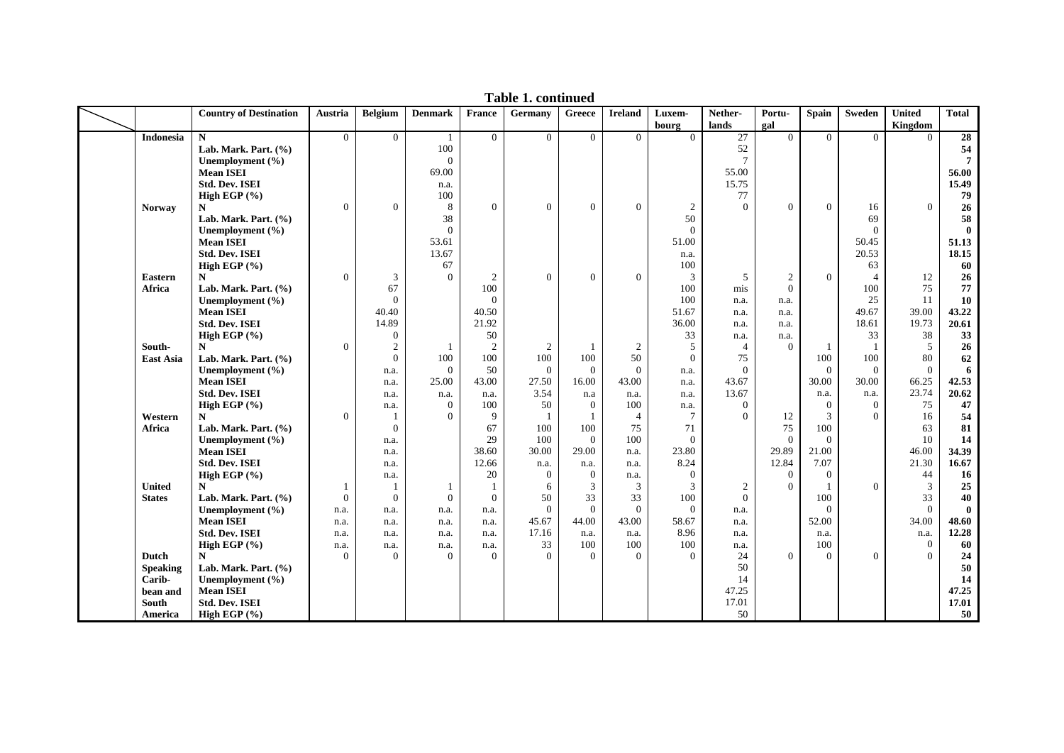**Table 1. continued**

| | Country of Destination | Austria | Belgium | Denmark | France | Germany | Greece | Ireland | Luxem-bourg | Nether-lands | Portu-gal | Spain | Sweden | United Kingdom | Total |
|---|---|---|---|---|---|---|---|---|---|---|---|---|---|---|---|
| **Indonesia** | **N** | 0 | 0 | 1 | 0 | 0 | 0 | 0 | 0 | 27 | 0 | 0 | 0 | 0 | **28** |
| | **Lab. Mark. Part. (%)** | | | 100 | | | | | | 52 | | | | | **54** |
| | **Unemployment (%)** | | | 0 | | | | | | 7 | | | | | **7** |
| | **Mean ISEI** | | | 69.00 | | | | | | 55.00 | | | | | **56.00** |
| | **Std. Dev. ISEI** | | | n.a. | | | | | | 15.75 | | | | | **15.49** |
| | **High EGP (%)** | | | 100 | | | | | | 77 | | | | | **79** |
| **Norway** | **N** | 0 | 0 | 8 | 0 | 0 | 0 | 0 | 2 | 0 | 0 | 0 | 16 | 0 | **26** |
| | **Lab. Mark. Part. (%)** | | | 38 | | | | | 50 | | | | 69 | | **58** |
| | **Unemployment (%)** | | | 0 | | | | | 0 | | | | 0 | | **0** |
| | **Mean ISEI** | | | 53.61 | | | | | 51.00 | | | | 50.45 | | **51.13** |
| | **Std. Dev. ISEI** | | | 13.67 | | | | | n.a. | | | | 20.53 | | **18.15** |
| | **High EGP (%)** | | | 67 | | | | | 100 | | | | 63 | | **60** |
| **Eastern Africa** | **N** | 0 | 3 | 0 | 2 | 0 | 0 | 0 | 3 | 5 | 2 | 0 | 4 | 12 | **26** |
| | **Lab. Mark. Part. (%)** | | 67 | | 100 | | | | 100 | mis | 0 | | 100 | 75 | **77** |
| | **Unemployment (%)** | | 0 | | 0 | | | | 100 | n.a. | n.a. | | 25 | 11 | **10** |
| | **Mean ISEI** | | 40.40 | | 40.50 | | | | 51.67 | n.a. | n.a. | | 49.67 | 39.00 | **43.22** |
| | **Std. Dev. ISEI** | | 14.89 | | 21.92 | | | | 36.00 | n.a. | n.a. | | 18.61 | 19.73 | **20.61** |
| | **High EGP (%)** | | 0 | | 50 | | | | 33 | n.a. | n.a. | | 33 | 38 | **33** |
| **South-East Asia** | **N** | 0 | 2 | 1 | 2 | 2 | 1 | 2 | 5 | 4 | 0 | 1 | 1 | 5 | **26** |
| | **Lab. Mark. Part. (%)** | | 0 | 100 | 100 | 100 | 100 | 50 | 0 | 75 | | 100 | 100 | 80 | **62** |
| | **Unemployment (%)** | | n.a. | 0 | 50 | 0 | 0 | 0 | n.a. | 0 | | 0 | 0 | 0 | **6** |
| | **Mean ISEI** | | n.a. | 25.00 | 43.00 | 27.50 | 16.00 | 43.00 | n.a. | 43.67 | | 30.00 | 30.00 | 66.25 | **42.53** |
| | **Std. Dev. ISEI** | | n.a. | n.a. | n.a. | 3.54 | n.a | n.a. | n.a. | 13.67 | | n.a. | n.a. | 23.74 | **20.62** |
| | **High EGP (%)** | | n.a. | 0 | 100 | 50 | 0 | 100 | n.a. | 0 | | 0 | 0 | 75 | **47** |
| **Western Africa** | **N** | 0 | 1 | 0 | 9 | 1 | 1 | 4 | 7 | 0 | 12 | 3 | 0 | 16 | **54** |
| | **Lab. Mark. Part. (%)** | | 0 | | 67 | 100 | 100 | 75 | 71 | | 75 | 100 | | 63 | **81** |
| | **Unemployment (%)** | | n.a. | | 29 | 100 | 0 | 100 | 0 | | 0 | 0 | | 10 | **14** |
| | **Mean ISEI** | | n.a. | | 38.60 | 30.00 | 29.00 | n.a. | 23.80 | | 29.89 | 21.00 | | 46.00 | **34.39** |
| | **Std. Dev. ISEI** | | n.a. | | 12.66 | n.a. | n.a. | n.a. | 8.24 | | 12.84 | 7.07 | | 21.30 | **16.67** |
| | **High EGP (%)** | | n.a. | | 20 | 0 | 0 | n.a. | 0 | | 0 | 0 | | 44 | **16** |
| **United States** | **N** | 1 | 1 | 1 | 1 | 6 | 3 | 3 | 3 | 2 | 0 | 1 | 0 | 3 | **25** |
| | **Lab. Mark. Part. (%)** | 0 | 0 | 0 | 0 | 50 | 33 | 33 | 100 | 0 | | 100 | | 33 | **40** |
| | **Unemployment (%)** | n.a. | n.a. | n.a. | n.a. | 0 | 0 | 0 | 0 | n.a. | | 0 | | 0 | **0** |
| | **Mean ISEI** | n.a. | n.a. | n.a. | n.a. | 45.67 | 44.00 | 43.00 | 58.67 | n.a. | | 52.00 | | 34.00 | **48.60** |
| | **Std. Dev. ISEI** | n.a. | n.a. | n.a. | n.a. | 17.16 | n.a. | n.a. | 8.96 | n.a. | | n.a. | | n.a. | **12.28** |
| | **High EGP (%)** | n.a. | n.a. | n.a. | n.a. | 33 | 100 | 100 | 100 | n.a. | | 100 | | 0 | **60** |
| **Dutch Speaking Carib-bean and South America** | **N** | 0 | 0 | 0 | 0 | 0 | 0 | 0 | 0 | 24 | 0 | 0 | 0 | 0 | **24** |
| | **Lab. Mark. Part. (%)** | | | | | | | | | 50 | | | | | **50** |
| | **Unemployment (%)** | | | | | | | | | 14 | | | | | **14** |
| | **Mean ISEI** | | | | | | | | | 47.25 | | | | | **47.25** |
| | **Std. Dev. ISEI** | | | | | | | | | 17.01 | | | | | **17.01** |
| | **High EGP (%)** | | | | | | | | | 50 | | | | | **50** |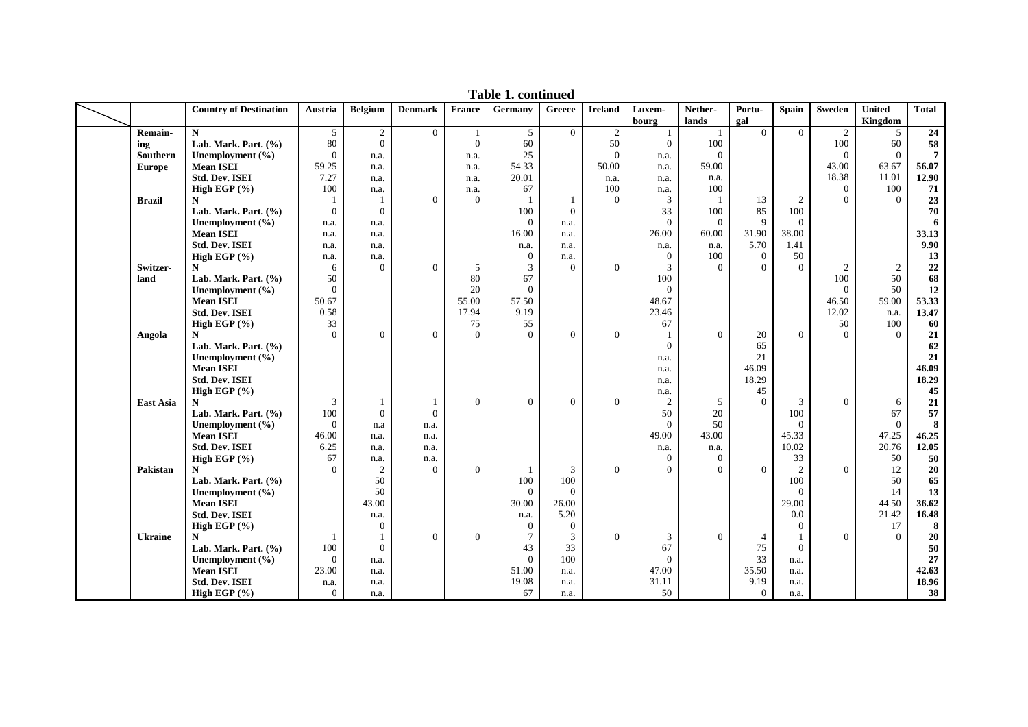**Table 1. continued**

| | Country of Destination | Austria | Belgium | Denmark | France | Germany | Greece | Ireland | Luxem-bourg | Nether-lands | Portu-gal | Spain | Sweden | United Kingdom | Total |
|---|---|---|---|---|---|---|---|---|---|---|---|---|---|---|---|
| **Remaining Southern Europe** | **N** | 5 | 2 | 0 | 1 | 5 | 0 | 2 | 1 | 1 | 0 | 0 | 2 | 5 | **24** |
| | **Lab. Mark. Part. (%)** | 80 | 0 | | 0 | 60 | | 50 | 0 | 100 | | | 100 | 60 | **58** |
| | **Unemployment (%)** | 0 | n.a. | | n.a. | 25 | | 0 | n.a. | 0 | | | 0 | 0 | **7** |
| | **Mean ISEI** | 59.25 | n.a. | | n.a. | 54.33 | | 50.00 | n.a. | 59.00 | | | 43.00 | 63.67 | **56.07** |
| | **Std. Dev. ISEI** | 7.27 | n.a. | | n.a. | 20.01 | | n.a. | n.a. | n.a. | | | 18.38 | 11.01 | **12.90** |
| | **High EGP (%)** | 100 | n.a. | | n.a. | 67 | | 100 | n.a. | 100 | | | 0 | 100 | **71** |
| **Brazil** | **N** | 1 | 1 | 0 | 0 | 1 | 1 | 0 | 3 | 1 | 13 | 2 | 0 | 0 | **23** |
| | **Lab. Mark. Part. (%)** | 0 | 0 | | | 100 | 0 | | 33 | 100 | 85 | 100 | | | **70** |
| | **Unemployment (%)** | n.a. | n.a. | | | 0 | n.a. | | 0 | 0 | 9 | 0 | | | **6** |
| | **Mean ISEI** | n.a. | n.a. | | | 16.00 | n.a. | | 26.00 | 60.00 | 31.90 | 38.00 | | | **33.13** |
| | **Std. Dev. ISEI** | n.a. | n.a. | | | n.a. | n.a. | | n.a. | n.a. | 5.70 | 1.41 | | | **9.90** |
| | **High EGP (%)** | n.a. | n.a. | | | 0 | n.a. | | 0 | 100 | 0 | 50 | | | **13** |
| **Switzer-land** | **N** | 6 | 0 | 0 | 5 | 3 | 0 | 0 | 3 | 0 | 0 | 0 | 2 | 2 | **22** |
| | **Lab. Mark. Part. (%)** | 50 | | | 80 | 67 | | | 100 | | | | 100 | 50 | **68** |
| | **Unemployment (%)** | 0 | | | 20 | 0 | | | 0 | | | | 0 | 50 | **12** |
| | **Mean ISEI** | 50.67 | | | 55.00 | 57.50 | | | 48.67 | | | | 46.50 | 59.00 | **53.33** |
| | **Std. Dev. ISEI** | 0.58 | | | 17.94 | 9.19 | | | 23.46 | | | | 12.02 | n.a. | **13.47** |
| | **High EGP (%)** | 33 | | | 75 | 55 | | | 67 | | | | 50 | 100 | **60** |
| **Angola** | **N** | 0 | 0 | 0 | 0 | 0 | 0 | 0 | 1 | 0 | 20 | 0 | 0 | 0 | **21** |
| | **Lab. Mark. Part. (%)** | | | | | | | | 0 | | 65 | | | | **62** |
| | **Unemployment (%)** | | | | | | | | n.a. | | 21 | | | | **21** |
| | **Mean ISEI** | | | | | | | | n.a. | | 46.09 | | | | **46.09** |
| | **Std. Dev. ISEI** | | | | | | | | n.a. | | 18.29 | | | | **18.29** |
| | **High EGP (%)** | | | | | | | | n.a. | | 45 | | | | **45** |
| **East Asia** | **N** | 3 | 1 | 1 | 0 | 0 | 0 | 0 | 2 | 5 | 0 | 3 | 0 | 6 | **21** |
| | **Lab. Mark. Part. (%)** | 100 | 0 | 0 | | | | | 50 | 20 | | 100 | | 67 | **57** |
| | **Unemployment (%)** | 0 | n.a | n.a. | | | | | 0 | 50 | | 0 | | 0 | **8** |
| | **Mean ISEI** | 46.00 | n.a. | n.a. | | | | | 49.00 | 43.00 | | 45.33 | | 47.25 | **46.25** |
| | **Std. Dev. ISEI** | 6.25 | n.a. | n.a. | | | | | n.a. | n.a. | | 10.02 | | 20.76 | **12.05** |
| | **High EGP (%)** | 67 | n.a. | n.a. | | | | | 0 | 0 | | 33 | | 50 | **50** |
| **Pakistan** | **N** | 0 | 2 | 0 | 0 | 1 | 3 | 0 | 0 | 0 | 0 | 2 | 0 | 12 | **20** |
| | **Lab. Mark. Part. (%)** | | 50 | | | 100 | 100 | | | | | 100 | | 50 | **65** |
| | **Unemployment (%)** | | 50 | | | 0 | 0 | | | | | 0 | | 14 | **13** |
| | **Mean ISEI** | | 43.00 | | | 30.00 | 26.00 | | | | | 29.00 | | 44.50 | **36.62** |
| | **Std. Dev. ISEI** | | n.a. | | | n.a. | 5.20 | | | | | 0.0 | | 21.42 | **16.48** |
| | **High EGP (%)** | | 0 | | | 0 | 0 | | | | | 0 | | 17 | **8** |
| **Ukraine** | **N** | 1 | 1 | 0 | 0 | 7 | 3 | 0 | 3 | 0 | 4 | 1 | 0 | 0 | **20** |
| | **Lab. Mark. Part. (%)** | 100 | 0 | | | 43 | 33 | | 67 | | 75 | 0 | | | **50** |
| | **Unemployment (%)** | 0 | n.a. | | | 0 | 100 | | 0 | | 33 | n.a. | | | **27** |
| | **Mean ISEI** | 23.00 | n.a. | | | 51.00 | n.a. | | 47.00 | | 35.50 | n.a. | | | **42.63** |
| | **Std. Dev. ISEI** | n.a. | n.a. | | | 19.08 | n.a. | | 31.11 | | 9.19 | n.a. | | | **18.96** |
| | **High EGP (%)** | 0 | n.a. | | | 67 | n.a. | | 50 | | 0 | n.a. | | | **38** |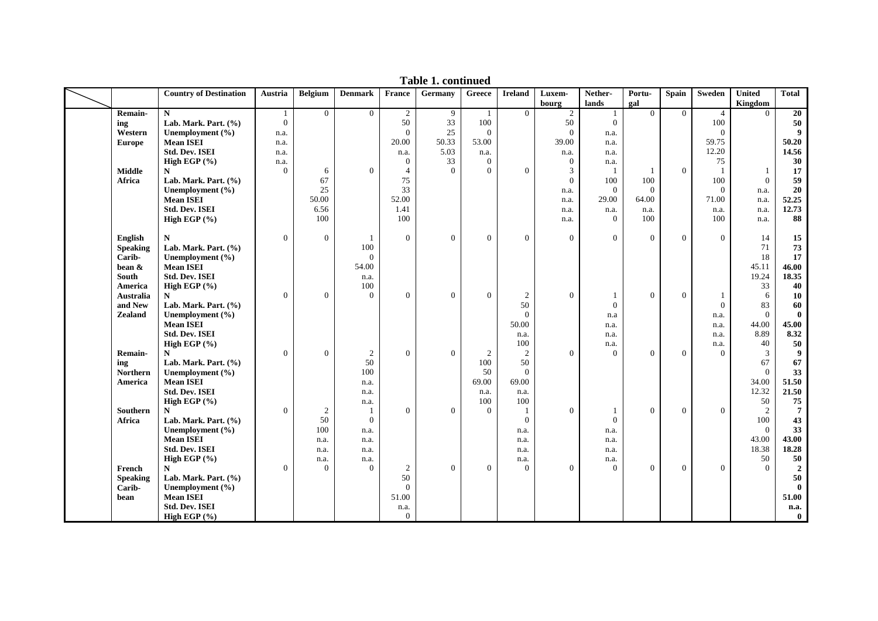**Table 1. continued**

| | Country of Destination | Austria | Belgium | Denmark | France | Germany | Greece | Ireland | Luxem-bourg | Nether-lands | Portu-gal | Spain | Sweden | United Kingdom | Total |
|---|---|---|---|---|---|---|---|---|---|---|---|---|---|---|---|
| Remaining Western Europe | N | 1 | 0 | 0 | 2 | 9 | 1 | 0 | 2 | 1 | 0 | 0 | 4 | 0 | **20** |
| | Lab. Mark. Part. (%) | 0 | | | 50 | 33 | 100 | | 50 | 0 | | | 100 | | **50** |
| | Unemployment (%) | n.a. | | | 0 | 25 | 0 | | 0 | n.a. | | | 0 | | **9** |
| | Mean ISEI | n.a. | | | 20.00 | 50.33 | 53.00 | | 39.00 | n.a. | | | 59.75 | | **50.20** |
| | Std. Dev. ISEI | n.a. | | | n.a. | 5.03 | n.a. | | n.a. | n.a. | | | 12.20 | | **14.56** |
| | High EGP (%) | n.a. | | | 0 | 33 | 0 | | 0 | n.a. | | | 75 | | **30** |
| Middle Africa | N | 0 | 6 | 0 | 4 | 0 | 0 | 0 | 3 | 1 | 1 | 0 | 1 | 1 | **17** |
| | Lab. Mark. Part. (%) | | 67 | | 75 | | | | 0 | 100 | 100 | | 100 | 0 | **59** |
| | Unemployment (%) | | 25 | | 33 | | | | n.a. | 0 | 0 | | 0 | n.a. | **20** |
| | Mean ISEI | | 50.00 | | 52.00 | | | | n.a. | 29.00 | 64.00 | | 71.00 | n.a. | **52.25** |
| | Std. Dev. ISEI | | 6.56 | | 1.41 | | | | n.a. | n.a. | n.a. | | n.a. | n.a. | **12.73** |
| | High EGP (%) | | 100 | | 100 | | | | n.a. | 0 | 100 | | 100 | n.a. | **88** |
| English Speaking Caribbean & South America | N | 0 | 0 | 1 | 0 | 0 | 0 | 0 | 0 | 0 | 0 | 0 | 0 | 14 | **15** |
| | Lab. Mark. Part. (%) | | | 100 | | | | | | | | | | 71 | **73** |
| | Unemployment (%) | | | 0 | | | | | | | | | | 18 | **17** |
| | Mean ISEI | | | 54.00 | | | | | | | | | | 45.11 | **46.00** |
| | Std. Dev. ISEI | | | n.a. | | | | | | | | | | 19.24 | **18.35** |
| | High EGP (%) | | | 100 | | | | | | | | | | 33 | **40** |
| Australia and New Zealand | N | 0 | 0 | 0 | 0 | 0 | 0 | 2 | 0 | 1 | 0 | 0 | 1 | 6 | **10** |
| | Lab. Mark. Part. (%) | | | | | | | 50 | | 0 | | | 0 | 83 | **60** |
| | Unemployment (%) | | | | | | | 0 | | n.a | | | n.a. | 0 | **0** |
| | Mean ISEI | | | | | | | 50.00 | | n.a. | | | n.a. | 44.00 | **45.00** |
| | Std. Dev. ISEI | | | | | | | n.a. | | n.a. | | | n.a. | 8.89 | **8.32** |
| | High EGP (%) | | | | | | | 100 | | n.a. | | | n.a. | 40 | **50** |
| Remaining Northern America | N | 0 | 0 | 2 | 0 | 0 | 2 | 2 | 0 | 0 | 0 | 0 | 0 | 3 | **9** |
| | Lab. Mark. Part. (%) | | | 50 | | | 100 | 50 | | | | | | 67 | **67** |
| | Unemployment (%) | | | 100 | | | 50 | 0 | | | | | | 0 | **33** |
| | Mean ISEI | | | n.a. | | | 69.00 | 69.00 | | | | | | 34.00 | **51.50** |
| | Std. Dev. ISEI | | | n.a. | | | n.a. | n.a. | | | | | | 12.32 | **21.50** |
| | High EGP (%) | | | n.a. | | | 100 | 100 | | | | | | 50 | **75** |
| Southern Africa | N | 0 | 2 | 1 | 0 | 0 | 0 | 1 | 0 | 1 | 0 | 0 | 0 | 2 | **7** |
| | Lab. Mark. Part. (%) | | 50 | 0 | | | | 0 | | 0 | | | | 100 | **43** |
| | Unemployment (%) | | 100 | n.a. | | | | n.a. | | n.a. | | | | 0 | **33** |
| | Mean ISEI | | n.a. | n.a. | | | | n.a. | | n.a. | | | | 43.00 | **43.00** |
| | Std. Dev. ISEI | | n.a. | n.a. | | | | n.a. | | n.a. | | | | 18.38 | **18.28** |
| | High EGP (%) | | n.a. | n.a. | | | | n.a. | | n.a. | | | | 50 | **50** |
| French Speaking Caribbean | N | 0 | 0 | 0 | 2 | 0 | 0 | 0 | 0 | 0 | 0 | 0 | 0 | 0 | **2** |
| | Lab. Mark. Part. (%) | | | | 50 | | | | | | | | | | **50** |
| | Unemployment (%) | | | | 0 | | | | | | | | | | **0** |
| | Mean ISEI | | | | 51.00 | | | | | | | | | | **51.00** |
| | Std. Dev. ISEI | | | | n.a. | | | | | | | | | | **n.a.** |
| | High EGP (%) | | | | 0 | | | | | | | | | | **0** |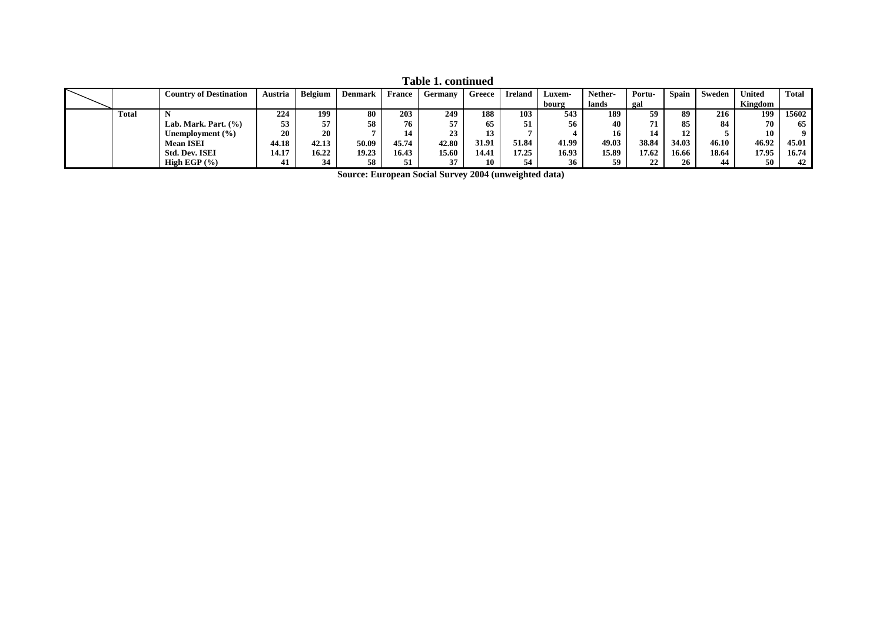**Table 1. continued**

| | | Country of Destination | Austria | Belgium | Denmark | France | Germany | Greece | Ireland | Luxem-bourg | Nether-lands | Portu-gal | Spain | Sweden | United Kingdom | Total |
|---|---|---|---|---|---|---|---|---|---|---|---|---|---|---|---|---|
| | Total | N | 224 | 199 | 80 | 203 | 249 | 188 | 103 | 543 | 189 | 59 | 89 | 216 | 199 | 15602 |
| | | Lab. Mark. Part. (%) | 53 | 57 | 58 | 76 | 57 | 65 | 51 | 56 | 40 | 71 | 85 | 84 | 70 | 65 |
| | | Unemployment (%) | 20 | 20 | 7 | 14 | 23 | 13 | 7 | 4 | 16 | 14 | 12 | 5 | 10 | 9 |
| | | Mean ISEI | 44.18 | 42.13 | 50.09 | 45.74 | 42.80 | 31.91 | 51.84 | 41.99 | 49.03 | 38.84 | 34.03 | 46.10 | 46.92 | 45.01 |
| | | Std. Dev. ISEI | 14.17 | 16.22 | 19.23 | 16.43 | 15.60 | 14.41 | 17.25 | 16.93 | 15.89 | 17.62 | 16.66 | 18.64 | 17.95 | 16.74 |
| | | High EGP (%) | 41 | 34 | 58 | 51 | 37 | 10 | 54 | 36 | 59 | 22 | 26 | 44 | 50 | 42 |

Source: European Social Survey 2004 (unweighted data)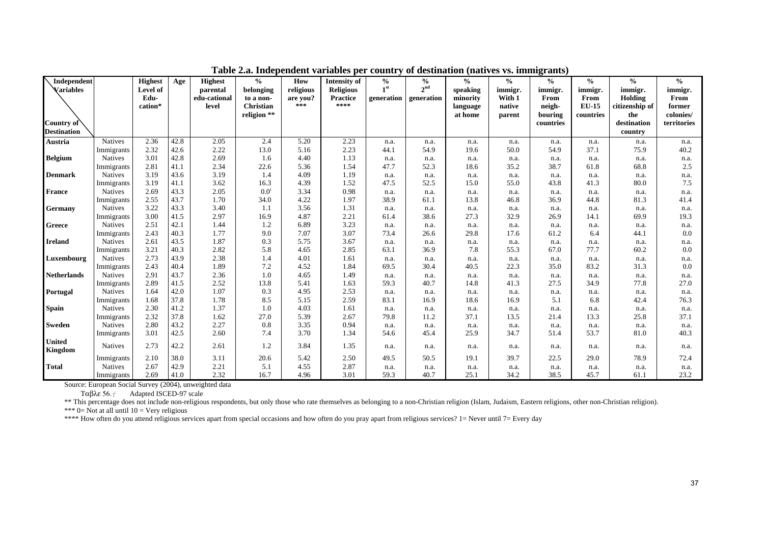**Table 2.a. Independent variables per country of destination (natives vs. immigrants)**

| Independent Variables / Country of Destination | | Highest Level of Edu-cation* | Age | Highest parental edu-cational level | % belonging to a non-Christian religion ** | How religious are you? *** | Intensity of Religious Practice **** | % 1st generation | % 2nd generation | % speaking minority language at home | % immigr. With 1 native parent | % immigr. From neigh-bouring countries | % immigr. From EU-15 countries | % immigr. Holding citizenship of the destination country | % immigr. From former colonies/ territories |
|---|---|---|---|---|---|---|---|---|---|---|---|---|---|---|---|
| **Austria** | Natives | 2.36 | 42.8 | 2.05 | 2.4 | 5.20 | 2.23 | n.a. | n.a. | n.a. | n.a. | n.a. | n.a. | n.a. | n.a. |
| | Immigrants | 2.32 | 42.6 | 2.22 | 13.0 | 5.16 | 2.23 | 44.1 | 54.9 | 19.6 | 50.0 | 54.9 | 37.1 | 75.9 | 40.2 |
| **Belgium** | Natives | 3.01 | 42.8 | 2.69 | 1.6 | 4.40 | 1.13 | n.a. | n.a. | n.a. | n.a. | n.a. | n.a. | n.a. | n.a. |
| | Immigrants | 2.81 | 41.1 | 2.34 | 22.6 | 5.36 | 1.54 | 47.7 | 52.3 | 18.6 | 35.2 | 38.7 | 61.8 | 68.8 | 2.5 |
| **Denmark** | Natives | 3.19 | 43.6 | 3.19 | 1.4 | 4.09 | 1.19 | n.a. | n.a. | n.a. | n.a. | n.a. | n.a. | n.a. | n.a. |
| | Immigrants | 3.19 | 41.1 | 3.62 | 16.3 | 4.39 | 1.52 | 47.5 | 52.5 | 15.0 | 55.0 | 43.8 | 41.3 | 80.0 | 7.5 |
| **France** | Natives | 2.69 | 43.3 | 2.05 | 0.0[i] | 3.34 | 0.98 | n.a. | n.a. | n.a. | n.a. | n.a. | n.a. | n.a. | n.a. |
| | Immigrants | 2.55 | 43.7 | 1.70 | 34.0 | 4.22 | 1.97 | 38.9 | 61.1 | 13.8 | 46.8 | 36.9 | 44.8 | 81.3 | 41.4 |
| **Germany** | Natives | 3.22 | 43.3 | 3.40 | 1.1 | 3.56 | 1.31 | n.a. | n.a. | n.a. | n.a. | n.a. | n.a. | n.a. | n.a. |
| | Immigrants | 3.00 | 41.5 | 2.97 | 16.9 | 4.87 | 2.21 | 61.4 | 38.6 | 27.3 | 32.9 | 26.9 | 14.1 | 69.9 | 19.3 |
| **Greece** | Natives | 2.51 | 42.1 | 1.44 | 1.2 | 6.89 | 3.23 | n.a. | n.a. | n.a. | n.a. | n.a. | n.a. | n.a. | n.a. |
| | Immigrants | 2.43 | 40.3 | 1.77 | 9.0 | 7.07 | 3.07 | 73.4 | 26.6 | 29.8 | 17.6 | 61.2 | 6.4 | 44.1 | 0.0 |
| **Ireland** | Natives | 2.61 | 43.5 | 1.87 | 0.3 | 5.75 | 3.67 | n.a. | n.a. | n.a. | n.a. | n.a. | n.a. | n.a. | n.a. |
| | Immigrants | 3.21 | 40.3 | 2.82 | 5.8 | 4.65 | 2.85 | 63.1 | 36.9 | 7.8 | 55.3 | 67.0 | 77.7 | 60.2 | 0.0 |
| **Luxembourg** | Natives | 2.73 | 43.9 | 2.38 | 1.4 | 4.01 | 1.61 | n.a. | n.a. | n.a. | n.a. | n.a. | n.a. | n.a. | n.a. |
| | Immigrants | 2.43 | 40.4 | 1.89 | 7.2 | 4.52 | 1.84 | 69.5 | 30.4 | 40.5 | 22.3 | 35.0 | 83.2 | 31.3 | 0.0 |
| **Netherlands** | Natives | 2.91 | 43.7 | 2.36 | 1.0 | 4.65 | 1.49 | n.a. | n.a. | n.a. | n.a. | n.a. | n.a. | n.a. | n.a. |
| | Immigrants | 2.89 | 41.5 | 2.52 | 13.8 | 5.41 | 1.63 | 59.3 | 40.7 | 14.8 | 41.3 | 27.5 | 34.9 | 77.8 | 27.0 |
| **Portugal** | Natives | 1.64 | 42.0 | 1.07 | 0.3 | 4.95 | 2.53 | n.a. | n.a. | n.a. | n.a. | n.a. | n.a. | n.a. | n.a. |
| | Immigrants | 1.68 | 37.8 | 1.78 | 8.5 | 5.15 | 2.59 | 83.1 | 16.9 | 18.6 | 16.9 | 5.1 | 6.8 | 42.4 | 76.3 |
| **Spain** | Natives | 2.30 | 41.2 | 1.37 | 1.0 | 4.03 | 1.61 | n.a. | n.a. | n.a. | n.a. | n.a. | n.a. | n.a. | n.a. |
| | Immigrants | 2.32 | 37.8 | 1.62 | 27.0 | 5.39 | 2.67 | 79.8 | 11.2 | 37.1 | 13.5 | 21.4 | 13.3 | 25.8 | 37.1 |
| **Sweden** | Natives | 2.80 | 43.2 | 2.27 | 0.8 | 3.35 | 0.94 | n.a. | n.a. | n.a. | n.a. | n.a. | n.a. | n.a. | n.a. |
| | Immigrants | 3.01 | 42.5 | 2.60 | 7.4 | 3.70 | 1.34 | 54.6 | 45.4 | 25.9 | 34.7 | 51.4 | 53.7 | 81.0 | 40.3 |
| **United Kingdom** | Natives | 2.73 | 42.2 | 2.61 | 1.2 | 3.84 | 1.35 | n.a. | n.a. | n.a. | n.a. | n.a. | n.a. | n.a. | n.a. |
| | Immigrants | 2.10 | 38.0 | 3.11 | 20.6 | 5.42 | 2.50 | 49.5 | 50.5 | 19.1 | 39.7 | 22.5 | 29.0 | 78.9 | 72.4 |
| **Total** | Natives | 2.67 | 42.9 | 2.21 | 5.1 | 4.55 | 2.87 | n.a. | n.a. | n.a. | n.a. | n.a. | n.a. | n.a. | n.a. |
| | Immigrants | 2.69 | 41.0 | 2.32 | 16.7 | 4.96 | 3.01 | 59.3 | 40.7 | 25.1 | 34.2 | 38.5 | 45.7 | 61.1 | 23.2 |

Source: European Social Survey (2004), unweighted data

Ταβλε 56.┌ Adapted ISCED-97 scale

** This percentage does not include non-religious respondents, but only those who rate themselves as belonging to a non-Christian religion (Islam, Judaism, Eastern religions, other non-Christian religion).

*** 0= Not at all until 10 = Very religious

**** How often do you attend religious services apart from special occasions and how often do you pray apart from religious services? 1= Never until 7= Every day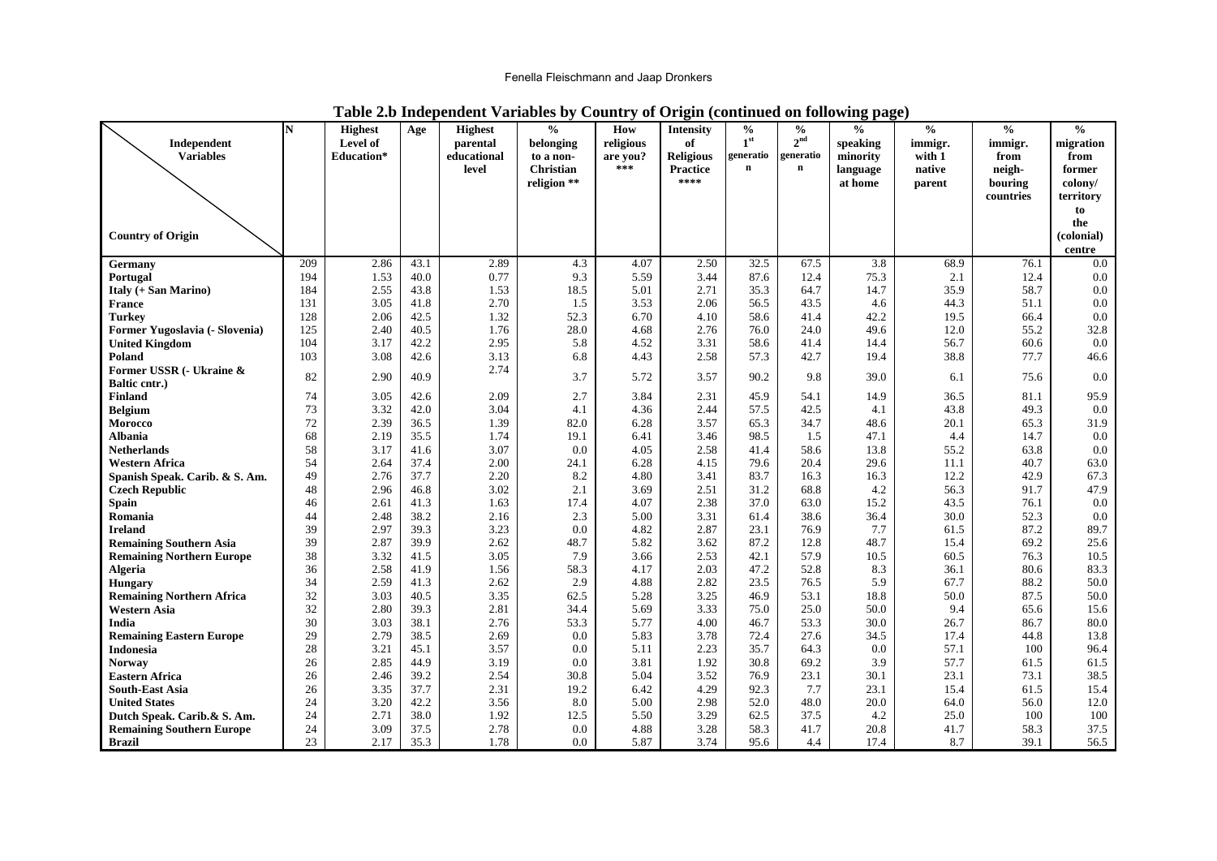**Table 2.b Independent Variables by Country of Origin (continued on following page)**

| Independent Variables / Country of Origin | N | Highest Level of Education* | Age | Highest parental educational level | % belonging to a non-Christian religion ** | How religious are you? *** | Intensity of Religious Practice **** | % 1st generation | % 2nd generation | % speaking minority language at home | % immigr. with 1 native parent | % immigr. from neigh-bouring countries | % migration from former colony/ territory to the (colonial) centre |
|---|---|---|---|---|---|---|---|---|---|---|---|---|---|
| **Germany** | 209 | 2.86 | 43.1 | 2.89 | 4.3 | 4.07 | 2.50 | 32.5 | 67.5 | 3.8 | 68.9 | 76.1 | 0.0 |
| **Portugal** | 194 | 1.53 | 40.0 | 0.77 | 9.3 | 5.59 | 3.44 | 87.6 | 12.4 | 75.3 | 2.1 | 12.4 | 0.0 |
| **Italy (+ San Marino)** | 184 | 2.55 | 43.8 | 1.53 | 18.5 | 5.01 | 2.71 | 35.3 | 64.7 | 14.7 | 35.9 | 58.7 | 0.0 |
| **France** | 131 | 3.05 | 41.8 | 2.70 | 1.5 | 3.53 | 2.06 | 56.5 | 43.5 | 4.6 | 44.3 | 51.1 | 0.0 |
| **Turkey** | 128 | 2.06 | 42.5 | 1.32 | 52.3 | 6.70 | 4.10 | 58.6 | 41.4 | 42.2 | 19.5 | 66.4 | 0.0 |
| **Former Yugoslavia (- Slovenia)** | 125 | 2.40 | 40.5 | 1.76 | 28.0 | 4.68 | 2.76 | 76.0 | 24.0 | 49.6 | 12.0 | 55.2 | 32.8 |
| **United Kingdom** | 104 | 3.17 | 42.2 | 2.95 | 5.8 | 4.52 | 3.31 | 58.6 | 41.4 | 14.4 | 56.7 | 60.6 | 0.0 |
| **Poland** | 103 | 3.08 | 42.6 | 3.13 | 6.8 | 4.43 | 2.58 | 57.3 | 42.7 | 19.4 | 38.8 | 77.7 | 46.6 |
| **Former USSR (- Ukraine & Baltic cntr.)** | 82 | 2.90 | 40.9 | 2.74 | 3.7 | 5.72 | 3.57 | 90.2 | 9.8 | 39.0 | 6.1 | 75.6 | 0.0 |
| **Finland** | 74 | 3.05 | 42.6 | 2.09 | 2.7 | 3.84 | 2.31 | 45.9 | 54.1 | 14.9 | 36.5 | 81.1 | 95.9 |
| **Belgium** | 73 | 3.32 | 42.0 | 3.04 | 4.1 | 4.36 | 2.44 | 57.5 | 42.5 | 4.1 | 43.8 | 49.3 | 0.0 |
| **Morocco** | 72 | 2.39 | 36.5 | 1.39 | 82.0 | 6.28 | 3.57 | 65.3 | 34.7 | 48.6 | 20.1 | 65.3 | 31.9 |
| **Albania** | 68 | 2.19 | 35.5 | 1.74 | 19.1 | 6.41 | 3.46 | 98.5 | 1.5 | 47.1 | 4.4 | 14.7 | 0.0 |
| **Netherlands** | 58 | 3.17 | 41.6 | 3.07 | 0.0 | 4.05 | 2.58 | 41.4 | 58.6 | 13.8 | 55.2 | 63.8 | 0.0 |
| **Western Africa** | 54 | 2.64 | 37.4 | 2.00 | 24.1 | 6.28 | 4.15 | 79.6 | 20.4 | 29.6 | 11.1 | 40.7 | 63.0 |
| **Spanish Speak. Carib. & S. Am.** | 49 | 2.76 | 37.7 | 2.20 | 8.2 | 4.80 | 3.41 | 83.7 | 16.3 | 16.3 | 12.2 | 42.9 | 67.3 |
| **Czech Republic** | 48 | 2.96 | 46.8 | 3.02 | 2.1 | 3.69 | 2.51 | 31.2 | 68.8 | 4.2 | 56.3 | 91.7 | 47.9 |
| **Spain** | 46 | 2.61 | 41.3 | 1.63 | 17.4 | 4.07 | 2.38 | 37.0 | 63.0 | 15.2 | 43.5 | 76.1 | 0.0 |
| **Romania** | 44 | 2.48 | 38.2 | 2.16 | 2.3 | 5.00 | 3.31 | 61.4 | 38.6 | 36.4 | 30.0 | 52.3 | 0.0 |
| **Ireland** | 39 | 2.97 | 39.3 | 3.23 | 0.0 | 4.82 | 2.87 | 23.1 | 76.9 | 7.7 | 61.5 | 87.2 | 89.7 |
| **Remaining Southern Asia** | 39 | 2.87 | 39.9 | 2.62 | 48.7 | 5.82 | 3.62 | 87.2 | 12.8 | 48.7 | 15.4 | 69.2 | 25.6 |
| **Remaining Northern Europe** | 38 | 3.32 | 41.5 | 3.05 | 7.9 | 3.66 | 2.53 | 42.1 | 57.9 | 10.5 | 60.5 | 76.3 | 10.5 |
| **Algeria** | 36 | 2.58 | 41.9 | 1.56 | 58.3 | 4.17 | 2.03 | 47.2 | 52.8 | 8.3 | 36.1 | 80.6 | 83.3 |
| **Hungary** | 34 | 2.59 | 41.3 | 2.62 | 2.9 | 4.88 | 2.82 | 23.5 | 76.5 | 5.9 | 67.7 | 88.2 | 50.0 |
| **Remaining Northern Africa** | 32 | 3.03 | 40.5 | 3.35 | 62.5 | 5.28 | 3.25 | 46.9 | 53.1 | 18.8 | 50.0 | 87.5 | 50.0 |
| **Western Asia** | 32 | 2.80 | 39.3 | 2.81 | 34.4 | 5.69 | 3.33 | 75.0 | 25.0 | 50.0 | 9.4 | 65.6 | 15.6 |
| **India** | 30 | 3.03 | 38.1 | 2.76 | 53.3 | 5.77 | 4.00 | 46.7 | 53.3 | 30.0 | 26.7 | 86.7 | 80.0 |
| **Remaining Eastern Europe** | 29 | 2.79 | 38.5 | 2.69 | 0.0 | 5.83 | 3.78 | 72.4 | 27.6 | 34.5 | 17.4 | 44.8 | 13.8 |
| **Indonesia** | 28 | 3.21 | 45.1 | 3.57 | 0.0 | 5.11 | 2.23 | 35.7 | 64.3 | 0.0 | 57.1 | 100 | 96.4 |
| **Norway** | 26 | 2.85 | 44.9 | 3.19 | 0.0 | 3.81 | 1.92 | 30.8 | 69.2 | 3.9 | 57.7 | 61.5 | 61.5 |
| **Eastern Africa** | 26 | 2.46 | 39.2 | 2.54 | 30.8 | 5.04 | 3.52 | 76.9 | 23.1 | 30.1 | 23.1 | 73.1 | 38.5 |
| **South-East Asia** | 26 | 3.35 | 37.7 | 2.31 | 19.2 | 6.42 | 4.29 | 92.3 | 7.7 | 23.1 | 15.4 | 61.5 | 15.4 |
| **United States** | 24 | 3.20 | 42.2 | 3.56 | 8.0 | 5.00 | 2.98 | 52.0 | 48.0 | 20.0 | 64.0 | 56.0 | 12.0 |
| **Dutch Speak. Carib.& S. Am.** | 24 | 2.71 | 38.0 | 1.92 | 12.5 | 5.50 | 3.29 | 62.5 | 37.5 | 4.2 | 25.0 | 100 | 100 |
| **Remaining Southern Europe** | 24 | 3.09 | 37.5 | 2.78 | 0.0 | 4.88 | 3.28 | 58.3 | 41.7 | 20.8 | 41.7 | 58.3 | 37.5 |
| **Brazil** | 23 | 2.17 | 35.3 | 1.78 | 0.0 | 5.87 | 3.74 | 95.6 | 4.4 | 17.4 | 8.7 | 39.1 | 56.5 |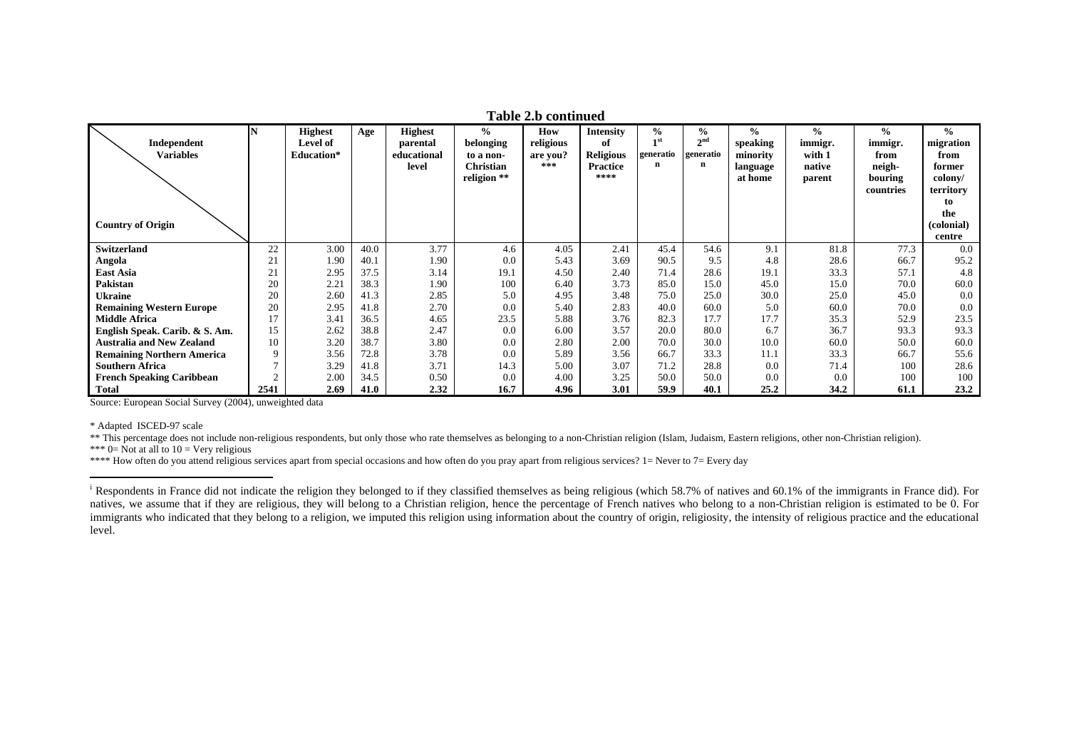**Table 2.b continued**

| Independent Variables / Country of Origin | N | Highest Level of Education* | Age | Highest parental educational level | % belonging to a non-Christian religion ** | How religious are you? *** | Intensity of Religious Practice **** | % 1st generation | % 2nd generation | % speaking minority language at home | % immigr. with 1 native parent | % immigr. from neigh-bouring countries | % migration from former colony/ territory to the (colonial) centre |
|---|---|---|---|---|---|---|---|---|---|---|---|---|---|
| **Switzerland** | 22 | 3.00 | 40.0 | 3.77 | 4.6 | 4.05 | 2.41 | 45.4 | 54.6 | 9.1 | 81.8 | 77.3 | 0.0 |
| **Angola** | 21 | 1.90 | 40.1 | 1.90 | 0.0 | 5.43 | 3.69 | 90.5 | 9.5 | 4.8 | 28.6 | 66.7 | 95.2 |
| **East Asia** | 21 | 2.95 | 37.5 | 3.14 | 19.1 | 4.50 | 2.40 | 71.4 | 28.6 | 19.1 | 33.3 | 57.1 | 4.8 |
| **Pakistan** | 20 | 2.21 | 38.3 | 1.90 | 100 | 6.40 | 3.73 | 85.0 | 15.0 | 45.0 | 15.0 | 70.0 | 60.0 |
| **Ukraine** | 20 | 2.60 | 41.3 | 2.85 | 5.0 | 4.95 | 3.48 | 75.0 | 25.0 | 30.0 | 25.0 | 45.0 | 0.0 |
| **Remaining Western Europe** | 20 | 2.95 | 41.8 | 2.70 | 0.0 | 5.40 | 2.83 | 40.0 | 60.0 | 5.0 | 60.0 | 70.0 | 0.0 |
| **Middle Africa** | 17 | 3.41 | 36.5 | 4.65 | 23.5 | 5.88 | 3.76 | 82.3 | 17.7 | 17.7 | 35.3 | 52.9 | 23.5 |
| **English Speak. Carib. & S. Am.** | 15 | 2.62 | 38.8 | 2.47 | 0.0 | 6.00 | 3.57 | 20.0 | 80.0 | 6.7 | 36.7 | 93.3 | 93.3 |
| **Australia and New Zealand** | 10 | 3.20 | 38.7 | 3.80 | 0.0 | 2.80 | 2.00 | 70.0 | 30.0 | 10.0 | 60.0 | 50.0 | 60.0 |
| **Remaining Northern America** | 9 | 3.56 | 72.8 | 3.78 | 0.0 | 5.89 | 3.56 | 66.7 | 33.3 | 11.1 | 33.3 | 66.7 | 55.6 |
| **Southern Africa** | 7 | 3.29 | 41.8 | 3.71 | 14.3 | 5.00 | 3.07 | 71.2 | 28.8 | 0.0 | 71.4 | 100 | 28.6 |
| **French Speaking Caribbean** | 2 | 2.00 | 34.5 | 0.50 | 0.0 | 4.00 | 3.25 | 50.0 | 50.0 | 0.0 | 0.0 | 100 | 100 |
| **Total** | **2541** | **2.69** | **41.0** | **2.32** | **16.7** | **4.96** | **3.01** | **59.9** | **40.1** | **25.2** | **34.2** | **61.1** | **23.2** |

Source: European Social Survey (2004), unweighted data

\* Adapted ISCED-97 scale

** This percentage does not include non-religious respondents, but only those who rate themselves as belonging to a non-Christian religion (Islam, Judaism, Eastern religions, other non-Christian religion).

*** 0= Not at all to 10 = Very religious

**** How often do you attend religious services apart from special occasions and how often do you pray apart from religious services? 1= Never to 7= Every day

[i] Respondents in France did not indicate the religion they belonged to if they classified themselves as being religious (which 58.7% of natives and 60.1% of the immigrants in France did). For natives, we assume that if they are religious, they will belong to a Christian religion, hence the percentage of French natives who belong to a non-Christian religion is estimated to be 0. For immigrants who indicated that they belong to a religion, we imputed this religion using information about the country of origin, religiosity, the intensity of religious practice and the educational level.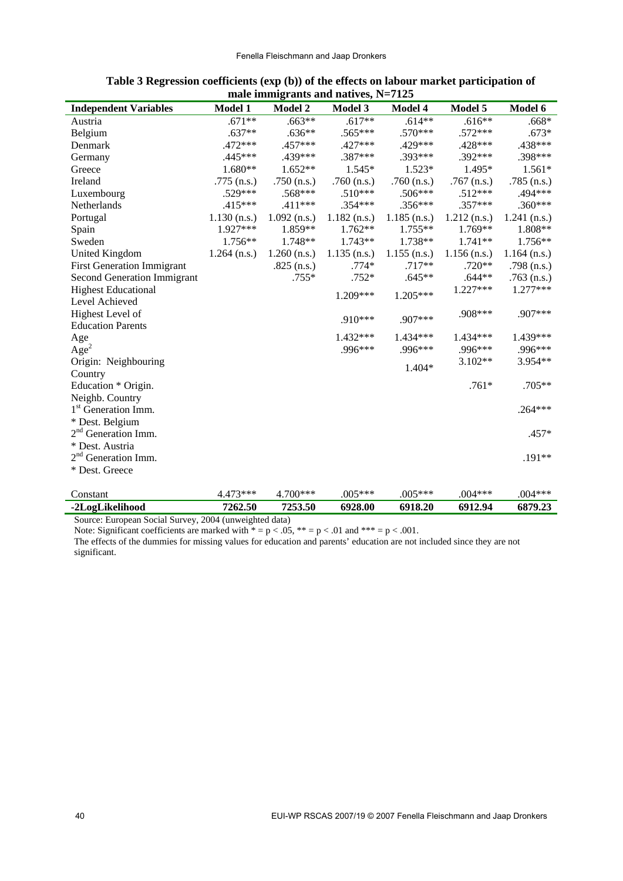**Table 3 Regression coefficients (exp (b)) of the effects on labour market participation of male immigrants and natives, N=7125**

| Independent Variables | Model 1 | Model 2 | Model 3 | Model 4 | Model 5 | Model 6 |
|---|---|---|---|---|---|---|
| Austria | .671** | .663** | .617** | .614** | .616** | .668* |
| Belgium | .637** | .636** | .565*** | .570*** | .572*** | .673* |
| Denmark | .472*** | .457*** | .427*** | .429*** | .428*** | .438*** |
| Germany | .445*** | .439*** | .387*** | .393*** | .392*** | .398*** |
| Greece | 1.680** | 1.652** | 1.545* | 1.523* | 1.495* | 1.561* |
| Ireland | .775 (n.s.) | .750 (n.s.) | .760 (n.s.) | .760 (n.s.) | .767 (n.s.) | .785 (n.s.) |
| Luxembourg | .529*** | .568*** | .510*** | .506*** | .512*** | .494*** |
| Netherlands | .415*** | .411*** | .354*** | .356*** | .357*** | .360*** |
| Portugal | 1.130 (n.s.) | 1.092 (n.s.) | 1.182 (n.s.) | 1.185 (n.s.) | 1.212 (n.s.) | 1.241 (n.s.) |
| Spain | 1.927*** | 1.859** | 1.762** | 1.755** | 1.769** | 1.808** |
| Sweden | 1.756** | 1.748** | 1.743** | 1.738** | 1.741** | 1.756** |
| United Kingdom | 1.264 (n.s.) | 1.260 (n.s.) | 1.135 (n.s.) | 1.155 (n.s.) | 1.156 (n.s.) | 1.164 (n.s.) |
| First Generation Immigrant | | .825 (n.s.) | .774* | .717** | .720** | .798 (n.s.) |
| Second Generation Immigrant | | .755* | .752* | .645** | .644** | .763 (n.s.) |
| Highest Educational Level Achieved | | | 1.209*** | 1.205*** | 1.227*** | 1.277*** |
| Highest Level of Education Parents | | | .910*** | .907*** | .908*** | .907*** |
| Age | | | 1.432*** | 1.434*** | 1.434*** | 1.439*** |
| Age$^2$ | | | .996*** | .996*** | .996*** | .996*** |
| Origin: Neighbouring Country | | | | 1.404* | 3.102** | 3.954** |
| Education * Origin. Neighb. Country | | | | | .761* | .705** |
| 1st Generation Imm. * Dest. Belgium | | | | | | .264*** |
| 2nd Generation Imm. * Dest. Austria | | | | | | .457* |
| 2nd Generation Imm. * Dest. Greece | | | | | | .191** |
| Constant | 4.473*** | 4.700*** | .005*** | .005*** | .004*** | .004*** |
| **-2LogLikelihood** | **7262.50** | **7253.50** | **6928.00** | **6918.20** | **6912.94** | **6879.23** |

Source: European Social Survey, 2004 (unweighted data)

Note: Significant coefficients are marked with * = p < .05, ** = p < .01 and *** = p < .001.

The effects of the dummies for missing values for education and parents' education are not included since they are not significant.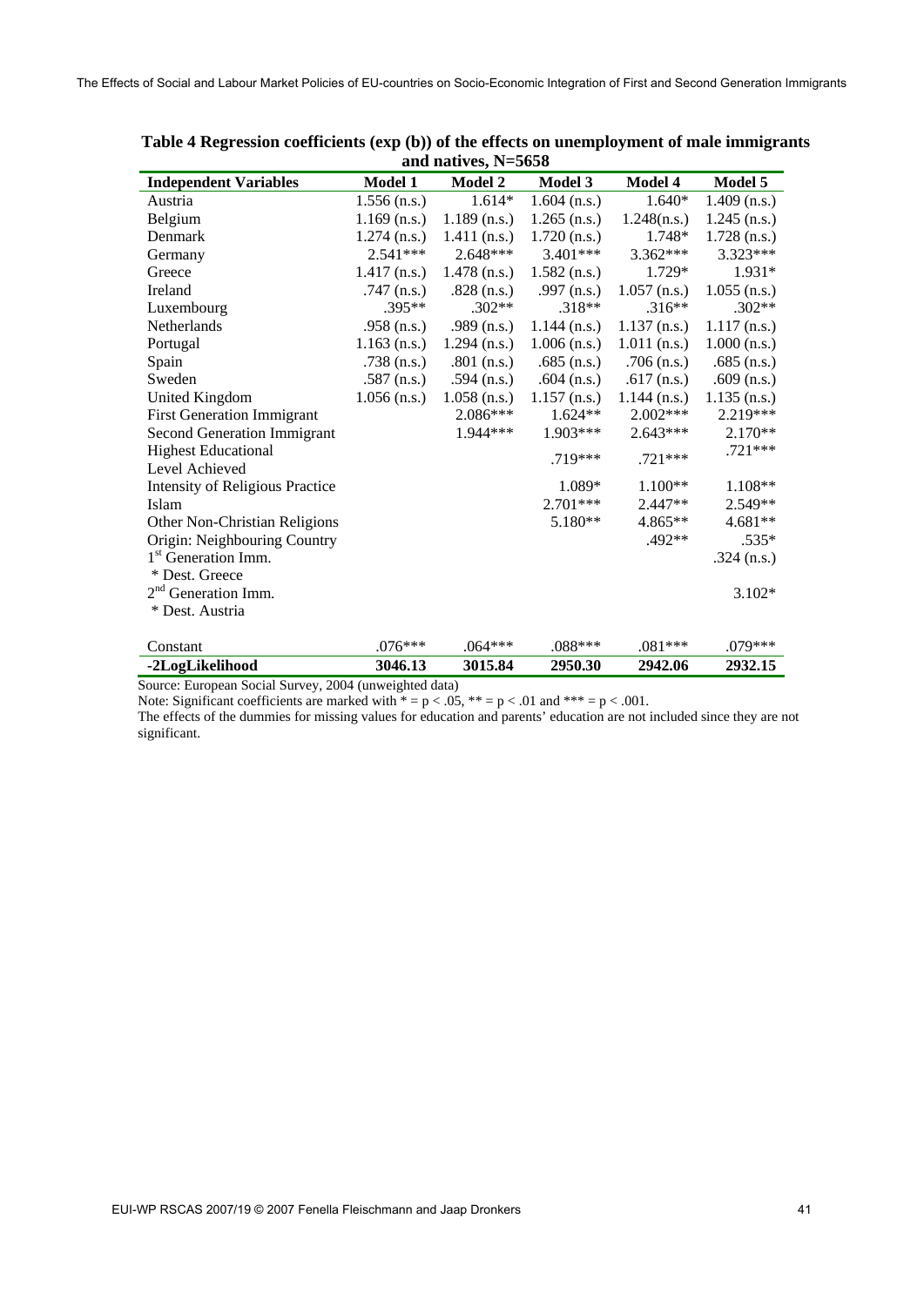**Table 4 Regression coefficients (exp (b)) of the effects on unemployment of male immigrants and natives, N=5658**

| Independent Variables | Model 1 | Model 2 | Model 3 | Model 4 | Model 5 |
|---|---|---|---|---|---|
| Austria | 1.556 (n.s.) | 1.614* | 1.604 (n.s.) | 1.640* | 1.409 (n.s.) |
| Belgium | 1.169 (n.s.) | 1.189 (n.s.) | 1.265 (n.s.) | 1.248(n.s.) | 1.245 (n.s.) |
| Denmark | 1.274 (n.s.) | 1.411 (n.s.) | 1.720 (n.s.) | 1.748* | 1.728 (n.s.) |
| Germany | 2.541*** | 2.648*** | 3.401*** | 3.362*** | 3.323*** |
| Greece | 1.417 (n.s.) | 1.478 (n.s.) | 1.582 (n.s.) | 1.729* | 1.931* |
| Ireland | .747 (n.s.) | .828 (n.s.) | .997 (n.s.) | 1.057 (n.s.) | 1.055 (n.s.) |
| Luxembourg | .395** | .302** | .318** | .316** | .302** |
| Netherlands | .958 (n.s.) | .989 (n.s.) | 1.144 (n.s.) | 1.137 (n.s.) | 1.117 (n.s.) |
| Portugal | 1.163 (n.s.) | 1.294 (n.s.) | 1.006 (n.s.) | 1.011 (n.s.) | 1.000 (n.s.) |
| Spain | .738 (n.s.) | .801 (n.s.) | .685 (n.s.) | .706 (n.s.) | .685 (n.s.) |
| Sweden | .587 (n.s.) | .594 (n.s.) | .604 (n.s.) | .617 (n.s.) | .609 (n.s.) |
| United Kingdom | 1.056 (n.s.) | 1.058 (n.s.) | 1.157 (n.s.) | 1.144 (n.s.) | 1.135 (n.s.) |
| First Generation Immigrant | | 2.086*** | 1.624** | 2.002*** | 2.219*** |
| Second Generation Immigrant | | 1.944*** | 1.903*** | 2.643*** | 2.170** |
| Highest Educational Level Achieved | | | .719*** | .721*** | .721*** |
| Intensity of Religious Practice | | | 1.089* | 1.100** | 1.108** |
| Islam | | | 2.701*** | 2.447** | 2.549** |
| Other Non-Christian Religions | | | 5.180** | 4.865** | 4.681** |
| Origin: Neighbouring Country | | | | .492** | .535* |
| 1st Generation Imm. * Dest. Greece | | | | | .324 (n.s.) |
| 2nd Generation Imm. * Dest. Austria | | | | | 3.102* |
| Constant | .076*** | .064*** | .088*** | .081*** | .079*** |
| **-2LogLikelihood** | **3046.13** | **3015.84** | **2950.30** | **2942.06** | **2932.15** |

Source: European Social Survey, 2004 (unweighted data)

Note: Significant coefficients are marked with * = $p < .05$, ** = $p < .01$ and *** = $p < .001$.

The effects of the dummies for missing values for education and parents' education are not included since they are not significant.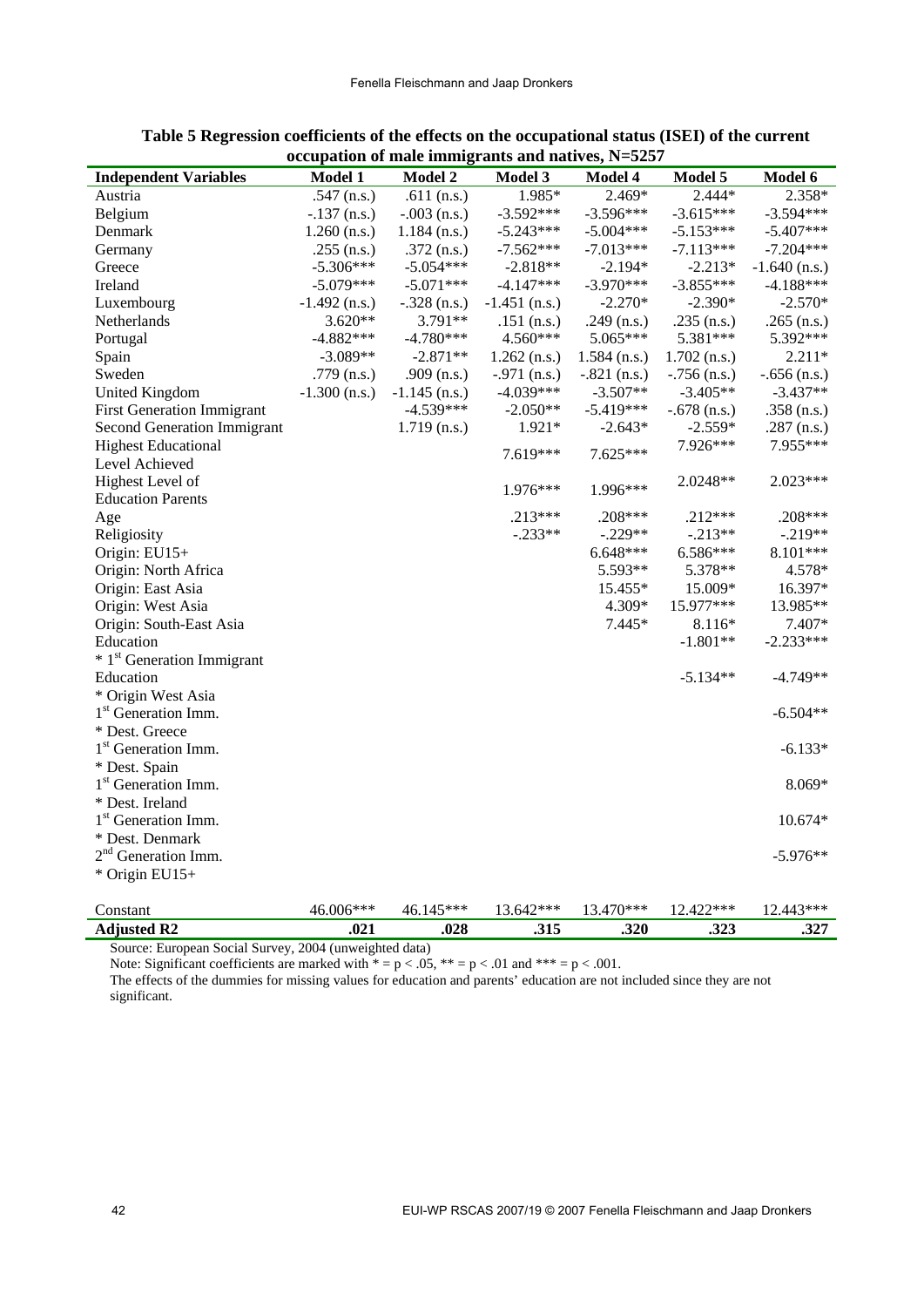**Table 5 Regression coefficients of the effects on the occupational status (ISEI) of the current occupation of male immigrants and natives, N=5257**

| Independent Variables | Model 1 | Model 2 | Model 3 | Model 4 | Model 5 | Model 6 |
|---|---|---|---|---|---|---|
| Austria | .547 (n.s.) | .611 (n.s.) | 1.985* | 2.469* | 2.444* | 2.358* |
| Belgium | -.137 (n.s.) | -.003 (n.s.) | -3.592*** | -3.596*** | -3.615*** | -3.594*** |
| Denmark | 1.260 (n.s.) | 1.184 (n.s.) | -5.243*** | -5.004*** | -5.153*** | -5.407*** |
| Germany | .255 (n.s.) | .372 (n.s.) | -7.562*** | -7.013*** | -7.113*** | -7.204*** |
| Greece | -5.306*** | -5.054*** | -2.818** | -2.194* | -2.213* | -1.640 (n.s.) |
| Ireland | -5.079*** | -5.071*** | -4.147*** | -3.970*** | -3.855*** | -4.188*** |
| Luxembourg | -1.492 (n.s.) | -.328 (n.s.) | -1.451 (n.s.) | -2.270* | -2.390* | -2.570* |
| Netherlands | 3.620** | 3.791** | .151 (n.s.) | .249 (n.s.) | .235 (n.s.) | .265 (n.s.) |
| Portugal | -4.882*** | -4.780*** | 4.560*** | 5.065*** | 5.381*** | 5.392*** |
| Spain | -3.089** | -2.871** | 1.262 (n.s.) | 1.584 (n.s.) | 1.702 (n.s.) | 2.211* |
| Sweden | .779 (n.s.) | .909 (n.s.) | -.971 (n.s.) | -.821 (n.s.) | -.756 (n.s.) | -.656 (n.s.) |
| United Kingdom | -1.300 (n.s.) | -1.145 (n.s.) | -4.039*** | -3.507** | -3.405** | -3.437** |
| First Generation Immigrant | | -4.539*** | -2.050** | -5.419*** | -.678 (n.s.) | .358 (n.s.) |
| Second Generation Immigrant | | 1.719 (n.s.) | 1.921* | -2.643* | -2.559* | .287 (n.s.) |
| Highest Educational Level Achieved | | | 7.619*** | 7.625*** | 7.926*** | 7.955*** |
| Highest Level of Education Parents | | | 1.976*** | 1.996*** | 2.0248** | 2.023*** |
| Age | | | .213*** | .208*** | .212*** | .208*** |
| Religiosity | | | -.233** | -.229** | -.213** | -.219** |
| Origin: EU15+ | | | | 6.648*** | 6.586*** | 8.101*** |
| Origin: North Africa | | | | 5.593** | 5.378** | 4.578* |
| Origin: East Asia | | | | 15.455* | 15.009* | 16.397* |
| Origin: West Asia | | | | 4.309* | 15.977*** | 13.985** |
| Origin: South-East Asia | | | | 7.445* | 8.116* | 7.407* |
| Education * 1st Generation Immigrant | | | | | -1.801** | -2.233*** |
| Education * Origin West Asia | | | | | -5.134** | -4.749** |
| 1st Generation Imm. * Dest. Greece | | | | | | -6.504** |
| 1st Generation Imm. * Dest. Spain | | | | | | -6.133* |
| 1st Generation Imm. * Dest. Ireland | | | | | | 8.069* |
| 1st Generation Imm. * Dest. Denmark | | | | | | 10.674* |
| 2nd Generation Imm. * Origin EU15+ | | | | | | -5.976** |
| Constant | 46.006*** | 46.145*** | 13.642*** | 13.470*** | 12.422*** | 12.443*** |
| **Adjusted R2** | **.021** | **.028** | **.315** | **.320** | **.323** | **.327** |

Source: European Social Survey, 2004 (unweighted data)

Note: Significant coefficients are marked with * = $p < .05$, ** = $p < .01$ and *** = $p < .001$.

The effects of the dummies for missing values for education and parents' education are not included since they are not significant.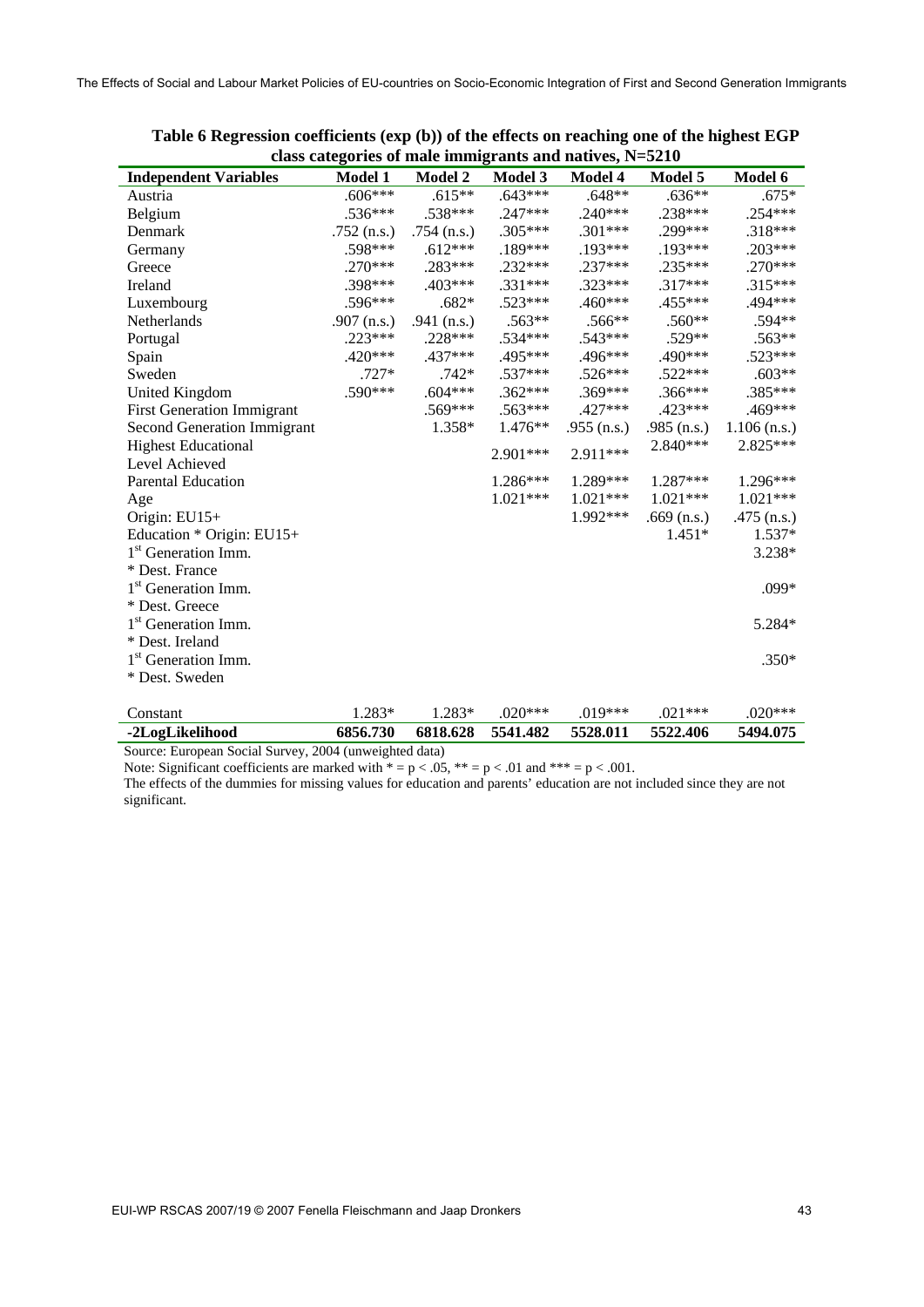**Table 6 Regression coefficients (exp (b)) of the effects on reaching one of the highest EGP class categories of male immigrants and natives, N=5210**

| Independent Variables | Model 1 | Model 2 | Model 3 | Model 4 | Model 5 | Model 6 |
|---|---|---|---|---|---|---|
| Austria | .606*** | .615** | .643*** | .648** | .636** | .675* |
| Belgium | .536*** | .538*** | .247*** | .240*** | .238*** | .254*** |
| Denmark | .752 (n.s.) | .754 (n.s.) | .305*** | .301*** | .299*** | .318*** |
| Germany | .598*** | .612*** | .189*** | .193*** | .193*** | .203*** |
| Greece | .270*** | .283*** | .232*** | .237*** | .235*** | .270*** |
| Ireland | .398*** | .403*** | .331*** | .323*** | .317*** | .315*** |
| Luxembourg | .596*** | .682* | .523*** | .460*** | .455*** | .494*** |
| Netherlands | .907 (n.s.) | .941 (n.s.) | .563** | .566** | .560** | .594** |
| Portugal | .223*** | .228*** | .534*** | .543*** | .529** | .563** |
| Spain | .420*** | .437*** | .495*** | .496*** | .490*** | .523*** |
| Sweden | .727* | .742* | .537*** | .526*** | .522*** | .603** |
| United Kingdom | .590*** | .604*** | .362*** | .369*** | .366*** | .385*** |
| First Generation Immigrant | | .569*** | .563*** | .427*** | .423*** | .469*** |
| Second Generation Immigrant | | 1.358* | 1.476** | .955 (n.s.) | .985 (n.s.) | 1.106 (n.s.) |
| Highest Educational Level Achieved | | | 2.901*** | 2.911*** | 2.840*** | 2.825*** |
| Parental Education | | | 1.286*** | 1.289*** | 1.287*** | 1.296*** |
| Age | | | 1.021*** | 1.021*** | 1.021*** | 1.021*** |
| Origin: EU15+ | | | | 1.992*** | .669 (n.s.) | .475 (n.s.) |
| Education * Origin: EU15+ | | | | | 1.451* | 1.537* |
| 1st Generation Imm. * Dest. France | | | | | | 3.238* |
| 1st Generation Imm. * Dest. Greece | | | | | | .099* |
| 1st Generation Imm. * Dest. Ireland | | | | | | 5.284* |
| 1st Generation Imm. * Dest. Sweden | | | | | | .350* |
| Constant | 1.283* | 1.283* | .020*** | .019*** | .021*** | .020*** |
| **-2LogLikelihood** | **6856.730** | **6818.628** | **5541.482** | **5528.011** | **5522.406** | **5494.075** |

Source: European Social Survey, 2004 (unweighted data)

Note: Significant coefficients are marked with * = $p < .05$, ** = $p < .01$ and *** = $p < .001$.

The effects of the dummies for missing values for education and parents' education are not included since they are not significant.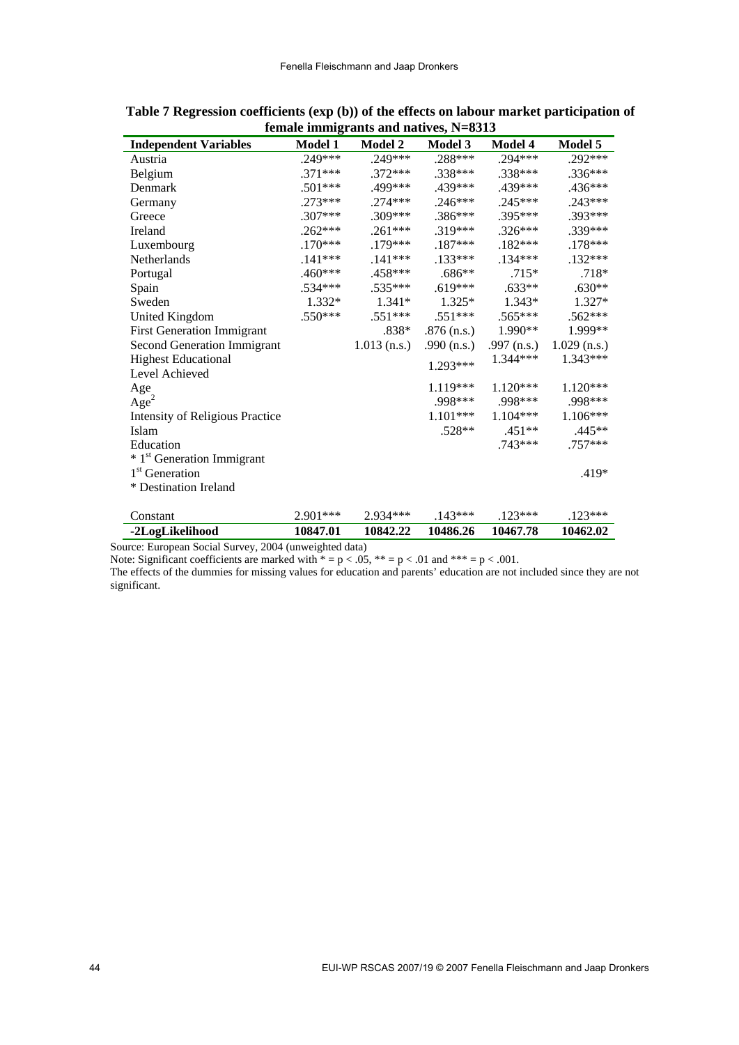**Table 7 Regression coefficients (exp (b)) of the effects on labour market participation of female immigrants and natives, N=8313**

| Independent Variables | Model 1 | Model 2 | Model 3 | Model 4 | Model 5 |
|---|---|---|---|---|---|
| Austria | .249*** | .249*** | .288*** | .294*** | .292*** |
| Belgium | .371*** | .372*** | .338*** | .338*** | .336*** |
| Denmark | .501*** | .499*** | .439*** | .439*** | .436*** |
| Germany | .273*** | .274*** | .246*** | .245*** | .243*** |
| Greece | .307*** | .309*** | .386*** | .395*** | .393*** |
| Ireland | .262*** | .261*** | .319*** | .326*** | .339*** |
| Luxembourg | .170*** | .179*** | .187*** | .182*** | .178*** |
| Netherlands | .141*** | .141*** | .133*** | .134*** | .132*** |
| Portugal | .460*** | .458*** | .686** | .715* | .718* |
| Spain | .534*** | .535*** | .619*** | .633** | .630** |
| Sweden | 1.332* | 1.341* | 1.325* | 1.343* | 1.327* |
| United Kingdom | .550*** | .551*** | .551*** | .565*** | .562*** |
| First Generation Immigrant | | .838* | .876 (n.s.) | 1.990** | 1.999** |
| Second Generation Immigrant | | 1.013 (n.s.) | .990 (n.s.) | .997 (n.s.) | 1.029 (n.s.) |
| Highest Educational Level Achieved | | | 1.293*** | 1.344*** | 1.343*** |
| Age | | | 1.119*** | 1.120*** | 1.120*** |
| $Age^2$ | | | .998*** | .998*** | .998*** |
| Intensity of Religious Practice | | | 1.101*** | 1.104*** | 1.106*** |
| Islam | | | .528** | .451** | .445** |
| Education * 1st Generation Immigrant | | | | .743*** | .757*** |
| 1st Generation * Destination Ireland | | | | | .419* |
| Constant | 2.901*** | 2.934*** | .143*** | .123*** | .123*** |
| **-2LogLikelihood** | **10847.01** | **10842.22** | **10486.26** | **10467.78** | **10462.02** |

Source: European Social Survey, 2004 (unweighted data)

Note: Significant coefficients are marked with * = p < .05, ** = p < .01 and *** = p < .001.

The effects of the dummies for missing values for education and parents' education are not included since they are not significant.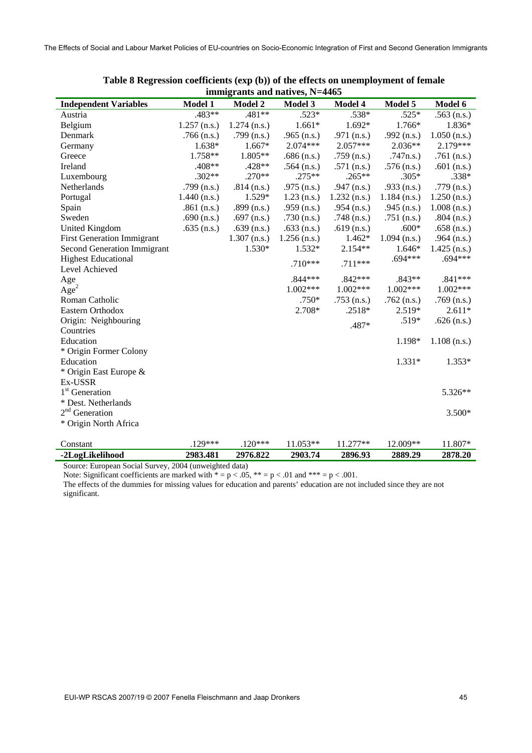**Table 8 Regression coefficients (exp (b)) of the effects on unemployment of female immigrants and natives, N=4465**

| Independent Variables | Model 1 | Model 2 | Model 3 | Model 4 | Model 5 | Model 6 |
|---|---|---|---|---|---|---|
| Austria | .483** | .481** | .523* | .538* | .525* | .563 (n.s.) |
| Belgium | 1.257 (n.s.) | 1.274 (n.s.) | 1.661* | 1.692* | 1.766* | 1.836* |
| Denmark | .766 (n.s.) | .799 (n.s.) | .965 (n.s.) | .971 (n.s.) | .992 (n.s.) | 1.050 (n.s.) |
| Germany | 1.638* | 1.667* | 2.074*** | 2.057*** | 2.036** | 2.179*** |
| Greece | 1.758** | 1.805** | .686 (n.s.) | .759 (n.s.) | .747n.s.) | .761 (n.s.) |
| Ireland | .408** | .428** | .564 (n.s.) | .571 (n.s.) | .576 (n.s.) | .601 (n.s.) |
| Luxembourg | .302** | .270** | .275** | .265** | .305* | .338* |
| Netherlands | .799 (n.s.) | .814 (n.s.) | .975 (n.s.) | .947 (n.s.) | .933 (n.s.) | .779 (n.s.) |
| Portugal | 1.440 (n.s.) | 1.529* | 1.23 (n.s.) | 1.232 (n.s.) | 1.184 (n.s.) | 1.250 (n.s.) |
| Spain | .861 (n.s.) | .899 (n.s.) | .959 (n.s.) | .954 (n.s.) | .945 (n.s.) | 1.008 (n.s.) |
| Sweden | .690 (n.s.) | .697 (n.s.) | .730 (n.s.) | .748 (n.s.) | .751 (n.s.) | .804 (n.s.) |
| United Kingdom | .635 (n.s.) | .639 (n.s.) | .633 (n.s.) | .619 (n.s.) | .600* | .658 (n.s.) |
| First Generation Immigrant | | 1.307 (n.s.) | 1.256 (n.s.) | 1.462* | 1.094 (n.s.) | .964 (n.s.) |
| Second Generation Immigrant | | 1.530* | 1.532* | 2.154** | 1.646* | 1.425 (n.s.) |
| Highest Educational Level Achieved | | | .710*** | .711*** | .694*** | .694*** |
| Age | | | .844*** | .842*** | .843** | .841*** |
| Age$^2$ | | | 1.002*** | 1.002*** | 1.002*** | 1.002*** |
| Roman Catholic | | | .750* | .753 (n.s.) | .762 (n.s.) | .769 (n.s.) |
| Eastern Orthodox | | | 2.708* | .2518* | 2.519* | 2.611* |
| Origin: Neighbouring Countries | | | | .487* | .519* | .626 (n.s.) |
| Education * Origin Former Colony | | | | | 1.198* | 1.108 (n.s.) |
| Education * Origin East Europe & Ex-USSR | | | | | 1.331* | 1.353* |
| 1st Generation * Dest. Netherlands | | | | | | 5.326** |
| 2nd Generation * Origin North Africa | | | | | | 3.500* |
| Constant | .129*** | .120*** | 11.053** | 11.277** | 12.009** | 11.807* |
| **-2LogLikelihood** | **2983.481** | **2976.822** | **2903.74** | **2896.93** | **2889.29** | **2878.20** |

Source: European Social Survey, 2004 (unweighted data)

Note: Significant coefficients are marked with * = $p < .05$, ** = $p < .01$ and *** = $p < .001$.

The effects of the dummies for missing values for education and parents' education are not included since they are not significant.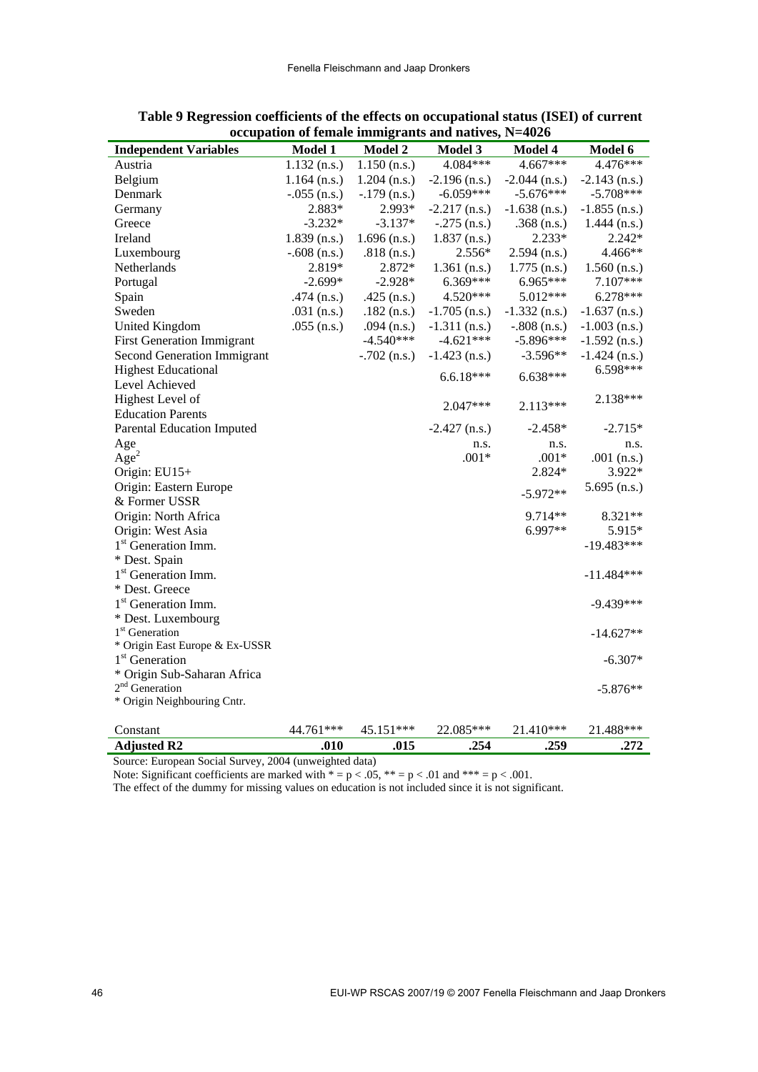**Table 9 Regression coefficients of the effects on occupational status (ISEI) of current occupation of female immigrants and natives, N=4026**

| Independent Variables | Model 1 | Model 2 | Model 3 | Model 4 | Model 6 |
|---|---|---|---|---|---|
| Austria | 1.132 (n.s.) | 1.150 (n.s.) | 4.084*** | 4.667*** | 4.476*** |
| Belgium | 1.164 (n.s.) | 1.204 (n.s.) | -2.196 (n.s.) | -2.044 (n.s.) | -2.143 (n.s.) |
| Denmark | -.055 (n.s.) | -.179 (n.s.) | -6.059*** | -5.676*** | -5.708*** |
| Germany | 2.883* | 2.993* | -2.217 (n.s.) | -1.638 (n.s.) | -1.855 (n.s.) |
| Greece | -3.232* | -3.137* | -.275 (n.s.) | .368 (n.s.) | 1.444 (n.s.) |
| Ireland | 1.839 (n.s.) | 1.696 (n.s.) | 1.837 (n.s.) | 2.233* | 2.242* |
| Luxembourg | -.608 (n.s.) | .818 (n.s.) | 2.556* | 2.594 (n.s.) | 4.466** |
| Netherlands | 2.819* | 2.872* | 1.361 (n.s.) | 1.775 (n.s.) | 1.560 (n.s.) |
| Portugal | -2.699* | -2.928* | 6.369*** | 6.965*** | 7.107*** |
| Spain | .474 (n.s.) | .425 (n.s.) | 4.520*** | 5.012*** | 6.278*** |
| Sweden | .031 (n.s.) | .182 (n.s.) | -1.705 (n.s.) | -1.332 (n.s.) | -1.637 (n.s.) |
| United Kingdom | .055 (n.s.) | .094 (n.s.) | -1.311 (n.s.) | -.808 (n.s.) | -1.003 (n.s.) |
| First Generation Immigrant | | -4.540*** | -4.621*** | -5.896*** | -1.592 (n.s.) |
| Second Generation Immigrant | | -.702 (n.s.) | -1.423 (n.s.) | -3.596** | -1.424 (n.s.) |
| Highest Educational Level Achieved | | | 6.6.18*** | 6.638*** | 6.598*** |
| Highest Level of Education Parents | | | 2.047*** | 2.113*** | 2.138*** |
| Parental Education Imputed | | | -2.427 (n.s.) | -2.458* | -2.715* |
| Age | | | n.s. | n.s. | n.s. |
| $Age^2$ | | | .001* | .001* | .001 (n.s.) |
| Origin: EU15+ | | | | 2.824* | 3.922* |
| Origin: Eastern Europe & Former USSR | | | | -5.972** | 5.695 (n.s.) |
| Origin: North Africa | | | | 9.714** | 8.321** |
| Origin: West Asia | | | | 6.997** | 5.915* |
| 1st Generation Imm. * Dest. Spain | | | | | -19.483*** |
| 1st Generation Imm. * Dest. Greece | | | | | -11.484*** |
| 1st Generation Imm. * Dest. Luxembourg | | | | | -9.439*** |
| 1st Generation * Origin East Europe & Ex-USSR | | | | | -14.627** |
| 1st Generation * Origin Sub-Saharan Africa | | | | | -6.307* |
| 2nd Generation * Origin Neighbouring Cntr. | | | | | -5.876** |
| Constant | 44.761*** | 45.151*** | 22.085*** | 21.410*** | 21.488*** |
| **Adjusted R2** | **.010** | **.015** | **.254** | **.259** | **.272** |

Source: European Social Survey, 2004 (unweighted data)

Note: Significant coefficients are marked with * = p < .05, ** = p < .01 and *** = p < .001.

The effect of the dummy for missing values on education is not included since it is not significant.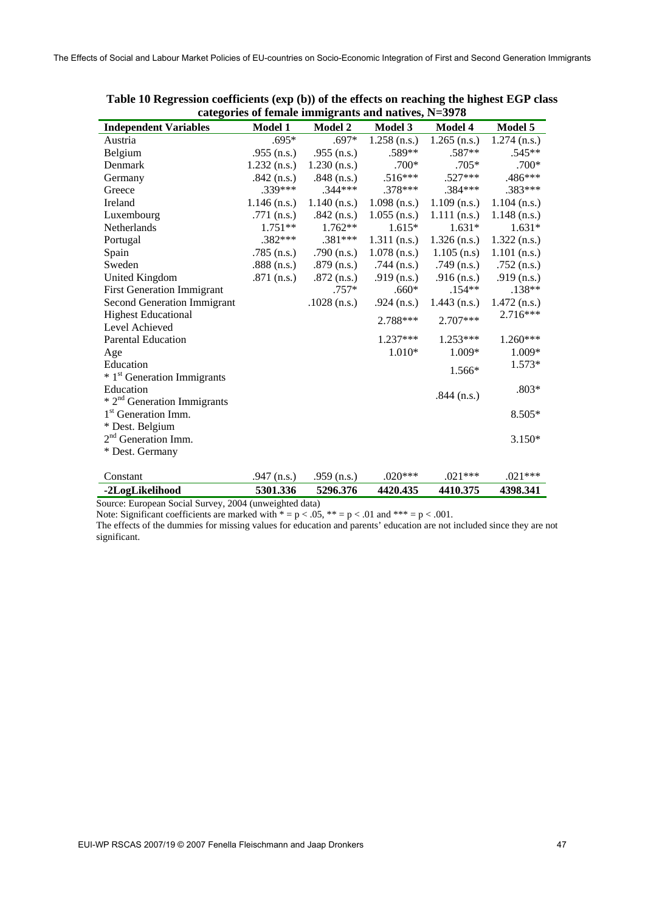**Table 10 Regression coefficients (exp (b)) of the effects on reaching the highest EGP class categories of female immigrants and natives, N=3978**

| Independent Variables | Model 1 | Model 2 | Model 3 | Model 4 | Model 5 |
|---|---|---|---|---|---|
| Austria | .695* | .697* | 1.258 (n.s.) | 1.265 (n.s.) | 1.274 (n.s.) |
| Belgium | .955 (n.s.) | .955 (n.s.) | .589** | .587** | .545** |
| Denmark | 1.232 (n.s.) | 1.230 (n.s.) | .700* | .705* | .700* |
| Germany | .842 (n.s.) | .848 (n.s.) | .516*** | .527*** | .486*** |
| Greece | .339*** | .344*** | .378*** | .384*** | .383*** |
| Ireland | 1.146 (n.s.) | 1.140 (n.s.) | 1.098 (n.s.) | 1.109 (n.s.) | 1.104 (n.s.) |
| Luxembourg | .771 (n.s.) | .842 (n.s.) | 1.055 (n.s.) | 1.111 (n.s.) | 1.148 (n.s.) |
| Netherlands | 1.751** | 1.762** | 1.615* | 1.631* | 1.631* |
| Portugal | .382*** | .381*** | 1.311 (n.s.) | 1.326 (n.s.) | 1.322 (n.s.) |
| Spain | .785 (n.s.) | .790 (n.s.) | 1.078 (n.s.) | 1.105 (n.s) | 1.101 (n.s.) |
| Sweden | .888 (n.s.) | .879 (n.s.) | .744 (n.s.) | .749 (n.s.) | .752 (n.s.) |
| United Kingdom | .871 (n.s.) | .872 (n.s.) | .919 (n.s.) | .916 (n.s.) | .919 (n.s.) |
| First Generation Immigrant | | .757* | .660* | .154** | .138** |
| Second Generation Immigrant | | .1028 (n.s.) | .924 (n.s.) | 1.443 (n.s.) | 1.472 (n.s.) |
| Highest Educational Level Achieved | | | 2.788*** | 2.707*** | 2.716*** |
| Parental Education | | | 1.237*** | 1.253*** | 1.260*** |
| Age | | | 1.010* | 1.009* | 1.009* |
| Education * 1st Generation Immigrants | | | | 1.566* | 1.573* |
| Education * 2nd Generation Immigrants | | | | .844 (n.s.) | .803* |
| 1st Generation Imm. * Dest. Belgium | | | | | 8.505* |
| 2nd Generation Imm. * Dest. Germany | | | | | 3.150* |
| Constant | .947 (n.s.) | .959 (n.s.) | .020*** | .021*** | .021*** |
| **-2LogLikelihood** | **5301.336** | **5296.376** | **4420.435** | **4410.375** | **4398.341** |

Source: European Social Survey, 2004 (unweighted data)

Note: Significant coefficients are marked with * = p < .05, ** = p < .01 and *** = p < .001.

The effects of the dummies for missing values for education and parents' education are not included since they are not significant.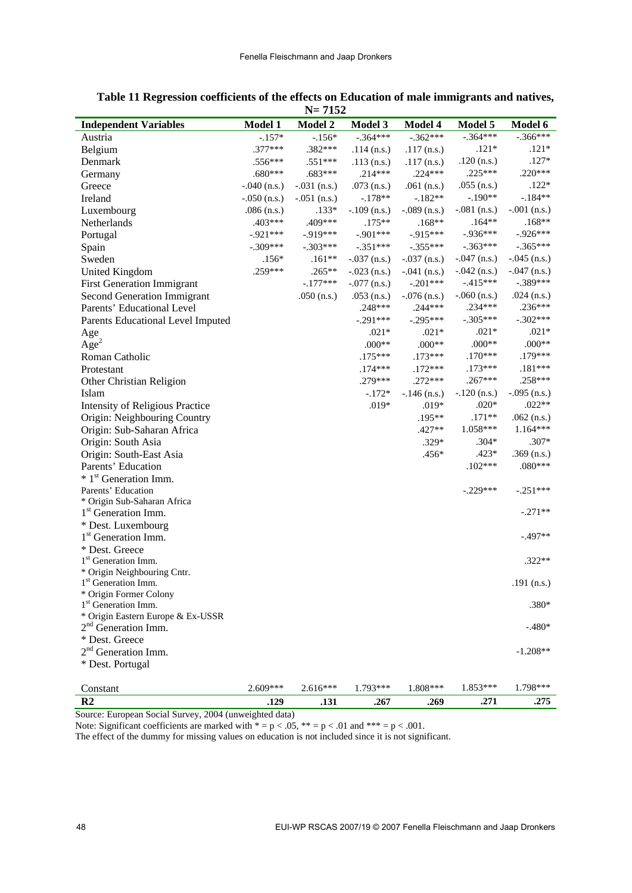**Table 11 Regression coefficients of the effects on Education of male immigrants and natives, N= 7152**

| Independent Variables | Model 1 | Model 2 | Model 3 | Model 4 | Model 5 | Model 6 |
|---|---|---|---|---|---|---|
| Austria | -.157* | -.156* | -.364*** | -.362*** | -.364*** | -.366*** |
| Belgium | .377*** | .382*** | .114 (n.s.) | .117 (n.s.) | .121* | .121* |
| Denmark | .556*** | .551*** | .113 (n.s.) | .117 (n.s.) | .120 (n.s.) | .127* |
| Germany | .680*** | .683*** | .214*** | .224*** | .225*** | .220*** |
| Greece | -.040 (n.s.) | -.031 (n.s.) | .073 (n.s.) | .061 (n.s.) | .055 (n.s.) | .122* |
| Ireland | -.050 (n.s.) | -.051 (n.s.) | -.178** | -.182** | -.190** | -.184** |
| Luxembourg | .086 (n.s.) | .133* | -.109 (n.s.) | -.089 (n.s.) | -.081 (n.s.) | -.001 (n.s.) |
| Netherlands | .403*** | .409*** | .175** | .168** | .164** | .168** |
| Portugal | -.921*** | -.919*** | -.901*** | -.915*** | -.936*** | -.926*** |
| Spain | -.309*** | -.303*** | -.351*** | -.355*** | -.363*** | -.365*** |
| Sweden | .156* | .161** | -.037 (n.s.) | -.037 (n.s.) | -.047 (n.s.) | -.045 (n.s.) |
| United Kingdom | .259*** | .265** | -.023 (n.s.) | -.041 (n.s.) | -.042 (n.s.) | -.047 (n.s.) |
| First Generation Immigrant | | -.177*** | -.077 (n.s.) | -.201*** | -.415*** | -.389*** |
| Second Generation Immigrant | | .050 (n.s.) | .053 (n.s.) | -.076 (n.s.) | -.060 (n.s.) | .024 (n.s.) |
| Parents' Educational Level | | | .248*** | .244*** | .234*** | .236*** |
| Parents Educational Level Imputed | | | -.291*** | -.295*** | -.305*** | -.302*** |
| Age | | | .021* | .021* | .021* | .021* |
| $Age^2$ | | | .000** | .000** | .000** | .000** |
| Roman Catholic | | | .175*** | .173*** | .170*** | .179*** |
| Protestant | | | .174*** | .172*** | .173*** | .181*** |
| Other Christian Religion | | | .279*** | .272*** | .267*** | .258*** |
| Islam | | | -.172* | -.146 (n.s.) | -.120 (n.s.) | -.095 (n.s.) |
| Intensity of Religious Practice | | | .019* | .019* | .020* | .022** |
| Origin: Neighbouring Country | | | | .195** | .171** | .062 (n.s.) |
| Origin: Sub-Saharan Africa | | | | .427** | 1.058*** | 1.164*** |
| Origin: South Asia | | | | .329* | .304* | .307* |
| Origin: South-East Asia | | | | .456* | .423* | .369 (n.s.) |
| Parents' Education * 1st Generation Imm. | | | | | .102*** | .080*** |
| Parents' Education * Origin Sub-Saharan Africa | | | | | -.229*** | -.251*** |
| 1st Generation Imm. * Dest. Luxembourg | | | | | | -.271** |
| 1st Generation Imm. * Dest. Greece | | | | | | -.497** |
| 1st Generation Imm. * Origin Neighbouring Cntr. | | | | | | .322** |
| 1st Generation Imm. * Origin Former Colony | | | | | | .191 (n.s.) |
| 1st Generation Imm. * Origin Eastern Europe & Ex-USSR | | | | | | .380* |
| 2nd Generation Imm. * Dest. Greece | | | | | | -.480* |
| 2nd Generation Imm. * Dest. Portugal | | | | | | -1.208** |
| Constant | 2.609*** | 2.616*** | 1.793*** | 1.808*** | 1.853*** | 1.798*** |
| **R2** | **.129** | **.131** | **.267** | **.269** | **.271** | **.275** |

Source: European Social Survey, 2004 (unweighted data)

Note: Significant coefficients are marked with * = p < .05, ** = p < .01 and *** = p < .001.

The effect of the dummy for missing values on education is not included since it is not significant.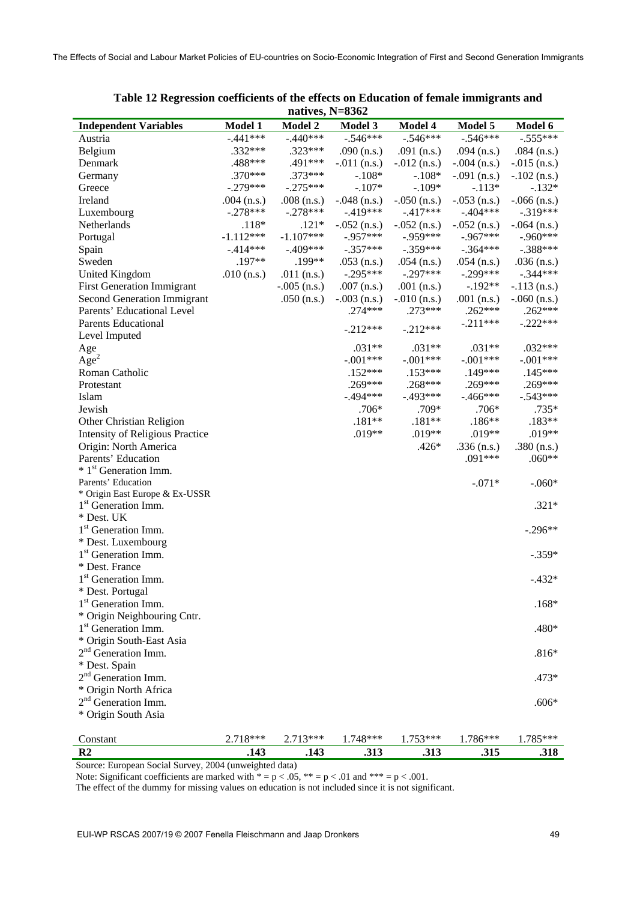**Table 12 Regression coefficients of the effects on Education of female immigrants and natives, N=8362**

| Independent Variables | Model 1 | Model 2 | Model 3 | Model 4 | Model 5 | Model 6 |
|---|---|---|---|---|---|---|
| Austria | -.441*** | -.440*** | -.546*** | -.546*** | -.546*** | -.555*** |
| Belgium | .332*** | .323*** | .090 (n.s.) | .091 (n.s.) | .094 (n.s.) | .084 (n.s.) |
| Denmark | .488*** | .491*** | -.011 (n.s.) | -.012 (n.s.) | -.004 (n.s.) | -.015 (n.s.) |
| Germany | .370*** | .373*** | -.108* | -.108* | -.091 (n.s.) | -.102 (n.s.) |
| Greece | -.279*** | -.275*** | -.107* | -.109* | -.113* | -.132* |
| Ireland | .004 (n.s.) | .008 (n.s.) | -.048 (n.s.) | -.050 (n.s.) | -.053 (n.s.) | -.066 (n.s.) |
| Luxembourg | -.278*** | -.278*** | -.419*** | -.417*** | -.404*** | -.319*** |
| Netherlands | .118* | .121* | -.052 (n.s.) | -.052 (n.s.) | -.052 (n.s.) | -.064 (n.s.) |
| Portugal | -1.112*** | -1.107*** | -.957*** | -.959*** | -.967*** | -.960*** |
| Spain | -.414*** | -.409*** | -.357*** | -.359*** | -.364*** | -.388*** |
| Sweden | .197** | .199** | .053 (n.s.) | .054 (n.s.) | .054 (n.s.) | .036 (n.s.) |
| United Kingdom | .010 (n.s.) | .011 (n.s.) | -.295*** | -.297*** | -.299*** | -.344*** |
| First Generation Immigrant | | -.005 (n.s.) | .007 (n.s.) | .001 (n.s.) | -.192** | -.113 (n.s.) |
| Second Generation Immigrant | | .050 (n.s.) | -.003 (n.s.) | -.010 (n.s.) | .001 (n.s.) | -.060 (n.s.) |
| Parents' Educational Level | | | .274*** | .273*** | .262*** | .262*** |
| Parents Educational Level Imputed | | | -.212*** | -.212*** | -.211*** | -.222*** |
| Age | | | .031** | .031** | .031** | .032*** |
| $Age^2$ | | | -.001*** | -.001*** | -.001*** | -.001*** |
| Roman Catholic | | | .152*** | .153*** | .149*** | .145*** |
| Protestant | | | .269*** | .268*** | .269*** | .269*** |
| Islam | | | -.494*** | -.493*** | -.466*** | -.543*** |
| Jewish | | | .706* | .709* | .706* | .735* |
| Other Christian Religion | | | .181** | .181** | .186** | .183** |
| Intensity of Religious Practice | | | .019** | .019** | .019** | .019** |
| Origin: North America | | | | .426* | .336 (n.s.) | .380 (n.s.) |
| Parents' Education * 1st Generation Imm. | | | | | .091*** | .060** |
| Parents' Education * Origin East Europe & Ex-USSR | | | | | -.071* | -.060* |
| 1st Generation Imm. * Dest. UK | | | | | | .321* |
| 1st Generation Imm. * Dest. Luxembourg | | | | | | -.296** |
| 1st Generation Imm. * Dest. France | | | | | | -.359* |
| 1st Generation Imm. * Dest. Portugal | | | | | | -.432* |
| 1st Generation Imm. * Origin Neighbouring Cntr. | | | | | | .168* |
| 1st Generation Imm. * Origin South-East Asia | | | | | | .480* |
| 2nd Generation Imm. * Dest. Spain | | | | | | .816* |
| 2nd Generation Imm. * Origin North Africa | | | | | | .473* |
| 2nd Generation Imm. * Origin South Asia | | | | | | .606* |
| Constant | 2.718*** | 2.713*** | 1.748*** | 1.753*** | 1.786*** | 1.785*** |
| **R2** | **.143** | **.143** | **.313** | **.313** | **.315** | **.318** |

Source: European Social Survey, 2004 (unweighted data)

Note: Significant coefficients are marked with * = p < .05, ** = p < .01 and *** = p < .001.

The effect of the dummy for missing values on education is not included since it is not significant.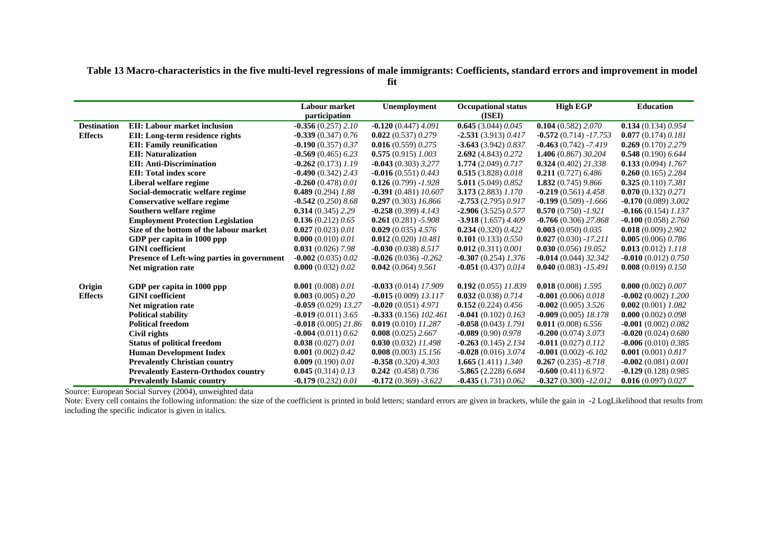**Table 13 Macro-characteristics in the five multi-level regressions of male immigrants: Coefficients, standard errors and improvement in model fit**

| | | Labour market participation | Unemployment | Occupational status (ISEI) | High EGP | Education |
|---|---|---|---|---|---|---|
| **Destination Effects** | **EII: Labour market inclusion** | **-0.356** (0.257) *2.10* | **-0.120** (0.447) *4.091* | **0.645** (3.044) *0.045* | **0.104** (0.582) *2.070* | **0.134** (0.134) *0.954* |
| | **EII: Long-term residence rights** | **-0.339** (0.347) *0.76* | **0.022** (0.537) *0.279* | **-2.531** (3.913) *0.417* | **-0.572** (0.714) *-17.753* | **0.077** (0.174) *0.181* |
| | **EII: Family reunification** | **-0.190** (0.357) *0.37* | **0.016** (0.559) *0.275* | **-3.643** (3.942) *0.837* | **-0.463** (0.742) *-7.419* | **0.269** (0.170) *2.279* |
| | **EII: Naturalization** | **-0.569** (0.465) *6.23* | **0.575** (0.915) *1.003* | **2.692** (4.843) *0.272* | **1.406** (0.867) *30.204* | **0.548** (0.190) *6.644* |
| | **EII: Anti-Discrimination** | **-0.262** (0.173) *1.19* | **-0.043** (0.303) *3.277* | **1.774** (2.049) *0.717* | **0.324** (0.402) *21.338* | **0.133** (0.094) *1.767* |
| | **EII: Total index score** | **-0.490** (0.342) *2.43* | **-0.016** (0.551) *0.443* | **0.515** (3.828) *0.018* | **0.211** (0.727) *6.486* | **0.260** (0.165) *2.284* |
| | **Liberal welfare regime** | **-0.260** (0.478) *0.01* | **0.126** (0.799) *-1.928* | **5.011** (5.049) *0.852* | **1.832** (0.745) *9.866* | **0.325** (0.110) *7.381* |
| | **Social-democratic welfare regime** | **0.489** (0.294) *1.88* | **-0.391** (0.481) *10.607* | **3.173** (2.883) *1.170* | **-0.219** (0.561) *4.458* | **0.070** (0.132) *0.271* |
| | **Conservative welfare regime** | **-0.542** (0.250) *8.68* | **0.297** (0.303) *16.866* | **-2.753** (2.795) *0.917* | **-0.199** (0.509) *-1.666* | **-0.170** (0.089) *3.002* |
| | **Southern welfare regime** | **0.314** (0.345) *2.29* | **-0.258** (0.399) *4.143* | **-2.906** (3.525) *0.577* | **0.570** (0.750) *-1.921* | **-0.166** (0.154) *1.137* |
| | **Employment Protection Legislation** | **0.136** (0.212) *0.65* | **0.261** (0.281) *-5.908* | **-3.918** (1.657) *4.409* | **-0.766** (0.306) *27.868* | **-0.100** (0.058) *2.760* |
| | **Size of the bottom of the labour market** | **0.027** (0.023) *0.01* | **0.029** (0.035) *4.576* | **0.234** (0.320) *0.422* | **0.003** (0.050) *0.035* | **0.018** (0.009) *2.902* |
| | **GDP per capita in 1000 ppp** | **0.000** (0.010) *0.01* | **0.012** (0.020) *10.481* | **0.101** (0.133) *0.550* | **0.027** (0.030) *-17.211* | **0.005** (0.006) *0.786* |
| | **GINI coefficient** | **0.031** (0.026) *7.98* | **-0.030** (0.038) *8.517* | **0.012** (0.311) *0.001* | **0.030** (0.056) *19.052* | **0.013** (0.012) *1.118* |
| | **Presence of Left-wing parties in government** | **-0.002** (0.035) *0.02* | **-0.026** (0.036) *-0.262* | **-0.307** (0.254) *1.376* | **-0.014** (0.044) *32.342* | **-0.010** (0.012) *0.750* |
| | **Net migration rate** | **0.000** (0.032) *0.02* | **0.042** (0.064) *9.561* | **-0.051** (0.437) *0.014* | **0.040** (0.083) *-15.491* | **0.008** (0.019) *0.150* |
| **Origin Effects** | **GDP per capita in 1000 ppp** | **0.001** (0.008) *0.01* | **-0.033** (0.014) *17.909* | **0.192** (0.055) *11.839* | **0.018** (0.008) *1.595* | **0.000** (0.002) *0.007* |
| | **GINI coefficient** | **0.003** (0.005) *0.20* | **-0.015** (0.009) *13.117* | **0.032** (0.038) *0.714* | **-0.001** (0.006) *0.018* | **-0.002** (0.002) *1.200* |
| | **Net migration rate** | **-0.059** (0.029) *13.27* | **-0.020** (0.051) *4.971* | **0.152** (0.224) *0.456* | **-0.002** (0.005) *3.526* | **0.002** (0.001) *1.082* |
| | **Political stability** | **-0.019** (0.011) *3.65* | **-0.333** (0.156) *102.461* | **-0.041** (0.102) *0.163* | **-0.009** (0.005) *18.178* | **0.000** (0.002) *0.098* |
| | **Political freedom** | **-0.018** (0.005) *21.86* | **0.019** (0.010) *11.287* | **-0.058** (0.043) *1.791* | **0.011** (0.008) *6.556* | **-0.001** (0.002) *0.082* |
| | **Civil rights** | **-0.004** (0.011) *0.62* | **0.008** (0.025) *2.667* | **-0.089** (0.90) *0.978* | **-0.200** (0.074) *3.073* | **-0.020** (0.024) *0.680* |
| | **Status of political freedom** | **0.038** (0.027) *0.01* | **0.030** (0.032) *11.498* | **-0.263** (0.145) *2.134* | **-0.011** (0.027) *0.112* | **-0.006** (0.010) *0.385* |
| | **Human Development Index** | **0.001** (0.002) *0.42* | **0.008** (0.003) *15.156* | **-0.028** (0.016) *3.074* | **-0.001** (0.002) *-6.102* | **0.001** (0.001) *0.817* |
| | **Prevalently Christian country** | **0.009** (0.190) *0.01* | **-0.358** (0.320) *4.303* | **1.665** (1.411) *1.340* | **0.267** (0.235) *-8.718* | **-0.002** (0.081) *0.001* |
| | **Prevalently Eastern-Orthodox country** | **0.045** (0.314) *0.13* | **0.242** (0.458) *0.736* | **-5.865** (2.228) *6.684* | **-0.600** (0.411) *6.972* | **-0.129** (0.128) *0.985* |
| | **Prevalently Islamic country** | **-0.179** (0.232) *0.01* | **-0.172** (0.369) *-3.622* | **-0.435** (1.731) *0.062* | **-0.327** (0.300) *-12.012* | **0.016** (0.097) *0.027* |

Source: European Social Survey (2004), unweighted data

Note: Every cell contains the following information: the size of the coefficient is printed in bold letters; standard errors are given in brackets, while the gain in -2 LogLikelihood that results from including the specific indicator is given in italics.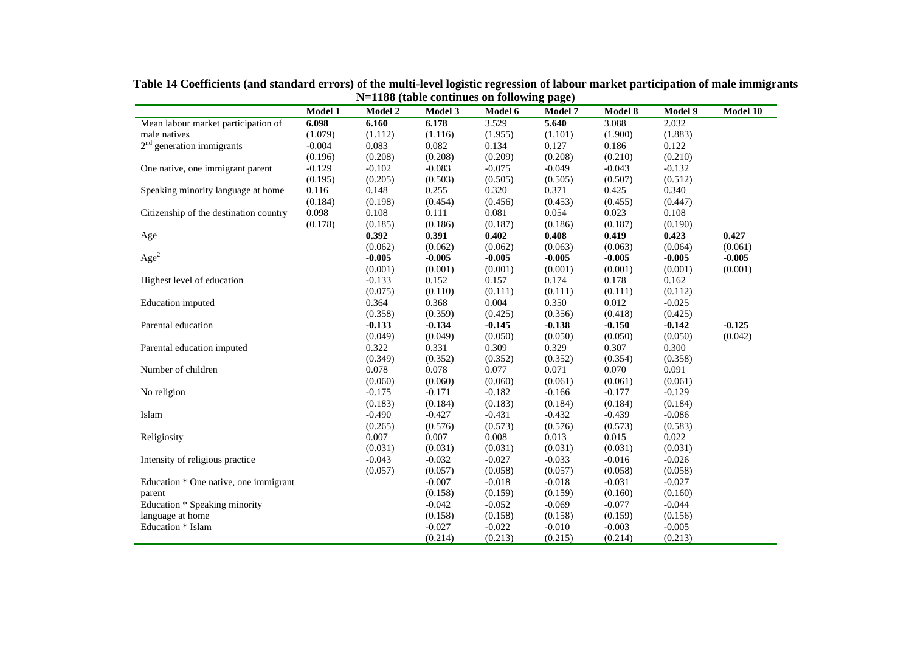**Table 14 Coefficients (and standard errors) of the multi-level logistic regression of labour market participation of male immigrants N=1188 (table continues on following page)**

| | Model 1 | Model 2 | Model 3 | Model 6 | Model 7 | Model 8 | Model 9 | Model 10 |
|---|---|---|---|---|---|---|---|---|
| Mean labour market participation of male natives | **6.098** | **6.160** | **6.178** | 3.529 | **5.640** | 3.088 | 2.032 | |
| | (1.079) | (1.112) | (1.116) | (1.955) | (1.101) | (1.900) | (1.883) | |
| $2^{nd}$ generation immigrants | -0.004 | 0.083 | 0.082 | 0.134 | 0.127 | 0.186 | 0.122 | |
| | (0.196) | (0.208) | (0.208) | (0.209) | (0.208) | (0.210) | (0.210) | |
| One native, one immigrant parent | -0.129 | -0.102 | -0.083 | -0.075 | -0.049 | -0.043 | -0.132 | |
| | (0.195) | (0.205) | (0.503) | (0.505) | (0.505) | (0.507) | (0.512) | |
| Speaking minority language at home | 0.116 | 0.148 | 0.255 | 0.320 | 0.371 | 0.425 | 0.340 | |
| | (0.184) | (0.198) | (0.454) | (0.456) | (0.453) | (0.455) | (0.447) | |
| Citizenship of the destination country | 0.098 | 0.108 | 0.111 | 0.081 | 0.054 | 0.023 | 0.108 | |
| | (0.178) | (0.185) | (0.186) | (0.187) | (0.186) | (0.187) | (0.190) | |
| Age | | **0.392** | **0.391** | **0.402** | **0.408** | **0.419** | **0.423** | **0.427** |
| | | (0.062) | (0.062) | (0.062) | (0.063) | (0.063) | (0.064) | (0.061) |
| $Age^2$ | | **-0.005** | **-0.005** | **-0.005** | **-0.005** | **-0.005** | **-0.005** | **-0.005** |
| | | (0.001) | (0.001) | (0.001) | (0.001) | (0.001) | (0.001) | (0.001) |
| Highest level of education | | -0.133 | 0.152 | 0.157 | 0.174 | 0.178 | 0.162 | |
| | | (0.075) | (0.110) | (0.111) | (0.111) | (0.111) | (0.112) | |
| Education imputed | | 0.364 | 0.368 | 0.004 | 0.350 | 0.012 | -0.025 | |
| | | (0.358) | (0.359) | (0.425) | (0.356) | (0.418) | (0.425) | |
| Parental education | | **-0.133** | **-0.134** | **-0.145** | **-0.138** | **-0.150** | **-0.142** | **-0.125** |
| | | (0.049) | (0.049) | (0.050) | (0.050) | (0.050) | (0.050) | (0.042) |
| Parental education imputed | | 0.322 | 0.331 | 0.309 | 0.329 | 0.307 | 0.300 | |
| | | (0.349) | (0.352) | (0.352) | (0.352) | (0.354) | (0.358) | |
| Number of children | | 0.078 | 0.078 | 0.077 | 0.071 | 0.070 | 0.091 | |
| | | (0.060) | (0.060) | (0.060) | (0.061) | (0.061) | (0.061) | |
| No religion | | -0.175 | -0.171 | -0.182 | -0.166 | -0.177 | -0.129 | |
| | | (0.183) | (0.184) | (0.183) | (0.184) | (0.184) | (0.184) | |
| Islam | | -0.490 | -0.427 | -0.431 | -0.432 | -0.439 | -0.086 | |
| | | (0.265) | (0.576) | (0.573) | (0.576) | (0.573) | (0.583) | |
| Religiosity | | 0.007 | 0.007 | 0.008 | 0.013 | 0.015 | 0.022 | |
| | | (0.031) | (0.031) | (0.031) | (0.031) | (0.031) | (0.031) | |
| Intensity of religious practice | | -0.043 | -0.032 | -0.027 | -0.033 | -0.016 | -0.026 | |
| | | (0.057) | (0.057) | (0.058) | (0.057) | (0.058) | (0.058) | |
| Education * One native, one immigrant parent | | | -0.007 | -0.018 | -0.018 | -0.031 | -0.027 | |
| | | | (0.158) | (0.159) | (0.159) | (0.160) | (0.160) | |
| Education * Speaking minority language at home | | | -0.042 | -0.052 | -0.069 | -0.077 | -0.044 | |
| | | | (0.158) | (0.158) | (0.158) | (0.159) | (0.156) | |
| Education * Islam | | | -0.027 | -0.022 | -0.010 | -0.003 | -0.005 | |
| | | | (0.214) | (0.213) | (0.215) | (0.214) | (0.213) | |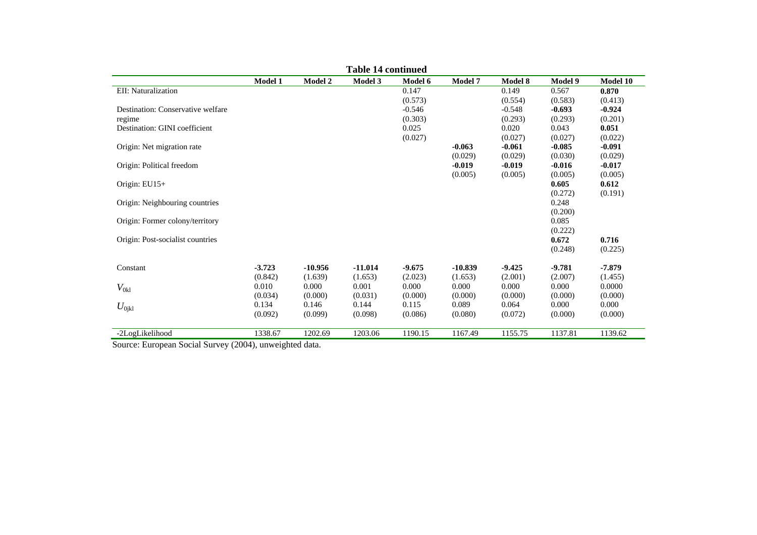**Table 14 continued**

| | Model 1 | Model 2 | Model 3 | Model 6 | Model 7 | Model 8 | Model 9 | Model 10 |
|---|---|---|---|---|---|---|---|---|
| EII: Naturalization | | | | 0.147 | | 0.149 | 0.567 | **0.870** |
| | | | | (0.573) | | (0.554) | (0.583) | (0.413) |
| Destination: Conservative welfare regime | | | | -0.546 | | -0.548 | **-0.693** | **-0.924** |
| | | | | (0.303) | | (0.293) | (0.293) | (0.201) |
| Destination: GINI coefficient | | | | 0.025 | | 0.020 | 0.043 | **0.051** |
| | | | | (0.027) | | (0.027) | (0.027) | (0.022) |
| Origin: Net migration rate | | | | | **-0.063** | **-0.061** | **-0.085** | **-0.091** |
| | | | | | (0.029) | (0.029) | (0.030) | (0.029) |
| Origin: Political freedom | | | | | **-0.019** | **-0.019** | **-0.016** | **-0.017** |
| | | | | | (0.005) | (0.005) | (0.005) | (0.005) |
| Origin: EU15+ | | | | | | | **0.605** | **0.612** |
| | | | | | | | (0.272) | (0.191) |
| Origin: Neighbouring countries | | | | | | | 0.248 | |
| | | | | | | | (0.200) | |
| Origin: Former colony/territory | | | | | | | 0.085 | |
| | | | | | | | (0.222) | |
| Origin: Post-socialist countries | | | | | | | **0.672** | **0.716** |
| | | | | | | | (0.248) | (0.225) |
| Constant | **-3.723** | **-10.956** | **-11.014** | **-9.675** | **-10.839** | **-9.425** | **-9.781** | **-7.879** |
| | (0.842) | (1.639) | (1.653) | (2.023) | (1.653) | (2.001) | (2.007) | (1.455) |
| $V_{0kl}$ | 0.010 | 0.000 | 0.001 | 0.000 | 0.000 | 0.000 | 0.000 | 0.0000 |
| | (0.034) | (0.000) | (0.031) | (0.000) | (0.000) | (0.000) | (0.000) | (0.000) |
| $U_{0jkl}$ | 0.134 | 0.146 | 0.144 | 0.115 | 0.089 | 0.064 | 0.000 | 0.000 |
| | (0.092) | (0.099) | (0.098) | (0.086) | (0.080) | (0.072) | (0.000) | (0.000) |
| -2LogLikelihood | 1338.67 | 1202.69 | 1203.06 | 1190.15 | 1167.49 | 1155.75 | 1137.81 | 1139.62 |

Source: European Social Survey (2004), unweighted data.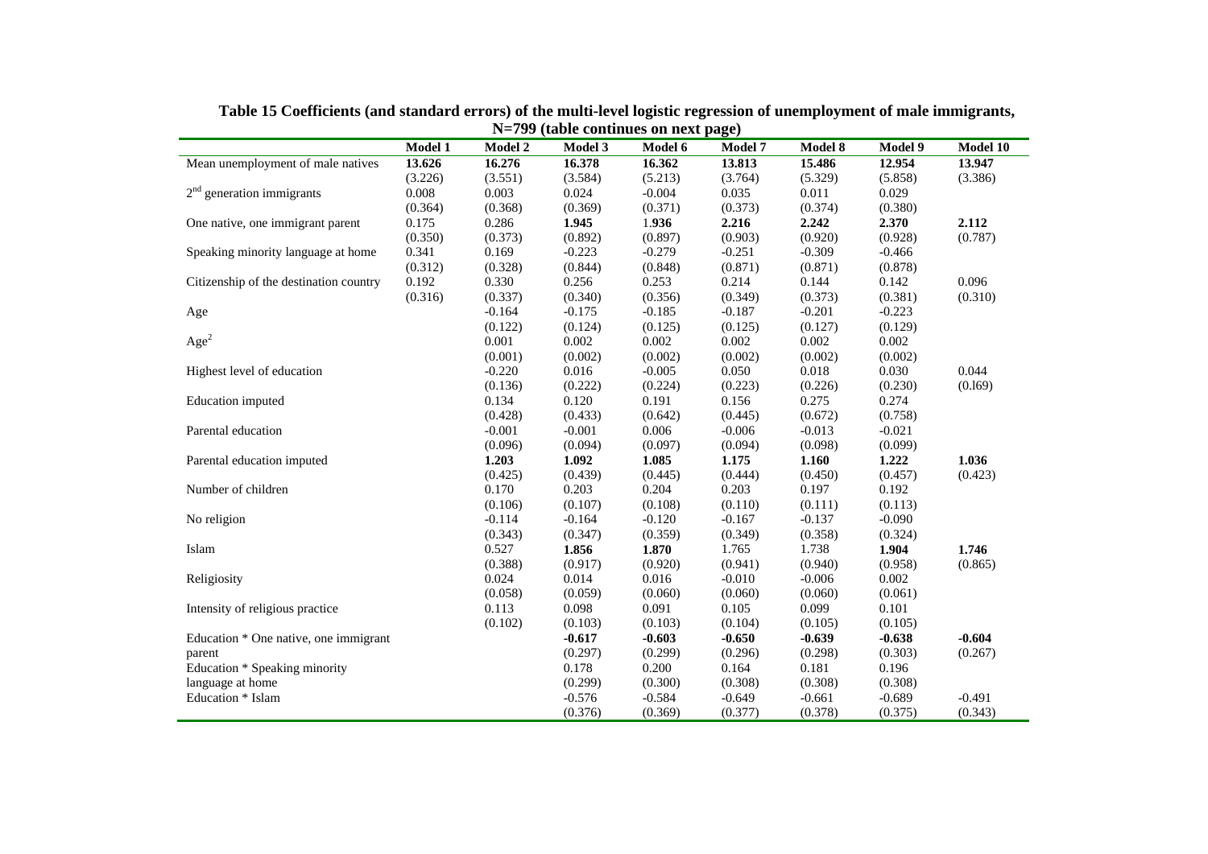**Table 15 Coefficients (and standard errors) of the multi-level logistic regression of unemployment of male immigrants, N=799 (table continues on next page)**

| | Model 1 | Model 2 | Model 3 | Model 6 | Model 7 | Model 8 | Model 9 | Model 10 |
|---|---|---|---|---|---|---|---|---|
| Mean unemployment of male natives | **13.626** | **16.276** | **16.378** | **16.362** | **13.813** | **15.486** | **12.954** | **13.947** |
| | (3.226) | (3.551) | (3.584) | (5.213) | (3.764) | (5.329) | (5.858) | (3.386) |
| $2^{nd}$ generation immigrants | 0.008 | 0.003 | 0.024 | -0.004 | 0.035 | 0.011 | 0.029 | |
| | (0.364) | (0.368) | (0.369) | (0.371) | (0.373) | (0.374) | (0.380) | |
| One native, one immigrant parent | 0.175 | 0.286 | **1.945** | 1.**936** | **2.216** | **2.242** | **2.370** | **2.112** |
| | (0.350) | (0.373) | (0.892) | (0.897) | (0.903) | (0.920) | (0.928) | (0.787) |
| Speaking minority language at home | 0.341 | 0.169 | -0.223 | -0.279 | -0.251 | -0.309 | -0.466 | |
| | (0.312) | (0.328) | (0.844) | (0.848) | (0.871) | (0.871) | (0.878) | |
| Citizenship of the destination country | 0.192 | 0.330 | 0.256 | 0.253 | 0.214 | 0.144 | 0.142 | 0.096 |
| | (0.316) | (0.337) | (0.340) | (0.356) | (0.349) | (0.373) | (0.381) | (0.310) |
| Age | | -0.164 | -0.175 | -0.185 | -0.187 | -0.201 | -0.223 | |
| | | (0.122) | (0.124) | (0.125) | (0.125) | (0.127) | (0.129) | |
| $Age^2$ | | 0.001 | 0.002 | 0.002 | 0.002 | 0.002 | 0.002 | |
| | | (0.001) | (0.002) | (0.002) | (0.002) | (0.002) | (0.002) | |
| Highest level of education | | -0.220 | 0.016 | -0.005 | 0.050 | 0.018 | 0.030 | 0.044 |
| | | (0.136) | (0.222) | (0.224) | (0.223) | (0.226) | (0.230) | (0.l69) |
| Education imputed | | 0.134 | 0.120 | 0.191 | 0.156 | 0.275 | 0.274 | |
| | | (0.428) | (0.433) | (0.642) | (0.445) | (0.672) | (0.758) | |
| Parental education | | -0.001 | -0.001 | 0.006 | -0.006 | -0.013 | -0.021 | |
| | | (0.096) | (0.094) | (0.097) | (0.094) | (0.098) | (0.099) | |
| Parental education imputed | | **1.203** | **1.092** | **1.085** | **1.175** | **1.160** | **1.222** | **1.036** |
| | | (0.425) | (0.439) | (0.445) | (0.444) | (0.450) | (0.457) | (0.423) |
| Number of children | | 0.170 | 0.203 | 0.204 | 0.203 | 0.197 | 0.192 | |
| | | (0.106) | (0.107) | (0.108) | (0.110) | (0.111) | (0.113) | |
| No religion | | -0.114 | -0.164 | -0.120 | -0.167 | -0.137 | -0.090 | |
| | | (0.343) | (0.347) | (0.359) | (0.349) | (0.358) | (0.324) | |
| Islam | | 0.527 | **1.856** | **1.870** | 1.765 | 1.738 | **1.904** | **1.746** |
| | | (0.388) | (0.917) | (0.920) | (0.941) | (0.940) | (0.958) | (0.865) |
| Religiosity | | 0.024 | 0.014 | 0.016 | -0.010 | -0.006 | 0.002 | |
| | | (0.058) | (0.059) | (0.060) | (0.060) | (0.060) | (0.061) | |
| Intensity of religious practice | | 0.113 | 0.098 | 0.091 | 0.105 | 0.099 | 0.101 | |
| | | (0.102) | (0.103) | (0.103) | (0.104) | (0.105) | (0.105) | |
| Education * One native, one immigrant parent | | | **-0.617** | **-0.603** | **-0.650** | **-0.639** | **-0.638** | **-0.604** |
| | | | (0.297) | (0.299) | (0.296) | (0.298) | (0.303) | (0.267) |
| Education * Speaking minority language at home | | | 0.178 | 0.200 | 0.164 | 0.181 | 0.196 | |
| | | | (0.299) | (0.300) | (0.308) | (0.308) | (0.308) | |
| Education * Islam | | | -0.576 | -0.584 | -0.649 | -0.661 | -0.689 | -0.491 |
| | | | (0.376) | (0.369) | (0.377) | (0.378) | (0.375) | (0.343) |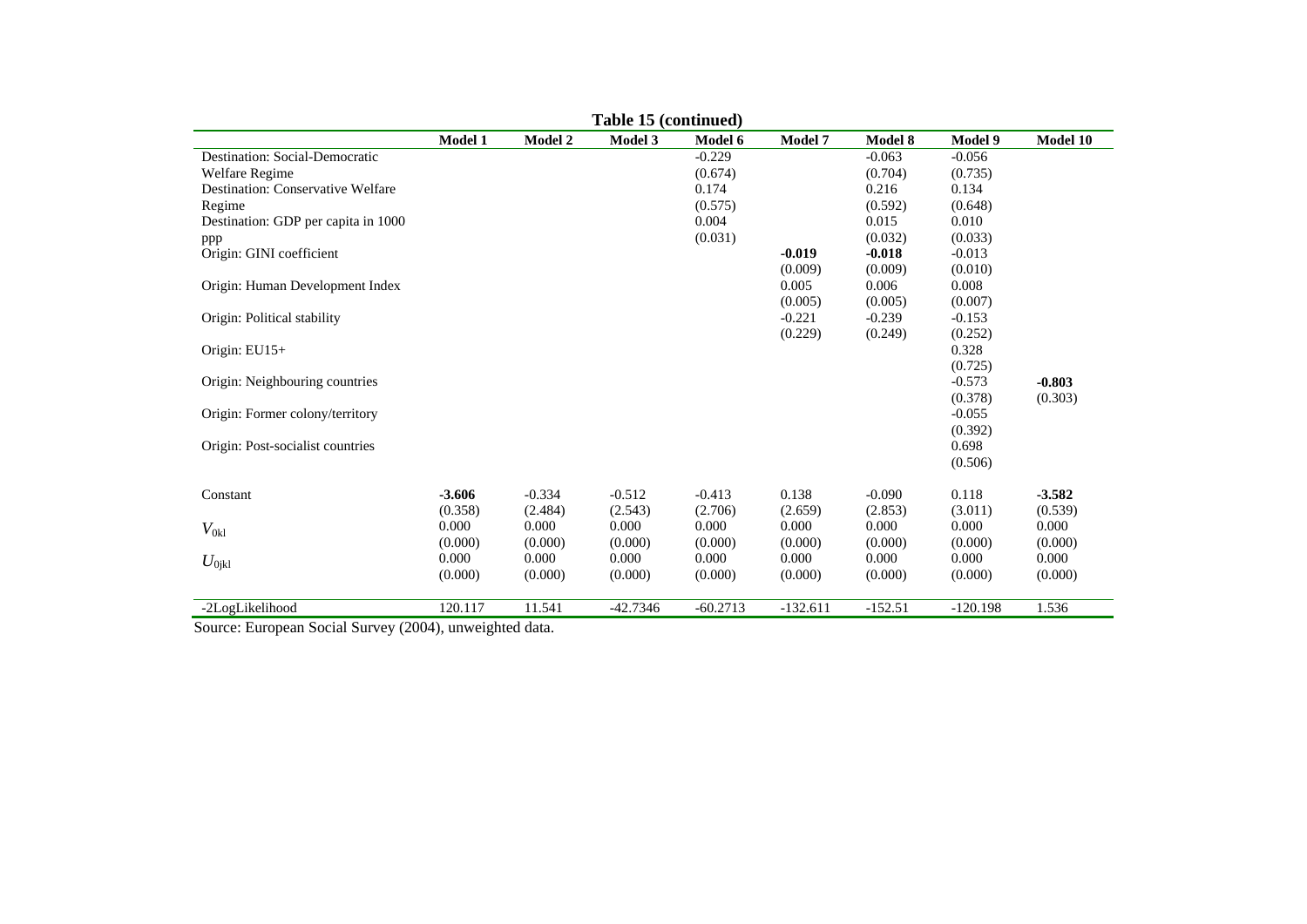**Table 15 (continued)**

| | Model 1 | Model 2 | Model 3 | Model 6 | Model 7 | Model 8 | Model 9 | Model 10 |
|---|---|---|---|---|---|---|---|---|
| Destination: Social-Democratic Welfare Regime | | | | -0.229 | | -0.063 | -0.056 | |
| | | | | (0.674) | | (0.704) | (0.735) | |
| Destination: Conservative Welfare Regime | | | | 0.174 | | 0.216 | 0.134 | |
| | | | | (0.575) | | (0.592) | (0.648) | |
| Destination: GDP per capita in 1000 ppp | | | | 0.004 | | 0.015 | 0.010 | |
| | | | | (0.031) | | (0.032) | (0.033) | |
| Origin: GINI coefficient | | | | | **-0.019** | **-0.018** | -0.013 | |
| | | | | | (0.009) | (0.009) | (0.010) | |
| Origin: Human Development Index | | | | | 0.005 | 0.006 | 0.008 | |
| | | | | | (0.005) | (0.005) | (0.007) | |
| Origin: Political stability | | | | | -0.221 | -0.239 | -0.153 | |
| | | | | | (0.229) | (0.249) | (0.252) | |
| Origin: EU15+ | | | | | | | 0.328 | |
| | | | | | | | (0.725) | |
| Origin: Neighbouring countries | | | | | | | -0.573 | **-0.803** |
| | | | | | | | (0.378) | (0.303) |
| Origin: Former colony/territory | | | | | | | -0.055 | |
| | | | | | | | (0.392) | |
| Origin: Post-socialist countries | | | | | | | 0.698 | |
| | | | | | | | (0.506) | |
| Constant | **-3.606** | -0.334 | -0.512 | -0.413 | 0.138 | -0.090 | 0.118 | **-3.582** |
| | (0.358) | (2.484) | (2.543) | (2.706) | (2.659) | (2.853) | (3.011) | (0.539) |
| $V_{0kl}$ | 0.000 | 0.000 | 0.000 | 0.000 | 0.000 | 0.000 | 0.000 | 0.000 |
| | (0.000) | (0.000) | (0.000) | (0.000) | (0.000) | (0.000) | (0.000) | (0.000) |
| $U_{0jkl}$ | 0.000 | 0.000 | 0.000 | 0.000 | 0.000 | 0.000 | 0.000 | 0.000 |
| | (0.000) | (0.000) | (0.000) | (0.000) | (0.000) | (0.000) | (0.000) | (0.000) |
| -2LogLikelihood | 120.117 | 11.541 | -42.7346 | -60.2713 | -132.611 | -152.51 | -120.198 | 1.536 |

Source: European Social Survey (2004), unweighted data.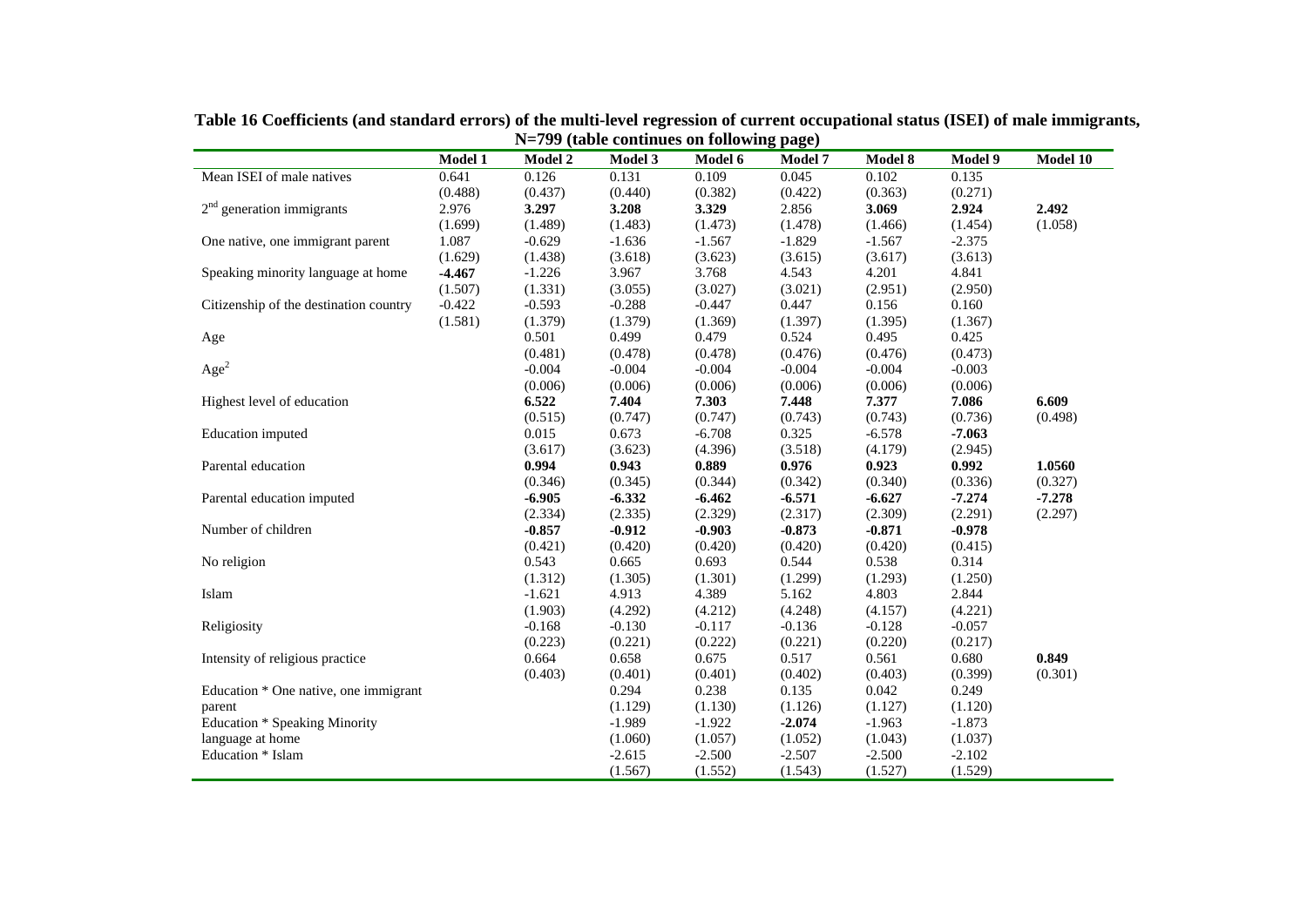**Table 16 Coefficients (and standard errors) of the multi-level regression of current occupational status (ISEI) of male immigrants, N=799 (table continues on following page)**

| | Model 1 | Model 2 | Model 3 | Model 6 | Model 7 | Model 8 | Model 9 | Model 10 |
|---|---|---|---|---|---|---|---|---|
| Mean ISEI of male natives | 0.641 | 0.126 | 0.131 | 0.109 | 0.045 | 0.102 | 0.135 | |
| | (0.488) | (0.437) | (0.440) | (0.382) | (0.422) | (0.363) | (0.271) | |
| $2^{nd}$ generation immigrants | 2.976 | **3.297** | **3.208** | **3.329** | 2.856 | **3.069** | **2.924** | **2.492** |
| | (1.699) | (1.489) | (1.483) | (1.473) | (1.478) | (1.466) | (1.454) | (1.058) |
| One native, one immigrant parent | 1.087 | -0.629 | -1.636 | -1.567 | -1.829 | -1.567 | -2.375 | |
| | (1.629) | (1.438) | (3.618) | (3.623) | (3.615) | (3.617) | (3.613) | |
| Speaking minority language at home | **-4.467** | -1.226 | 3.967 | 3.768 | 4.543 | 4.201 | 4.841 | |
| | (1.507) | (1.331) | (3.055) | (3.027) | (3.021) | (2.951) | (2.950) | |
| Citizenship of the destination country | -0.422 | -0.593 | -0.288 | -0.447 | 0.447 | 0.156 | 0.160 | |
| | (1.581) | (1.379) | (1.379) | (1.369) | (1.397) | (1.395) | (1.367) | |
| Age | | 0.501 | 0.499 | 0.479 | 0.524 | 0.495 | 0.425 | |
| | | (0.481) | (0.478) | (0.478) | (0.476) | (0.476) | (0.473) | |
| $Age^2$ | | -0.004 | -0.004 | -0.004 | -0.004 | -0.004 | -0.003 | |
| | | (0.006) | (0.006) | (0.006) | (0.006) | (0.006) | (0.006) | |
| Highest level of education | | **6.522** | **7.404** | **7.303** | **7.448** | **7.377** | **7.086** | **6.609** |
| | | (0.515) | (0.747) | (0.747) | (0.743) | (0.743) | (0.736) | (0.498) |
| Education imputed | | 0.015 | 0.673 | -6.708 | 0.325 | -6.578 | **-7.063** | |
| | | (3.617) | (3.623) | (4.396) | (3.518) | (4.179) | (2.945) | |
| Parental education | | **0.994** | **0.943** | **0.889** | **0.976** | **0.923** | **0.992** | **1.0560** |
| | | (0.346) | (0.345) | (0.344) | (0.342) | (0.340) | (0.336) | (0.327) |
| Parental education imputed | | **-6.905** | **-6.332** | **-6.462** | **-6.571** | **-6.627** | **-7.274** | **-7.278** |
| | | (2.334) | (2.335) | (2.329) | (2.317) | (2.309) | (2.291) | (2.297) |
| Number of children | | **-0.857** | **-0.912** | **-0.903** | **-0.873** | **-0.871** | **-0.978** | |
| | | (0.421) | (0.420) | (0.420) | (0.420) | (0.420) | (0.415) | |
| No religion | | 0.543 | 0.665 | 0.693 | 0.544 | 0.538 | 0.314 | |
| | | (1.312) | (1.305) | (1.301) | (1.299) | (1.293) | (1.250) | |
| Islam | | -1.621 | 4.913 | 4.389 | 5.162 | 4.803 | 2.844 | |
| | | (1.903) | (4.292) | (4.212) | (4.248) | (4.157) | (4.221) | |
| Religiosity | | -0.168 | -0.130 | -0.117 | -0.136 | -0.128 | -0.057 | |
| | | (0.223) | (0.221) | (0.222) | (0.221) | (0.220) | (0.217) | |
| Intensity of religious practice | | 0.664 | 0.658 | 0.675 | 0.517 | 0.561 | 0.680 | **0.849** |
| | | (0.403) | (0.401) | (0.401) | (0.402) | (0.403) | (0.399) | (0.301) |
| Education * One native, one immigrant parent | | | 0.294 | 0.238 | 0.135 | 0.042 | 0.249 | |
| | | | (1.129) | (1.130) | (1.126) | (1.127) | (1.120) | |
| Education * Speaking Minority language at home | | | -1.989 | -1.922 | **-2.074** | -1.963 | -1.873 | |
| | | | (1.060) | (1.057) | (1.052) | (1.043) | (1.037) | |
| Education * Islam | | | -2.615 | -2.500 | -2.507 | -2.500 | -2.102 | |
| | | | (1.567) | (1.552) | (1.543) | (1.527) | (1.529) | |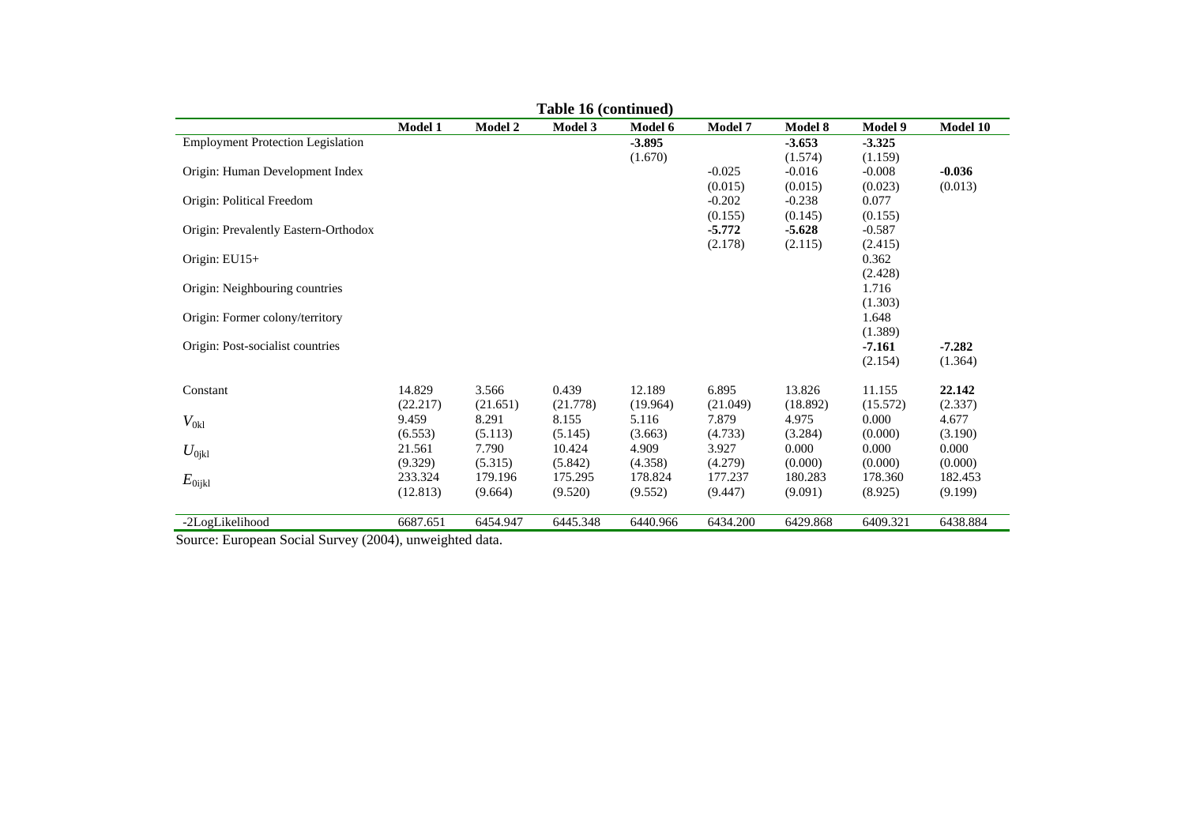**Table 16 (continued)**

| | Model 1 | Model 2 | Model 3 | Model 6 | Model 7 | Model 8 | Model 9 | Model 10 |
|---|---|---|---|---|---|---|---|---|
| Employment Protection Legislation | | | | **-3.895** | | **-3.653** | **-3.325** | |
| | | | | (1.670) | | (1.574) | (1.159) | |
| Origin: Human Development Index | | | | | -0.025 | -0.016 | -0.008 | **-0.036** |
| | | | | | (0.015) | (0.015) | (0.023) | (0.013) |
| Origin: Political Freedom | | | | | -0.202 | -0.238 | 0.077 | |
| | | | | | (0.155) | (0.145) | (0.155) | |
| Origin: Prevalently Eastern-Orthodox | | | | | **-5.772** | **-5.628** | -0.587 | |
| | | | | | (2.178) | (2.115) | (2.415) | |
| Origin: EU15+ | | | | | | | 0.362 | |
| | | | | | | | (2.428) | |
| Origin: Neighbouring countries | | | | | | | 1.716 | |
| | | | | | | | (1.303) | |
| Origin: Former colony/territory | | | | | | | 1.648 | |
| | | | | | | | (1.389) | |
| Origin: Post-socialist countries | | | | | | | **-7.161** | **-7.282** |
| | | | | | | | (2.154) | (1.364) |
| Constant | 14.829 | 3.566 | 0.439 | 12.189 | 6.895 | 13.826 | 11.155 | **22.142** |
| | (22.217) | (21.651) | (21.778) | (19.964) | (21.049) | (18.892) | (15.572) | (2.337) |
| $V_{0kl}$ | 9.459 | 8.291 | 8.155 | 5.116 | 7.879 | 4.975 | 0.000 | 4.677 |
| | (6.553) | (5.113) | (5.145) | (3.663) | (4.733) | (3.284) | (0.000) | (3.190) |
| $U_{0jkl}$ | 21.561 | 7.790 | 10.424 | 4.909 | 3.927 | 0.000 | 0.000 | 0.000 |
| | (9.329) | (5.315) | (5.842) | (4.358) | (4.279) | (0.000) | (0.000) | (0.000) |
| $E_{0ijkl}$ | 233.324 | 179.196 | 175.295 | 178.824 | 177.237 | 180.283 | 178.360 | 182.453 |
| | (12.813) | (9.664) | (9.520) | (9.552) | (9.447) | (9.091) | (8.925) | (9.199) |
| -2LogLikelihood | 6687.651 | 6454.947 | 6445.348 | 6440.966 | 6434.200 | 6429.868 | 6409.321 | 6438.884 |

Source: European Social Survey (2004), unweighted data.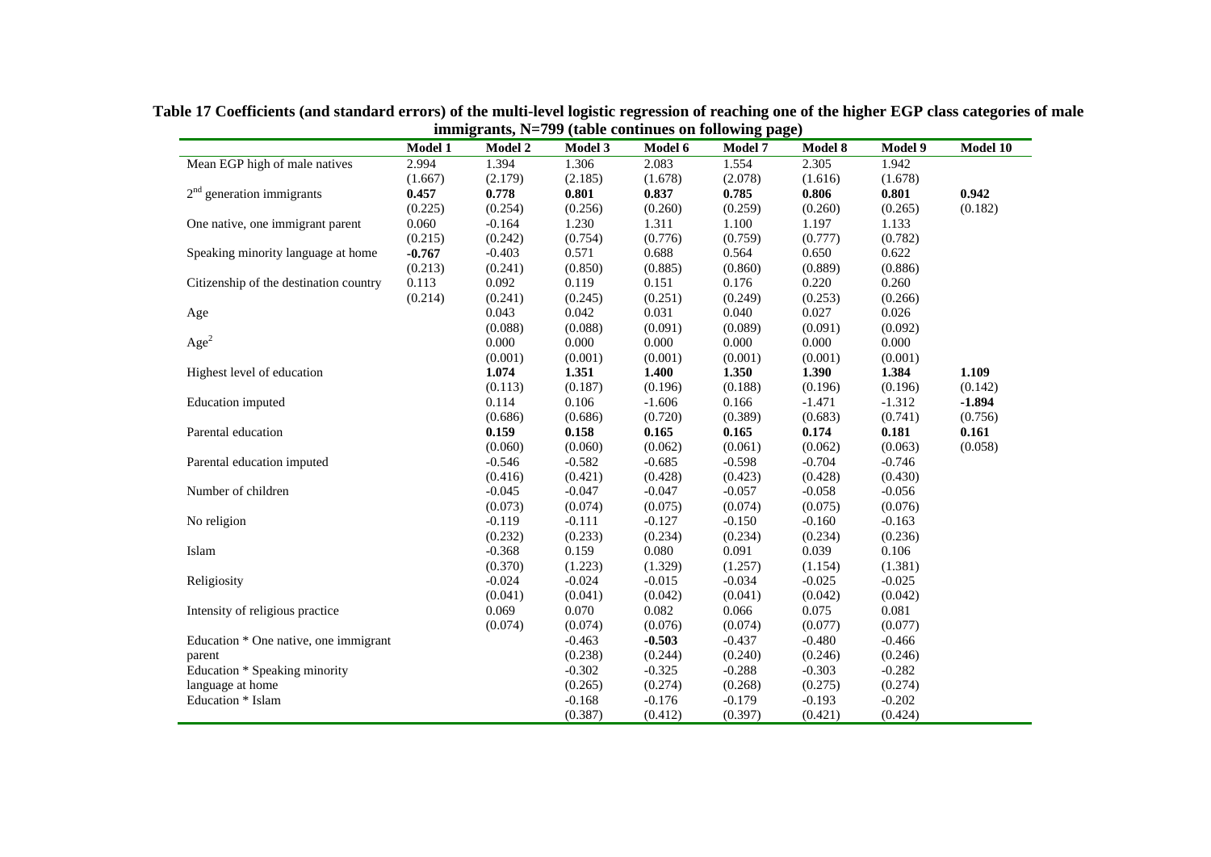**Table 17 Coefficients (and standard errors) of the multi-level logistic regression of reaching one of the higher EGP class categories of male immigrants, N=799 (table continues on following page)**

| | Model 1 | Model 2 | Model 3 | Model 6 | Model 7 | Model 8 | Model 9 | Model 10 |
|---|---|---|---|---|---|---|---|---|
| Mean EGP high of male natives | 2.994 | 1.394 | 1.306 | 2.083 | 1.554 | 2.305 | 1.942 | |
| | (1.667) | (2.179) | (2.185) | (1.678) | (2.078) | (1.616) | (1.678) | |
| $2^{nd}$ generation immigrants | **0.457** | **0.778** | **0.801** | **0.837** | **0.785** | **0.806** | **0.801** | **0.942** |
| | (0.225) | (0.254) | (0.256) | (0.260) | (0.259) | (0.260) | (0.265) | (0.182) |
| One native, one immigrant parent | 0.060 | -0.164 | 1.230 | 1.311 | 1.100 | 1.197 | 1.133 | |
| | (0.215) | (0.242) | (0.754) | (0.776) | (0.759) | (0.777) | (0.782) | |
| Speaking minority language at home | **-0.767** | -0.403 | 0.571 | 0.688 | 0.564 | 0.650 | 0.622 | |
| | (0.213) | (0.241) | (0.850) | (0.885) | (0.860) | (0.889) | (0.886) | |
| Citizenship of the destination country | 0.113 | 0.092 | 0.119 | 0.151 | 0.176 | 0.220 | 0.260 | |
| | (0.214) | (0.241) | (0.245) | (0.251) | (0.249) | (0.253) | (0.266) | |
| Age | | 0.043 | 0.042 | 0.031 | 0.040 | 0.027 | 0.026 | |
| | | (0.088) | (0.088) | (0.091) | (0.089) | (0.091) | (0.092) | |
| $Age^2$ | | 0.000 | 0.000 | 0.000 | 0.000 | 0.000 | 0.000 | |
| | | (0.001) | (0.001) | (0.001) | (0.001) | (0.001) | (0.001) | |
| Highest level of education | | **1.074** | **1.351** | **1.400** | **1.350** | **1.390** | **1.384** | **1.109** |
| | | (0.113) | (0.187) | (0.196) | (0.188) | (0.196) | (0.196) | (0.142) |
| Education imputed | | 0.114 | 0.106 | -1.606 | 0.166 | -1.471 | -1.312 | **-1.894** |
| | | (0.686) | (0.686) | (0.720) | (0.389) | (0.683) | (0.741) | (0.756) |
| Parental education | | **0.159** | **0.158** | **0.165** | **0.165** | **0.174** | **0.181** | **0.161** |
| | | (0.060) | (0.060) | (0.062) | (0.061) | (0.062) | (0.063) | (0.058) |
| Parental education imputed | | -0.546 | -0.582 | -0.685 | -0.598 | -0.704 | -0.746 | |
| | | (0.416) | (0.421) | (0.428) | (0.423) | (0.428) | (0.430) | |
| Number of children | | -0.045 | -0.047 | -0.047 | -0.057 | -0.058 | -0.056 | |
| | | (0.073) | (0.074) | (0.075) | (0.074) | (0.075) | (0.076) | |
| No religion | | -0.119 | -0.111 | -0.127 | -0.150 | -0.160 | -0.163 | |
| | | (0.232) | (0.233) | (0.234) | (0.234) | (0.234) | (0.236) | |
| Islam | | -0.368 | 0.159 | 0.080 | 0.091 | 0.039 | 0.106 | |
| | | (0.370) | (1.223) | (1.329) | (1.257) | (1.154) | (1.381) | |
| Religiosity | | -0.024 | -0.024 | -0.015 | -0.034 | -0.025 | -0.025 | |
| | | (0.041) | (0.041) | (0.042) | (0.041) | (0.042) | (0.042) | |
| Intensity of religious practice | | 0.069 | 0.070 | 0.082 | 0.066 | 0.075 | 0.081 | |
| | | (0.074) | (0.074) | (0.076) | (0.074) | (0.077) | (0.077) | |
| Education * One native, one immigrant parent | | | -0.463 | **-0.503** | -0.437 | -0.480 | -0.466 | |
| | | | (0.238) | (0.244) | (0.240) | (0.246) | (0.246) | |
| Education * Speaking minority language at home | | | -0.302 | -0.325 | -0.288 | -0.303 | -0.282 | |
| | | | (0.265) | (0.274) | (0.268) | (0.275) | (0.274) | |
| Education * Islam | | | -0.168 | -0.176 | -0.179 | -0.193 | -0.202 | |
| | | | (0.387) | (0.412) | (0.397) | (0.421) | (0.424) | |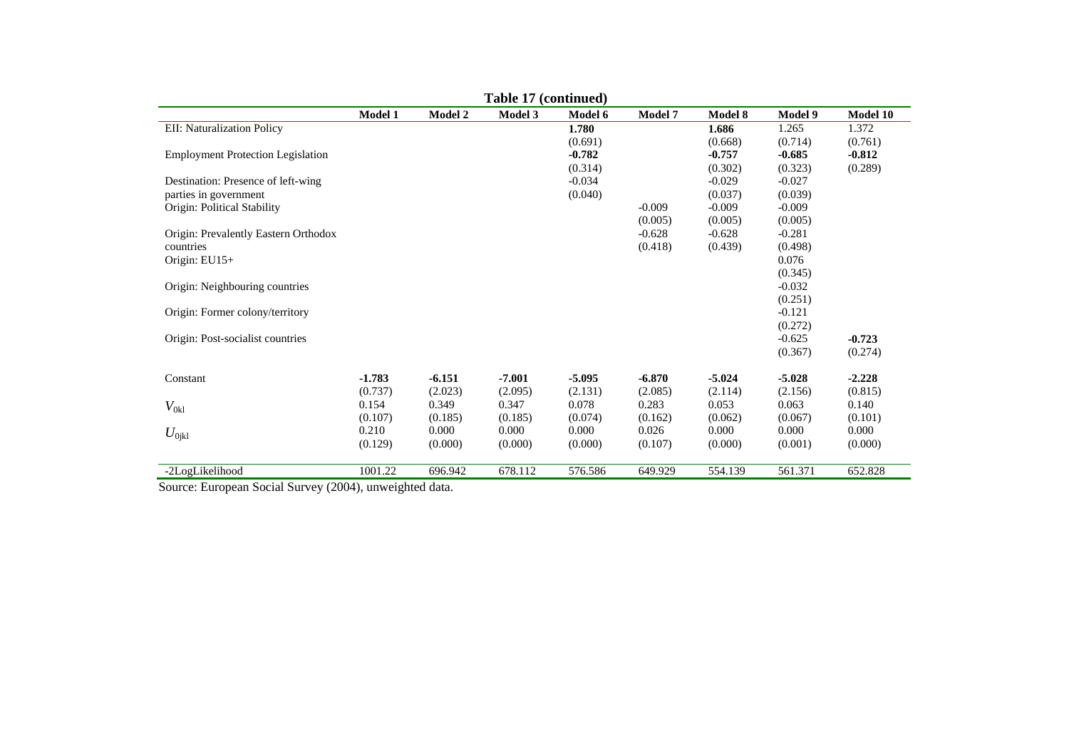**Table 17 (continued)**

| | Model 1 | Model 2 | Model 3 | Model 6 | Model 7 | Model 8 | Model 9 | Model 10 |
|---|---|---|---|---|---|---|---|---|
| EII: Naturalization Policy | | | | **1.780** | | **1.686** | 1.265 | 1.372 |
| | | | | (0.691) | | (0.668) | (0.714) | (0.761) |
| Employment Protection Legislation | | | | **-0.782** | | **-0.757** | **-0.685** | **-0.812** |
| | | | | (0.314) | | (0.302) | (0.323) | (0.289) |
| Destination: Presence of left-wing parties in government | | | | -0.034 | | -0.029 | -0.027 | |
| | | | | (0.040) | | (0.037) | (0.039) | |
| Origin: Political Stability | | | | | -0.009 | -0.009 | -0.009 | |
| | | | | | (0.005) | (0.005) | (0.005) | |
| Origin: Prevalently Eastern Orthodox countries | | | | | -0.628 | -0.628 | -0.281 | |
| | | | | | (0.418) | (0.439) | (0.498) | |
| Origin: EU15+ | | | | | | | 0.076 | |
| | | | | | | | (0.345) | |
| Origin: Neighbouring countries | | | | | | | -0.032 | |
| | | | | | | | (0.251) | |
| Origin: Former colony/territory | | | | | | | -0.121 | |
| | | | | | | | (0.272) | |
| Origin: Post-socialist countries | | | | | | | -0.625 | **-0.723** |
| | | | | | | | (0.367) | (0.274) |
| Constant | **-1.783** | **-6.151** | **-7.001** | **-5.095** | **-6.870** | **-5.024** | **-5.028** | **-2.228** |
| | (0.737) | (2.023) | (2.095) | (2.131) | (2.085) | (2.114) | (2.156) | (0.815) |
| $V_{0kl}$ | 0.154 | 0.349 | 0.347 | 0.078 | 0.283 | 0.053 | 0.063 | 0.140 |
| | (0.107) | (0.185) | (0.185) | (0.074) | (0.162) | (0.062) | (0.067) | (0.101) |
| $U_{0jkl}$ | 0.210 | 0.000 | 0.000 | 0.000 | 0.026 | 0.000 | 0.000 | 0.000 |
| | (0.129) | (0.000) | (0.000) | (0.000) | (0.107) | (0.000) | (0.001) | (0.000) |
| -2LogLikelihood | 1001.22 | 696.942 | 678.112 | 576.586 | 649.929 | 554.139 | 561.371 | 652.828 |

Source: European Social Survey (2004), unweighted data.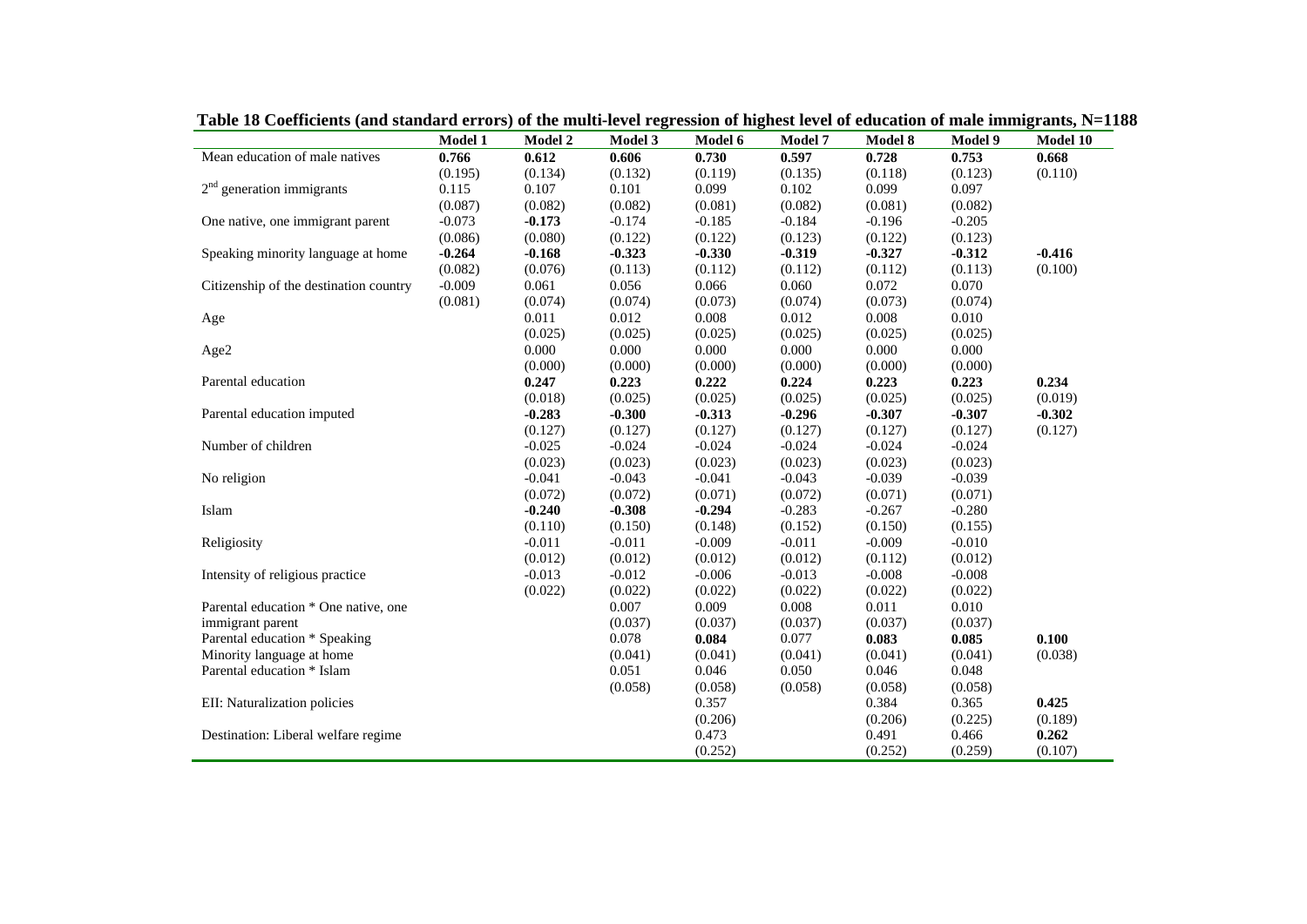**Table 18 Coefficients (and standard errors) of the multi-level regression of highest level of education of male immigrants, N=1188**

| | Model 1 | Model 2 | Model 3 | Model 6 | Model 7 | Model 8 | Model 9 | Model 10 |
|---|---|---|---|---|---|---|---|---|
| Mean education of male natives | **0.766** | **0.612** | **0.606** | **0.730** | **0.597** | **0.728** | **0.753** | **0.668** |
| | (0.195) | (0.134) | (0.132) | (0.119) | (0.135) | (0.118) | (0.123) | (0.110) |
| 2nd generation immigrants | 0.115 | 0.107 | 0.101 | 0.099 | 0.102 | 0.099 | 0.097 | |
| | (0.087) | (0.082) | (0.082) | (0.081) | (0.082) | (0.081) | (0.082) | |
| One native, one immigrant parent | -0.073 | **-0.173** | -0.174 | -0.185 | -0.184 | -0.196 | -0.205 | |
| | (0.086) | (0.080) | (0.122) | (0.122) | (0.123) | (0.122) | (0.123) | |
| Speaking minority language at home | **-0.264** | **-0.168** | **-0.323** | **-0.330** | **-0.319** | **-0.327** | **-0.312** | **-0.416** |
| | (0.082) | (0.076) | (0.113) | (0.112) | (0.112) | (0.112) | (0.113) | (0.100) |
| Citizenship of the destination country | -0.009 | 0.061 | 0.056 | 0.066 | 0.060 | 0.072 | 0.070 | |
| | (0.081) | (0.074) | (0.074) | (0.073) | (0.074) | (0.073) | (0.074) | |
| Age | | 0.011 | 0.012 | 0.008 | 0.012 | 0.008 | 0.010 | |
| | | (0.025) | (0.025) | (0.025) | (0.025) | (0.025) | (0.025) | |
| Age2 | | 0.000 | 0.000 | 0.000 | 0.000 | 0.000 | 0.000 | |
| | | (0.000) | (0.000) | (0.000) | (0.000) | (0.000) | (0.000) | |
| Parental education | | **0.247** | **0.223** | **0.222** | **0.224** | **0.223** | **0.223** | **0.234** |
| | | (0.018) | (0.025) | (0.025) | (0.025) | (0.025) | (0.025) | (0.019) |
| Parental education imputed | | **-0.283** | **-0.300** | **-0.313** | **-0.296** | **-0.307** | **-0.307** | **-0.302** |
| | | (0.127) | (0.127) | (0.127) | (0.127) | (0.127) | (0.127) | (0.127) |
| Number of children | | -0.025 | -0.024 | -0.024 | -0.024 | -0.024 | -0.024 | |
| | | (0.023) | (0.023) | (0.023) | (0.023) | (0.023) | (0.023) | |
| No religion | | -0.041 | -0.043 | -0.041 | -0.043 | -0.039 | -0.039 | |
| | | (0.072) | (0.072) | (0.071) | (0.072) | (0.071) | (0.071) | |
| Islam | | **-0.240** | **-0.308** | **-0.294** | -0.283 | -0.267 | -0.280 | |
| | | (0.110) | (0.150) | (0.148) | (0.152) | (0.150) | (0.155) | |
| Religiosity | | -0.011 | -0.011 | -0.009 | -0.011 | -0.009 | -0.010 | |
| | | (0.012) | (0.012) | (0.012) | (0.012) | (0.112) | (0.012) | |
| Intensity of religious practice | | -0.013 | -0.012 | -0.006 | -0.013 | -0.008 | -0.008 | |
| | | (0.022) | (0.022) | (0.022) | (0.022) | (0.022) | (0.022) | |
| Parental education * One native, one immigrant parent | | | 0.007 | 0.009 | 0.008 | 0.011 | 0.010 | |
| | | | (0.037) | (0.037) | (0.037) | (0.037) | (0.037) | |
| Parental education * Speaking Minority language at home | | | 0.078 | **0.084** | 0.077 | **0.083** | **0.085** | **0.100** |
| | | | (0.041) | (0.041) | (0.041) | (0.041) | (0.041) | (0.038) |
| Parental education * Islam | | | 0.051 | 0.046 | 0.050 | 0.046 | 0.048 | |
| | | | (0.058) | (0.058) | (0.058) | (0.058) | (0.058) | |
| EII: Naturalization policies | | | | 0.357 | | 0.384 | 0.365 | **0.425** |
| | | | | (0.206) | | (0.206) | (0.225) | (0.189) |
| Destination: Liberal welfare regime | | | | 0.473 | | 0.491 | 0.466 | **0.262** |
| | | | | (0.252) | | (0.252) | (0.259) | (0.107) |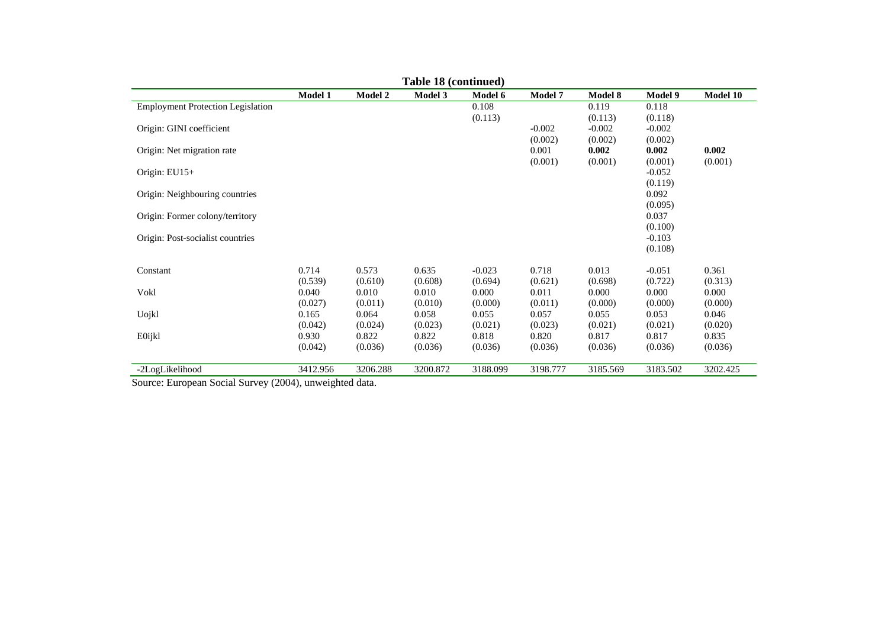**Table 18 (continued)**

| | Model 1 | Model 2 | Model 3 | Model 6 | Model 7 | Model 8 | Model 9 | Model 10 |
|---|---|---|---|---|---|---|---|---|
| Employment Protection Legislation | | | | 0.108 | | 0.119 | 0.118 | |
| | | | | (0.113) | | (0.113) | (0.118) | |
| Origin: GINI coefficient | | | | | -0.002 | -0.002 | -0.002 | |
| | | | | | (0.002) | (0.002) | (0.002) | |
| Origin: Net migration rate | | | | | 0.001 | **0.002** | **0.002** | **0.002** |
| | | | | | (0.001) | (0.001) | (0.001) | (0.001) |
| Origin: EU15+ | | | | | | | -0.052 | |
| | | | | | | | (0.119) | |
| Origin: Neighbouring countries | | | | | | | 0.092 | |
| | | | | | | | (0.095) | |
| Origin: Former colony/territory | | | | | | | 0.037 | |
| | | | | | | | (0.100) | |
| Origin: Post-socialist countries | | | | | | | -0.103 | |
| | | | | | | | (0.108) | |
| Constant | 0.714 | 0.573 | 0.635 | -0.023 | 0.718 | 0.013 | -0.051 | 0.361 |
| | (0.539) | (0.610) | (0.608) | (0.694) | (0.621) | (0.698) | (0.722) | (0.313) |
| Vokl | 0.040 | 0.010 | 0.010 | 0.000 | 0.011 | 0.000 | 0.000 | 0.000 |
| | (0.027) | (0.011) | (0.010) | (0.000) | (0.011) | (0.000) | (0.000) | (0.000) |
| Uojkl | 0.165 | 0.064 | 0.058 | 0.055 | 0.057 | 0.055 | 0.053 | 0.046 |
| | (0.042) | (0.024) | (0.023) | (0.021) | (0.023) | (0.021) | (0.021) | (0.020) |
| E0ijkl | 0.930 | 0.822 | 0.822 | 0.818 | 0.820 | 0.817 | 0.817 | 0.835 |
| | (0.042) | (0.036) | (0.036) | (0.036) | (0.036) | (0.036) | (0.036) | (0.036) |
| -2LogLikelihood | 3412.956 | 3206.288 | 3200.872 | 3188.099 | 3198.777 | 3185.569 | 3183.502 | 3202.425 |

Source: European Social Survey (2004), unweighted data.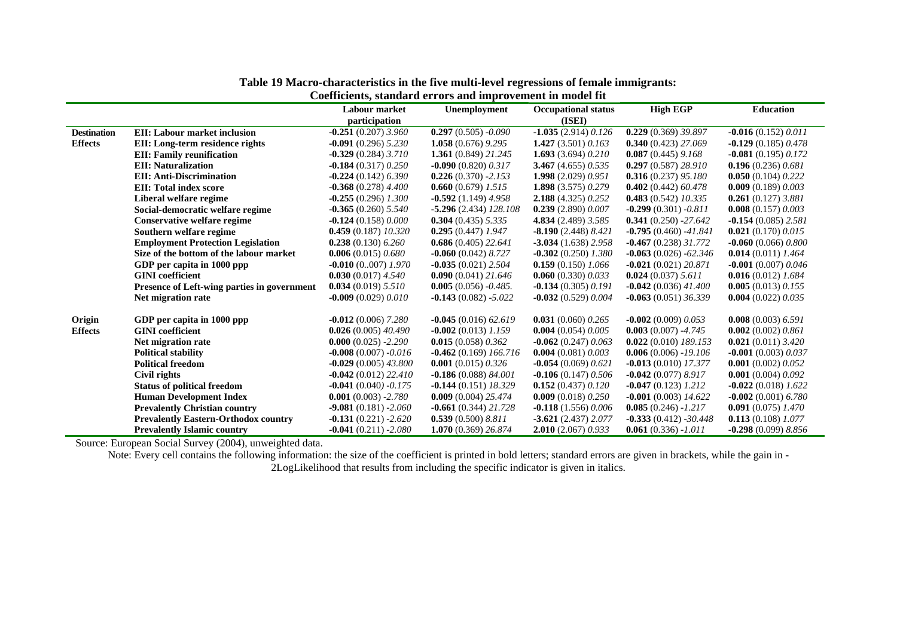**Table 19 Macro-characteristics in the five multi-level regressions of female immigrants: Coefficients, standard errors and improvement in model fit**

| | | Labour market participation | Unemployment | Occupational status (ISEI) | High EGP | Education |
|---|---|---|---|---|---|---|
| **Destination Effects** | **EII: Labour market inclusion** | **-0.251** (0.207) *3.960* | **0.297** (0.505) *-0.090* | **-1.035** (2.914) *0.126* | **0.229** (0.369) *39.897* | **-0.016** (0.152) *0.011* |
| | **EII: Long-term residence rights** | **-0.091** (0.296) *5.230* | **1.058** (0.676) *9.295* | **1.427** (3.501) *0.163* | **0.340** (0.423) *27.069* | **-0.129** (0.185) *0.478* |
| | **EII: Family reunification** | **-0.329** (0.284) *3.710* | **1.361** (0.849) *21.245* | **1.693** (3.694) *0.210* | **0.087** (0.445) *9.168* | **-0.081** (0.195) *0.172* |
| | **EII: Naturalization** | **-0.184** (0.317) *0.250* | **-0.090** (0.820) *0.317* | **3.467** (4.655) *0.535* | **0.297** (0.587) *28.910* | **0.196** (0.236) *0.681* |
| | **EII: Anti-Discrimination** | **-0.224** (0.142) *6.390* | **0.226** (0.370) *-2.153* | **1.998** (2.029) *0.951* | **0.316** (0.237) *95.180* | **0.050** (0.104) *0.222* |
| | **EII: Total index score** | **-0.368** (0.278) *4.400* | **0.660** (0.679) *1.515* | **1.898** (3.575) *0.279* | **0.402** (0.442) *60.478* | **0.009** (0.189) *0.003* |
| | **Liberal welfare regime** | **-0.255** (0.296) *1.300* | **-0.592** (1.149) *4.958* | **2.188** (4.325) *0.252* | **0.483** (0.542) *10.335* | **0.261** (0.127) *3.881* |
| | **Social-democratic welfare regime** | **-0.365** (0.260) *5.540* | **-5.296** (2.434) *128.108* | **0.239** (2.890) *0.007* | **-0.299** (0.301) *-0.811* | **0.008** (0.157) *0.003* |
| | **Conservative welfare regime** | **-0.124** (0.158) *0.000* | **0.304** (0.435) *5.335* | **4.834** (2.489) *3.585* | **0.341** (0.250) *-27.642* | **-0.154** (0.085) *2.581* |
| | **Southern welfare regime** | **0.459** (0.187) *10.320* | **0.295** (0.447) *1.947* | **-8.190** (2.448) *8.421* | **-0.795** (0.460) *-41.841* | **0.021** (0.170) *0.015* |
| | **Employment Protection Legislation** | **0.238** (0.130) *6.260* | **0.686** (0.405) *22.641* | **-3.034** (1.638) *2.958* | **-0.467** (0.238) *31.772* | **-0.060** (0.066) *0.800* |
| | **Size of the bottom of the labour market** | **0.006** (0.015) *0.680* | **-0.060** (0.042) *8.727* | **-0.302** (0.250) *1.380* | **-0.063** (0.026) *-62.346* | **0.014** (0.011) *1.464* |
| | **GDP per capita in 1000 ppp** | **-0.010** (0..007) *1.970* | **-0.035** (0.021) *2.504* | **0.159** (0.150) *1.066* | **-0.021** (0.021) *20.871* | **-0.001** (0.007) *0.046* |
| | **GINI coefficient** | **0.030** (0.017) *4.540* | **0.090** (0.041) *21.646* | **0.060** (0.330) *0.033* | **0.024** (0.037) *5.611* | **0.016** (0.012) *1.684* |
| | **Presence of Left-wing parties in government** | **0.034** (0.019) *5.510* | **0.005** (0.056) *-0.485.* | **-0.134** (0.305) *0.191* | **-0.042** (0.036) *41.400* | **0.005** (0.013) *0.155* |
| | **Net migration rate** | **-0.009** (0.029) *0.010* | **-0.143** (0.082) *-5.022* | **-0.032** (0.529) *0.004* | **-0.063** (0.051) *36.339* | **0.004** (0.022) *0.035* |
| **Origin Effects** | **GDP per capita in 1000 ppp** | **-0.012** (0.006) *7.280* | **-0.045** (0.016) *62.619* | **0.031** (0.060) *0.265* | **-0.002** (0.009) *0.053* | **0.008** (0.003) *6.591* |
| | **GINI coefficient** | **0.026** (0.005) *40.490* | **-0.002** (0.013) *1.159* | **0.004** (0.054) *0.005* | **0.003** (0.007) *-4.745* | **0.002** (0.002) *0.861* |
| | **Net migration rate** | **0.000** (0.025) *-2.290* | **0.015** (0.058) *0.362* | **-0.062** (0.247) *0.063* | **0.022** (0.010) *189.153* | **0.021** (0.011) *3.420* |
| | **Political stability** | **-0.008** (0.007) *-0.016* | **-0.462** (0.169) *166.716* | **0.004** (0.081) *0.003* | **0.006** (0.006) *-19.106* | **-0.001** (0.003) *0.037* |
| | **Political freedom** | **-0.029** (0.005) *43.800* | **0.001** (0.015) *0.326* | **-0.054** (0.069) *0.621* | **-0.013** (0.010) *17.377* | **0.001** (0.002) *0.052* |
| | **Civil rights** | **-0.042** (0.012) *22.410* | **-0.186** (0.088) *84.001* | **-0.106** (0.147) *0.506* | **-0.042** (0.077) *8.917* | **0.001** (0.004) *0.092* |
| | **Status of political freedom** | **-0.041** (0.040) *-0.175* | **-0.144** (0.151) *18.329* | **0.152** (0.437) *0.120* | **-0.047** (0.123) *1.212* | **-0.022** (0.018) *1.622* |
| | **Human Development Index** | **0.001** (0.003) *-2.780* | **0.009** (0.004) *25.474* | **0.009** (0.018) *0.250* | **-0.001** (0.003) *14.622* | **-0.002** (0.001) *6.780* |
| | **Prevalently Christian country** | **-9.081** (0.181) *-2.060* | **-0.661** (0.344) *21.728* | **-0.118** (1.556) *0.006* | **0.085** (0.246) *-1.217* | **0.091** (0.075) *1.470* |
| | **Prevalently Eastern-Orthodox country** | **-0.131** (0.221) *-2.620* | **0.539** (0.500) *8.811* | **-3.621** (2.437) *2.077* | **-0.333** (0.412) *-30.448* | **0.113** (0.108) *1.077* |
| | **Prevalently Islamic country** | **-0.041** (0.211) *-2.080* | **1.070** (0.369) *26.874* | **2.010** (2.067) *0.933* | **0.061** (0.336) *-1.011* | **-0.298** (0.099) *8.856* |

Source: European Social Survey (2004), unweighted data.

Note: Every cell contains the following information: the size of the coefficient is printed in bold letters; standard errors are given in brackets, while the gain in -2LogLikelihood that results from including the specific indicator is given in italics.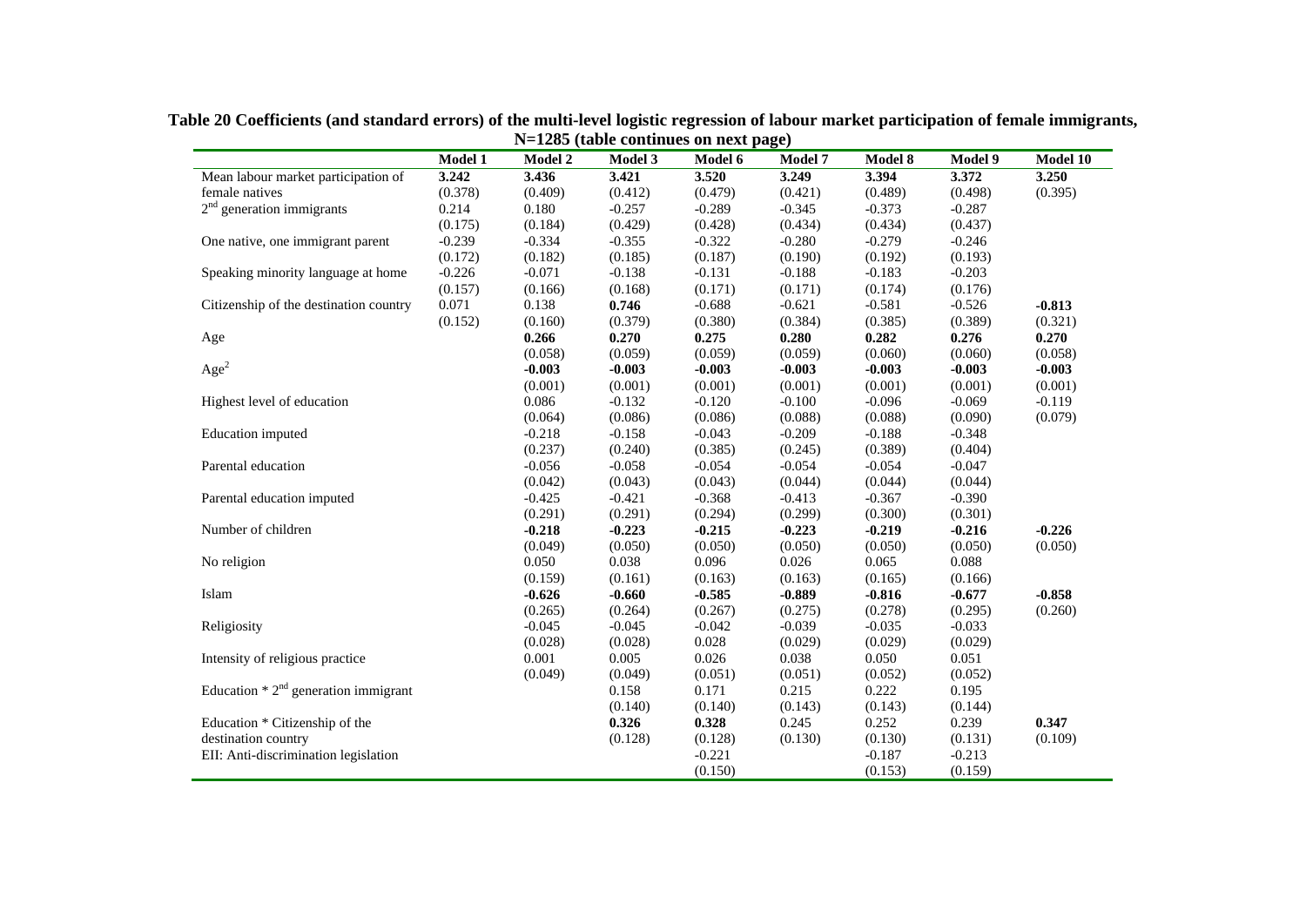**Table 20 Coefficients (and standard errors) of the multi-level logistic regression of labour market participation of female immigrants, N=1285 (table continues on next page)**

| | Model 1 | Model 2 | Model 3 | Model 6 | Model 7 | Model 8 | Model 9 | Model 10 |
|---|---|---|---|---|---|---|---|---|
| Mean labour market participation of female natives | **3.242** | **3.436** | **3.421** | **3.520** | **3.249** | **3.394** | **3.372** | **3.250** |
| | (0.378) | (0.409) | (0.412) | (0.479) | (0.421) | (0.489) | (0.498) | (0.395) |
| $2^{nd}$ generation immigrants | 0.214 | 0.180 | -0.257 | -0.289 | -0.345 | -0.373 | -0.287 | |
| | (0.175) | (0.184) | (0.429) | (0.428) | (0.434) | (0.434) | (0.437) | |
| One native, one immigrant parent | -0.239 | -0.334 | -0.355 | -0.322 | -0.280 | -0.279 | -0.246 | |
| | (0.172) | (0.182) | (0.185) | (0.187) | (0.190) | (0.192) | (0.193) | |
| Speaking minority language at home | -0.226 | -0.071 | -0.138 | -0.131 | -0.188 | -0.183 | -0.203 | |
| | (0.157) | (0.166) | (0.168) | (0.171) | (0.171) | (0.174) | (0.176) | |
| Citizenship of the destination country | 0.071 | 0.138 | **0.746** | -0.688 | -0.621 | -0.581 | -0.526 | **-0.813** |
| | (0.152) | (0.160) | (0.379) | (0.380) | (0.384) | (0.385) | (0.389) | (0.321) |
| Age | | **0.266** | **0.270** | **0.275** | **0.280** | **0.282** | **0.276** | **0.270** |
| | | (0.058) | (0.059) | (0.059) | (0.059) | (0.060) | (0.060) | (0.058) |
| $Age^2$ | | **-0.003** | **-0.003** | **-0.003** | **-0.003** | **-0.003** | **-0.003** | **-0.003** |
| | | (0.001) | (0.001) | (0.001) | (0.001) | (0.001) | (0.001) | (0.001) |
| Highest level of education | | 0.086 | -0.132 | -0.120 | -0.100 | -0.096 | -0.069 | -0.119 |
| | | (0.064) | (0.086) | (0.086) | (0.088) | (0.088) | (0.090) | (0.079) |
| Education imputed | | -0.218 | -0.158 | -0.043 | -0.209 | -0.188 | -0.348 | |
| | | (0.237) | (0.240) | (0.385) | (0.245) | (0.389) | (0.404) | |
| Parental education | | -0.056 | -0.058 | -0.054 | -0.054 | -0.054 | -0.047 | |
| | | (0.042) | (0.043) | (0.043) | (0.044) | (0.044) | (0.044) | |
| Parental education imputed | | -0.425 | -0.421 | -0.368 | -0.413 | -0.367 | -0.390 | |
| | | (0.291) | (0.291) | (0.294) | (0.299) | (0.300) | (0.301) | |
| Number of children | | **-0.218** | **-0.223** | **-0.215** | **-0.223** | **-0.219** | **-0.216** | **-0.226** |
| | | (0.049) | (0.050) | (0.050) | (0.050) | (0.050) | (0.050) | (0.050) |
| No religion | | 0.050 | 0.038 | 0.096 | 0.026 | 0.065 | 0.088 | |
| | | (0.159) | (0.161) | (0.163) | (0.163) | (0.165) | (0.166) | |
| Islam | | **-0.626** | **-0.660** | **-0.585** | **-0.889** | **-0.816** | **-0.677** | **-0.858** |
| | | (0.265) | (0.264) | (0.267) | (0.275) | (0.278) | (0.295) | (0.260) |
| Religiosity | | -0.045 | -0.045 | -0.042 | -0.039 | -0.035 | -0.033 | |
| | | (0.028) | (0.028) | 0.028 | (0.029) | (0.029) | (0.029) | |
| Intensity of religious practice | | 0.001 | 0.005 | 0.026 | 0.038 | 0.050 | 0.051 | |
| | | (0.049) | (0.049) | (0.051) | (0.051) | (0.052) | (0.052) | |
| Education * $2^{nd}$ generation immigrant | | | 0.158 | 0.171 | 0.215 | 0.222 | 0.195 | |
| | | | (0.140) | (0.140) | (0.143) | (0.143) | (0.144) | |
| Education * Citizenship of the destination country | | | **0.326** | **0.328** | 0.245 | 0.252 | 0.239 | **0.347** |
| | | | (0.128) | (0.128) | (0.130) | (0.130) | (0.131) | (0.109) |
| EII: Anti-discrimination legislation | | | | -0.221 | | -0.187 | -0.213 | |
| | | | | (0.150) | | (0.153) | (0.159) | |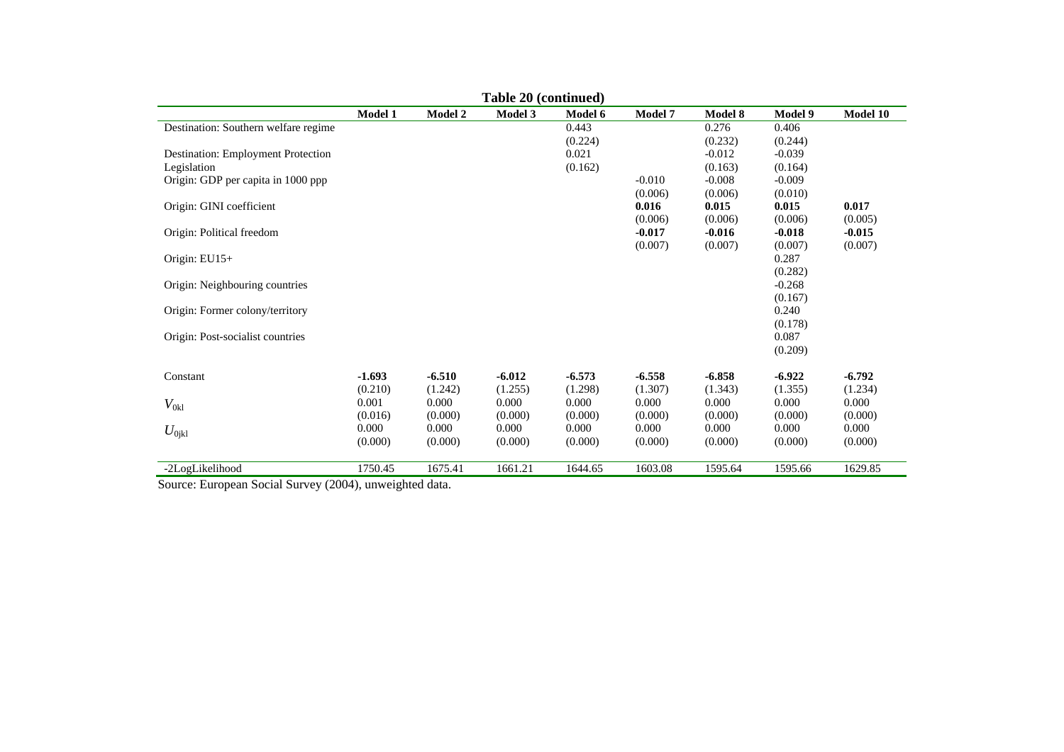**Table 20 (continued)**

| | Model 1 | Model 2 | Model 3 | Model 6 | Model 7 | Model 8 | Model 9 | Model 10 |
|---|---|---|---|---|---|---|---|---|
| Destination: Southern welfare regime | | | | 0.443 | | 0.276 | 0.406 | |
| | | | | (0.224) | | (0.232) | (0.244) | |
| Destination: Employment Protection Legislation | | | | 0.021 | | -0.012 | -0.039 | |
| | | | | (0.162) | | (0.163) | (0.164) | |
| Origin: GDP per capita in 1000 ppp | | | | | -0.010 | -0.008 | -0.009 | |
| | | | | | (0.006) | (0.006) | (0.010) | |
| Origin: GINI coefficient | | | | | **0.016** | **0.015** | **0.015** | **0.017** |
| | | | | | (0.006) | (0.006) | (0.006) | (0.005) |
| Origin: Political freedom | | | | | **-0.017** | **-0.016** | **-0.018** | **-0.015** |
| | | | | | (0.007) | (0.007) | (0.007) | (0.007) |
| Origin: EU15+ | | | | | | | 0.287 | |
| | | | | | | | (0.282) | |
| Origin: Neighbouring countries | | | | | | | -0.268 | |
| | | | | | | | (0.167) | |
| Origin: Former colony/territory | | | | | | | 0.240 | |
| | | | | | | | (0.178) | |
| Origin: Post-socialist countries | | | | | | | 0.087 | |
| | | | | | | | (0.209) | |
| Constant | **-1.693** | **-6.510** | **-6.012** | **-6.573** | **-6.558** | **-6.858** | **-6.922** | **-6.792** |
| | (0.210) | (1.242) | (1.255) | (1.298) | (1.307) | (1.343) | (1.355) | (1.234) |
| $V_{0kl}$ | 0.001 | 0.000 | 0.000 | 0.000 | 0.000 | 0.000 | 0.000 | 0.000 |
| | (0.016) | (0.000) | (0.000) | (0.000) | (0.000) | (0.000) | (0.000) | (0.000) |
| $U_{0jkl}$ | 0.000 | 0.000 | 0.000 | 0.000 | 0.000 | 0.000 | 0.000 | 0.000 |
| | (0.000) | (0.000) | (0.000) | (0.000) | (0.000) | (0.000) | (0.000) | (0.000) |
| -2LogLikelihood | 1750.45 | 1675.41 | 1661.21 | 1644.65 | 1603.08 | 1595.64 | 1595.66 | 1629.85 |

Source: European Social Survey (2004), unweighted data.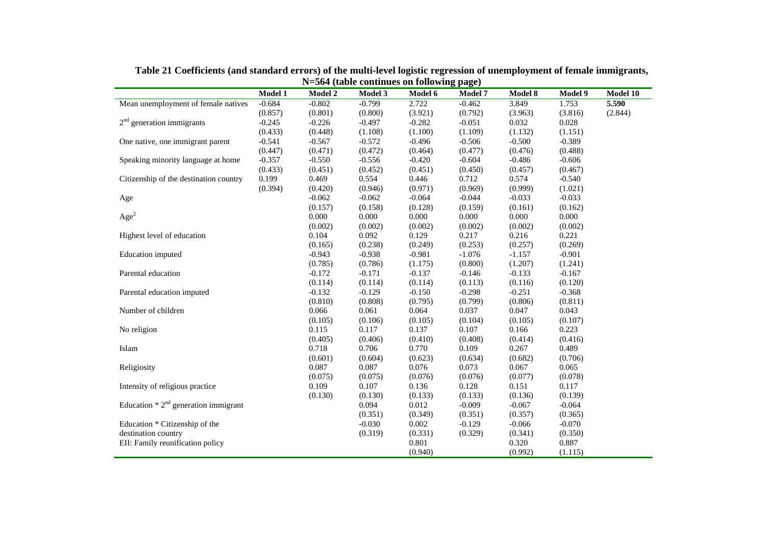**Table 21 Coefficients (and standard errors) of the multi-level logistic regression of unemployment of female immigrants, N=564 (table continues on following page)**

| | Model 1 | Model 2 | Model 3 | Model 6 | Model 7 | Model 8 | Model 9 | Model 10 |
|---|---|---|---|---|---|---|---|---|
| Mean unemployment of female natives | -0.684 | -0.802 | -0.799 | 2.722 | -0.462 | 3.849 | 1.753 | **5.590** |
| | (0.857) | (0.801) | (0.800) | (3.921) | (0.792) | (3.963) | (3.816) | (2.844) |
| 2nd generation immigrants | -0.245 | -0.226 | -0.497 | -0.282 | -0.051 | 0.032 | 0.028 | |
| | (0.433) | (0.448) | (1.108) | (1.100) | (1.109) | (1.132) | (1.151) | |
| One native, one immigrant parent | -0.541 | -0.567 | -0.572 | -0.496 | -0.506 | -0.500 | -0.389 | |
| | (0.447) | (0.471) | (0.472) | (0.464) | (0.477) | (0.476) | (0.488) | |
| Speaking minority language at home | -0.357 | -0.550 | -0.556 | -0.420 | -0.604 | -0.486 | -0.606 | |
| | (0.433) | (0.451) | (0.452) | (0.451) | (0.450) | (0.457) | (0.467) | |
| Citizenship of the destination country | 0.199 | 0.469 | 0.554 | 0.446 | 0.712 | 0.574 | -0.540 | |
| | (0.394) | (0.420) | (0.946) | (0.971) | (0.969) | (0.999) | (1.021) | |
| Age | | -0.062 | -0.062 | -0.064 | -0.044 | -0.033 | -0.033 | |
| | | (0.157) | (0.158) | (0.128) | (0.159) | (0.161) | (0.162) | |
| Age$^2$ | | 0.000 | 0.000 | 0.000 | 0.000 | 0.000 | 0.000 | |
| | | (0.002) | (0.002) | (0.002) | (0.002) | (0.002) | (0.002) | |
| Highest level of education | | 0.104 | 0.092 | 0.129 | 0.217 | 0.216 | 0.221 | |
| | | (0.165) | (0.238) | (0.249) | (0.253) | (0.257) | (0.269) | |
| Education imputed | | -0.943 | -0.938 | -0.981 | -1.076 | -1.157 | -0.901 | |
| | | (0.785) | (0.786) | (1.175) | (0.800) | (1.207) | (1.241) | |
| Parental education | | -0.172 | -0.171 | -0.137 | -0.146 | -0.133 | -0.167 | |
| | | (0.114) | (0.114) | (0.114) | (0.113) | (0.116) | (0.120) | |
| Parental education imputed | | -0.132 | -0.129 | -0.150 | -0.298 | -0.251 | -0.368 | |
| | | (0.810) | (0.808) | (0.795) | (0.799) | (0.806) | (0.811) | |
| Number of children | | 0.066 | 0.061 | 0.064 | 0.037 | 0.047 | 0.043 | |
| | | (0.105) | (0.106) | (0.105) | (0.104) | (0.105) | (0.107) | |
| No religion | | 0.115 | 0.117 | 0.137 | 0.107 | 0.166 | 0.223 | |
| | | (0.405) | (0.406) | (0.410) | (0.408) | (0.414) | (0.416) | |
| Islam | | 0.718 | 0.706 | 0.770 | 0.109 | 0.267 | 0.489 | |
| | | (0.601) | (0.604) | (0.623) | (0.634) | (0.682) | (0.706) | |
| Religiosity | | 0.087 | 0.087 | 0.076 | 0.073 | 0.067 | 0.065 | |
| | | (0.075) | (0.075) | (0.076) | (0.076) | (0.077) | (0.078) | |
| Intensity of religious practice | | 0.109 | 0.107 | 0.136 | 0.128 | 0.151 | 0.117 | |
| | | (0.130) | (0.130) | (0.133) | (0.133) | (0.136) | (0.139) | |
| Education * 2nd generation immigrant | | | 0.094 | 0.012 | -0.009 | -0.067 | -0.064 | |
| | | | (0.351) | (0.349) | (0.351) | (0.357) | (0.365) | |
| Education * Citizenship of the destination country | | | -0.030 | 0.002 | -0.129 | -0.066 | -0.070 | |
| | | | (0.319) | (0.331) | (0.329) | (0.341) | (0.350) | |
| EII: Family reunification policy | | | | 0.801 | | 0.320 | 0.887 | |
| | | | | (0.940) | | (0.992) | (1.115) | |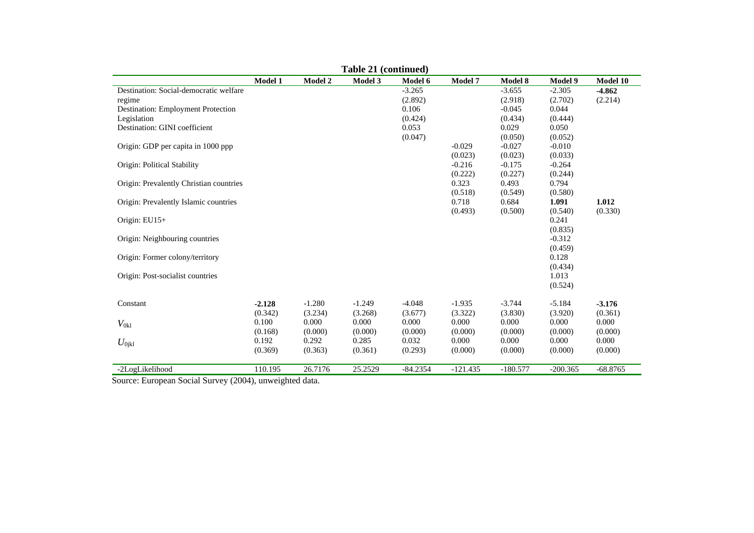**Table 21 (continued)**

| | Model 1 | Model 2 | Model 3 | Model 6 | Model 7 | Model 8 | Model 9 | Model 10 |
|---|---|---|---|---|---|---|---|---|
| Destination: Social-democratic welfare regime | | | | -3.265 | | -3.655 | -2.305 | **-4.862** |
| | | | | (2.892) | | (2.918) | (2.702) | (2.214) |
| Destination: Employment Protection Legislation | | | | 0.106 | | -0.045 | 0.044 | |
| | | | | (0.424) | | (0.434) | (0.444) | |
| Destination: GINI coefficient | | | | 0.053 | | 0.029 | 0.050 | |
| | | | | (0.047) | | (0.050) | (0.052) | |
| Origin: GDP per capita in 1000 ppp | | | | | -0.029 | -0.027 | -0.010 | |
| | | | | | (0.023) | (0.023) | (0.033) | |
| Origin: Political Stability | | | | | -0.216 | -0.175 | -0.264 | |
| | | | | | (0.222) | (0.227) | (0.244) | |
| Origin: Prevalently Christian countries | | | | | 0.323 | 0.493 | 0.794 | |
| | | | | | (0.518) | (0.549) | (0.580) | |
| Origin: Prevalently Islamic countries | | | | | 0.718 | 0.684 | **1.091** | **1.012** |
| | | | | | (0.493) | (0.500) | (0.540) | (0.330) |
| Origin: EU15+ | | | | | | | 0.241 | |
| | | | | | | | (0.835) | |
| Origin: Neighbouring countries | | | | | | | -0.312 | |
| | | | | | | | (0.459) | |
| Origin: Former colony/territory | | | | | | | 0.128 | |
| | | | | | | | (0.434) | |
| Origin: Post-socialist countries | | | | | | | 1.013 | |
| | | | | | | | (0.524) | |
| Constant | **-2.128** | -1.280 | -1.249 | -4.048 | -1.935 | -3.744 | -5.184 | **-3.176** |
| | (0.342) | (3.234) | (3.268) | (3.677) | (3.322) | (3.830) | (3.920) | (0.361) |
| $V_{0kl}$ | 0.100 | 0.000 | 0.000 | 0.000 | 0.000 | 0.000 | 0.000 | 0.000 |
| | (0.168) | (0.000) | (0.000) | (0.000) | (0.000) | (0.000) | (0.000) | (0.000) |
| $U_{0jkl}$ | 0.192 | 0.292 | 0.285 | 0.032 | 0.000 | 0.000 | 0.000 | 0.000 |
| | (0.369) | (0.363) | (0.361) | (0.293) | (0.000) | (0.000) | (0.000) | (0.000) |
| -2LogLikelihood | 110.195 | 26.7176 | 25.2529 | -84.2354 | -121.435 | -180.577 | -200.365 | -68.8765 |

Source: European Social Survey (2004), unweighted data.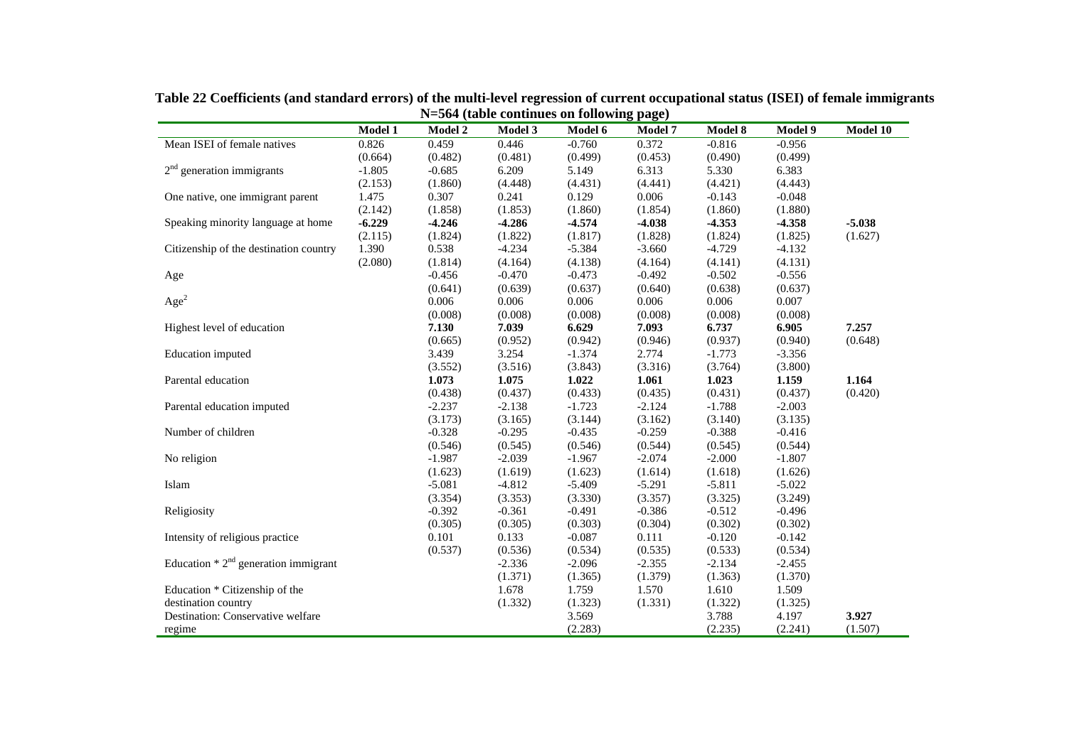**Table 22 Coefficients (and standard errors) of the multi-level regression of current occupational status (ISEI) of female immigrants N=564 (table continues on following page)**

| | Model 1 | Model 2 | Model 3 | Model 6 | Model 7 | Model 8 | Model 9 | Model 10 |
|---|---|---|---|---|---|---|---|---|
| Mean ISEI of female natives | 0.826 | 0.459 | 0.446 | -0.760 | 0.372 | -0.816 | -0.956 | |
| | (0.664) | (0.482) | (0.481) | (0.499) | (0.453) | (0.490) | (0.499) | |
| $2^{nd}$ generation immigrants | -1.805 | -0.685 | 6.209 | 5.149 | 6.313 | 5.330 | 6.383 | |
| | (2.153) | (1.860) | (4.448) | (4.431) | (4.441) | (4.421) | (4.443) | |
| One native, one immigrant parent | 1.475 | 0.307 | 0.241 | 0.129 | 0.006 | -0.143 | -0.048 | |
| | (2.142) | (1.858) | (1.853) | (1.860) | (1.854) | (1.860) | (1.880) | |
| Speaking minority language at home | **-6.229** | **-4.246** | **-4.286** | **-4.574** | **-4.038** | **-4.353** | **-4.358** | **-5.038** |
| | (2.115) | (1.824) | (1.822) | (1.817) | (1.828) | (1.824) | (1.825) | (1.627) |
| Citizenship of the destination country | 1.390 | 0.538 | -4.234 | -5.384 | -3.660 | -4.729 | -4.132 | |
| | (2.080) | (1.814) | (4.164) | (4.138) | (4.164) | (4.141) | (4.131) | |
| Age | | -0.456 | -0.470 | -0.473 | -0.492 | -0.502 | -0.556 | |
| | | (0.641) | (0.639) | (0.637) | (0.640) | (0.638) | (0.637) | |
| $Age^2$ | | 0.006 | 0.006 | 0.006 | 0.006 | 0.006 | 0.007 | |
| | | (0.008) | (0.008) | (0.008) | (0.008) | (0.008) | (0.008) | |
| Highest level of education | | **7.130** | **7.039** | **6.629** | **7.093** | **6.737** | **6.905** | **7.257** |
| | | (0.665) | (0.952) | (0.942) | (0.946) | (0.937) | (0.940) | (0.648) |
| Education imputed | | 3.439 | 3.254 | -1.374 | 2.774 | -1.773 | -3.356 | |
| | | (3.552) | (3.516) | (3.843) | (3.316) | (3.764) | (3.800) | |
| Parental education | | **1.073** | **1.075** | **1.022** | **1.061** | **1.023** | **1.159** | **1.164** |
| | | (0.438) | (0.437) | (0.433) | (0.435) | (0.431) | (0.437) | (0.420) |
| Parental education imputed | | -2.237 | -2.138 | -1.723 | -2.124 | -1.788 | -2.003 | |
| | | (3.173) | (3.165) | (3.144) | (3.162) | (3.140) | (3.135) | |
| Number of children | | -0.328 | -0.295 | -0.435 | -0.259 | -0.388 | -0.416 | |
| | | (0.546) | (0.545) | (0.546) | (0.544) | (0.545) | (0.544) | |
| No religion | | -1.987 | -2.039 | -1.967 | -2.074 | -2.000 | -1.807 | |
| | | (1.623) | (1.619) | (1.623) | (1.614) | (1.618) | (1.626) | |
| Islam | | -5.081 | -4.812 | -5.409 | -5.291 | -5.811 | -5.022 | |
| | | (3.354) | (3.353) | (3.330) | (3.357) | (3.325) | (3.249) | |
| Religiosity | | -0.392 | -0.361 | -0.491 | -0.386 | -0.512 | -0.496 | |
| | | (0.305) | (0.305) | (0.303) | (0.304) | (0.302) | (0.302) | |
| Intensity of religious practice | | 0.101 | 0.133 | -0.087 | 0.111 | -0.120 | -0.142 | |
| | | (0.537) | (0.536) | (0.534) | (0.535) | (0.533) | (0.534) | |
| Education * $2^{nd}$ generation immigrant | | | -2.336 | -2.096 | -2.355 | -2.134 | -2.455 | |
| | | | (1.371) | (1.365) | (1.379) | (1.363) | (1.370) | |
| Education * Citizenship of the destination country | | | 1.678 | 1.759 | 1.570 | 1.610 | 1.509 | |
| | | | (1.332) | (1.323) | (1.331) | (1.322) | (1.325) | |
| Destination: Conservative welfare regime | | | | 3.569 | | 3.788 | 4.197 | **3.927** |
| | | | | (2.283) | | (2.235) | (2.241) | (1.507) |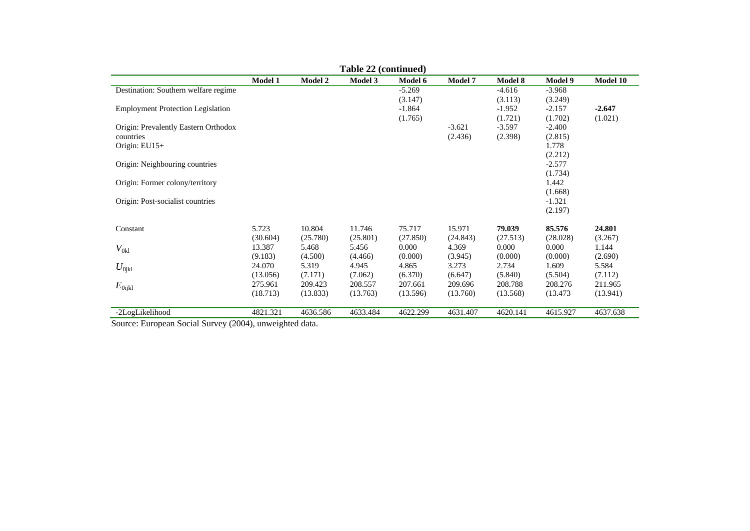**Table 22 (continued)**

| | Model 1 | Model 2 | Model 3 | Model 6 | Model 7 | Model 8 | Model 9 | Model 10 |
|---|---|---|---|---|---|---|---|---|
| Destination: Southern welfare regime | | | | -5.269 | | -4.616 | -3.968 | |
| | | | | (3.147) | | (3.113) | (3.249) | |
| Employment Protection Legislation | | | | -1.864 | | -1.952 | -2.157 | **-2.647** |
| | | | | (1.765) | | (1.721) | (1.702) | (1.021) |
| Origin: Prevalently Eastern Orthodox countries | | | | | -3.621 | -3.597 | -2.400 | |
| | | | | | (2.436) | (2.398) | (2.815) | |
| Origin: EU15+ | | | | | | | 1.778 | |
| | | | | | | | (2.212) | |
| Origin: Neighbouring countries | | | | | | | -2.577 | |
| | | | | | | | (1.734) | |
| Origin: Former colony/territory | | | | | | | 1.442 | |
| | | | | | | | (1.668) | |
| Origin: Post-socialist countries | | | | | | | -1.321 | |
| | | | | | | | (2.197) | |
| Constant | 5.723 | 10.804 | 11.746 | 75.717 | 15.971 | **79.039** | **85.576** | **24.801** |
| | (30.604) | (25.780) | (25.801) | (27.850) | (24.843) | (27.513) | (28.028) | (3.267) |
| $V_{0kl}$ | 13.387 | 5.468 | 5.456 | 0.000 | 4.369 | 0.000 | 0.000 | 1.144 |
| | (9.183) | (4.500) | (4.466) | (0.000) | (3.945) | (0.000) | (0.000) | (2.690) |
| $U_{0jkl}$ | 24.070 | 5.319 | 4.945 | 4.865 | 3.273 | 2.734 | 1.609 | 5.584 |
| | (13.056) | (7.171) | (7.062) | (6.370) | (6.647) | (5.840) | (5.504) | (7.112) |
| $E_{0ijkl}$ | 275.961 | 209.423 | 208.557 | 207.661 | 209.696 | 208.788 | 208.276 | 211.965 |
| | (18.713) | (13.833) | (13.763) | (13.596) | (13.760) | (13.568) | (13.473 | (13.941) |
| -2LogLikelihood | 4821.321 | 4636.586 | 4633.484 | 4622.299 | 4631.407 | 4620.141 | 4615.927 | 4637.638 |

Source: European Social Survey (2004), unweighted data.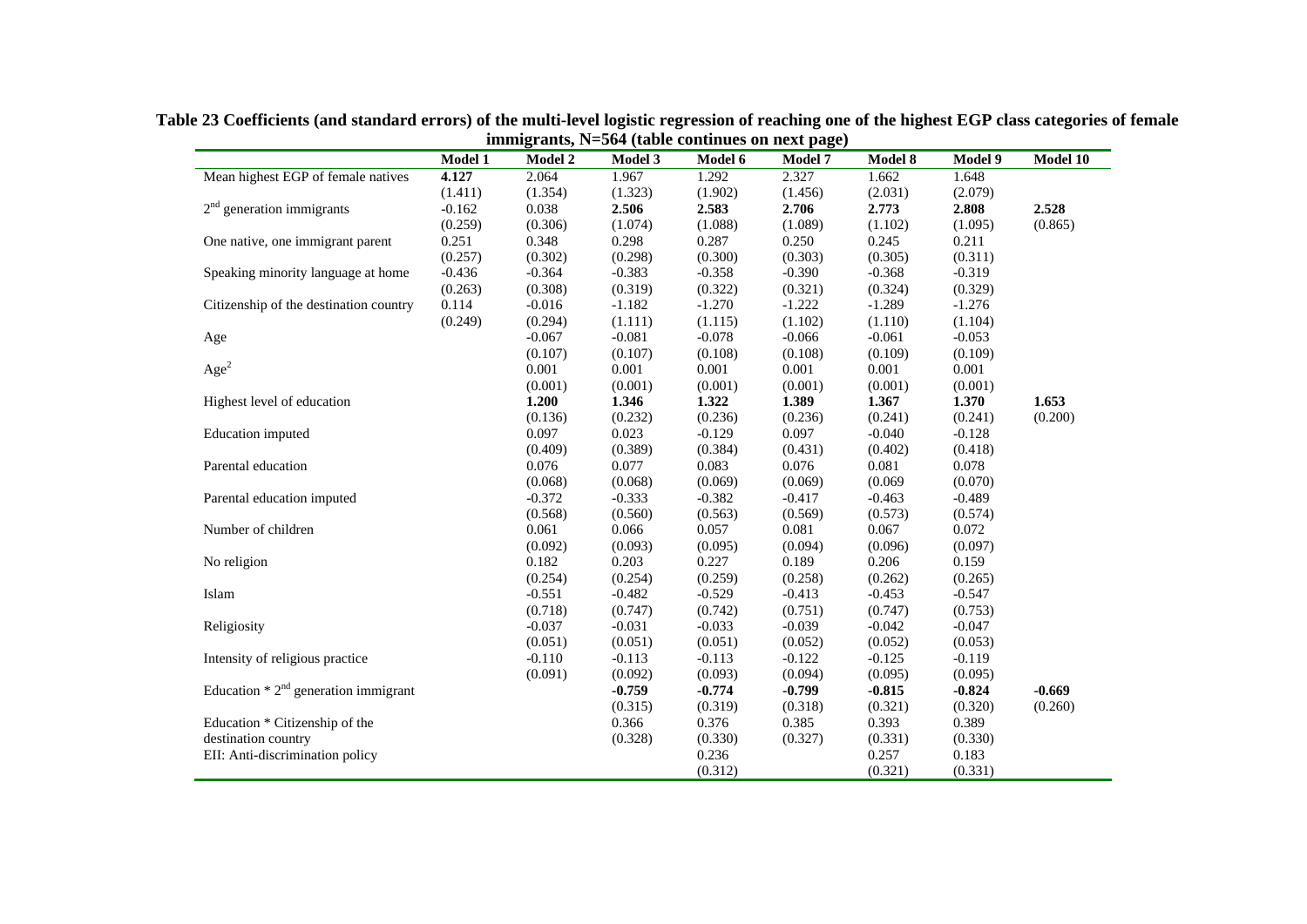**Table 23 Coefficients (and standard errors) of the multi-level logistic regression of reaching one of the highest EGP class categories of female immigrants, N=564 (table continues on next page)**

| | Model 1 | Model 2 | Model 3 | Model 6 | Model 7 | Model 8 | Model 9 | Model 10 |
|---|---|---|---|---|---|---|---|---|
| Mean highest EGP of female natives | **4.127** | 2.064 | 1.967 | 1.292 | 2.327 | 1.662 | 1.648 | |
| | (1.411) | (1.354) | (1.323) | (1.902) | (1.456) | (2.031) | (2.079) | |
| $2^{nd}$ generation immigrants | -0.162 | 0.038 | **2.506** | **2.583** | **2.706** | **2.773** | **2.808** | **2.528** |
| | (0.259) | (0.306) | (1.074) | (1.088) | (1.089) | (1.102) | (1.095) | (0.865) |
| One native, one immigrant parent | 0.251 | 0.348 | 0.298 | 0.287 | 0.250 | 0.245 | 0.211 | |
| | (0.257) | (0.302) | (0.298) | (0.300) | (0.303) | (0.305) | (0.311) | |
| Speaking minority language at home | -0.436 | -0.364 | -0.383 | -0.358 | -0.390 | -0.368 | -0.319 | |
| | (0.263) | (0.308) | (0.319) | (0.322) | (0.321) | (0.324) | (0.329) | |
| Citizenship of the destination country | 0.114 | -0.016 | -1.182 | -1.270 | -1.222 | -1.289 | -1.276 | |
| | (0.249) | (0.294) | (1.111) | (1.115) | (1.102) | (1.110) | (1.104) | |
| Age | | -0.067 | -0.081 | -0.078 | -0.066 | -0.061 | -0.053 | |
| | | (0.107) | (0.107) | (0.108) | (0.108) | (0.109) | (0.109) | |
| $Age^2$ | | 0.001 | 0.001 | 0.001 | 0.001 | 0.001 | 0.001 | |
| | | (0.001) | (0.001) | (0.001) | (0.001) | (0.001) | (0.001) | |
| Highest level of education | | **1.200** | **1.346** | **1.322** | **1.389** | **1.367** | **1.370** | **1.653** |
| | | (0.136) | (0.232) | (0.236) | (0.236) | (0.241) | (0.241) | (0.200) |
| Education imputed | | 0.097 | 0.023 | -0.129 | 0.097 | -0.040 | -0.128 | |
| | | (0.409) | (0.389) | (0.384) | (0.431) | (0.402) | (0.418) | |
| Parental education | | 0.076 | 0.077 | 0.083 | 0.076 | 0.081 | 0.078 | |
| | | (0.068) | (0.068) | (0.069) | (0.069) | (0.069 | (0.070) | |
| Parental education imputed | | -0.372 | -0.333 | -0.382 | -0.417 | -0.463 | -0.489 | |
| | | (0.568) | (0.560) | (0.563) | (0.569) | (0.573) | (0.574) | |
| Number of children | | 0.061 | 0.066 | 0.057 | 0.081 | 0.067 | 0.072 | |
| | | (0.092) | (0.093) | (0.095) | (0.094) | (0.096) | (0.097) | |
| No religion | | 0.182 | 0.203 | 0.227 | 0.189 | 0.206 | 0.159 | |
| | | (0.254) | (0.254) | (0.259) | (0.258) | (0.262) | (0.265) | |
| Islam | | -0.551 | -0.482 | -0.529 | -0.413 | -0.453 | -0.547 | |
| | | (0.718) | (0.747) | (0.742) | (0.751) | (0.747) | (0.753) | |
| Religiosity | | -0.037 | -0.031 | -0.033 | -0.039 | -0.042 | -0.047 | |
| | | (0.051) | (0.051) | (0.051) | (0.052) | (0.052) | (0.053) | |
| Intensity of religious practice | | -0.110 | -0.113 | -0.113 | -0.122 | -0.125 | -0.119 | |
| | | (0.091) | (0.092) | (0.093) | (0.094) | (0.095) | (0.095) | |
| Education * $2^{nd}$ generation immigrant | | | **-0.759** | **-0.774** | **-0.799** | **-0.815** | **-0.824** | **-0.669** |
| | | | (0.315) | (0.319) | (0.318) | (0.321) | (0.320) | (0.260) |
| Education * Citizenship of the destination country | | | 0.366 | 0.376 | 0.385 | 0.393 | 0.389 | |
| | | | (0.328) | (0.330) | (0.327) | (0.331) | (0.330) | |
| EII: Anti-discrimination policy | | | | 0.236 | | 0.257 | 0.183 | |
| | | | | (0.312) | | (0.321) | (0.331) | |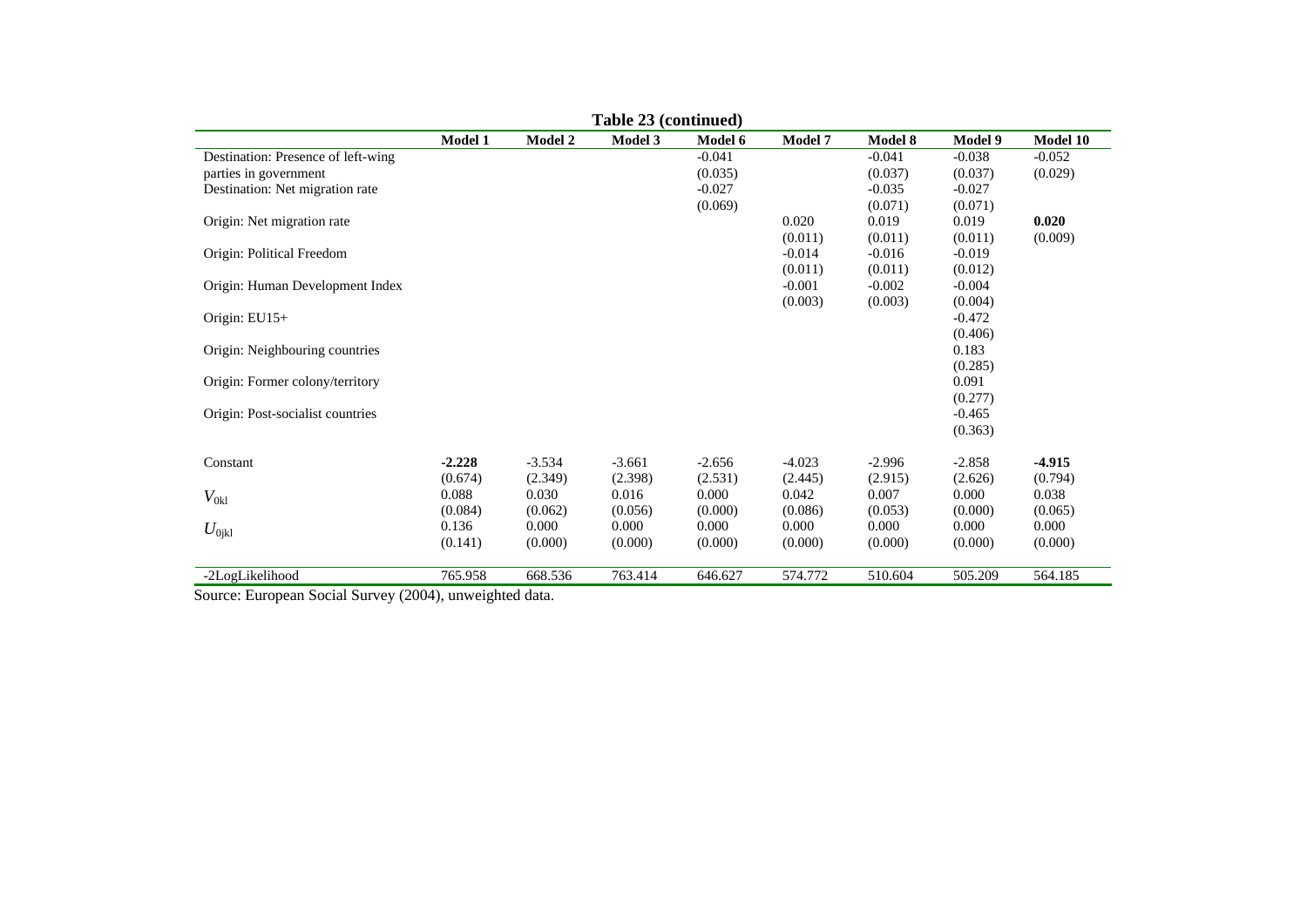**Table 23 (continued)**

| | Model 1 | Model 2 | Model 3 | Model 6 | Model 7 | Model 8 | Model 9 | Model 10 |
|---|---|---|---|---|---|---|---|---|
| Destination: Presence of left-wing | | | | -0.041 | | -0.041 | -0.038 | -0.052 |
| parties in government | | | | (0.035) | | (0.037) | (0.037) | (0.029) |
| Destination: Net migration rate | | | | -0.027 | | -0.035 | -0.027 | |
| | | | | (0.069) | | (0.071) | (0.071) | |
| Origin: Net migration rate | | | | | 0.020 | 0.019 | 0.019 | **0.020** |
| | | | | | (0.011) | (0.011) | (0.011) | (0.009) |
| Origin: Political Freedom | | | | | -0.014 | -0.016 | -0.019 | |
| | | | | | (0.011) | (0.011) | (0.012) | |
| Origin: Human Development Index | | | | | -0.001 | -0.002 | -0.004 | |
| | | | | | (0.003) | (0.003) | (0.004) | |
| Origin: EU15+ | | | | | | | -0.472 | |
| | | | | | | | (0.406) | |
| Origin: Neighbouring countries | | | | | | | 0.183 | |
| | | | | | | | (0.285) | |
| Origin: Former colony/territory | | | | | | | 0.091 | |
| | | | | | | | (0.277) | |
| Origin: Post-socialist countries | | | | | | | -0.465 | |
| | | | | | | | (0.363) | |
| Constant | **-2.228** | -3.534 | -3.661 | -2.656 | -4.023 | -2.996 | -2.858 | **-4.915** |
| | (0.674) | (2.349) | (2.398) | (2.531) | (2.445) | (2.915) | (2.626) | (0.794) |
| $V_{0kl}$ | 0.088 | 0.030 | 0.016 | 0.000 | 0.042 | 0.007 | 0.000 | 0.038 |
| | (0.084) | (0.062) | (0.056) | (0.000) | (0.086) | (0.053) | (0.000) | (0.065) |
| $U_{0jkl}$ | 0.136 | 0.000 | 0.000 | 0.000 | 0.000 | 0.000 | 0.000 | 0.000 |
| | (0.141) | (0.000) | (0.000) | (0.000) | (0.000) | (0.000) | (0.000) | (0.000) |
| -2LogLikelihood | 765.958 | 668.536 | 763.414 | 646.627 | 574.772 | 510.604 | 505.209 | 564.185 |

Source: European Social Survey (2004), unweighted data.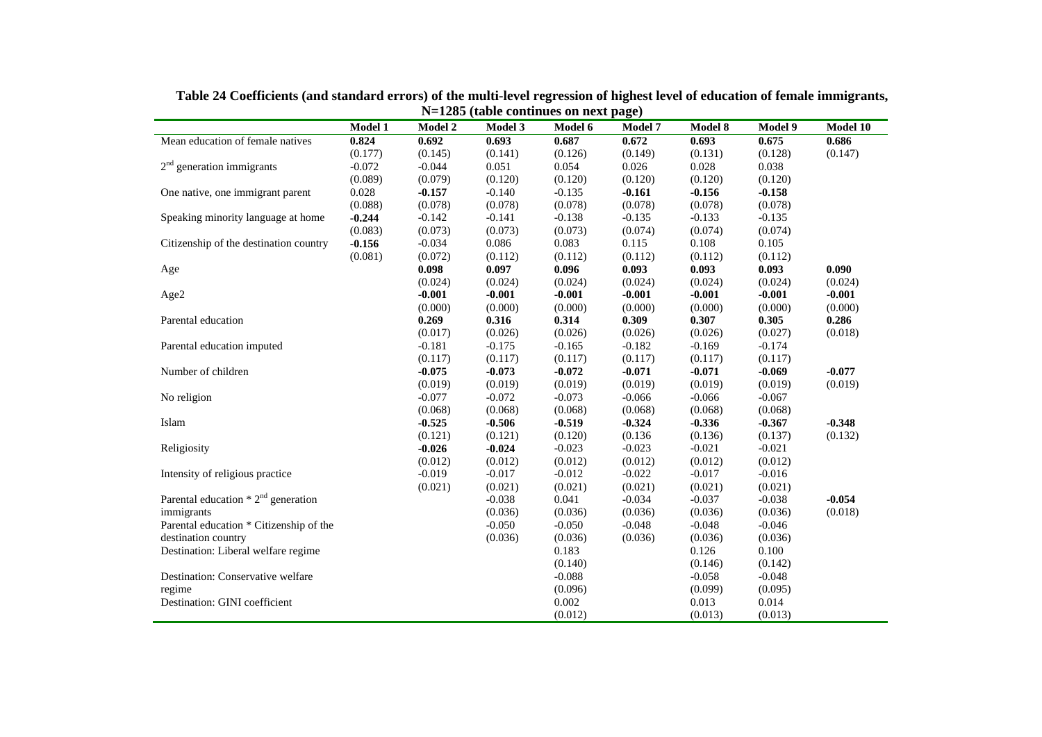**Table 24 Coefficients (and standard errors) of the multi-level regression of highest level of education of female immigrants, N=1285 (table continues on next page)**

| | Model 1 | Model 2 | Model 3 | Model 6 | Model 7 | Model 8 | Model 9 | Model 10 |
|---|---|---|---|---|---|---|---|---|
| Mean education of female natives | **0.824** | **0.692** | **0.693** | **0.687** | **0.672** | **0.693** | **0.675** | **0.686** |
| | (0.177) | (0.145) | (0.141) | (0.126) | (0.149) | (0.131) | (0.128) | (0.147) |
| 2nd generation immigrants | -0.072 | -0.044 | 0.051 | 0.054 | 0.026 | 0.028 | 0.038 | |
| | (0.089) | (0.079) | (0.120) | (0.120) | (0.120) | (0.120) | (0.120) | |
| One native, one immigrant parent | 0.028 | **-0.157** | -0.140 | -0.135 | **-0.161** | **-0.156** | **-0.158** | |
| | (0.088) | (0.078) | (0.078) | (0.078) | (0.078) | (0.078) | (0.078) | |
| Speaking minority language at home | **-0.244** | -0.142 | -0.141 | -0.138 | -0.135 | -0.133 | -0.135 | |
| | (0.083) | (0.073) | (0.073) | (0.073) | (0.074) | (0.074) | (0.074) | |
| Citizenship of the destination country | **-0.156** | -0.034 | 0.086 | 0.083 | 0.115 | 0.108 | 0.105 | |
| | (0.081) | (0.072) | (0.112) | (0.112) | (0.112) | (0.112) | (0.112) | |
| Age | | **0.098** | **0.097** | **0.096** | **0.093** | **0.093** | **0.093** | **0.090** |
| | | (0.024) | (0.024) | (0.024) | (0.024) | (0.024) | (0.024) | (0.024) |
| Age2 | | **-0.001** | **-0.001** | **-0.001** | **-0.001** | **-0.001** | **-0.001** | **-0.001** |
| | | (0.000) | (0.000) | (0.000) | (0.000) | (0.000) | (0.000) | (0.000) |
| Parental education | | **0.269** | **0.316** | **0.314** | **0.309** | **0.307** | **0.305** | **0.286** |
| | | (0.017) | (0.026) | (0.026) | (0.026) | (0.026) | (0.027) | (0.018) |
| Parental education imputed | | -0.181 | -0.175 | -0.165 | -0.182 | -0.169 | -0.174 | |
| | | (0.117) | (0.117) | (0.117) | (0.117) | (0.117) | (0.117) | |
| Number of children | | **-0.075** | **-0.073** | **-0.072** | **-0.071** | **-0.071** | **-0.069** | **-0.077** |
| | | (0.019) | (0.019) | (0.019) | (0.019) | (0.019) | (0.019) | (0.019) |
| No religion | | -0.077 | -0.072 | -0.073 | -0.066 | -0.066 | -0.067 | |
| | | (0.068) | (0.068) | (0.068) | (0.068) | (0.068) | (0.068) | |
| Islam | | **-0.525** | **-0.506** | **-0.519** | **-0.324** | **-0.336** | **-0.367** | **-0.348** |
| | | (0.121) | (0.121) | (0.120) | (0.136 | (0.136) | (0.137) | (0.132) |
| Religiosity | | **-0.026** | **-0.024** | -0.023 | -0.023 | -0.021 | -0.021 | |
| | | (0.012) | (0.012) | (0.012) | (0.012) | (0.012) | (0.012) | |
| Intensity of religious practice | | -0.019 | -0.017 | -0.012 | -0.022 | -0.017 | -0.016 | |
| | | (0.021) | (0.021) | (0.021) | (0.021) | (0.021) | (0.021) | |
| Parental education * 2nd generation immigrants | | | -0.038 | 0.041 | -0.034 | -0.037 | -0.038 | **-0.054** |
| | | | (0.036) | (0.036) | (0.036) | (0.036) | (0.036) | (0.018) |
| Parental education * Citizenship of the destination country | | | -0.050 | -0.050 | -0.048 | -0.048 | -0.046 | |
| | | | (0.036) | (0.036) | (0.036) | (0.036) | (0.036) | |
| Destination: Liberal welfare regime | | | | 0.183 | | 0.126 | 0.100 | |
| | | | | (0.140) | | (0.146) | (0.142) | |
| Destination: Conservative welfare regime | | | | -0.088 | | -0.058 | -0.048 | |
| | | | | (0.096) | | (0.099) | (0.095) | |
| Destination: GINI coefficient | | | | 0.002 | | 0.013 | 0.014 | |
| | | | | (0.012) | | (0.013) | (0.013) | |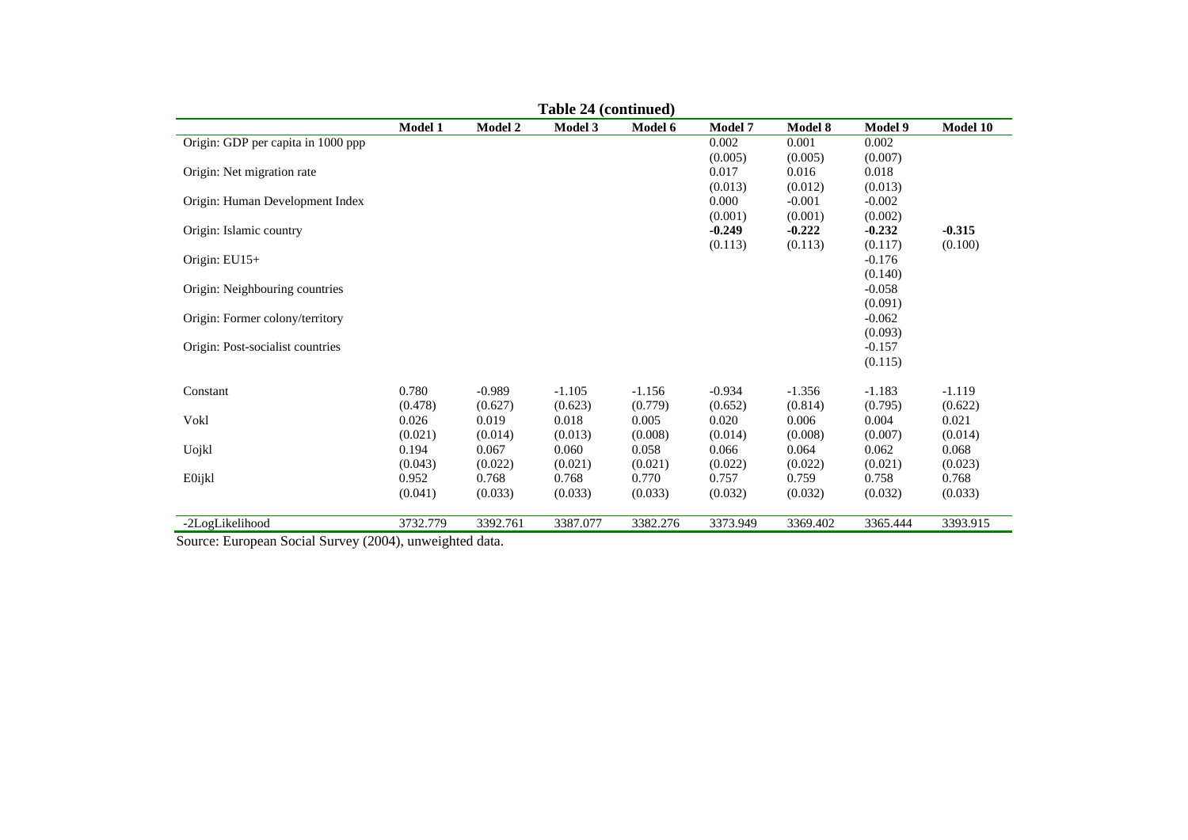**Table 24 (continued)**

| | Model 1 | Model 2 | Model 3 | Model 6 | Model 7 | Model 8 | Model 9 | Model 10 |
|---|---|---|---|---|---|---|---|---|
| Origin: GDP per capita in 1000 ppp | | | | | 0.002 | 0.001 | 0.002 | |
| | | | | | (0.005) | (0.005) | (0.007) | |
| Origin: Net migration rate | | | | | 0.017 | 0.016 | 0.018 | |
| | | | | | (0.013) | (0.012) | (0.013) | |
| Origin: Human Development Index | | | | | 0.000 | -0.001 | -0.002 | |
| | | | | | (0.001) | (0.001) | (0.002) | |
| Origin: Islamic country | | | | | **-0.249** | **-0.222** | **-0.232** | **-0.315** |
| | | | | | (0.113) | (0.113) | (0.117) | (0.100) |
| Origin: EU15+ | | | | | | | -0.176 | |
| | | | | | | | (0.140) | |
| Origin: Neighbouring countries | | | | | | | -0.058 | |
| | | | | | | | (0.091) | |
| Origin: Former colony/territory | | | | | | | -0.062 | |
| | | | | | | | (0.093) | |
| Origin: Post-socialist countries | | | | | | | -0.157 | |
| | | | | | | | (0.115) | |
| Constant | 0.780 | -0.989 | -1.105 | -1.156 | -0.934 | -1.356 | -1.183 | -1.119 |
| | (0.478) | (0.627) | (0.623) | (0.779) | (0.652) | (0.814) | (0.795) | (0.622) |
| Vokl | 0.026 | 0.019 | 0.018 | 0.005 | 0.020 | 0.006 | 0.004 | 0.021 |
| | (0.021) | (0.014) | (0.013) | (0.008) | (0.014) | (0.008) | (0.007) | (0.014) |
| Uojkl | 0.194 | 0.067 | 0.060 | 0.058 | 0.066 | 0.064 | 0.062 | 0.068 |
| | (0.043) | (0.022) | (0.021) | (0.021) | (0.022) | (0.022) | (0.021) | (0.023) |
| E0ijkl | 0.952 | 0.768 | 0.768 | 0.770 | 0.757 | 0.759 | 0.758 | 0.768 |
| | (0.041) | (0.033) | (0.033) | (0.033) | (0.032) | (0.032) | (0.032) | (0.033) |
| -2LogLikelihood | 3732.779 | 3392.761 | 3387.077 | 3382.276 | 3373.949 | 3369.402 | 3365.444 | 3393.915 |

Source: European Social Survey (2004), unweighted data.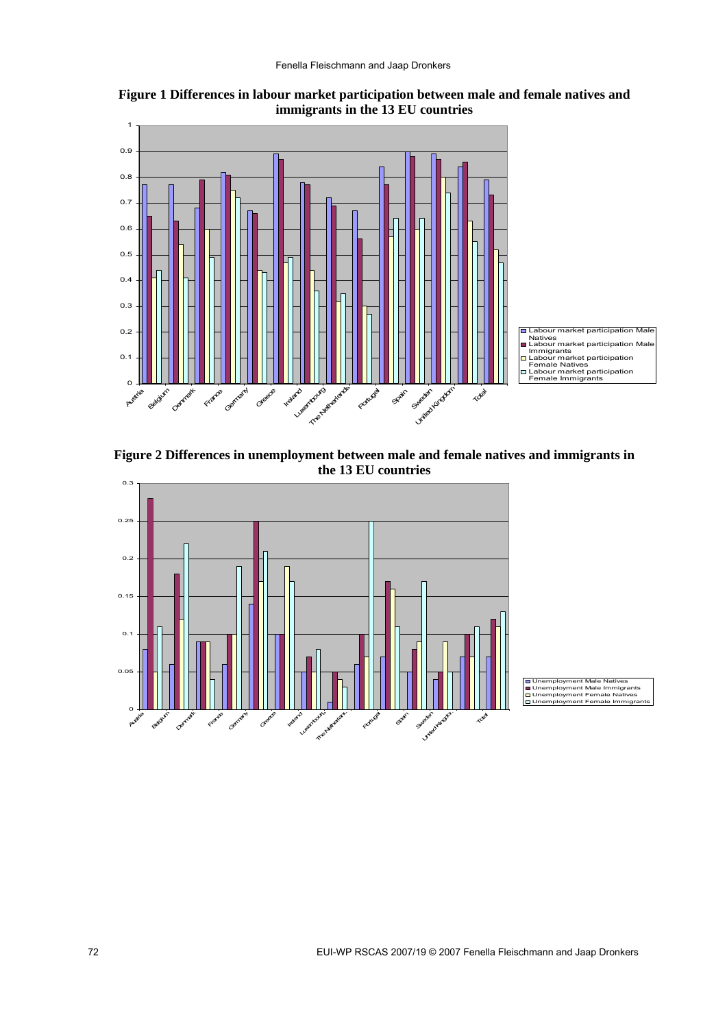**Figure 1 Differences in labour market participation between male and female natives and immigrants in the 13 EU countries**

**Figure 2 Differences in unemployment between male and female natives and immigrants in the 13 EU countries**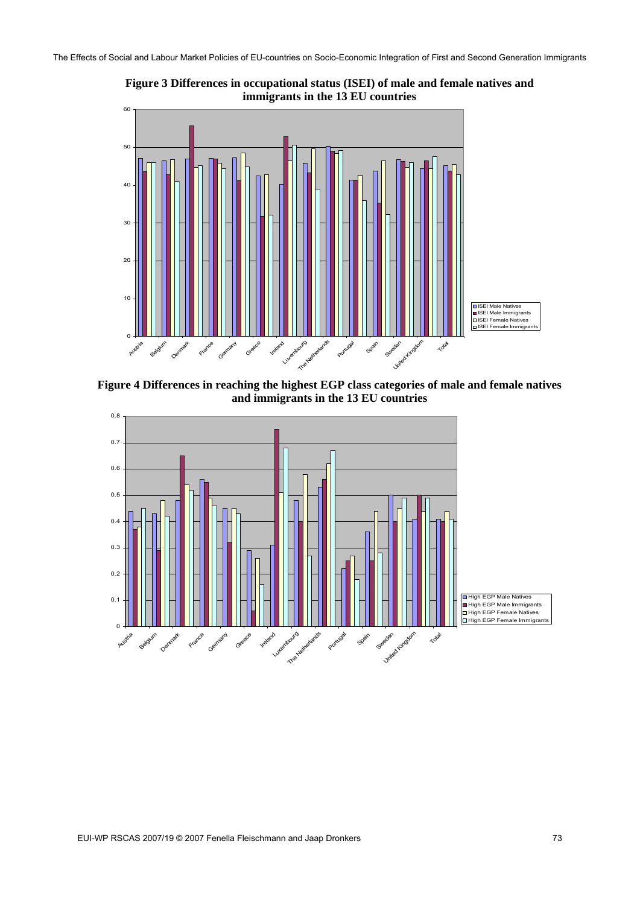**Figure 3 Differences in occupational status (ISEI) of male and female natives and immigrants in the 13 EU countries**

**Figure 4 Differences in reaching the highest EGP class categories of male and female natives and immigrants in the 13 EU countries**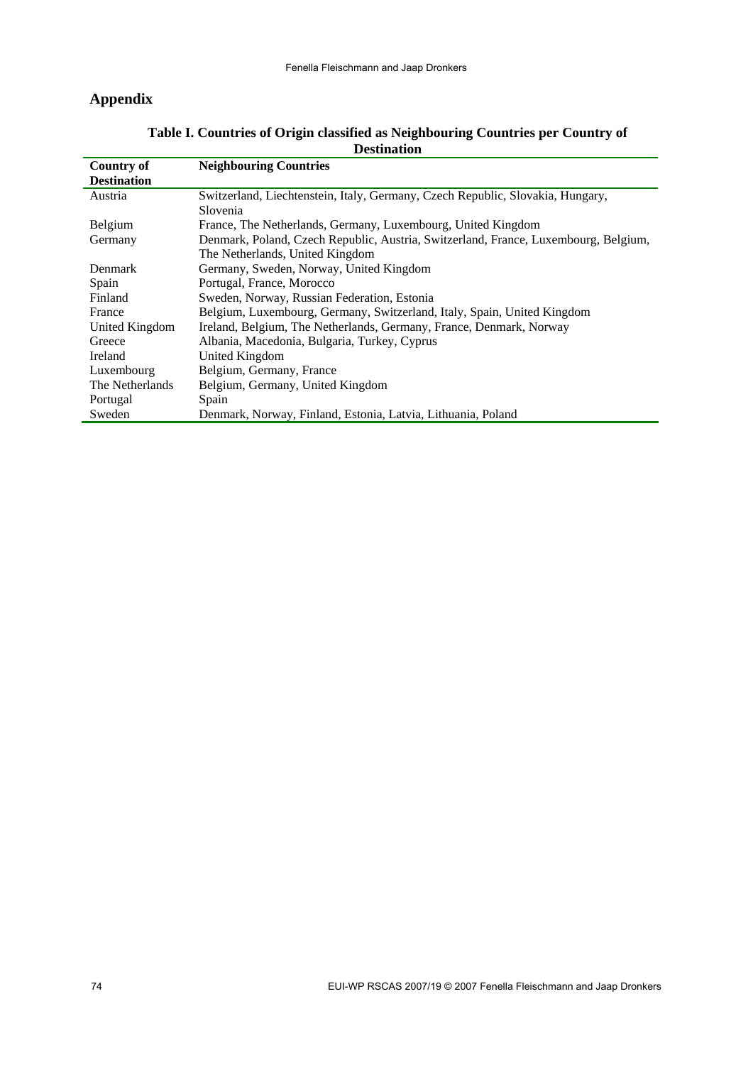## Appendix

**Table I. Countries of Origin classified as Neighbouring Countries per Country of Destination**

| Country of Destination | Neighbouring Countries |
|---|---|
| Austria | Switzerland, Liechtenstein, Italy, Germany, Czech Republic, Slovakia, Hungary, Slovenia |
| Belgium | France, The Netherlands, Germany, Luxembourg, United Kingdom |
| Germany | Denmark, Poland, Czech Republic, Austria, Switzerland, France, Luxembourg, Belgium, The Netherlands, United Kingdom |
| Denmark | Germany, Sweden, Norway, United Kingdom |
| Spain | Portugal, France, Morocco |
| Finland | Sweden, Norway, Russian Federation, Estonia |
| France | Belgium, Luxembourg, Germany, Switzerland, Italy, Spain, United Kingdom |
| United Kingdom | Ireland, Belgium, The Netherlands, Germany, France, Denmark, Norway |
| Greece | Albania, Macedonia, Bulgaria, Turkey, Cyprus |
| Ireland | United Kingdom |
| Luxembourg | Belgium, Germany, France |
| The Netherlands | Belgium, Germany, United Kingdom |
| Portugal | Spain |
| Sweden | Denmark, Norway, Finland, Estonia, Latvia, Lithuania, Poland |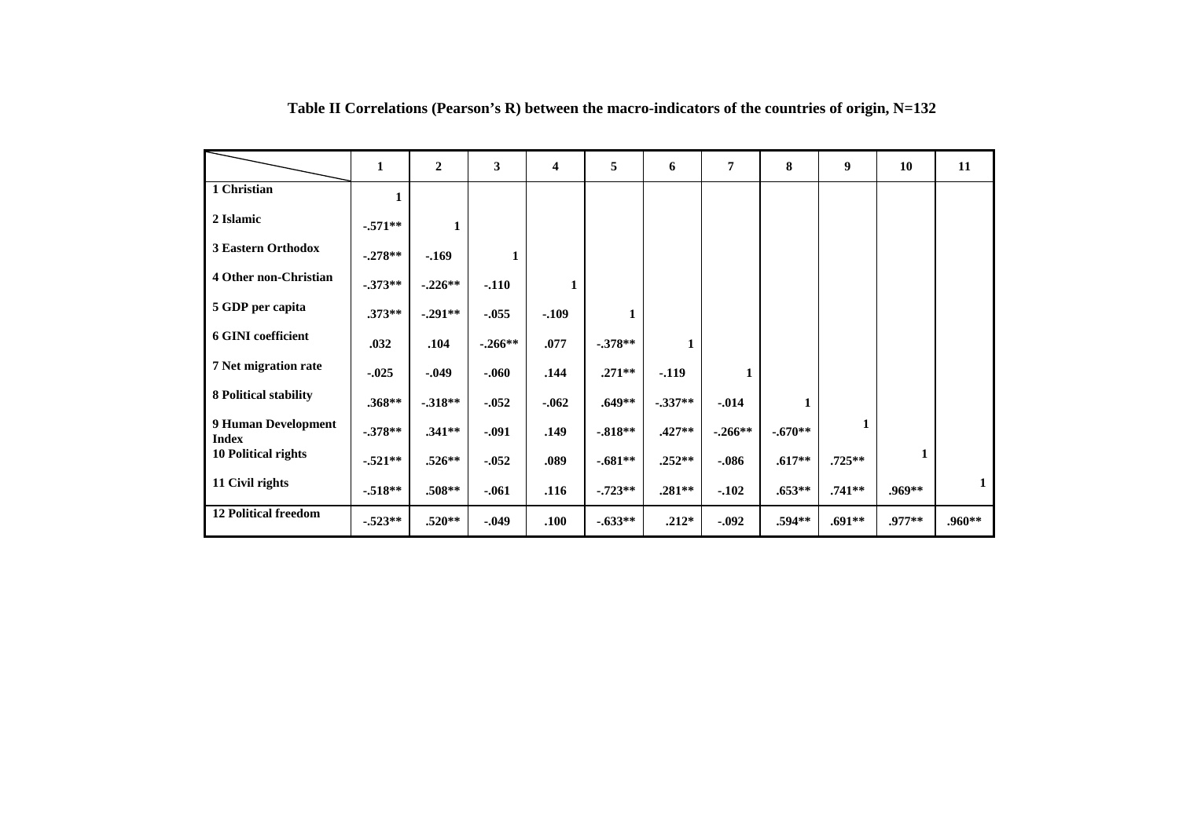**Table II Correlations (Pearson's R) between the macro-indicators of the countries of origin, N=132**

| | 1 | 2 | 3 | 4 | 5 | 6 | 7 | 8 | 9 | 10 | 11 |
|---|---|---|---|---|---|---|---|---|---|---|---|
| 1 Christian | 1 | | | | | | | | | | |
| 2 Islamic | -.571** | 1 | | | | | | | | | |
| 3 Eastern Orthodox | -.278** | -.169 | 1 | | | | | | | | |
| 4 Other non-Christian | -.373** | -.226** | -.110 | 1 | | | | | | | |
| 5 GDP per capita | .373** | -.291** | -.055 | -.109 | 1 | | | | | | |
| 6 GINI coefficient | .032 | .104 | -.266** | .077 | -.378** | 1 | | | | | |
| 7 Net migration rate | -.025 | -.049 | -.060 | .144 | .271** | -.119 | 1 | | | | |
| 8 Political stability | .368** | -.318** | -.052 | -.062 | .649** | -.337** | -.014 | 1 | | | |
| 9 Human Development Index | -.378** | .341** | -.091 | .149 | -.818** | .427** | -.266** | -.670** | 1 | | |
| 10 Political rights | -.521** | .526** | -.052 | .089 | -.681** | .252** | -.086 | .617** | .725** | 1 | |
| 11 Civil rights | -.518** | .508** | -.061 | .116 | -.723** | .281** | -.102 | .653** | .741** | .969** | 1 |
| 12 Political freedom | -.523** | .520** | -.049 | .100 | -.633** | .212* | -.092 | .594** | .691** | .977** | .960** |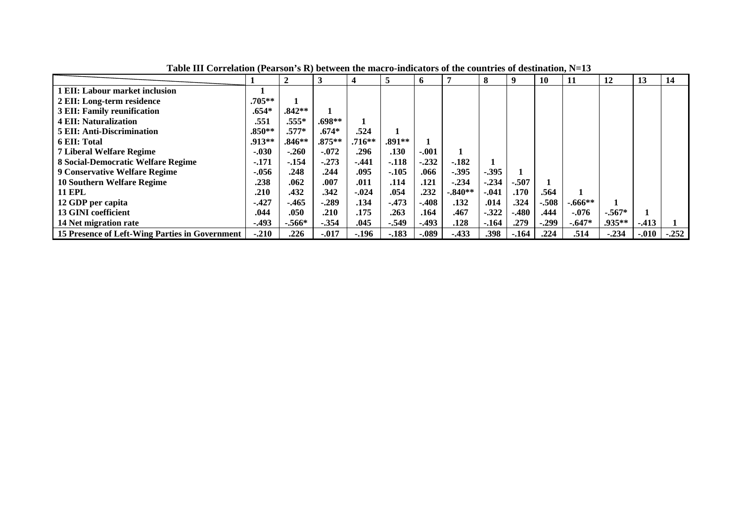**Table III Correlation (Pearson's R) between the macro-indicators of the countries of destination, N=13**

| | 1 | 2 | 3 | 4 | 5 | 6 | 7 | 8 | 9 | 10 | 11 | 12 | 13 | 14 |
|---|---|---|---|---|---|---|---|---|---|---|---|---|---|---|
| **1 EII: Labour market inclusion** | **1** | | | | | | | | | | | | | |
| **2 EII: Long-term residence** | **.705**** | **1** | | | | | | | | | | | | |
| **3 EII: Family reunification** | **.654*** | **.842**** | **1** | | | | | | | | | | | |
| **4 EII: Naturalization** | **.551** | **.555*** | **.698**** | **1** | | | | | | | | | | |
| **5 EII: Anti-Discrimination** | **.850**** | **.577*** | **.674*** | **.524** | **1** | | | | | | | | | |
| **6 EII: Total** | **.913**** | **.846**** | **.875**** | **.716**** | **.891**** | **1** | | | | | | | | |
| **7 Liberal Welfare Regime** | **-.030** | **-.260** | **-.072** | **.296** | **.130** | **-.001** | **1** | | | | | | | |
| **8 Social-Democratic Welfare Regime** | **-.171** | **-.154** | **-.273** | **-.441** | **-.118** | **-.232** | **-.182** | **1** | | | | | | |
| **9 Conservative Welfare Regime** | **-.056** | **.248** | **.244** | **.095** | **-.105** | **.066** | **-.395** | **-.395** | **1** | | | | | |
| **10 Southern Welfare Regime** | **.238** | **.062** | **.007** | **.011** | **.114** | **.121** | **-.234** | **-.234** | **-.507** | **1** | | | | |
| **11 EPL** | **.210** | **.432** | **.342** | **-.024** | **.054** | **.232** | **-.840**** | **-.041** | **.170** | **.564** | **1** | | | |
| **12 GDP per capita** | **-.427** | **-.465** | **-.289** | **.134** | **-.473** | **-.408** | **.132** | **.014** | **.324** | **-.508** | **-.666**** | **1** | | |
| **13 GINI coefficient** | **.044** | **.050** | **.210** | **.175** | **.263** | **.164** | **.467** | **-.322** | **-.480** | **.444** | **-.076** | **-.567*** | **1** | |
| **14 Net migration rate** | **-.493** | **-.566*** | **-.354** | **.045** | **-.549** | **-.493** | **.128** | **-.164** | **.279** | **-.299** | **-.647*** | **.935**** | **-.413** | **1** |
| **15 Presence of Left-Wing Parties in Government** | **-.210** | **.226** | **-.017** | **-.196** | **-.183** | **-.089** | **-.433** | **.398** | **-.164** | **.224** | **.514** | **-.234** | **-.010** | **-.252** |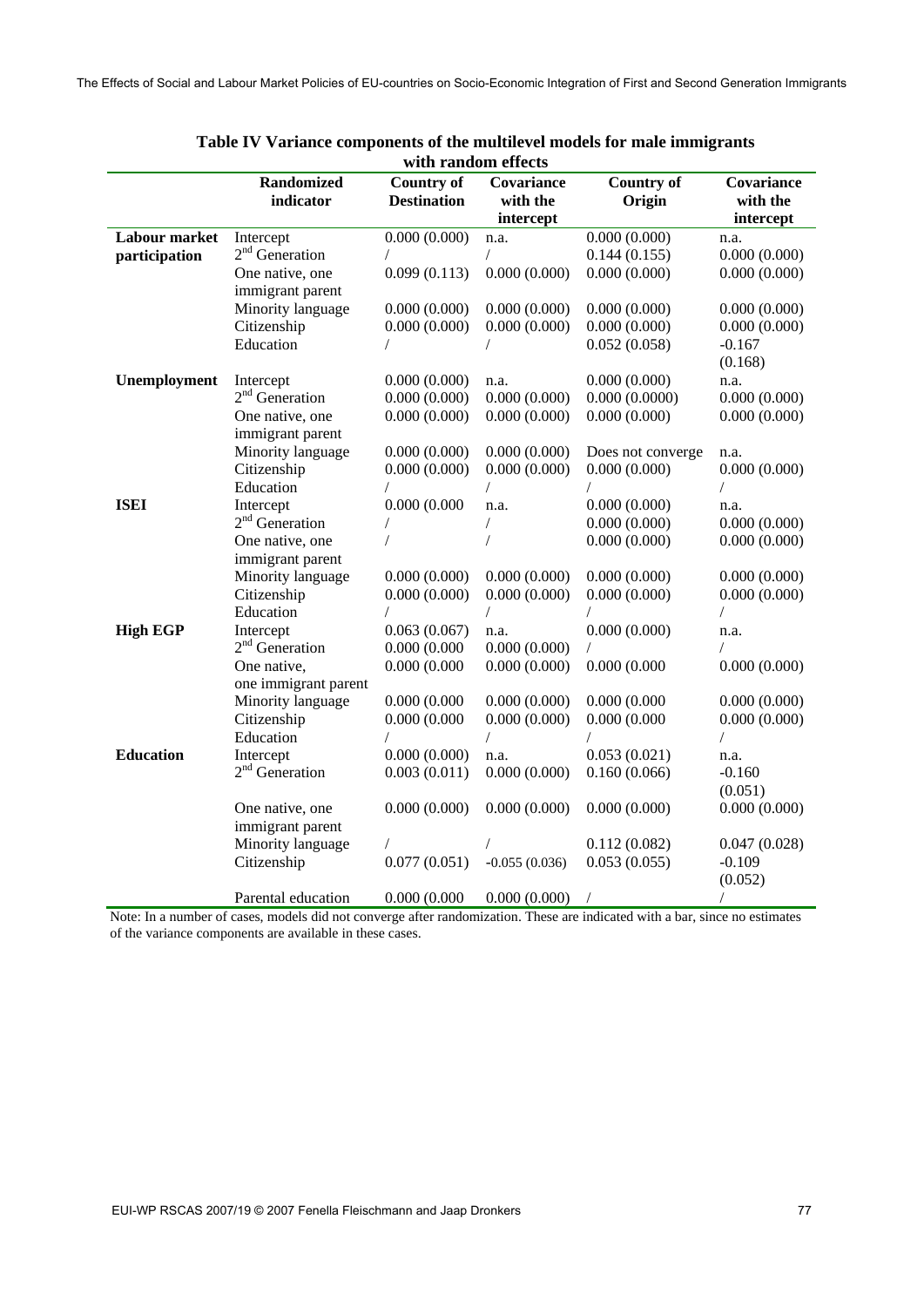**Table IV Variance components of the multilevel models for male immigrants with random effects**

| | Randomized indicator | Country of Destination | Covariance with the intercept | Country of Origin | Covariance with the intercept |
|---|---|---|---|---|---|
| **Labour market participation** | Intercept | 0.000 (0.000) | n.a. | 0.000 (0.000) | n.a. |
| | 2nd Generation | / | / | 0.144 (0.155) | 0.000 (0.000) |
| | One native, one immigrant parent | 0.099 (0.113) | 0.000 (0.000) | 0.000 (0.000) | 0.000 (0.000) |
| | Minority language | 0.000 (0.000) | 0.000 (0.000) | 0.000 (0.000) | 0.000 (0.000) |
| | Citizenship | 0.000 (0.000) | 0.000 (0.000) | 0.000 (0.000) | 0.000 (0.000) |
| | Education | / | / | 0.052 (0.058) | -0.167 (0.168) |
| **Unemployment** | Intercept | 0.000 (0.000) | n.a. | 0.000 (0.000) | n.a. |
| | 2nd Generation | 0.000 (0.000) | 0.000 (0.000) | 0.000 (0.0000) | 0.000 (0.000) |
| | One native, one immigrant parent | 0.000 (0.000) | 0.000 (0.000) | 0.000 (0.000) | 0.000 (0.000) |
| | Minority language | 0.000 (0.000) | 0.000 (0.000) | Does not converge | n.a. |
| | Citizenship | 0.000 (0.000) | 0.000 (0.000) | 0.000 (0.000) | 0.000 (0.000) |
| | Education | / | / | / | / |
| **ISEI** | Intercept | 0.000 (0.000 | n.a. | 0.000 (0.000) | n.a. |
| | 2nd Generation | / | / | 0.000 (0.000) | 0.000 (0.000) |
| | One native, one immigrant parent | / | / | 0.000 (0.000) | 0.000 (0.000) |
| | Minority language | 0.000 (0.000) | 0.000 (0.000) | 0.000 (0.000) | 0.000 (0.000) |
| | Citizenship | 0.000 (0.000) | 0.000 (0.000) | 0.000 (0.000) | 0.000 (0.000) |
| | Education | / | / | / | / |
| **High EGP** | Intercept | 0.063 (0.067) | n.a. | 0.000 (0.000) | n.a. |
| | 2nd Generation | 0.000 (0.000 | 0.000 (0.000) | / | / |
| | One native, one immigrant parent | 0.000 (0.000 | 0.000 (0.000) | 0.000 (0.000 | 0.000 (0.000) |
| | Minority language | 0.000 (0.000 | 0.000 (0.000) | 0.000 (0.000 | 0.000 (0.000) |
| | Citizenship | 0.000 (0.000 | 0.000 (0.000) | 0.000 (0.000 | 0.000 (0.000) |
| | Education | / | / | / | / |
| **Education** | Intercept | 0.000 (0.000) | n.a. | 0.053 (0.021) | n.a. |
| | 2nd Generation | 0.003 (0.011) | 0.000 (0.000) | 0.160 (0.066) | -0.160 (0.051) |
| | One native, one immigrant parent | 0.000 (0.000) | 0.000 (0.000) | 0.000 (0.000) | 0.000 (0.000) |
| | Minority language | / | / | 0.112 (0.082) | 0.047 (0.028) |
| | Citizenship | 0.077 (0.051) | -0.055 (0.036) | 0.053 (0.055) | -0.109 (0.052) |
| | Parental education | 0.000 (0.000 | 0.000 (0.000) | / | / |

Note: In a number of cases, models did not converge after randomization. These are indicated with a bar, since no estimates of the variance components are available in these cases.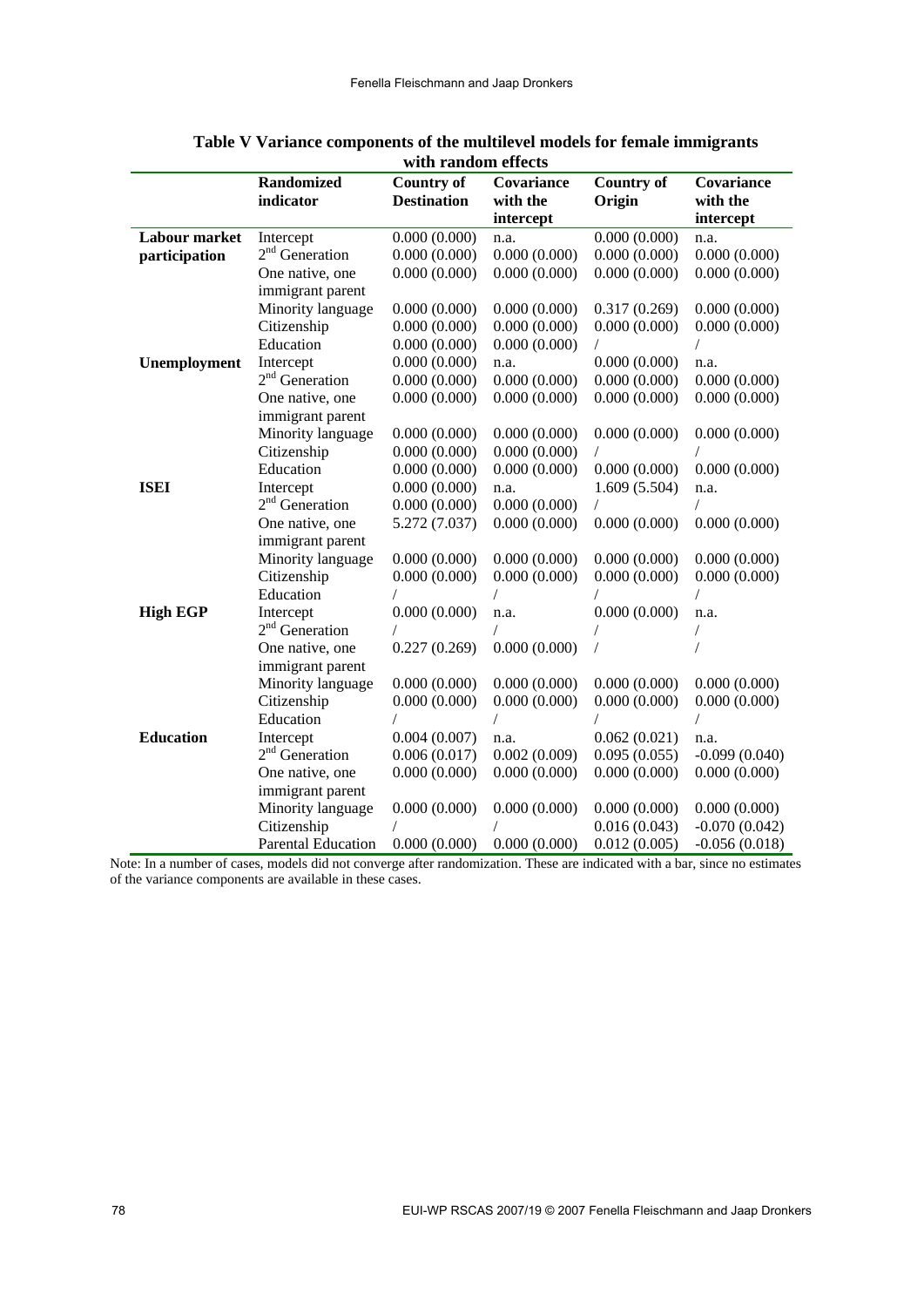**Table V Variance components of the multilevel models for female immigrants with random effects**

| | Randomized indicator | Country of Destination | Covariance with the intercept | Country of Origin | Covariance with the intercept |
|---|---|---|---|---|---|
| **Labour market participation** | Intercept | 0.000 (0.000) | n.a. | 0.000 (0.000) | n.a. |
| | 2nd Generation | 0.000 (0.000) | 0.000 (0.000) | 0.000 (0.000) | 0.000 (0.000) |
| | One native, one immigrant parent | 0.000 (0.000) | 0.000 (0.000) | 0.000 (0.000) | 0.000 (0.000) |
| | Minority language | 0.000 (0.000) | 0.000 (0.000) | 0.317 (0.269) | 0.000 (0.000) |
| | Citizenship | 0.000 (0.000) | 0.000 (0.000) | 0.000 (0.000) | 0.000 (0.000) |
| | Education | 0.000 (0.000) | 0.000 (0.000) | / | / |
| **Unemployment** | Intercept | 0.000 (0.000) | n.a. | 0.000 (0.000) | n.a. |
| | 2nd Generation | 0.000 (0.000) | 0.000 (0.000) | 0.000 (0.000) | 0.000 (0.000) |
| | One native, one immigrant parent | 0.000 (0.000) | 0.000 (0.000) | 0.000 (0.000) | 0.000 (0.000) |
| | Minority language | 0.000 (0.000) | 0.000 (0.000) | 0.000 (0.000) | 0.000 (0.000) |
| | Citizenship | 0.000 (0.000) | 0.000 (0.000) | / | / |
| | Education | 0.000 (0.000) | 0.000 (0.000) | 0.000 (0.000) | 0.000 (0.000) |
| **ISEI** | Intercept | 0.000 (0.000) | n.a. | 1.609 (5.504) | n.a. |
| | 2nd Generation | 0.000 (0.000) | 0.000 (0.000) | / | / |
| | One native, one immigrant parent | 5.272 (7.037) | 0.000 (0.000) | 0.000 (0.000) | 0.000 (0.000) |
| | Minority language | 0.000 (0.000) | 0.000 (0.000) | 0.000 (0.000) | 0.000 (0.000) |
| | Citizenship | 0.000 (0.000) | 0.000 (0.000) | 0.000 (0.000) | 0.000 (0.000) |
| | Education | / | / | / | / |
| **High EGP** | Intercept | 0.000 (0.000) | n.a. | 0.000 (0.000) | n.a. |
| | 2nd Generation | / | / | / | / |
| | One native, one immigrant parent | 0.227 (0.269) | 0.000 (0.000) | / | / |
| | Minority language | 0.000 (0.000) | 0.000 (0.000) | 0.000 (0.000) | 0.000 (0.000) |
| | Citizenship | 0.000 (0.000) | 0.000 (0.000) | 0.000 (0.000) | 0.000 (0.000) |
| | Education | / | / | / | / |
| **Education** | Intercept | 0.004 (0.007) | n.a. | 0.062 (0.021) | n.a. |
| | 2nd Generation | 0.006 (0.017) | 0.002 (0.009) | 0.095 (0.055) | -0.099 (0.040) |
| | One native, one immigrant parent | 0.000 (0.000) | 0.000 (0.000) | 0.000 (0.000) | 0.000 (0.000) |
| | Minority language | 0.000 (0.000) | 0.000 (0.000) | 0.000 (0.000) | 0.000 (0.000) |
| | Citizenship | / | / | 0.016 (0.043) | -0.070 (0.042) |
| | Parental Education | 0.000 (0.000) | 0.000 (0.000) | 0.012 (0.005) | -0.056 (0.018) |

Note: In a number of cases, models did not converge after randomization. These are indicated with a bar, since no estimates of the variance components are available in these cases.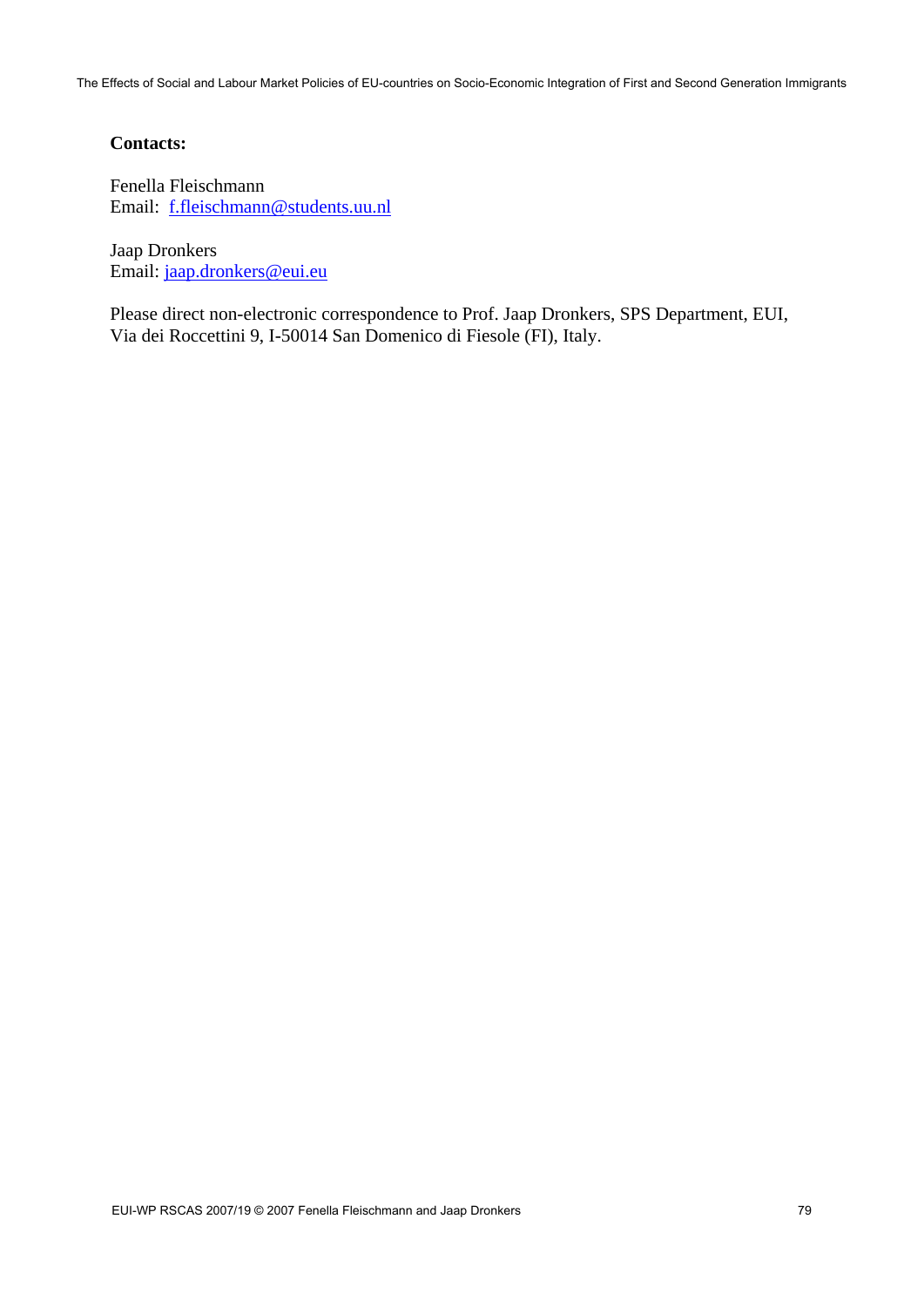**Contacts:**

Fenella Fleischmann
Email: f.fleischmann@students.uu.nl

Jaap Dronkers
Email: jaap.dronkers@eui.eu

Please direct non-electronic correspondence to Prof. Jaap Dronkers, SPS Department, EUI, Via dei Roccettini 9, I-50014 San Domenico di Fiesole (FI), Italy.